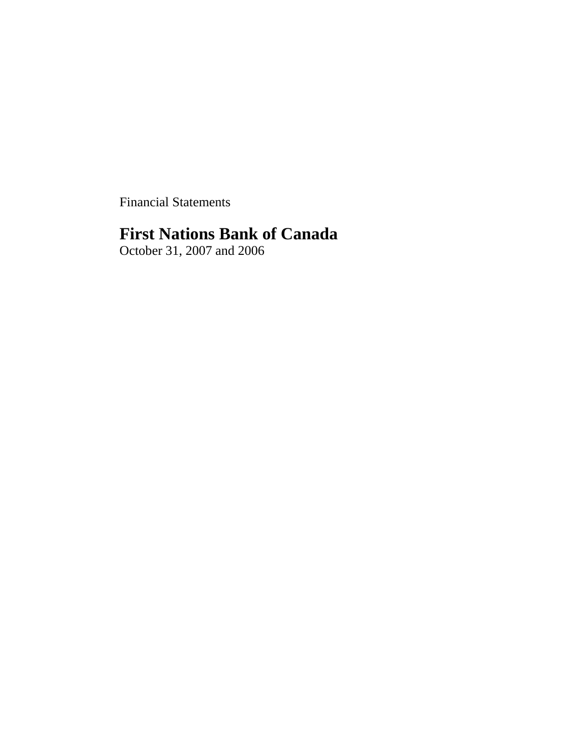Financial Statements

# First Nations Bank of Canada

October 31, 2007 and 2006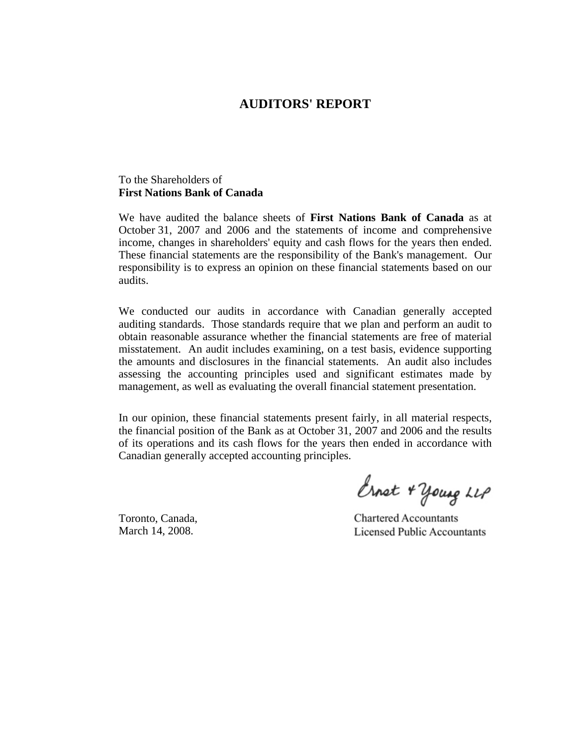# AUDITORS' REPORT

To the Shareholders of
**First Nations Bank of Canada**

We have audited the balance sheets of **First Nations Bank of Canada** as at October 31, 2007 and 2006 and the statements of income and comprehensive income, changes in shareholders' equity and cash flows for the years then ended. These financial statements are the responsibility of the Bank's management. Our responsibility is to express an opinion on these financial statements based on our audits.

We conducted our audits in accordance with Canadian generally accepted auditing standards. Those standards require that we plan and perform an audit to obtain reasonable assurance whether the financial statements are free of material misstatement. An audit includes examining, on a test basis, evidence supporting the amounts and disclosures in the financial statements. An audit also includes assessing the accounting principles used and significant estimates made by management, as well as evaluating the overall financial statement presentation.

In our opinion, these financial statements present fairly, in all material respects, the financial position of the Bank as at October 31, 2007 and 2006 and the results of its operations and its cash flows for the years then ended in accordance with Canadian generally accepted accounting principles.

Ernst & Young LLP

Toronto, Canada,
March 14, 2008.

Chartered Accountants
Licensed Public Accountants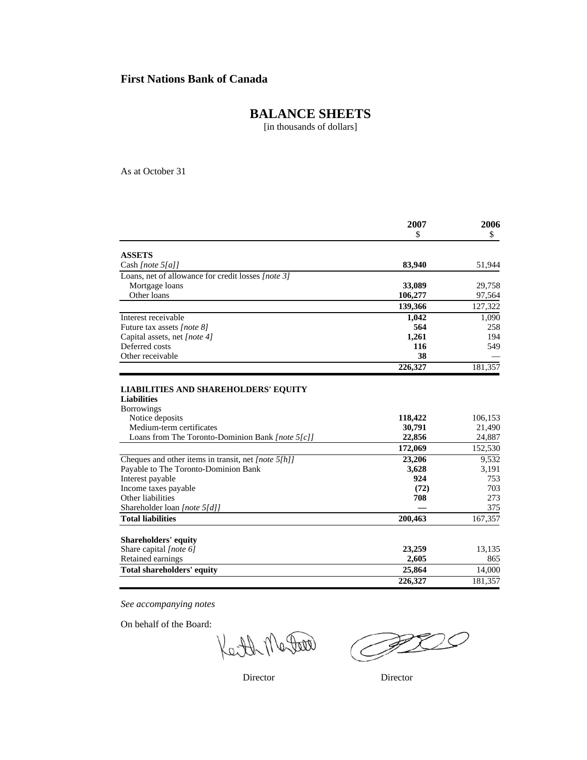**First Nations Bank of Canada**

# BALANCE SHEETS

[in thousands of dollars]

As at October 31

| | 2007<br>$ | 2006<br>$ |
|---|---|---|
| **ASSETS** | | |
| Cash *[note 5[a]]* | **83,940** | 51,944 |
| Loans, net of allowance for credit losses *[note 3]* | | |
| Mortgage loans | **33,089** | 29,758 |
| Other loans | **106,277** | 97,564 |
| | **139,366** | 127,322 |
| Interest receivable | **1,042** | 1,090 |
| Future tax assets *[note 8]* | **564** | 258 |
| Capital assets, net *[note 4]* | **1,261** | 194 |
| Deferred costs | **116** | 549 |
| Other receivable | **38** | — |
| | **226,327** | 181,357 |
| **LIABILITIES AND SHAREHOLDERS' EQUITY** | | |
| **Liabilities** | | |
| Borrowings | | |
| Notice deposits | **118,422** | 106,153 |
| Medium-term certificates | **30,791** | 21,490 |
| Loans from The Toronto-Dominion Bank *[note 5[c]]* | **22,856** | 24,887 |
| | **172,069** | 152,530 |
| Cheques and other items in transit, net *[note 5[h]]* | **23,206** | 9,532 |
| Payable to The Toronto-Dominion Bank | **3,628** | 3,191 |
| Interest payable | **924** | 753 |
| Income taxes payable | **(72)** | 703 |
| Other liabilities | **708** | 273 |
| Shareholder loan *[note 5[d]]* | **—** | 375 |
| **Total liabilities** | **200,463** | 167,357 |
| **Shareholders' equity** | | |
| Share capital *[note 6]* | **23,259** | 13,135 |
| Retained earnings | **2,605** | 865 |
| **Total shareholders' equity** | **25,864** | 14,000 |
| | **226,327** | 181,357 |

*See accompanying notes*

On behalf of the Board:

Director &nbsp;&nbsp;&nbsp;&nbsp;&nbsp;&nbsp;&nbsp;&nbsp; Director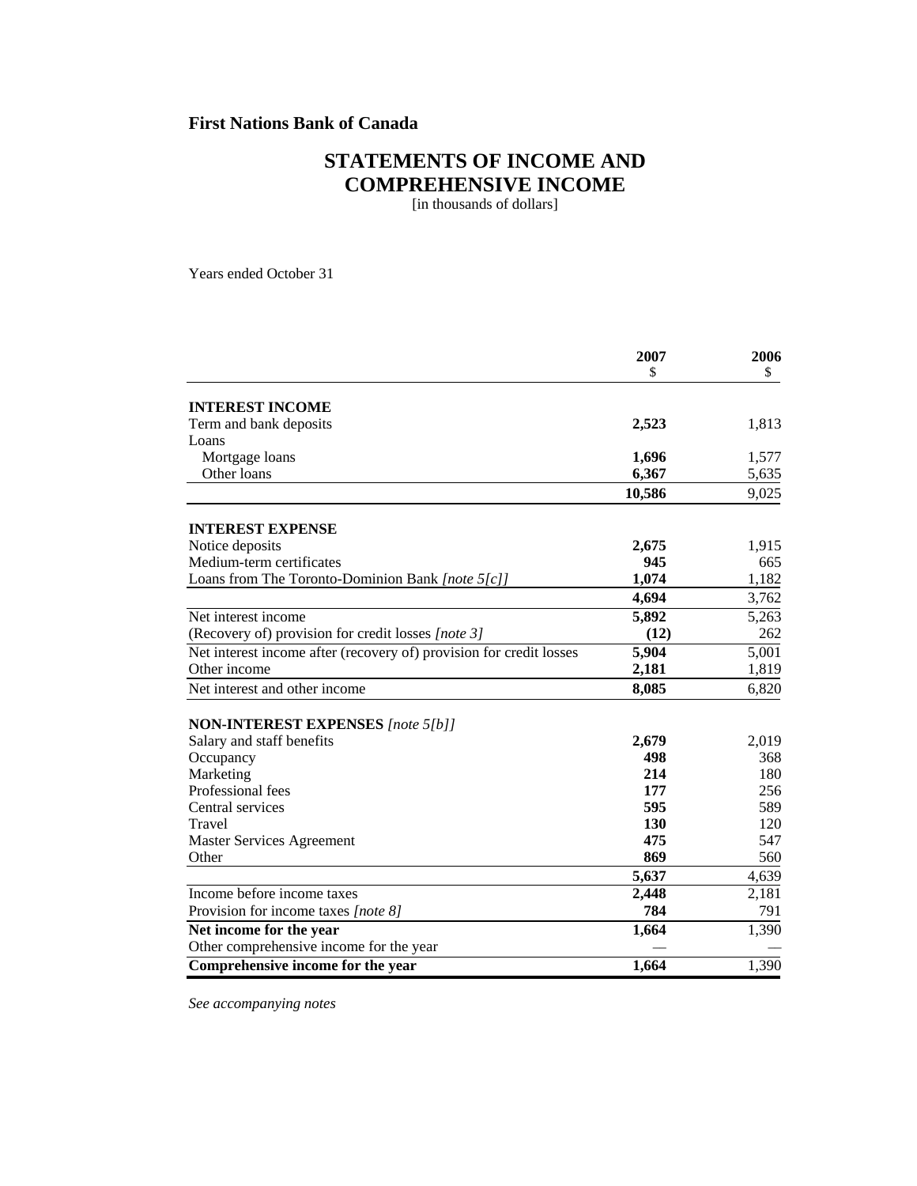**First Nations Bank of Canada**

# STATEMENTS OF INCOME AND COMPREHENSIVE INCOME

[in thousands of dollars]

Years ended October 31

| | 2007 $ | 2006 $ |
|---|---|---|
| **INTEREST INCOME** | | |
| Term and bank deposits | **2,523** | 1,813 |
| Loans | | |
| Mortgage loans | **1,696** | 1,577 |
| Other loans | **6,367** | 5,635 |
| | **10,586** | 9,025 |
| **INTEREST EXPENSE** | | |
| Notice deposits | **2,675** | 1,915 |
| Medium-term certificates | **945** | 665 |
| Loans from The Toronto-Dominion Bank *[note 5[c]]* | **1,074** | 1,182 |
| | **4,694** | 3,762 |
| Net interest income | **5,892** | 5,263 |
| (Recovery of) provision for credit losses *[note 3]* | **(12)** | 262 |
| Net interest income after (recovery of) provision for credit losses | **5,904** | 5,001 |
| Other income | **2,181** | 1,819 |
| Net interest and other income | **8,085** | 6,820 |
| **NON-INTEREST EXPENSES** *[note 5[b]]* | | |
| Salary and staff benefits | **2,679** | 2,019 |
| Occupancy | **498** | 368 |
| Marketing | **214** | 180 |
| Professional fees | **177** | 256 |
| Central services | **595** | 589 |
| Travel | **130** | 120 |
| Master Services Agreement | **475** | 547 |
| Other | **869** | 560 |
| | **5,637** | 4,639 |
| Income before income taxes | **2,448** | 2,181 |
| Provision for income taxes *[note 8]* | **784** | 791 |
| **Net income for the year** | **1,664** | 1,390 |
| Other comprehensive income for the year | — | — |
| **Comprehensive income for the year** | **1,664** | 1,390 |

*See accompanying notes*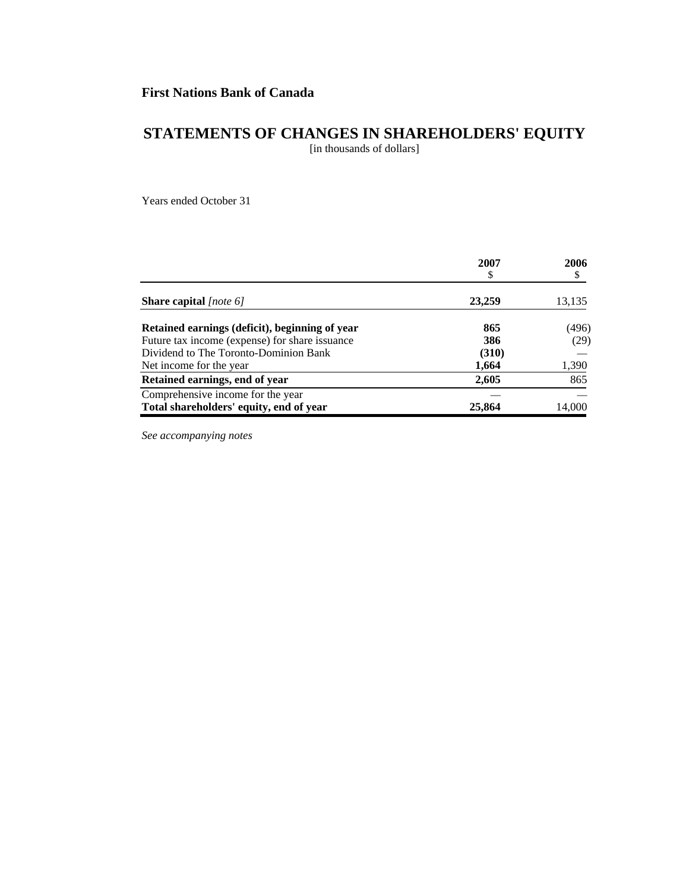**First Nations Bank of Canada**

# STATEMENTS OF CHANGES IN SHAREHOLDERS' EQUITY

[in thousands of dollars]

Years ended October 31

| | 2007<br>$ | 2006<br>$ |
|---|---|---|
| **Share capital** *[note 6]* | **23,259** | 13,135 |
| **Retained earnings (deficit), beginning of year** | **865** | (496) |
| Future tax income (expense) for share issuance | **386** | (29) |
| Dividend to The Toronto-Dominion Bank | **(310)** | — |
| Net income for the year | **1,664** | 1,390 |
| **Retained earnings, end of year** | **2,605** | 865 |
| Comprehensive income for the year | — | — |
| **Total shareholders' equity, end of year** | **25,864** | 14,000 |

*See accompanying notes*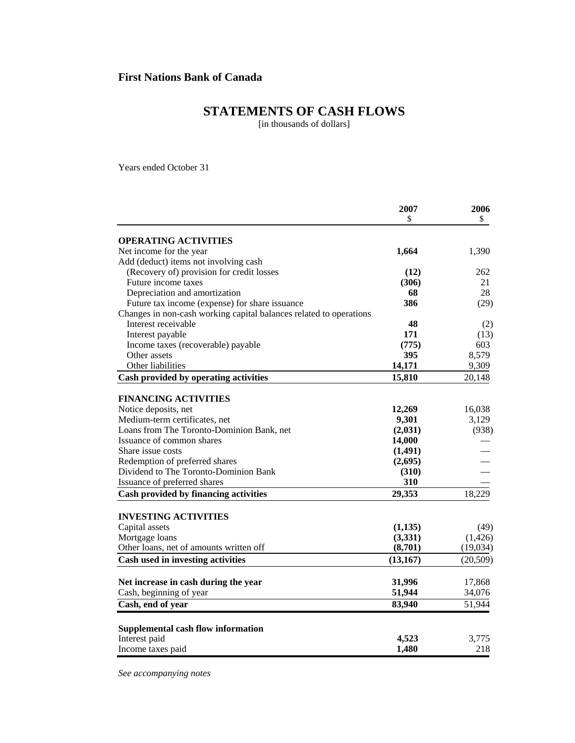**First Nations Bank of Canada**

# STATEMENTS OF CASH FLOWS

[in thousands of dollars]

Years ended October 31

| | 2007<br>$ | 2006<br>$ |
|---|---|---|
| **OPERATING ACTIVITIES** | | |
| Net income for the year | **1,664** | 1,390 |
| Add (deduct) items not involving cash | | |
| (Recovery of) provision for credit losses | **(12)** | 262 |
| Future income taxes | **(306)** | 21 |
| Depreciation and amortization | **68** | 28 |
| Future tax income (expense) for share issuance | **386** | (29) |
| Changes in non-cash working capital balances related to operations | | |
| Interest receivable | **48** | (2) |
| Interest payable | **171** | (13) |
| Income taxes (recoverable) payable | **(775)** | 603 |
| Other assets | **395** | 8,579 |
| Other liabilities | **14,171** | 9,309 |
| **Cash provided by operating activities** | **15,810** | 20,148 |
| **FINANCING ACTIVITIES** | | |
| Notice deposits, net | **12,269** | 16,038 |
| Medium-term certificates, net | **9,301** | 3,129 |
| Loans from The Toronto-Dominion Bank, net | **(2,031)** | (938) |
| Issuance of common shares | **14,000** | — |
| Share issue costs | **(1,491)** | — |
| Redemption of preferred shares | **(2,695)** | — |
| Dividend to The Toronto-Dominion Bank | **(310)** | — |
| Issuance of preferred shares | **310** | — |
| **Cash provided by financing activities** | **29,353** | 18,229 |
| **INVESTING ACTIVITIES** | | |
| Capital assets | **(1,135)** | (49) |
| Mortgage loans | **(3,331)** | (1,426) |
| Other loans, net of amounts written off | **(8,701)** | (19,034) |
| **Cash used in investing activities** | **(13,167)** | (20,509) |
| **Net increase in cash during the year** | **31,996** | 17,868 |
| Cash, beginning of year | **51,944** | 34,076 |
| **Cash, end of year** | **83,940** | 51,944 |
| **Supplemental cash flow information** | | |
| Interest paid | **4,523** | 3,775 |
| Income taxes paid | **1,480** | 218 |

*See accompanying notes*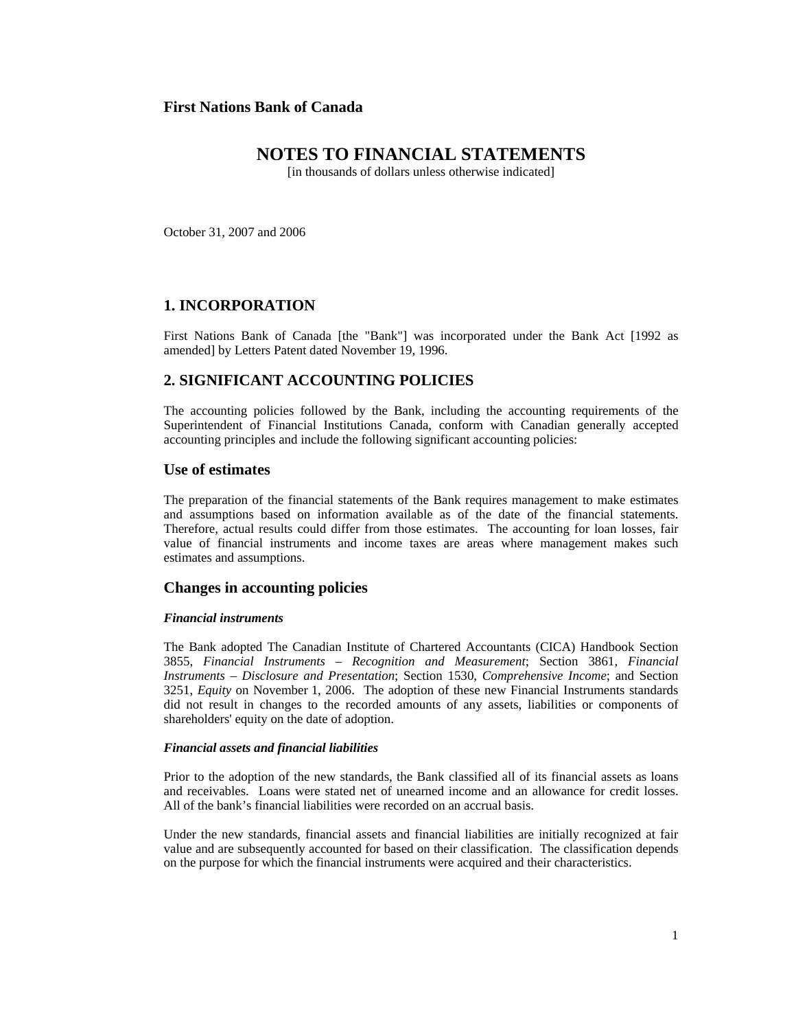**First Nations Bank of Canada**

# NOTES TO FINANCIAL STATEMENTS

[in thousands of dollars unless otherwise indicated]

October 31, 2007 and 2006

## 1. INCORPORATION

First Nations Bank of Canada [the "Bank"] was incorporated under the Bank Act [1992 as amended] by Letters Patent dated November 19, 1996.

## 2. SIGNIFICANT ACCOUNTING POLICIES

The accounting policies followed by the Bank, including the accounting requirements of the Superintendent of Financial Institutions Canada, conform with Canadian generally accepted accounting principles and include the following significant accounting policies:

### Use of estimates

The preparation of the financial statements of the Bank requires management to make estimates and assumptions based on information available as of the date of the financial statements. Therefore, actual results could differ from those estimates. The accounting for loan losses, fair value of financial instruments and income taxes are areas where management makes such estimates and assumptions.

### Changes in accounting policies

***Financial instruments***

The Bank adopted The Canadian Institute of Chartered Accountants (CICA) Handbook Section 3855, *Financial Instruments – Recognition and Measurement*; Section 3861, *Financial Instruments – Disclosure and Presentation*; Section 1530, *Comprehensive Income*; and Section 3251, *Equity* on November 1, 2006. The adoption of these new Financial Instruments standards did not result in changes to the recorded amounts of any assets, liabilities or components of shareholders' equity on the date of adoption.

***Financial assets and financial liabilities***

Prior to the adoption of the new standards, the Bank classified all of its financial assets as loans and receivables. Loans were stated net of unearned income and an allowance for credit losses. All of the bank's financial liabilities were recorded on an accrual basis.

Under the new standards, financial assets and financial liabilities are initially recognized at fair value and are subsequently accounted for based on their classification. The classification depends on the purpose for which the financial instruments were acquired and their characteristics.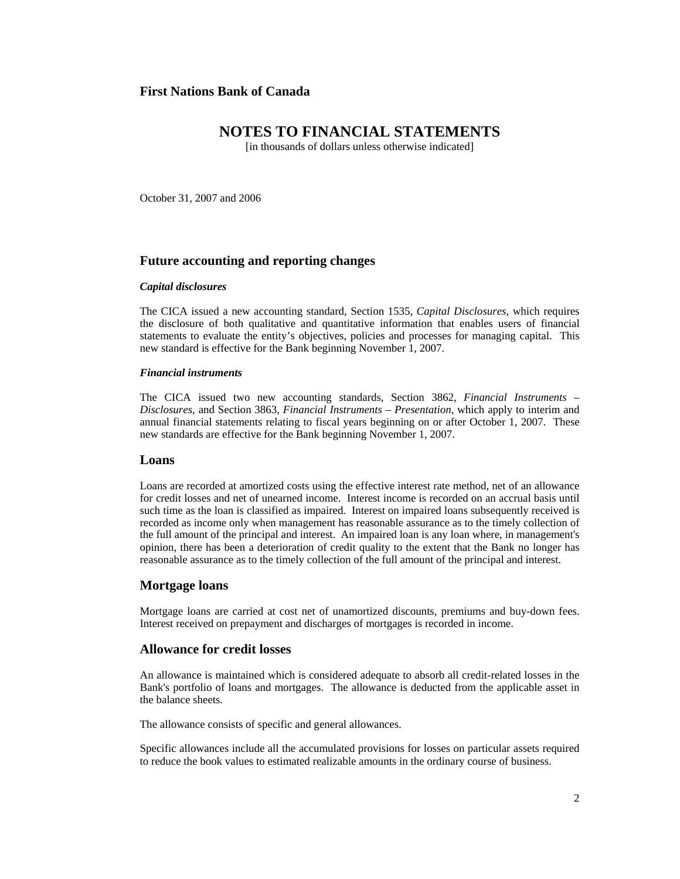**First Nations Bank of Canada**

# NOTES TO FINANCIAL STATEMENTS

[in thousands of dollars unless otherwise indicated]

October 31, 2007 and 2006

## Future accounting and reporting changes

***Capital disclosures***

The CICA issued a new accounting standard, Section 1535, *Capital Disclosures*, which requires the disclosure of both qualitative and quantitative information that enables users of financial statements to evaluate the entity's objectives, policies and processes for managing capital. This new standard is effective for the Bank beginning November 1, 2007.

***Financial instruments***

The CICA issued two new accounting standards, Section 3862, *Financial Instruments – Disclosures*, and Section 3863, *Financial Instruments – Presentation*, which apply to interim and annual financial statements relating to fiscal years beginning on or after October 1, 2007. These new standards are effective for the Bank beginning November 1, 2007.

## Loans

Loans are recorded at amortized costs using the effective interest rate method, net of an allowance for credit losses and net of unearned income. Interest income is recorded on an accrual basis until such time as the loan is classified as impaired. Interest on impaired loans subsequently received is recorded as income only when management has reasonable assurance as to the timely collection of the full amount of the principal and interest. An impaired loan is any loan where, in management's opinion, there has been a deterioration of credit quality to the extent that the Bank no longer has reasonable assurance as to the timely collection of the full amount of the principal and interest.

## Mortgage loans

Mortgage loans are carried at cost net of unamortized discounts, premiums and buy-down fees. Interest received on prepayment and discharges of mortgages is recorded in income.

## Allowance for credit losses

An allowance is maintained which is considered adequate to absorb all credit-related losses in the Bank's portfolio of loans and mortgages. The allowance is deducted from the applicable asset in the balance sheets.

The allowance consists of specific and general allowances.

Specific allowances include all the accumulated provisions for losses on particular assets required to reduce the book values to estimated realizable amounts in the ordinary course of business.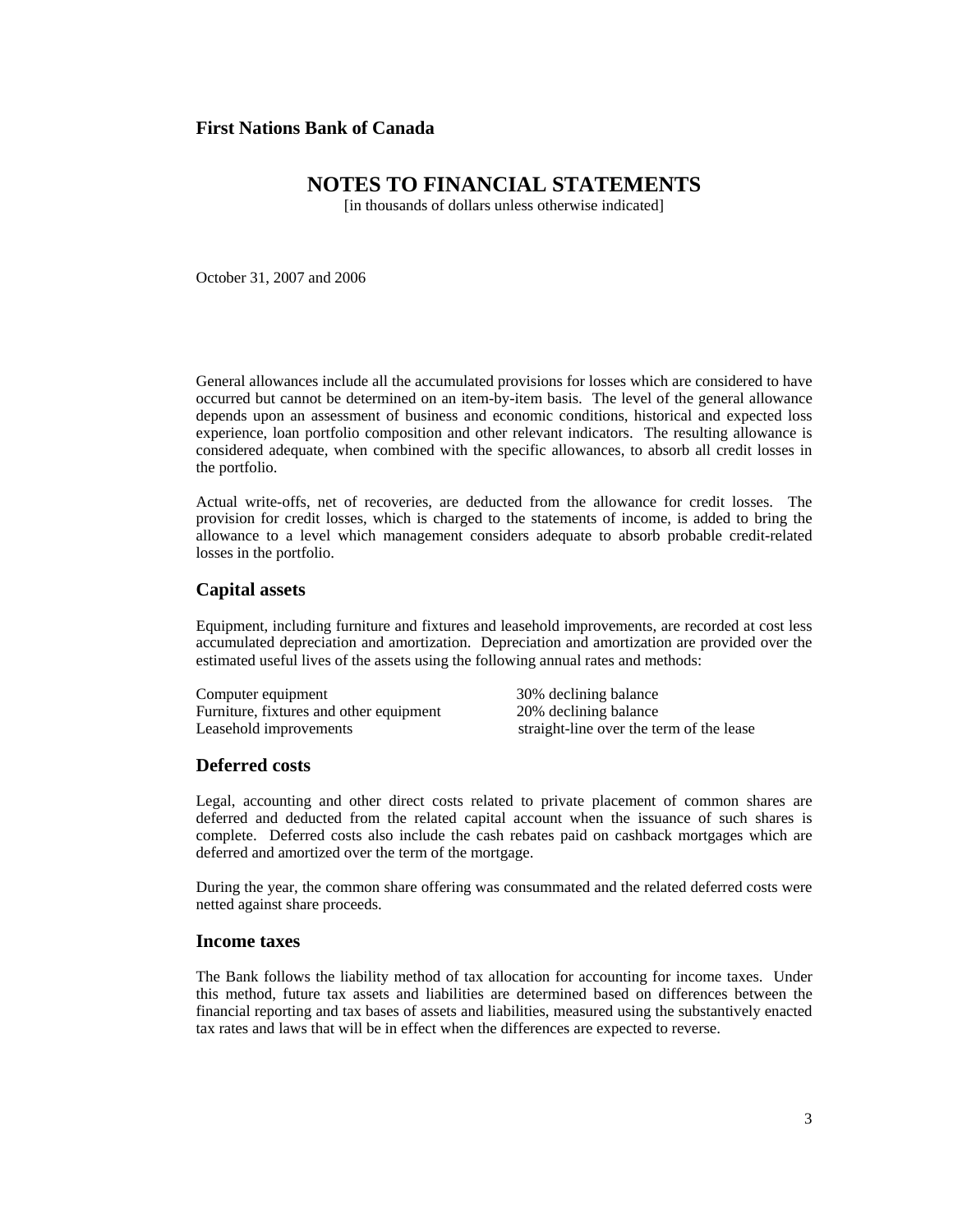General allowances include all the accumulated provisions for losses which are considered to have occurred but cannot be determined on an item-by-item basis. The level of the general allowance depends upon an assessment of business and economic conditions, historical and expected loss experience, loan portfolio composition and other relevant indicators. The resulting allowance is considered adequate, when combined with the specific allowances, to absorb all credit losses in the portfolio.

Actual write-offs, net of recoveries, are deducted from the allowance for credit losses. The provision for credit losses, which is charged to the statements of income, is added to bring the allowance to a level which management considers adequate to absorb probable credit-related losses in the portfolio.

## Capital assets

Equipment, including furniture and fixtures and leasehold improvements, are recorded at cost less accumulated depreciation and amortization. Depreciation and amortization are provided over the estimated useful lives of the assets using the following annual rates and methods:

| | |
|---|---|
| Computer equipment | 30% declining balance |
| Furniture, fixtures and other equipment | 20% declining balance |
| Leasehold improvements | straight-line over the term of the lease |

## Deferred costs

Legal, accounting and other direct costs related to private placement of common shares are deferred and deducted from the related capital account when the issuance of such shares is complete. Deferred costs also include the cash rebates paid on cashback mortgages which are deferred and amortized over the term of the mortgage.

During the year, the common share offering was consummated and the related deferred costs were netted against share proceeds.

## Income taxes

The Bank follows the liability method of tax allocation for accounting for income taxes. Under this method, future tax assets and liabilities are determined based on differences between the financial reporting and tax bases of assets and liabilities, measured using the substantively enacted tax rates and laws that will be in effect when the differences are expected to reverse.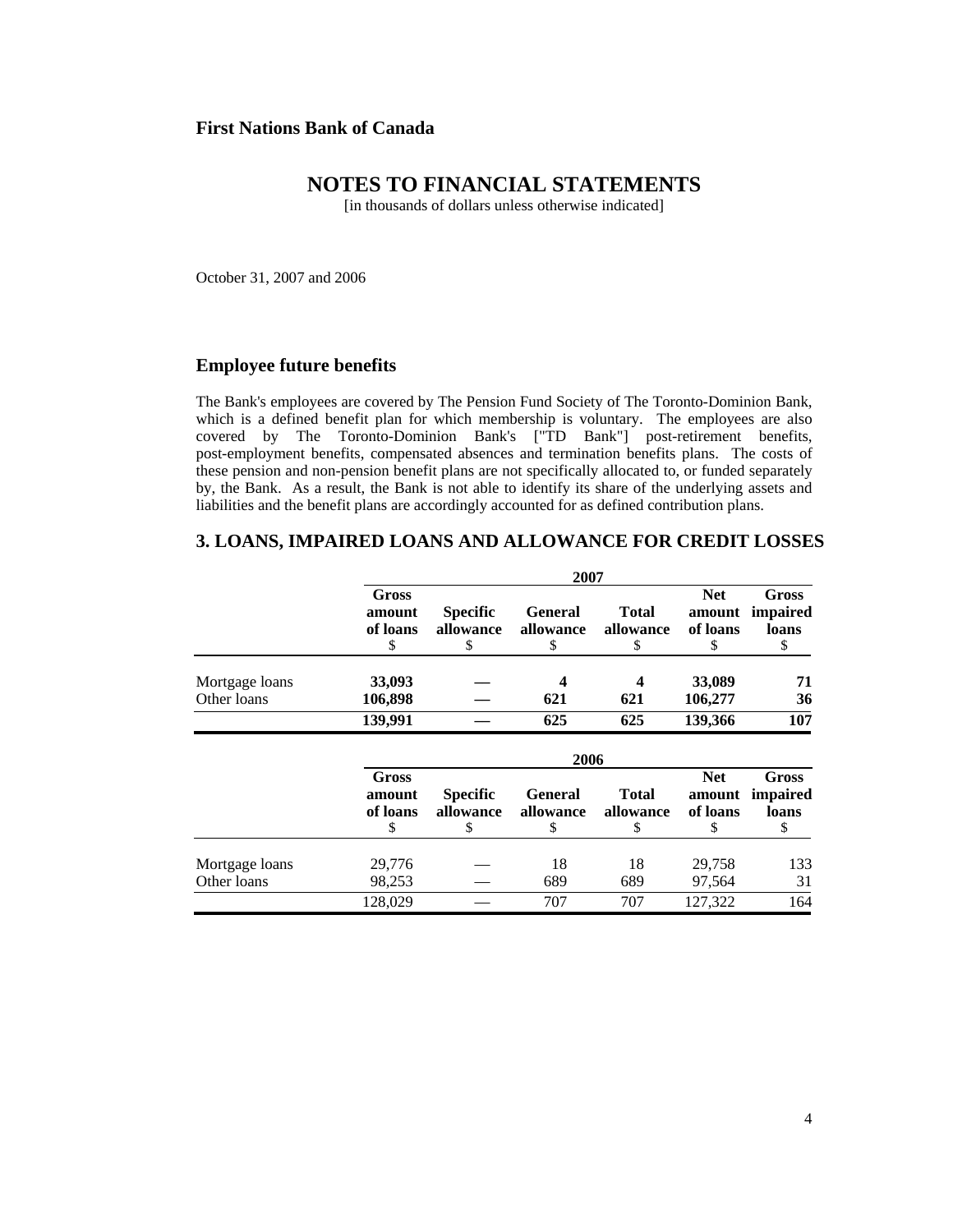**First Nations Bank of Canada**

# NOTES TO FINANCIAL STATEMENTS

[in thousands of dollars unless otherwise indicated]

October 31, 2007 and 2006

## Employee future benefits

The Bank's employees are covered by The Pension Fund Society of The Toronto-Dominion Bank, which is a defined benefit plan for which membership is voluntary. The employees are also covered by The Toronto-Dominion Bank's ["TD Bank"] post-retirement benefits, post-employment benefits, compensated absences and termination benefits plans. The costs of these pension and non-pension benefit plans are not specifically allocated to, or funded separately by, the Bank. As a result, the Bank is not able to identify its share of the underlying assets and liabilities and the benefit plans are accordingly accounted for as defined contribution plans.

## 3. LOANS, IMPAIRED LOANS AND ALLOWANCE FOR CREDIT LOSSES

| | **2007** | | | | | |
|---|---|---|---|---|---|---|
| | **Gross amount of loans** $ | **Specific allowance** $ | **General allowance** $ | **Total allowance** $ | **Net amount of loans** $ | **Gross impaired loans** $ |
| Mortgage loans | **33,093** | **—** | **4** | **4** | **33,089** | **71** |
| Other loans | **106,898** | **—** | **621** | **621** | **106,277** | **36** |
| | **139,991** | **—** | **625** | **625** | **139,366** | **107** |

| | **2006** | | | | | |
|---|---|---|---|---|---|---|
| | **Gross amount of loans** $ | **Specific allowance** $ | **General allowance** $ | **Total allowance** $ | **Net amount of loans** $ | **Gross impaired loans** $ |
| Mortgage loans | 29,776 | — | 18 | 18 | 29,758 | 133 |
| Other loans | 98,253 | — | 689 | 689 | 97,564 | 31 |
| | 128,029 | — | 707 | 707 | 127,322 | 164 |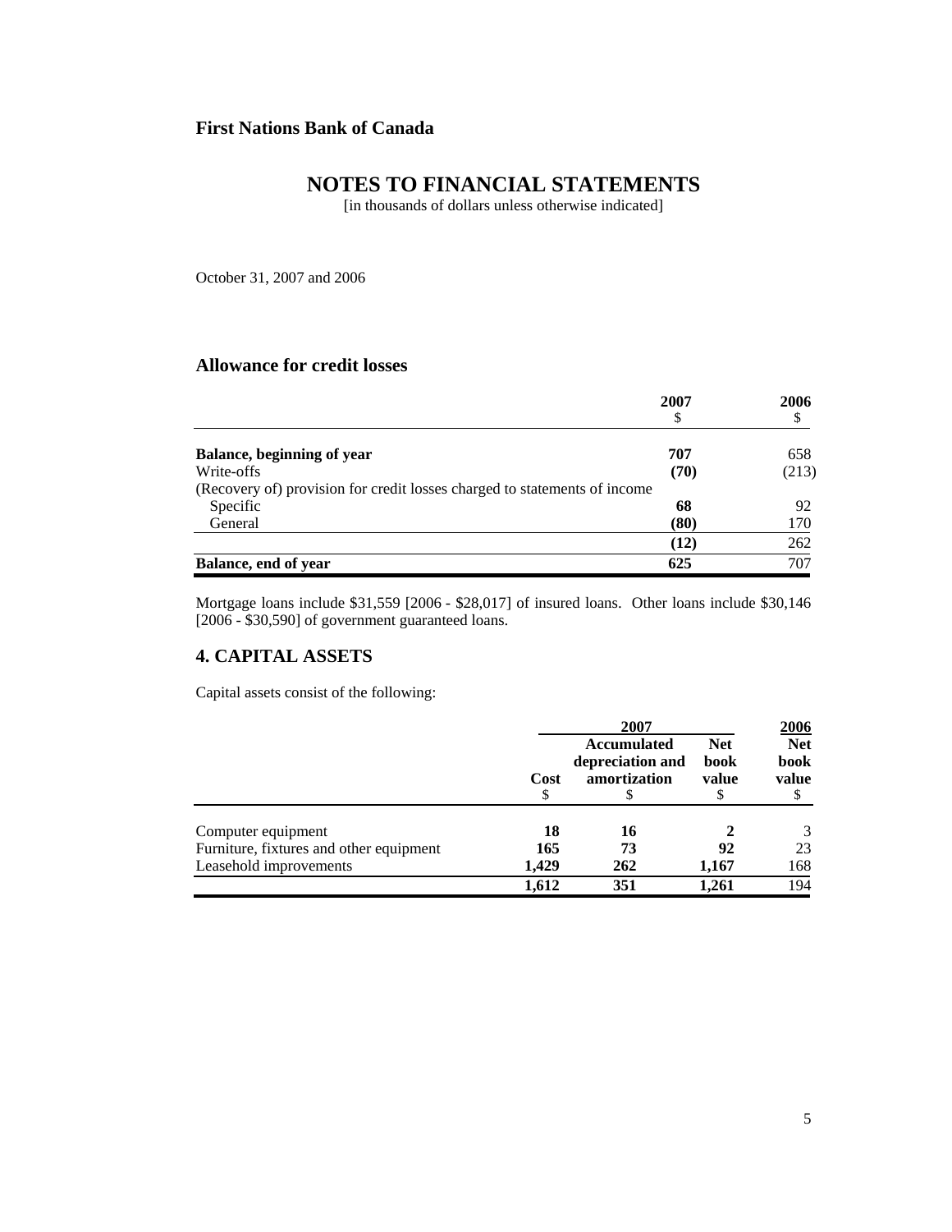**First Nations Bank of Canada**

# NOTES TO FINANCIAL STATEMENTS

[in thousands of dollars unless otherwise indicated]

October 31, 2007 and 2006

## Allowance for credit losses

| | 2007<br>$ | 2006<br>$ |
|---|---|---|
| **Balance, beginning of year** | **707** | 658 |
| Write-offs | **(70)** | (213) |
| (Recovery of) provision for credit losses charged to statements of income | | |
| Specific | **68** | 92 |
| General | **(80)** | 170 |
| | **(12)** | 262 |
| **Balance, end of year** | **625** | 707 |

Mortgage loans include $31,559 [2006 - $28,017] of insured loans. Other loans include $30,146 [2006 - $30,590] of government guaranteed loans.

## 4. CAPITAL ASSETS

Capital assets consist of the following:

| | 2007 | | | 2006 |
|---|---|---|---|---|
| | Cost<br>$ | Accumulated depreciation and amortization<br>$ | Net book value<br>$ | Net book value<br>$ |
| Computer equipment | **18** | **16** | **2** | 3 |
| Furniture, fixtures and other equipment | **165** | **73** | **92** | 23 |
| Leasehold improvements | **1,429** | **262** | **1,167** | 168 |
| | **1,612** | **351** | **1,261** | 194 |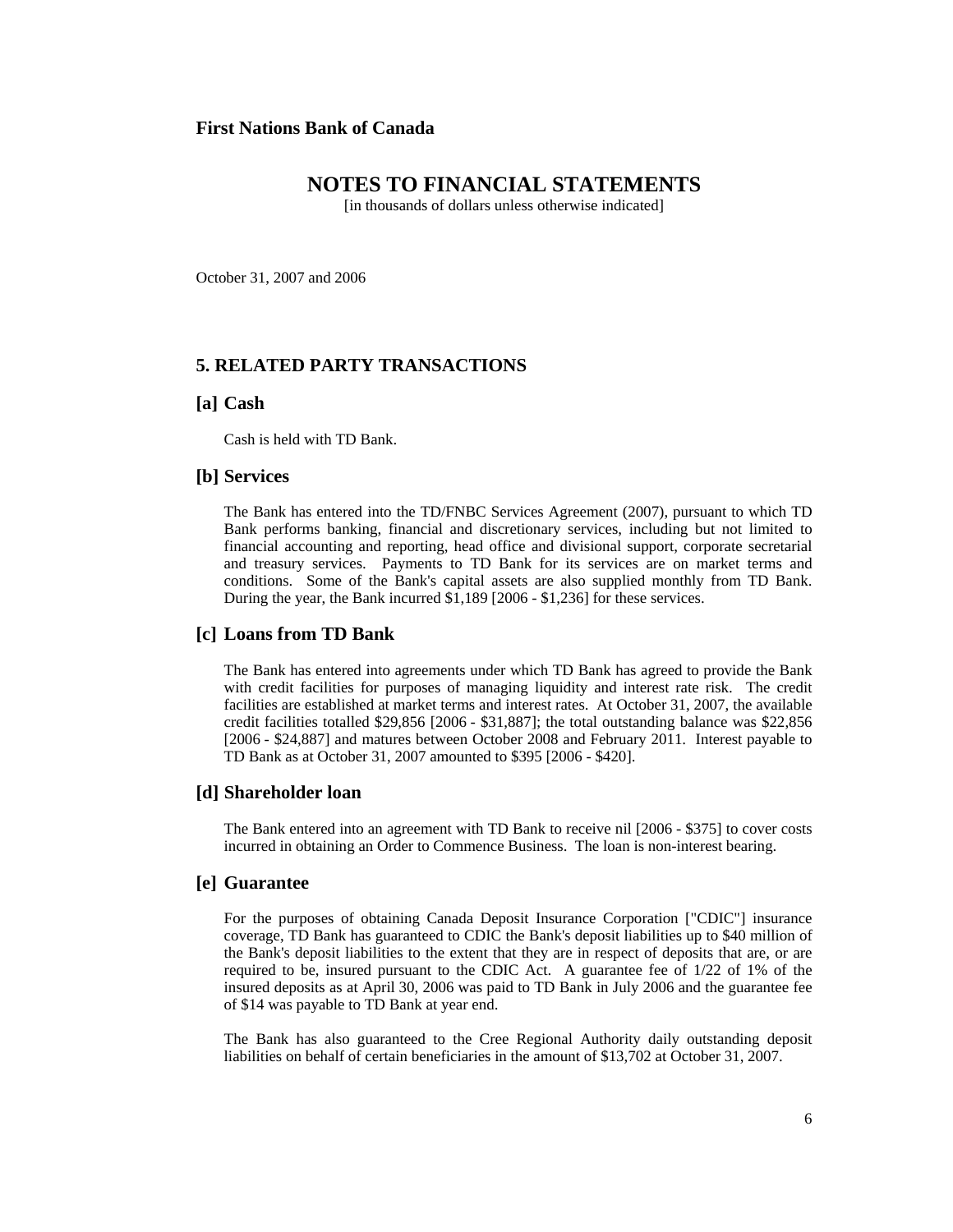**First Nations Bank of Canada**

# NOTES TO FINANCIAL STATEMENTS

[in thousands of dollars unless otherwise indicated]

October 31, 2007 and 2006

## 5. RELATED PARTY TRANSACTIONS

### [a] Cash

Cash is held with TD Bank.

### [b] Services

The Bank has entered into the TD/FNBC Services Agreement (2007), pursuant to which TD Bank performs banking, financial and discretionary services, including but not limited to financial accounting and reporting, head office and divisional support, corporate secretarial and treasury services. Payments to TD Bank for its services are on market terms and conditions. Some of the Bank's capital assets are also supplied monthly from TD Bank. During the year, the Bank incurred $1,189 [2006 - $1,236] for these services.

### [c] Loans from TD Bank

The Bank has entered into agreements under which TD Bank has agreed to provide the Bank with credit facilities for purposes of managing liquidity and interest rate risk. The credit facilities are established at market terms and interest rates. At October 31, 2007, the available credit facilities totalled $29,856 [2006 - $31,887]; the total outstanding balance was $22,856 [2006 - $24,887] and matures between October 2008 and February 2011. Interest payable to TD Bank as at October 31, 2007 amounted to $395 [2006 - $420].

### [d] Shareholder loan

The Bank entered into an agreement with TD Bank to receive nil [2006 - $375] to cover costs incurred in obtaining an Order to Commence Business. The loan is non-interest bearing.

### [e] Guarantee

For the purposes of obtaining Canada Deposit Insurance Corporation ["CDIC"] insurance coverage, TD Bank has guaranteed to CDIC the Bank's deposit liabilities up to $40 million of the Bank's deposit liabilities to the extent that they are in respect of deposits that are, or are required to be, insured pursuant to the CDIC Act. A guarantee fee of 1/22 of 1% of the insured deposits as at April 30, 2006 was paid to TD Bank in July 2006 and the guarantee fee of $14 was payable to TD Bank at year end.

The Bank has also guaranteed to the Cree Regional Authority daily outstanding deposit liabilities on behalf of certain beneficiaries in the amount of $13,702 at October 31, 2007.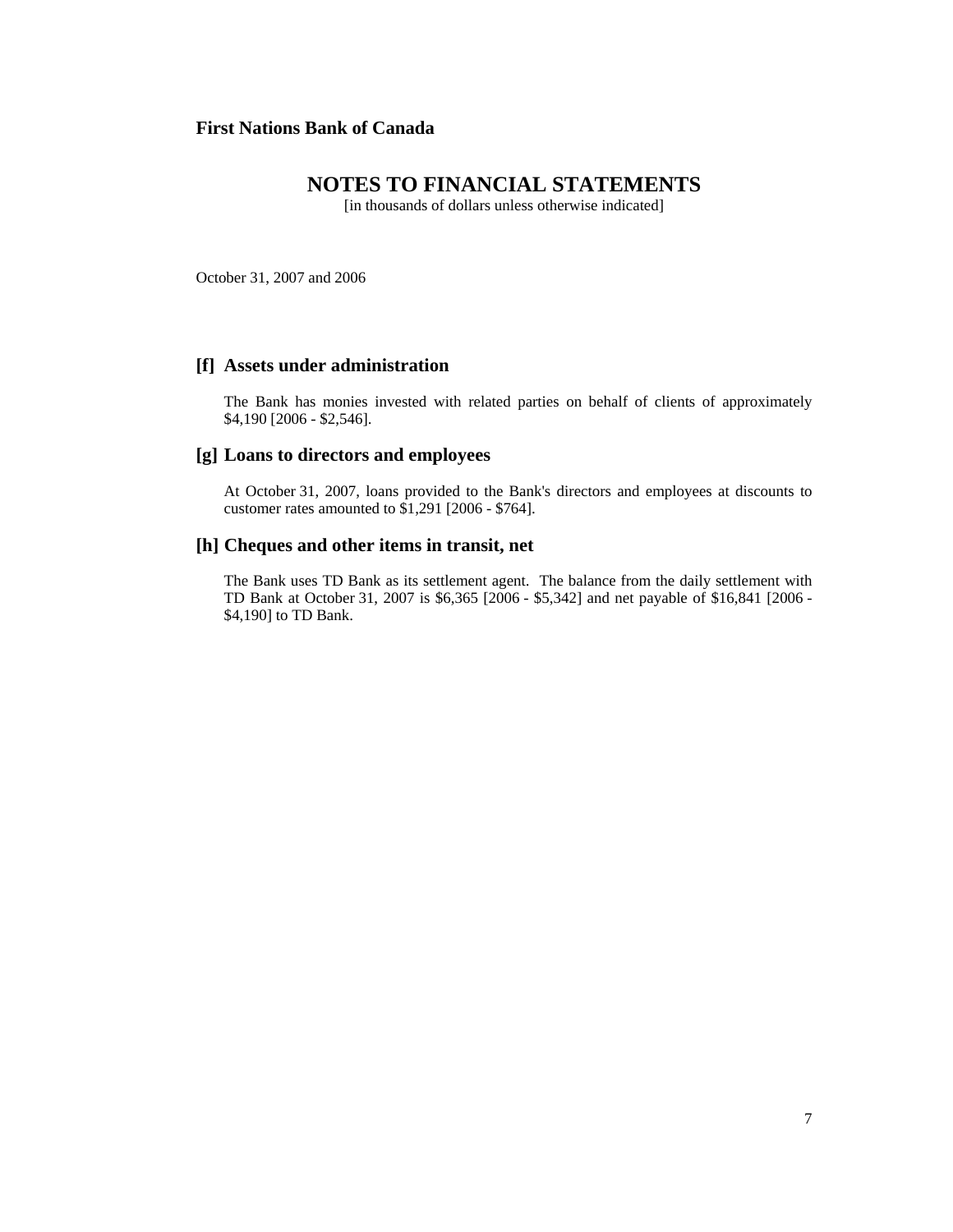**First Nations Bank of Canada**

# NOTES TO FINANCIAL STATEMENTS

[in thousands of dollars unless otherwise indicated]

October 31, 2007 and 2006

### [f] Assets under administration

The Bank has monies invested with related parties on behalf of clients of approximately $4,190 [2006 - $2,546].

### [g] Loans to directors and employees

At October 31, 2007, loans provided to the Bank's directors and employees at discounts to customer rates amounted to $1,291 [2006 - $764].

### [h] Cheques and other items in transit, net

The Bank uses TD Bank as its settlement agent. The balance from the daily settlement with TD Bank at October 31, 2007 is $6,365 [2006 - $5,342] and net payable of $16,841 [2006 - $4,190] to TD Bank.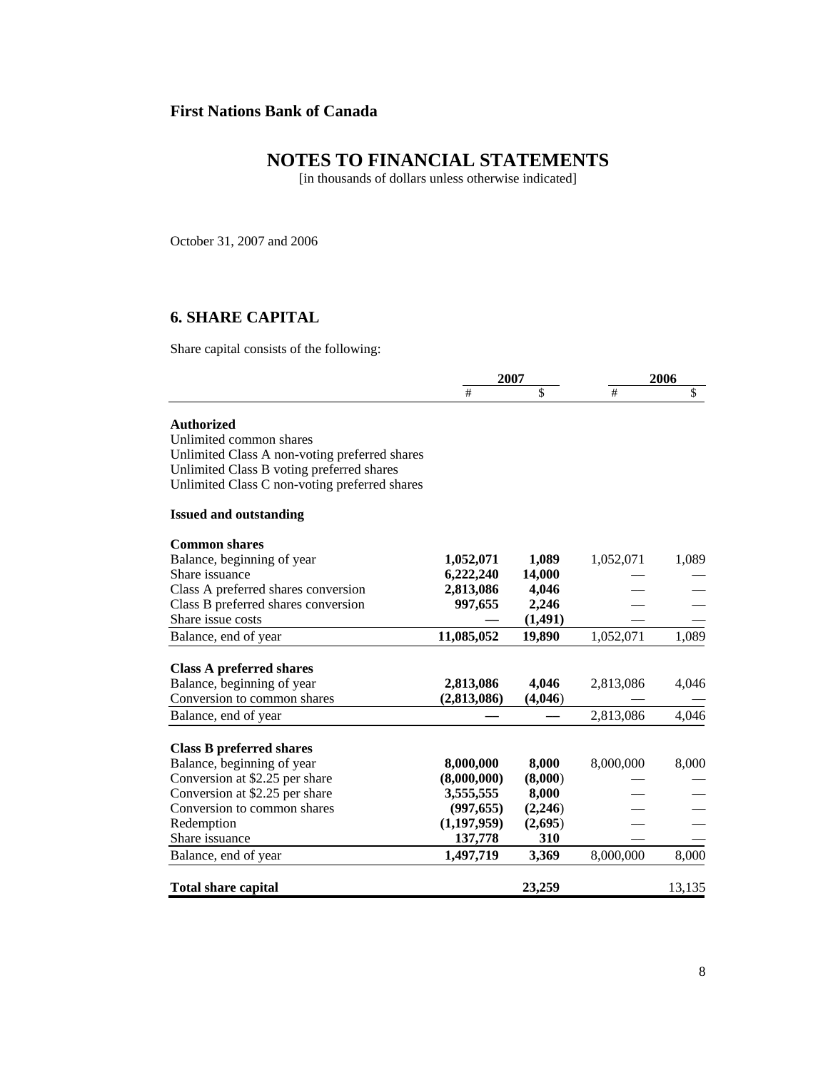**First Nations Bank of Canada**

# NOTES TO FINANCIAL STATEMENTS

[in thousands of dollars unless otherwise indicated]

October 31, 2007 and 2006

## 6. SHARE CAPITAL

Share capital consists of the following:

| | 2007 | | 2006 | |
|---|---|---|---|---|
| | # | $ | # | $ |
| **Authorized** | | | | |
| Unlimited common shares | | | | |
| Unlimited Class A non-voting preferred shares | | | | |
| Unlimited Class B voting preferred shares | | | | |
| Unlimited Class C non-voting preferred shares | | | | |
| **Issued and outstanding** | | | | |
| **Common shares** | | | | |
| Balance, beginning of year | **1,052,071** | **1,089** | 1,052,071 | 1,089 |
| Share issuance | **6,222,240** | **14,000** | — | — |
| Class A preferred shares conversion | **2,813,086** | **4,046** | — | — |
| Class B preferred shares conversion | **997,655** | **2,246** | — | — |
| Share issue costs | **—** | **(1,491)** | — | — |
| Balance, end of year | **11,085,052** | **19,890** | 1,052,071 | 1,089 |
| **Class A preferred shares** | | | | |
| Balance, beginning of year | **2,813,086** | **4,046** | 2,813,086 | 4,046 |
| Conversion to common shares | **(2,813,086)** | **(4,046)** | — | — |
| Balance, end of year | **—** | **—** | 2,813,086 | 4,046 |
| **Class B preferred shares** | | | | |
| Balance, beginning of year | **8,000,000** | **8,000** | 8,000,000 | 8,000 |
| Conversion at $2.25 per share | **(8,000,000)** | **(8,000)** | — | — |
| Conversion at $2.25 per share | **3,555,555** | **8,000** | — | — |
| Conversion to common shares | **(997,655)** | **(2,246)** | — | — |
| Redemption | **(1,197,959)** | **(2,695)** | — | — |
| Share issuance | **137,778** | **310** | — | — |
| Balance, end of year | **1,497,719** | **3,369** | 8,000,000 | 8,000 |
| **Total share capital** | | **23,259** | | 13,135 |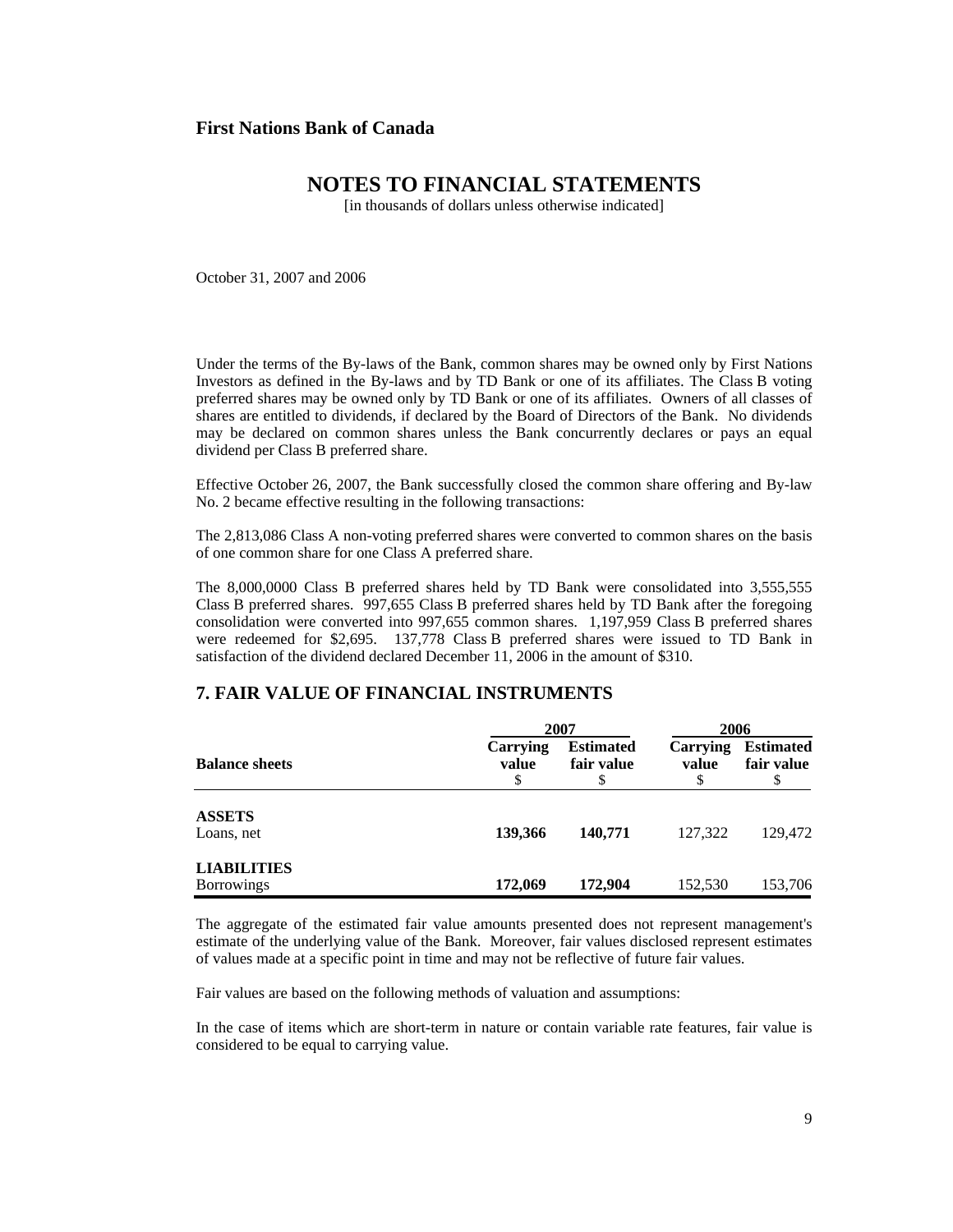**First Nations Bank of Canada**

# NOTES TO FINANCIAL STATEMENTS

[in thousands of dollars unless otherwise indicated]

October 31, 2007 and 2006

Under the terms of the By-laws of the Bank, common shares may be owned only by First Nations Investors as defined in the By-laws and by TD Bank or one of its affiliates. The Class B voting preferred shares may be owned only by TD Bank or one of its affiliates. Owners of all classes of shares are entitled to dividends, if declared by the Board of Directors of the Bank. No dividends may be declared on common shares unless the Bank concurrently declares or pays an equal dividend per Class B preferred share.

Effective October 26, 2007, the Bank successfully closed the common share offering and By-law No. 2 became effective resulting in the following transactions:

The 2,813,086 Class A non-voting preferred shares were converted to common shares on the basis of one common share for one Class A preferred share.

The 8,000,0000 Class B preferred shares held by TD Bank were consolidated into 3,555,555 Class B preferred shares. 997,655 Class B preferred shares held by TD Bank after the foregoing consolidation were converted into 997,655 common shares. 1,197,959 Class B preferred shares were redeemed for $2,695. 137,778 Class B preferred shares were issued to TD Bank in satisfaction of the dividend declared December 11, 2006 in the amount of $310.

## 7. FAIR VALUE OF FINANCIAL INSTRUMENTS

| | 2007 | | 2006 | |
|---|---|---|---|---|
| **Balance sheets** | **Carrying value** $ | **Estimated fair value** $ | **Carrying value** $ | **Estimated fair value** $ |
| **ASSETS** | | | | |
| Loans, net | **139,366** | **140,771** | 127,322 | 129,472 |
| **LIABILITIES** | | | | |
| Borrowings | **172,069** | **172,904** | 152,530 | 153,706 |

The aggregate of the estimated fair value amounts presented does not represent management's estimate of the underlying value of the Bank. Moreover, fair values disclosed represent estimates of values made at a specific point in time and may not be reflective of future fair values.

Fair values are based on the following methods of valuation and assumptions:

In the case of items which are short-term in nature or contain variable rate features, fair value is considered to be equal to carrying value.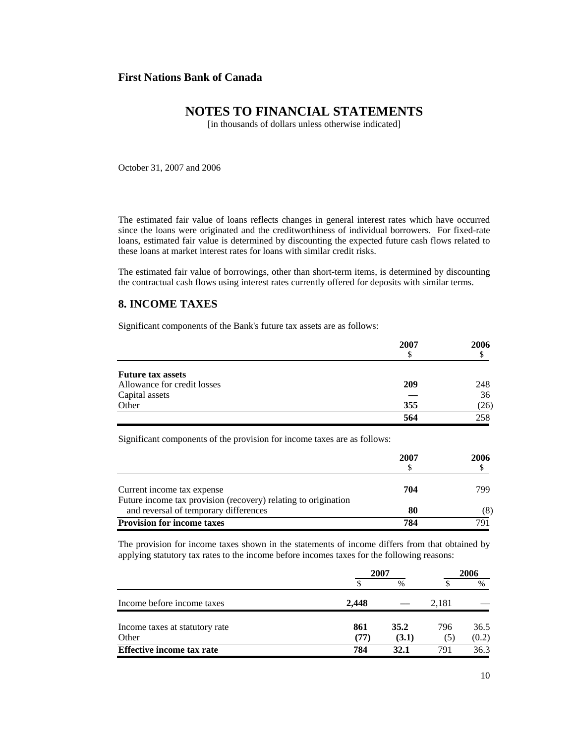**First Nations Bank of Canada**

# NOTES TO FINANCIAL STATEMENTS

[in thousands of dollars unless otherwise indicated]

October 31, 2007 and 2006

The estimated fair value of loans reflects changes in general interest rates which have occurred since the loans were originated and the creditworthiness of individual borrowers. For fixed-rate loans, estimated fair value is determined by discounting the expected future cash flows related to these loans at market interest rates for loans with similar credit risks.

The estimated fair value of borrowings, other than short-term items, is determined by discounting the contractual cash flows using interest rates currently offered for deposits with similar terms.

## 8. INCOME TAXES

Significant components of the Bank's future tax assets are as follows:

| | 2007<br>$ | 2006<br>$ |
|---|---|---|
| **Future tax assets** | | |
| Allowance for credit losses | **209** | 248 |
| Capital assets | **—** | 36 |
| Other | **355** | (26) |
| | **564** | 258 |

Significant components of the provision for income taxes are as follows:

| | 2007<br>$ | 2006<br>$ |
|---|---|---|
| Current income tax expense | **704** | 799 |
| Future income tax provision (recovery) relating to origination and reversal of temporary differences | **80** | (8) |
| **Provision for income taxes** | **784** | 791 |

The provision for income taxes shown in the statements of income differs from that obtained by applying statutory tax rates to the income before incomes taxes for the following reasons:

| | 2007 | | 2006 | |
|---|---|---|---|---|
| | $ | % | $ | % |
| Income before income taxes | **2,448** | **—** | 2,181 | — |
| Income taxes at statutory rate | **861** | **35.2** | 796 | 36.5 |
| Other | **(77)** | **(3.1)** | (5) | (0.2) |
| **Effective income tax rate** | **784** | **32.1** | 791 | 36.3 |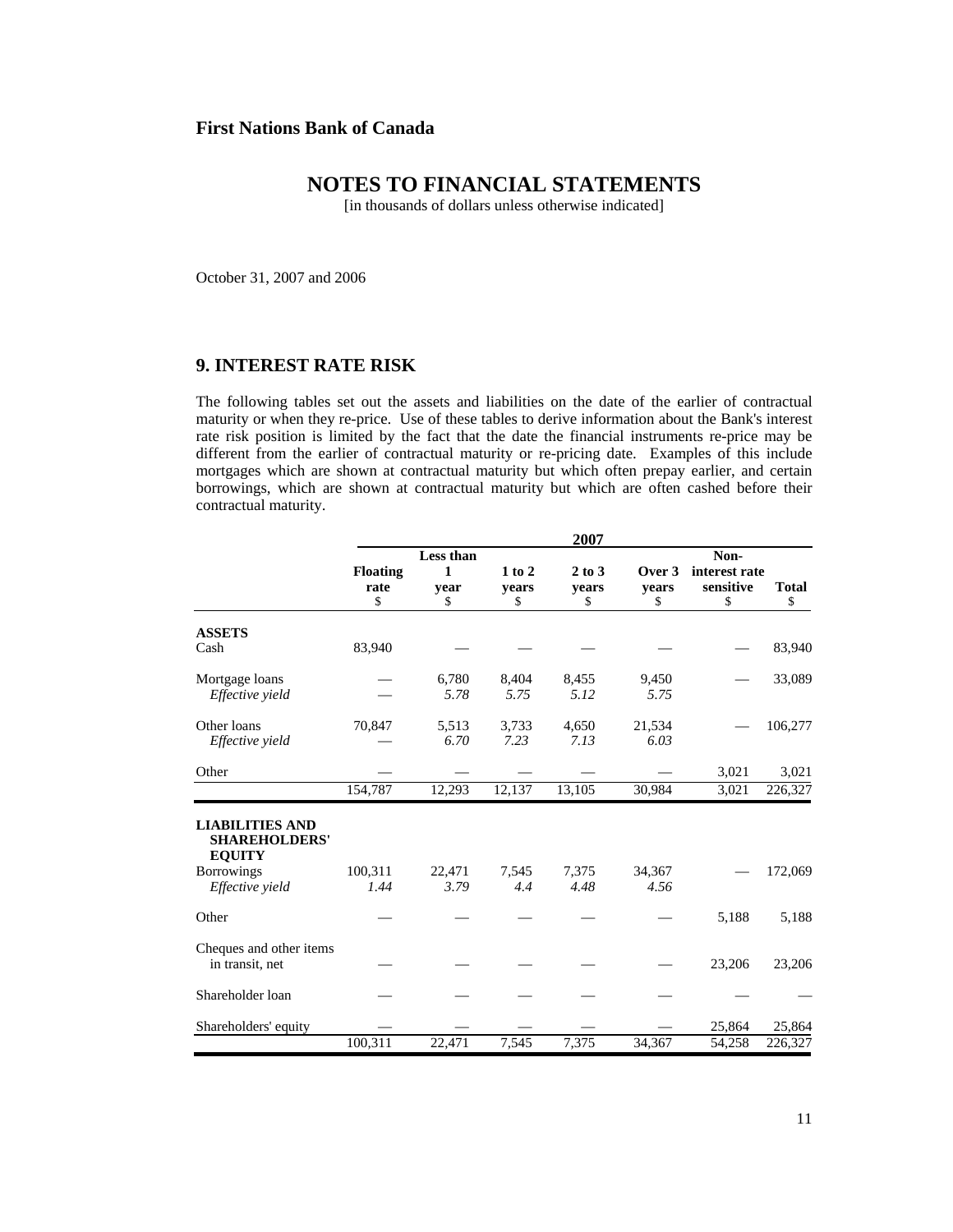**First Nations Bank of Canada**

# NOTES TO FINANCIAL STATEMENTS

[in thousands of dollars unless otherwise indicated]

October 31, 2007 and 2006

## 9. INTEREST RATE RISK

The following tables set out the assets and liabilities on the date of the earlier of contractual maturity or when they re-price. Use of these tables to derive information about the Bank's interest rate risk position is limited by the fact that the date the financial instruments re-price may be different from the earlier of contractual maturity or re-pricing date. Examples of this include mortgages which are shown at contractual maturity but which often prepay earlier, and certain borrowings, which are shown at contractual maturity but which are often cashed before their contractual maturity.

| | 2007 | | | | | | |
|---|---|---|---|---|---|---|---|
| | **Floating rate** $ | **Less than 1 year** $ | **1 to 2 years** $ | **2 to 3 years** $ | **Over 3 years** $ | **Non-interest rate sensitive** $ | **Total** $ |
| **ASSETS** | | | | | | | |
| Cash | 83,940 | — | — | — | — | — | 83,940 |
| Mortgage loans | — | 6,780 | 8,404 | 8,455 | 9,450 | — | 33,089 |
| *Effective yield* | — | *5.78* | *5.75* | *5.12* | *5.75* | | |
| Other loans | 70,847 | 5,513 | 3,733 | 4,650 | 21,534 | — | 106,277 |
| *Effective yield* | — | *6.70* | *7.23* | *7.13* | *6.03* | | |
| Other | — | — | — | — | — | 3,021 | 3,021 |
| | 154,787 | 12,293 | 12,137 | 13,105 | 30,984 | 3,021 | 226,327 |
| **LIABILITIES AND SHAREHOLDERS' EQUITY** | | | | | | | |
| Borrowings | 100,311 | 22,471 | 7,545 | 7,375 | 34,367 | — | 172,069 |
| *Effective yield* | *1.44* | *3.79* | *4.4* | *4.48* | *4.56* | | |
| Other | — | — | — | — | — | 5,188 | 5,188 |
| Cheques and other items in transit, net | — | — | — | — | — | 23,206 | 23,206 |
| Shareholder loan | — | — | — | — | — | — | — |
| Shareholders' equity | — | — | — | — | — | 25,864 | 25,864 |
| | 100,311 | 22,471 | 7,545 | 7,375 | 34,367 | 54,258 | 226,327 |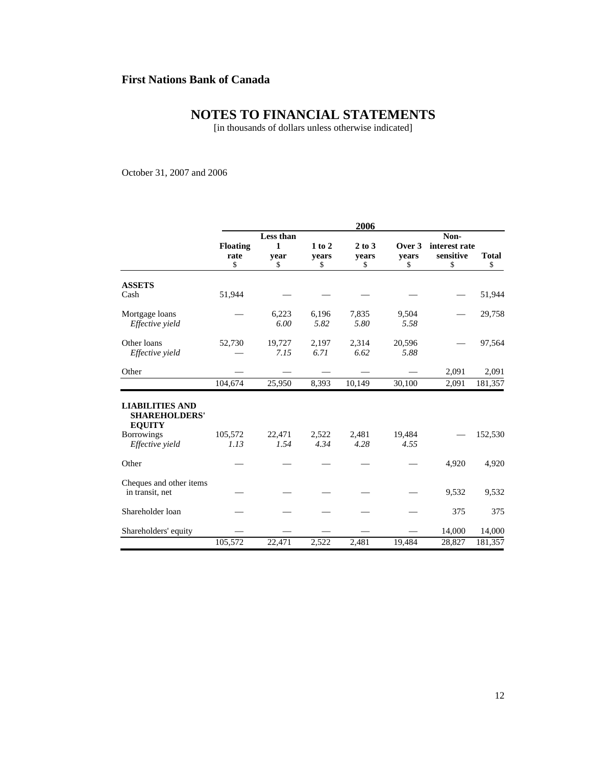**First Nations Bank of Canada**

# NOTES TO FINANCIAL STATEMENTS

[in thousands of dollars unless otherwise indicated]

October 31, 2007 and 2006

| | 2006 | | | | | | |
|---|---|---|---|---|---|---|---|
| | **Floating rate** $ | **Less than 1 year** $ | **1 to 2 years** $ | **2 to 3 years** $ | **Over 3 years** $ | **Non-interest rate sensitive** $ | **Total** $ |
| **ASSETS** | | | | | | | |
| Cash | 51,944 | — | — | — | — | — | 51,944 |
| Mortgage loans | — | 6,223 | 6,196 | 7,835 | 9,504 | — | 29,758 |
| *Effective yield* | | *6.00* | *5.82* | *5.80* | *5.58* | | |
| Other loans | 52,730 | 19,727 | 2,197 | 2,314 | 20,596 | — | 97,564 |
| *Effective yield* | — | *7.15* | *6.71* | *6.62* | *5.88* | | |
| Other | — | — | — | — | — | 2,091 | 2,091 |
| | 104,674 | 25,950 | 8,393 | 10,149 | 30,100 | 2,091 | 181,357 |
| **LIABILITIES AND SHAREHOLDERS' EQUITY** | | | | | | | |
| Borrowings | 105,572 | 22,471 | 2,522 | 2,481 | 19,484 | — | 152,530 |
| *Effective yield* | *1.13* | *1.54* | *4.34* | *4.28* | *4.55* | | |
| Other | — | — | — | — | — | 4,920 | 4,920 |
| Cheques and other items in transit, net | — | — | — | — | — | 9,532 | 9,532 |
| Shareholder loan | — | — | — | — | — | 375 | 375 |
| Shareholders' equity | — | — | — | — | — | 14,000 | 14,000 |
| | 105,572 | 22,471 | 2,522 | 2,481 | 19,484 | 28,827 | 181,357 |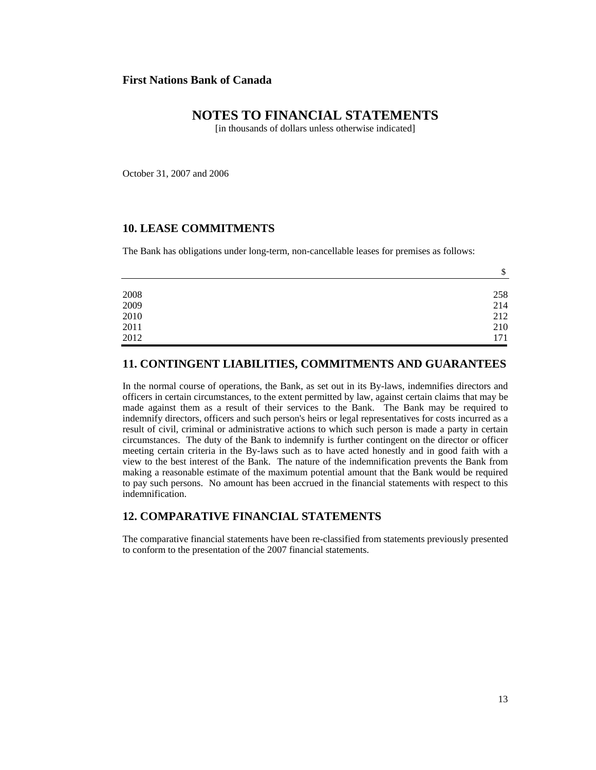**First Nations Bank of Canada**

# NOTES TO FINANCIAL STATEMENTS

[in thousands of dollars unless otherwise indicated]

October 31, 2007 and 2006

## 10. LEASE COMMITMENTS

The Bank has obligations under long-term, non-cancellable leases for premises as follows:

| | $ |
|---|---|
| 2008 | 258 |
| 2009 | 214 |
| 2010 | 212 |
| 2011 | 210 |
| 2012 | 171 |

## 11. CONTINGENT LIABILITIES, COMMITMENTS AND GUARANTEES

In the normal course of operations, the Bank, as set out in its By-laws, indemnifies directors and officers in certain circumstances, to the extent permitted by law, against certain claims that may be made against them as a result of their services to the Bank. The Bank may be required to indemnify directors, officers and such person's heirs or legal representatives for costs incurred as a result of civil, criminal or administrative actions to which such person is made a party in certain circumstances. The duty of the Bank to indemnify is further contingent on the director or officer meeting certain criteria in the By-laws such as to have acted honestly and in good faith with a view to the best interest of the Bank. The nature of the indemnification prevents the Bank from making a reasonable estimate of the maximum potential amount that the Bank would be required to pay such persons. No amount has been accrued in the financial statements with respect to this indemnification.

## 12. COMPARATIVE FINANCIAL STATEMENTS

The comparative financial statements have been re-classified from statements previously presented to conform to the presentation of the 2007 financial statements.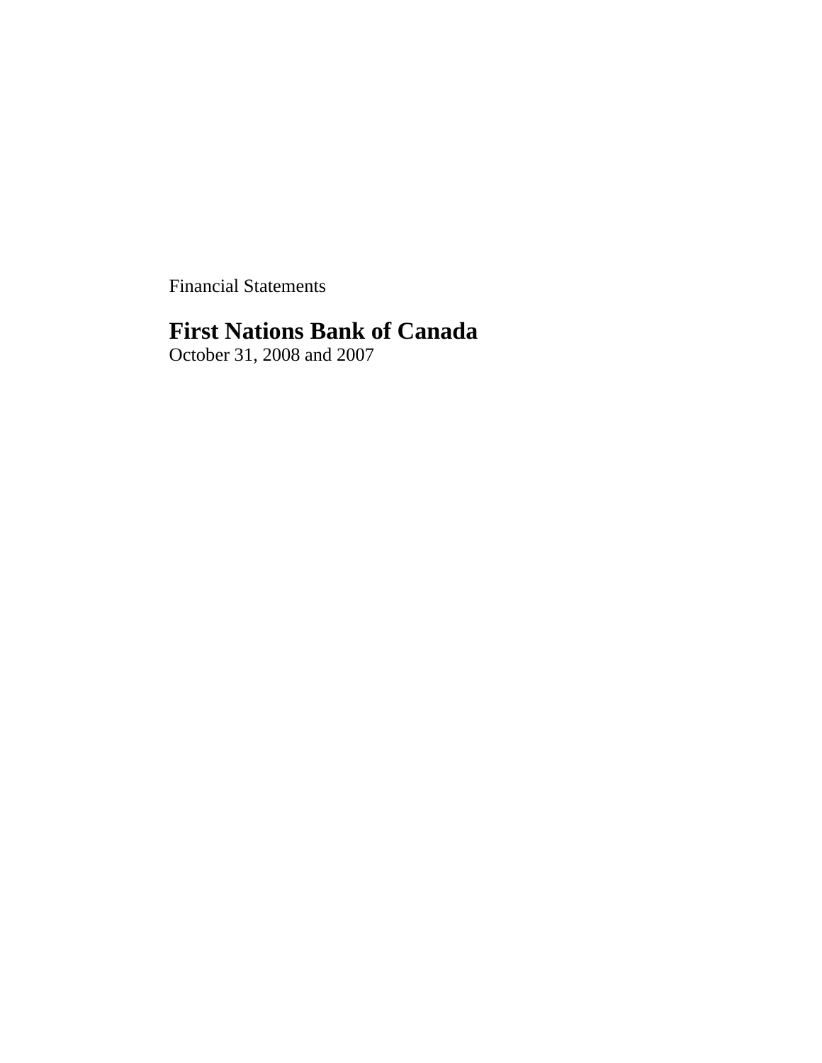Financial Statements

# First Nations Bank of Canada

October 31, 2008 and 2007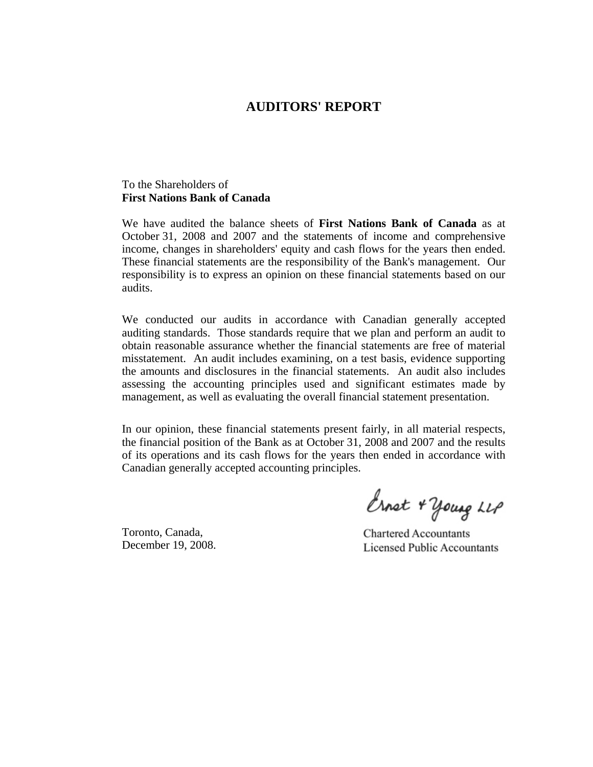# AUDITORS' REPORT

To the Shareholders of
**First Nations Bank of Canada**

We have audited the balance sheets of **First Nations Bank of Canada** as at October 31, 2008 and 2007 and the statements of income and comprehensive income, changes in shareholders' equity and cash flows for the years then ended. These financial statements are the responsibility of the Bank's management. Our responsibility is to express an opinion on these financial statements based on our audits.

We conducted our audits in accordance with Canadian generally accepted auditing standards. Those standards require that we plan and perform an audit to obtain reasonable assurance whether the financial statements are free of material misstatement. An audit includes examining, on a test basis, evidence supporting the amounts and disclosures in the financial statements. An audit also includes assessing the accounting principles used and significant estimates made by management, as well as evaluating the overall financial statement presentation.

In our opinion, these financial statements present fairly, in all material respects, the financial position of the Bank as at October 31, 2008 and 2007 and the results of its operations and its cash flows for the years then ended in accordance with Canadian generally accepted accounting principles.

Ernst & Young LLP

Toronto, Canada,
December 19, 2008.

Chartered Accountants
Licensed Public Accountants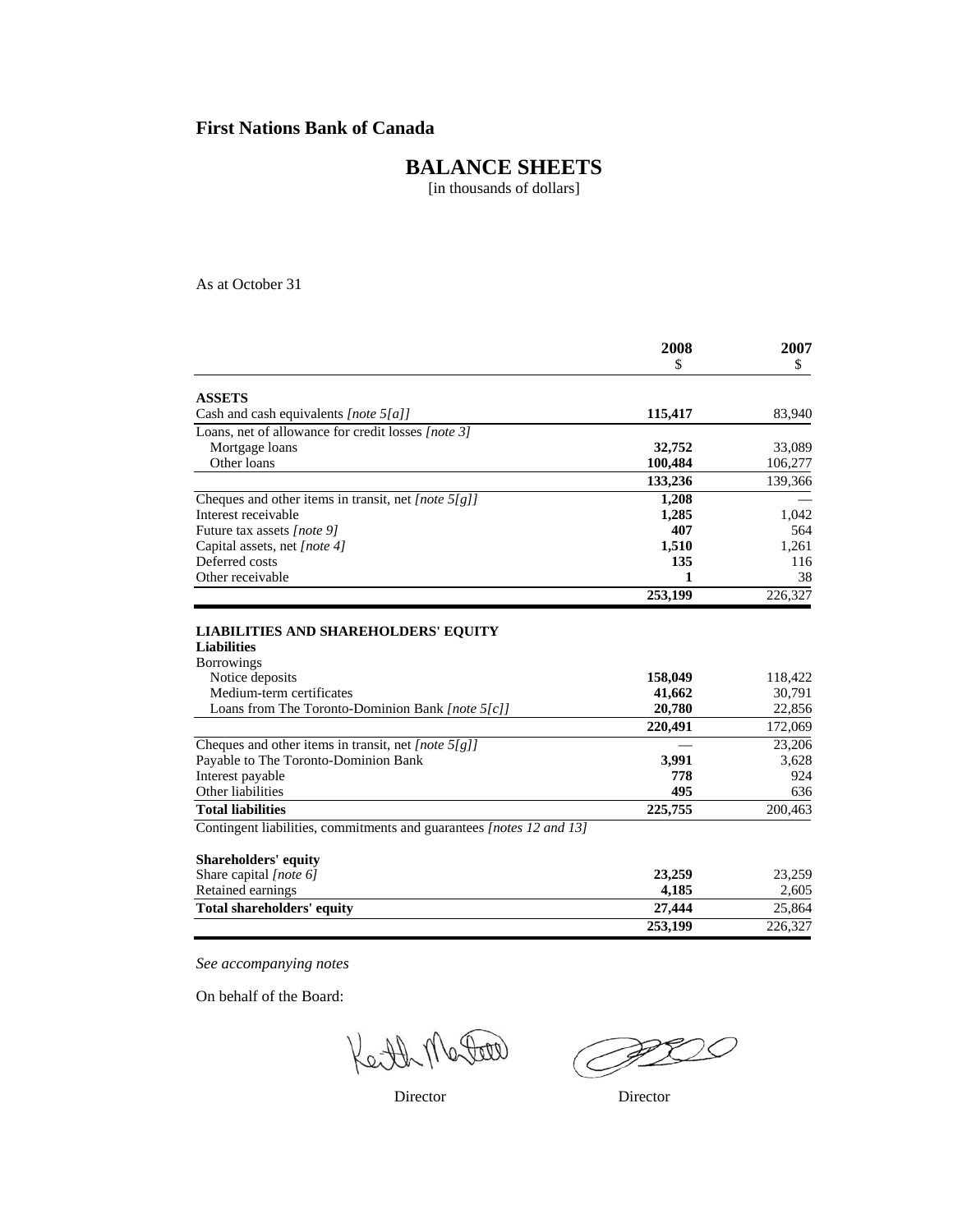**First Nations Bank of Canada**

# BALANCE SHEETS

[in thousands of dollars]

As at October 31

| | 2008<br>$ | 2007<br>$ |
|---|---|---|
| **ASSETS** | | |
| Cash and cash equivalents *[note 5[a]]* | **115,417** | 83,940 |
| Loans, net of allowance for credit losses *[note 3]* | | |
| Mortgage loans | **32,752** | 33,089 |
| Other loans | **100,484** | 106,277 |
| | **133,236** | 139,366 |
| Cheques and other items in transit, net *[note 5[g]]* | **1,208** | — |
| Interest receivable | **1,285** | 1,042 |
| Future tax assets *[note 9]* | **407** | 564 |
| Capital assets, net *[note 4]* | **1,510** | 1,261 |
| Deferred costs | **135** | 116 |
| Other receivable | **1** | 38 |
| | **253,199** | 226,327 |
| **LIABILITIES AND SHAREHOLDERS' EQUITY** | | |
| **Liabilities** | | |
| Borrowings | | |
| Notice deposits | **158,049** | 118,422 |
| Medium-term certificates | **41,662** | 30,791 |
| Loans from The Toronto-Dominion Bank *[note 5[c]]* | **20,780** | 22,856 |
| | **220,491** | 172,069 |
| Cheques and other items in transit, net *[note 5[g]]* | — | 23,206 |
| Payable to The Toronto-Dominion Bank | **3,991** | 3,628 |
| Interest payable | **778** | 924 |
| Other liabilities | **495** | 636 |
| **Total liabilities** | **225,755** | 200,463 |
| Contingent liabilities, commitments and guarantees *[notes 12 and 13]* | | |
| **Shareholders' equity** | | |
| Share capital *[note 6]* | **23,259** | 23,259 |
| Retained earnings | **4,185** | 2,605 |
| **Total shareholders' equity** | **27,444** | 25,864 |
| | **253,199** | 226,327 |

*See accompanying notes*

On behalf of the Board:

Director Director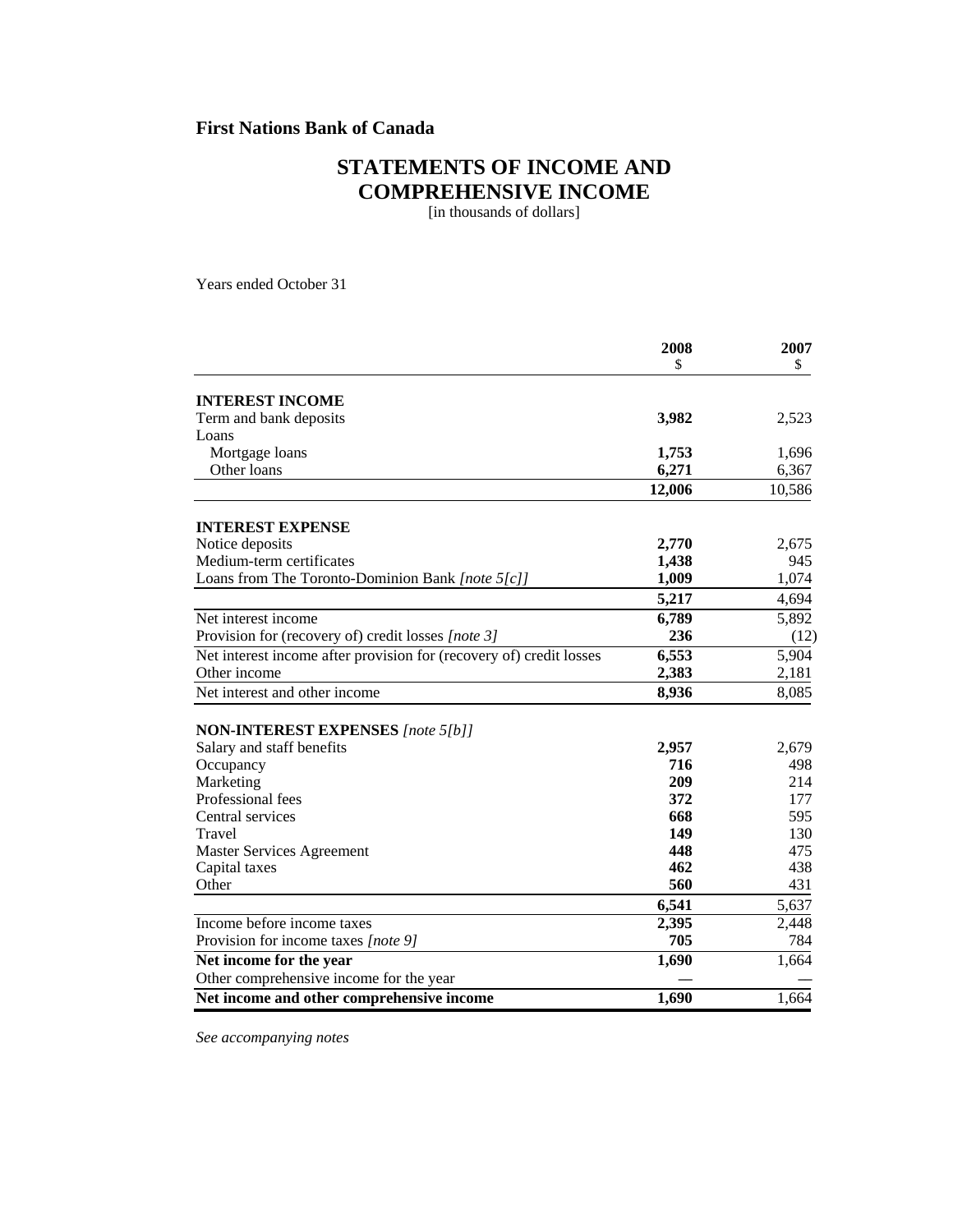**First Nations Bank of Canada**

# STATEMENTS OF INCOME AND COMPREHENSIVE INCOME

[in thousands of dollars]

Years ended October 31

| | 2008 $ | 2007 $ |
|---|---|---|
| **INTEREST INCOME** | | |
| Term and bank deposits | **3,982** | 2,523 |
| Loans | | |
| Mortgage loans | **1,753** | 1,696 |
| Other loans | **6,271** | 6,367 |
| | **12,006** | 10,586 |
| **INTEREST EXPENSE** | | |
| Notice deposits | **2,770** | 2,675 |
| Medium-term certificates | **1,438** | 945 |
| Loans from The Toronto-Dominion Bank *[note 5[c]]* | **1,009** | 1,074 |
| | **5,217** | 4,694 |
| Net interest income | **6,789** | 5,892 |
| Provision for (recovery of) credit losses *[note 3]* | **236** | (12) |
| Net interest income after provision for (recovery of) credit losses | **6,553** | 5,904 |
| Other income | **2,383** | 2,181 |
| Net interest and other income | **8,936** | 8,085 |
| **NON-INTEREST EXPENSES** *[note 5[b]]* | | |
| Salary and staff benefits | **2,957** | 2,679 |
| Occupancy | **716** | 498 |
| Marketing | **209** | 214 |
| Professional fees | **372** | 177 |
| Central services | **668** | 595 |
| Travel | **149** | 130 |
| Master Services Agreement | **448** | 475 |
| Capital taxes | **462** | 438 |
| Other | **560** | 431 |
| | **6,541** | 5,637 |
| Income before income taxes | **2,395** | 2,448 |
| Provision for income taxes *[note 9]* | **705** | 784 |
| **Net income for the year** | **1,690** | 1,664 |
| Other comprehensive income for the year | **—** | — |
| **Net income and other comprehensive income** | **1,690** | 1,664 |

*See accompanying notes*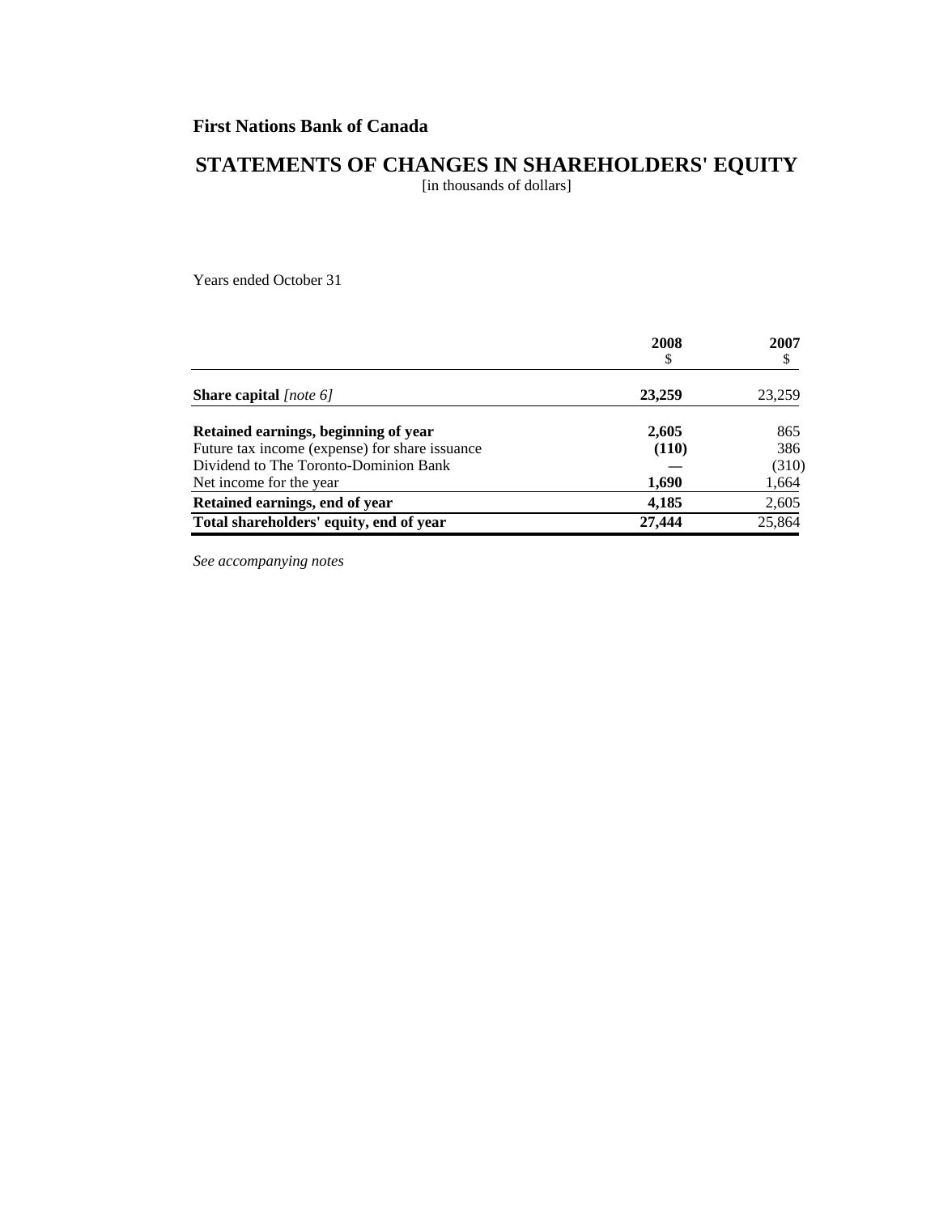## First Nations Bank of Canada

# STATEMENTS OF CHANGES IN SHAREHOLDERS' EQUITY

[in thousands of dollars]

Years ended October 31

| | 2008<br>$ | 2007<br>$ |
|---|---|---|
| **Share capital** *[note 6]* | **23,259** | 23,259 |
| **Retained earnings, beginning of year** | **2,605** | 865 |
| Future tax income (expense) for share issuance | **(110)** | 386 |
| Dividend to The Toronto-Dominion Bank | — | (310) |
| Net income for the year | **1,690** | 1,664 |
| **Retained earnings, end of year** | **4,185** | 2,605 |
| **Total shareholders' equity, end of year** | **27,444** | 25,864 |

*See accompanying notes*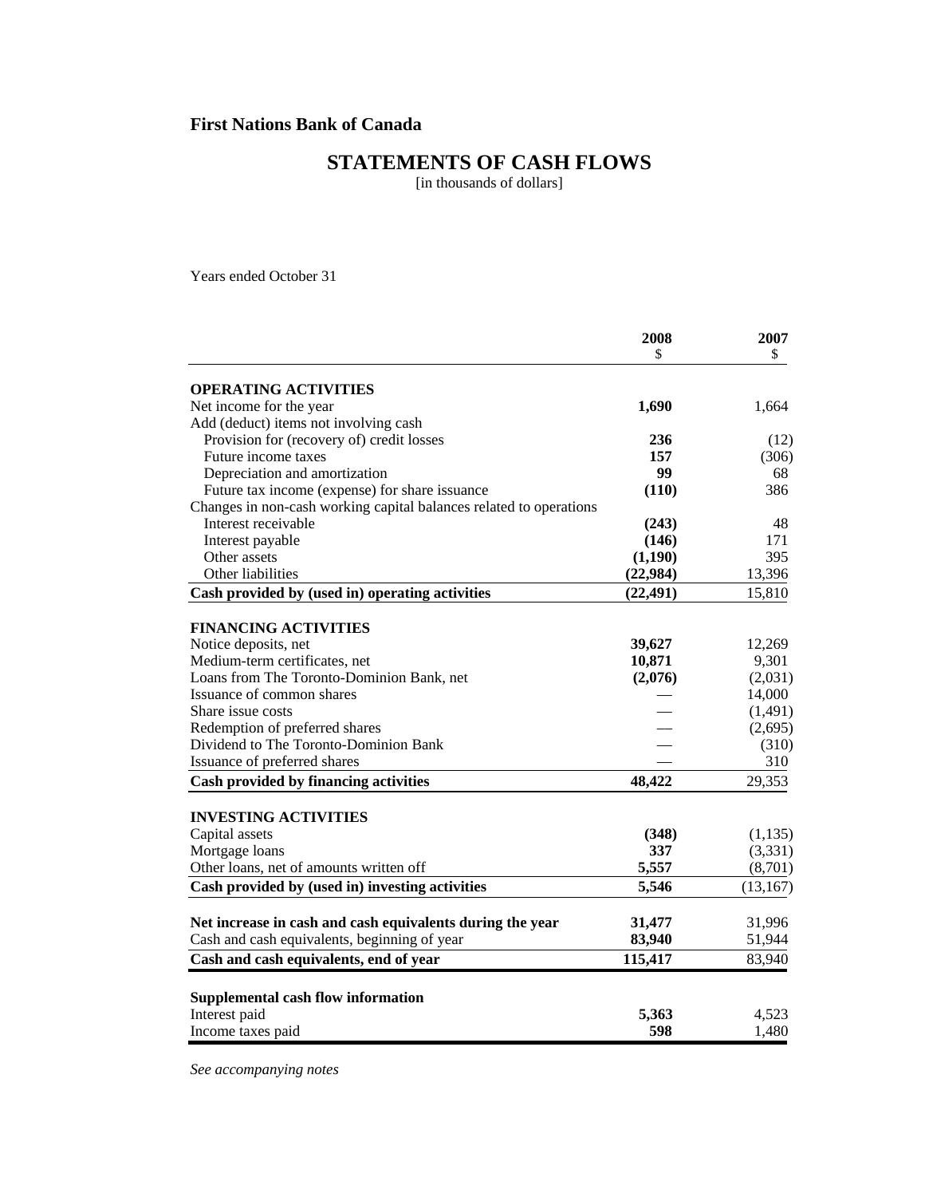**First Nations Bank of Canada**

# STATEMENTS OF CASH FLOWS

[in thousands of dollars]

Years ended October 31

| | 2008<br>$ | 2007<br>$ |
|---|---|---|
| **OPERATING ACTIVITIES** | | |
| Net income for the year | **1,690** | 1,664 |
| Add (deduct) items not involving cash | | |
| Provision for (recovery of) credit losses | **236** | (12) |
| Future income taxes | **157** | (306) |
| Depreciation and amortization | **99** | 68 |
| Future tax income (expense) for share issuance | **(110)** | 386 |
| Changes in non-cash working capital balances related to operations | | |
| Interest receivable | **(243)** | 48 |
| Interest payable | **(146)** | 171 |
| Other assets | **(1,190)** | 395 |
| Other liabilities | **(22,984)** | 13,396 |
| **Cash provided by (used in) operating activities** | **(22,491)** | 15,810 |
| **FINANCING ACTIVITIES** | | |
| Notice deposits, net | **39,627** | 12,269 |
| Medium-term certificates, net | **10,871** | 9,301 |
| Loans from The Toronto-Dominion Bank, net | **(2,076)** | (2,031) |
| Issuance of common shares | **—** | 14,000 |
| Share issue costs | **—** | (1,491) |
| Redemption of preferred shares | **—** | (2,695) |
| Dividend to The Toronto-Dominion Bank | **—** | (310) |
| Issuance of preferred shares | **—** | 310 |
| **Cash provided by financing activities** | **48,422** | 29,353 |
| **INVESTING ACTIVITIES** | | |
| Capital assets | **(348)** | (1,135) |
| Mortgage loans | **337** | (3,331) |
| Other loans, net of amounts written off | **5,557** | (8,701) |
| **Cash provided by (used in) investing activities** | **5,546** | (13,167) |
| **Net increase in cash and cash equivalents during the year** | **31,477** | 31,996 |
| Cash and cash equivalents, beginning of year | **83,940** | 51,944 |
| **Cash and cash equivalents, end of year** | **115,417** | 83,940 |
| **Supplemental cash flow information** | | |
| Interest paid | **5,363** | 4,523 |
| Income taxes paid | **598** | 1,480 |

*See accompanying notes*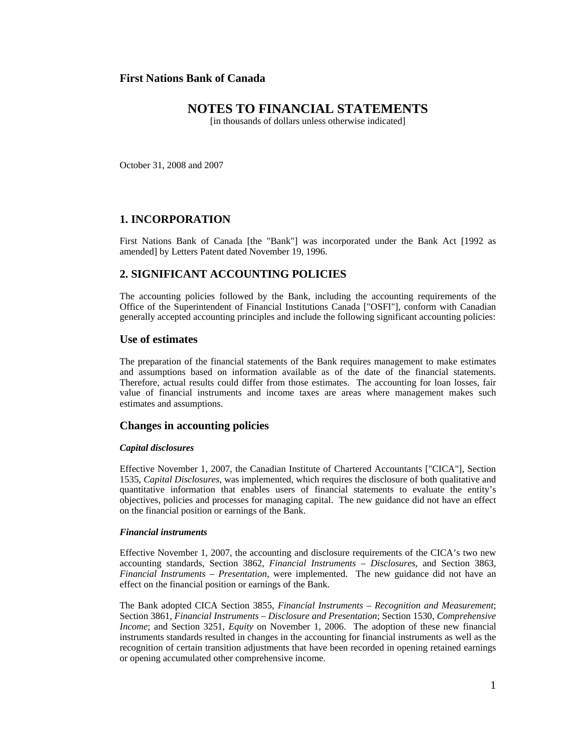**First Nations Bank of Canada**

# NOTES TO FINANCIAL STATEMENTS

[in thousands of dollars unless otherwise indicated]

October 31, 2008 and 2007

## 1. INCORPORATION

First Nations Bank of Canada [the "Bank"] was incorporated under the Bank Act [1992 as amended] by Letters Patent dated November 19, 1996.

## 2. SIGNIFICANT ACCOUNTING POLICIES

The accounting policies followed by the Bank, including the accounting requirements of the Office of the Superintendent of Financial Institutions Canada ["OSFI"], conform with Canadian generally accepted accounting principles and include the following significant accounting policies:

### Use of estimates

The preparation of the financial statements of the Bank requires management to make estimates and assumptions based on information available as of the date of the financial statements. Therefore, actual results could differ from those estimates. The accounting for loan losses, fair value of financial instruments and income taxes are areas where management makes such estimates and assumptions.

### Changes in accounting policies

#### *Capital disclosures*

Effective November 1, 2007, the Canadian Institute of Chartered Accountants ["CICA"], Section 1535, *Capital Disclosures,* was implemented, which requires the disclosure of both qualitative and quantitative information that enables users of financial statements to evaluate the entity's objectives, policies and processes for managing capital. The new guidance did not have an effect on the financial position or earnings of the Bank.

#### *Financial instruments*

Effective November 1, 2007, the accounting and disclosure requirements of the CICA's two new accounting standards, Section 3862, *Financial Instruments – Disclosures*, and Section 3863, *Financial Instruments – Presentation*, were implemented. The new guidance did not have an effect on the financial position or earnings of the Bank.

The Bank adopted CICA Section 3855, *Financial Instruments – Recognition and Measurement*; Section 3861, *Financial Instruments – Disclosure and Presentation*; Section 1530, *Comprehensive Income*; and Section 3251, *Equity* on November 1, 2006. The adoption of these new financial instruments standards resulted in changes in the accounting for financial instruments as well as the recognition of certain transition adjustments that have been recorded in opening retained earnings or opening accumulated other comprehensive income.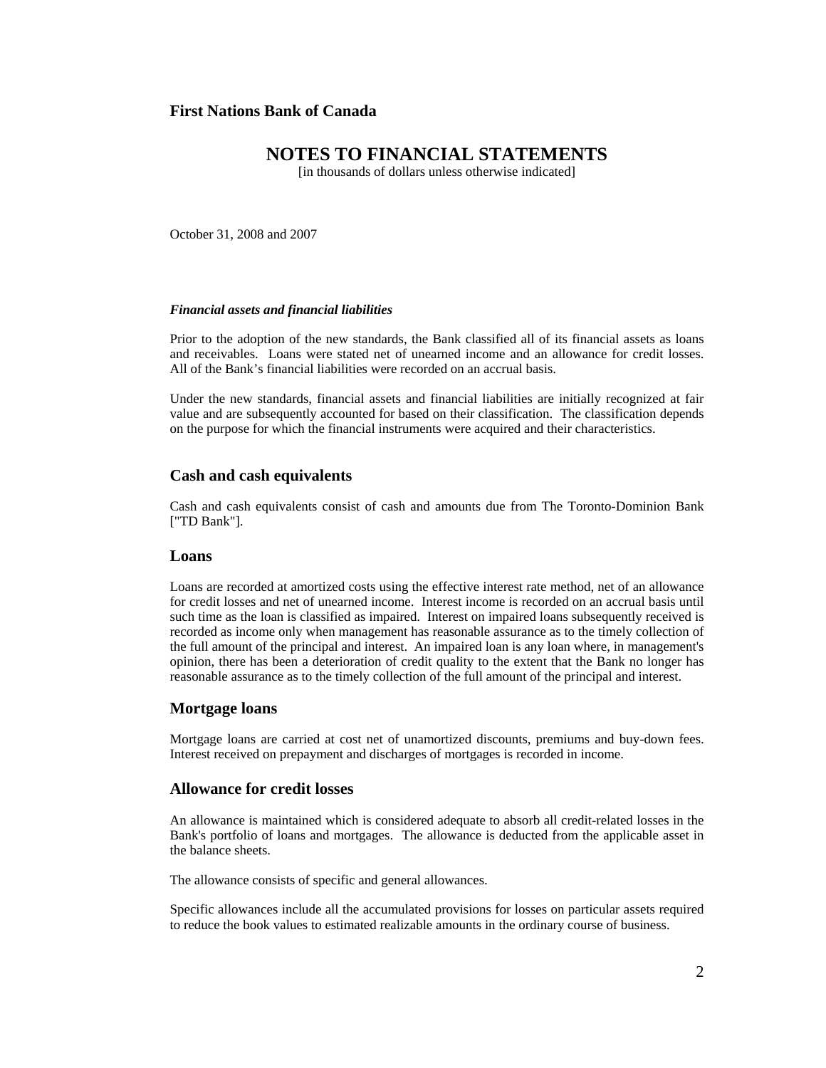**First Nations Bank of Canada**

# NOTES TO FINANCIAL STATEMENTS

[in thousands of dollars unless otherwise indicated]

October 31, 2008 and 2007

***Financial assets and financial liabilities***

Prior to the adoption of the new standards, the Bank classified all of its financial assets as loans and receivables. Loans were stated net of unearned income and an allowance for credit losses. All of the Bank's financial liabilities were recorded on an accrual basis.

Under the new standards, financial assets and financial liabilities are initially recognized at fair value and are subsequently accounted for based on their classification. The classification depends on the purpose for which the financial instruments were acquired and their characteristics.

## Cash and cash equivalents

Cash and cash equivalents consist of cash and amounts due from The Toronto-Dominion Bank ["TD Bank"].

## Loans

Loans are recorded at amortized costs using the effective interest rate method, net of an allowance for credit losses and net of unearned income. Interest income is recorded on an accrual basis until such time as the loan is classified as impaired. Interest on impaired loans subsequently received is recorded as income only when management has reasonable assurance as to the timely collection of the full amount of the principal and interest. An impaired loan is any loan where, in management's opinion, there has been a deterioration of credit quality to the extent that the Bank no longer has reasonable assurance as to the timely collection of the full amount of the principal and interest.

## Mortgage loans

Mortgage loans are carried at cost net of unamortized discounts, premiums and buy-down fees. Interest received on prepayment and discharges of mortgages is recorded in income.

## Allowance for credit losses

An allowance is maintained which is considered adequate to absorb all credit-related losses in the Bank's portfolio of loans and mortgages. The allowance is deducted from the applicable asset in the balance sheets.

The allowance consists of specific and general allowances.

Specific allowances include all the accumulated provisions for losses on particular assets required to reduce the book values to estimated realizable amounts in the ordinary course of business.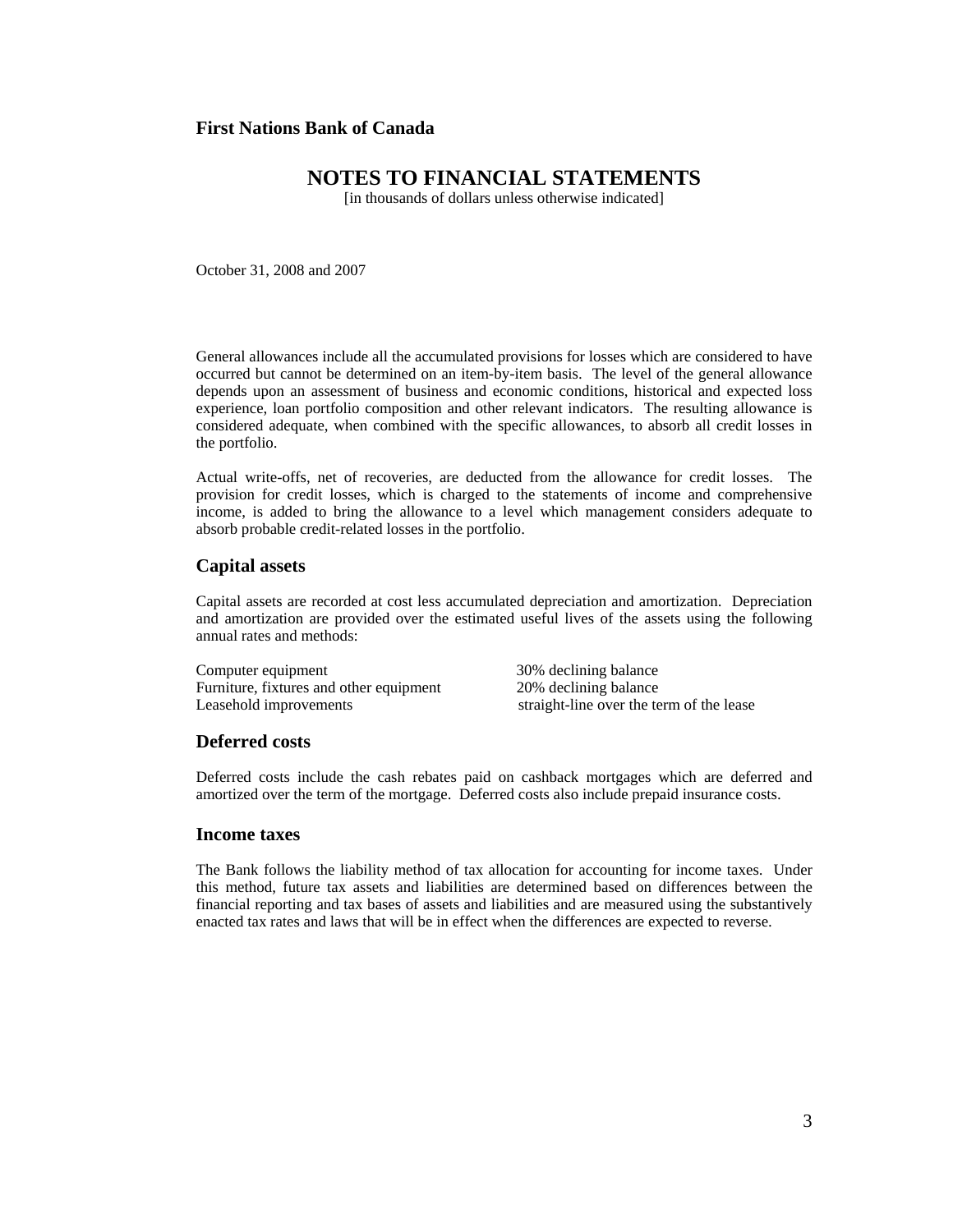General allowances include all the accumulated provisions for losses which are considered to have occurred but cannot be determined on an item-by-item basis. The level of the general allowance depends upon an assessment of business and economic conditions, historical and expected loss experience, loan portfolio composition and other relevant indicators. The resulting allowance is considered adequate, when combined with the specific allowances, to absorb all credit losses in the portfolio.

Actual write-offs, net of recoveries, are deducted from the allowance for credit losses. The provision for credit losses, which is charged to the statements of income and comprehensive income, is added to bring the allowance to a level which management considers adequate to absorb probable credit-related losses in the portfolio.

## Capital assets

Capital assets are recorded at cost less accumulated depreciation and amortization. Depreciation and amortization are provided over the estimated useful lives of the assets using the following annual rates and methods:

| | |
|---|---|
| Computer equipment | 30% declining balance |
| Furniture, fixtures and other equipment | 20% declining balance |
| Leasehold improvements | straight-line over the term of the lease |

## Deferred costs

Deferred costs include the cash rebates paid on cashback mortgages which are deferred and amortized over the term of the mortgage. Deferred costs also include prepaid insurance costs.

## Income taxes

The Bank follows the liability method of tax allocation for accounting for income taxes. Under this method, future tax assets and liabilities are determined based on differences between the financial reporting and tax bases of assets and liabilities and are measured using the substantively enacted tax rates and laws that will be in effect when the differences are expected to reverse.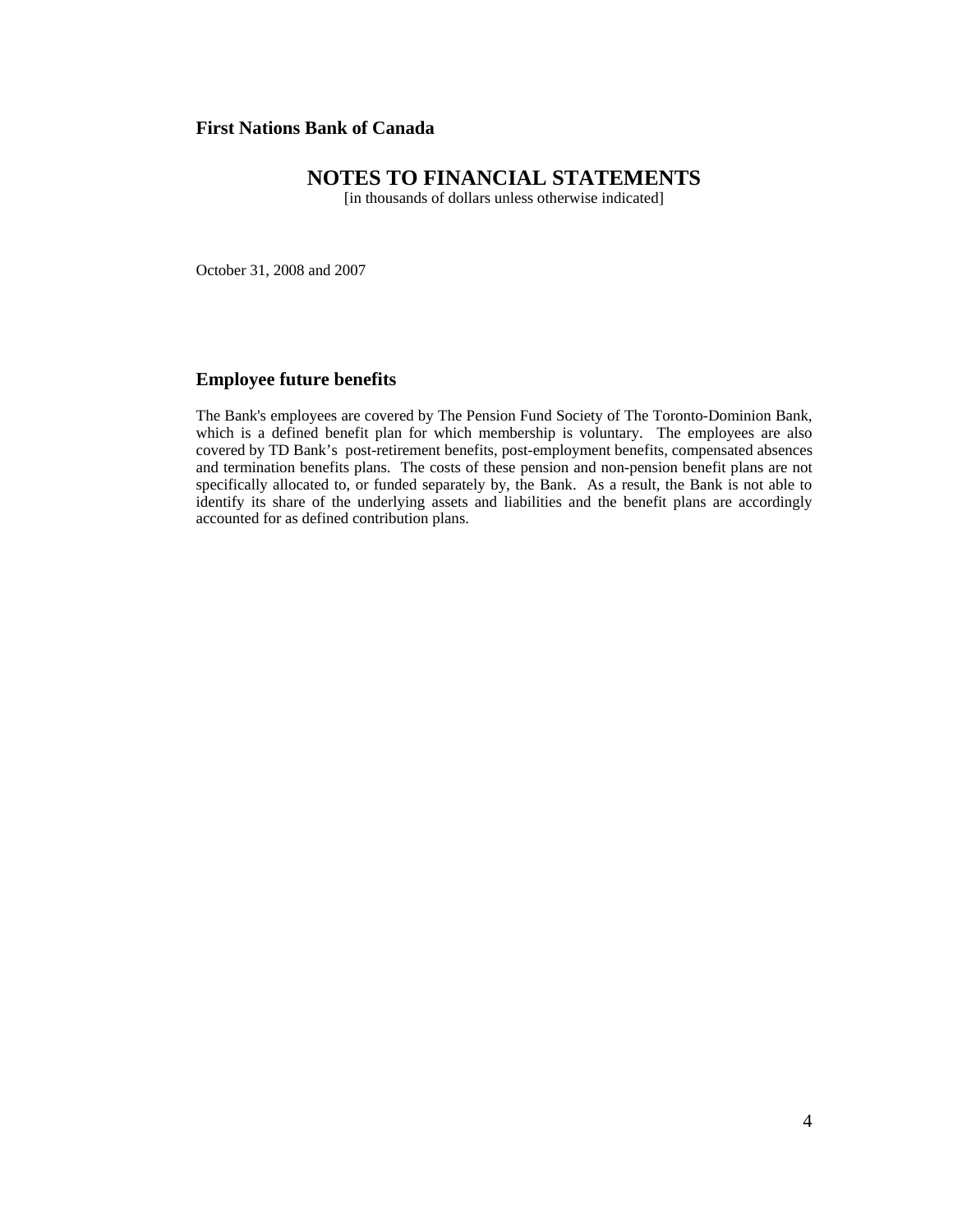**First Nations Bank of Canada**

# NOTES TO FINANCIAL STATEMENTS

[in thousands of dollars unless otherwise indicated]

October 31, 2008 and 2007

## Employee future benefits

The Bank's employees are covered by The Pension Fund Society of The Toronto-Dominion Bank, which is a defined benefit plan for which membership is voluntary. The employees are also covered by TD Bank's post-retirement benefits, post-employment benefits, compensated absences and termination benefits plans. The costs of these pension and non-pension benefit plans are not specifically allocated to, or funded separately by, the Bank. As a result, the Bank is not able to identify its share of the underlying assets and liabilities and the benefit plans are accordingly accounted for as defined contribution plans.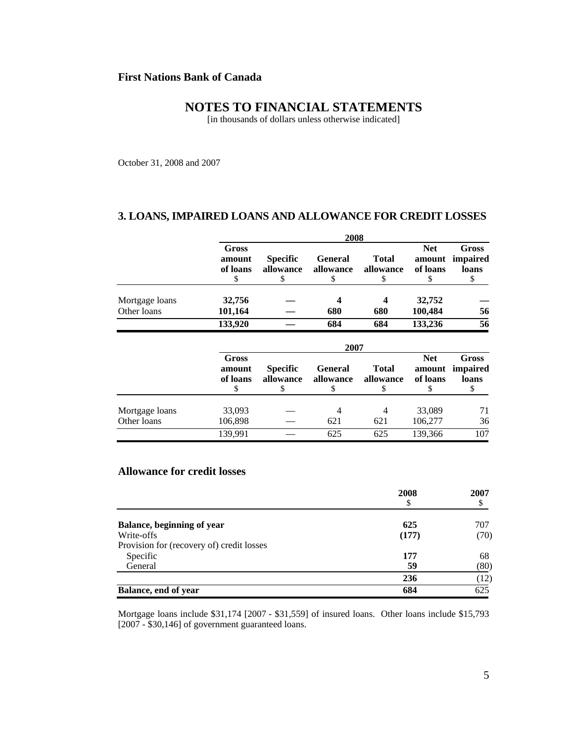**First Nations Bank of Canada**

# NOTES TO FINANCIAL STATEMENTS

[in thousands of dollars unless otherwise indicated]

October 31, 2008 and 2007

## 3. LOANS, IMPAIRED LOANS AND ALLOWANCE FOR CREDIT LOSSES

| | 2008 | | | | | |
|---|---|---|---|---|---|---|
| | **Gross amount of loans** $ | **Specific allowance** $ | **General allowance** $ | **Total allowance** $ | **Net amount of loans** $ | **Gross impaired loans** $ |
| Mortgage loans | **32,756** | **—** | **4** | **4** | **32,752** | **—** |
| Other loans | **101,164** | **—** | **680** | **680** | **100,484** | **56** |
| | **133,920** | **—** | **684** | **684** | **133,236** | **56** |

| | 2007 | | | | | |
|---|---|---|---|---|---|---|
| | **Gross amount of loans** $ | **Specific allowance** $ | **General allowance** $ | **Total allowance** $ | **Net amount of loans** $ | **Gross impaired loans** $ |
| Mortgage loans | 33,093 | — | 4 | 4 | 33,089 | 71 |
| Other loans | 106,898 | — | 621 | 621 | 106,277 | 36 |
| | 139,991 | — | 625 | 625 | 139,366 | 107 |

## Allowance for credit losses

| | **2008** $ | **2007** $ |
|---|---|---|
| **Balance, beginning of year** | **625** | 707 |
| Write-offs | **(177)** | (70) |
| Provision for (recovery of) credit losses | | |
| Specific | **177** | 68 |
| General | **59** | (80) |
| | **236** | (12) |
| **Balance, end of year** | **684** | 625 |

Mortgage loans include $31,174 [2007 - $31,559] of insured loans. Other loans include $15,793 [2007 - $30,146] of government guaranteed loans.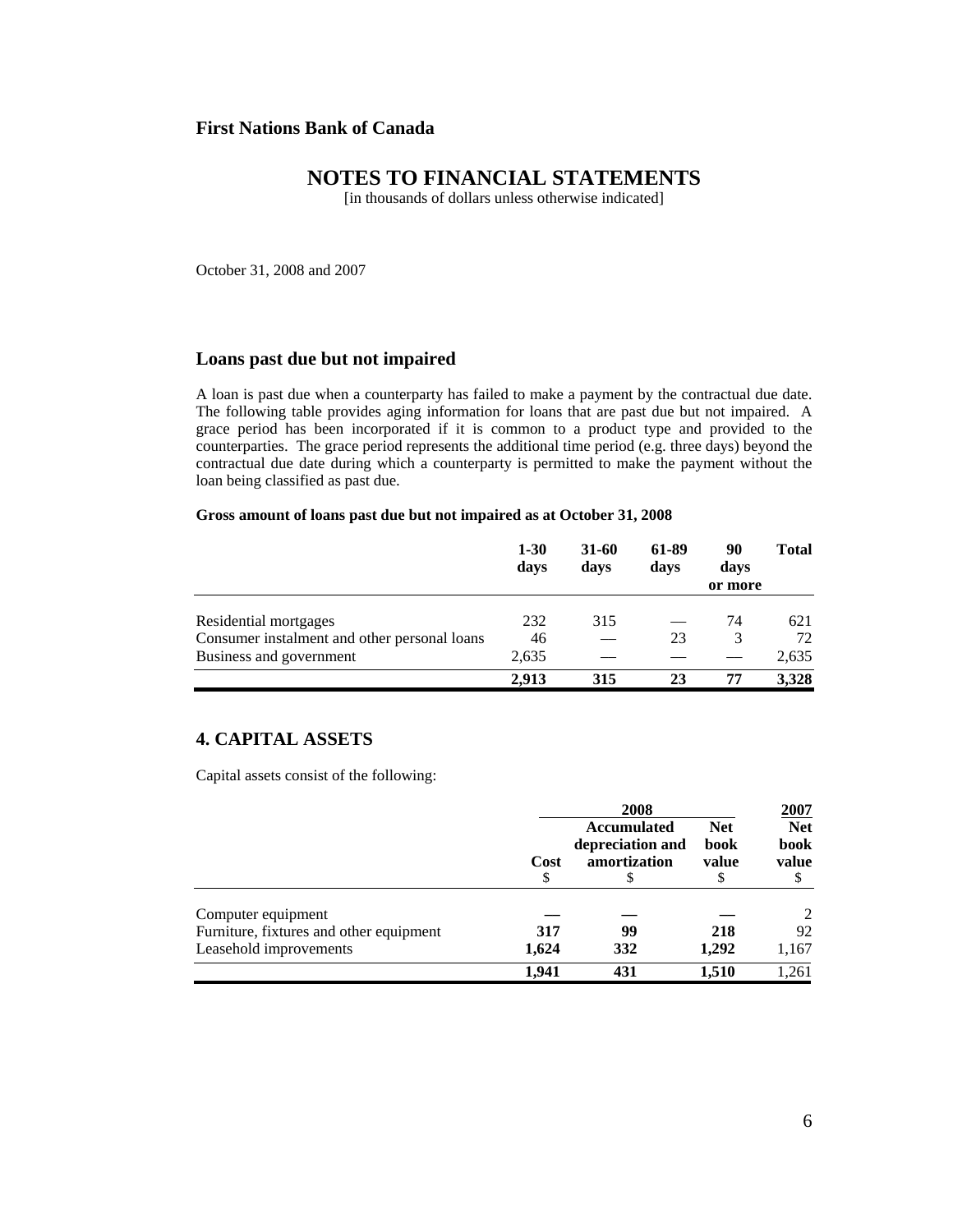**First Nations Bank of Canada**

# NOTES TO FINANCIAL STATEMENTS

[in thousands of dollars unless otherwise indicated]

October 31, 2008 and 2007

## Loans past due but not impaired

A loan is past due when a counterparty has failed to make a payment by the contractual due date. The following table provides aging information for loans that are past due but not impaired. A grace period has been incorporated if it is common to a product type and provided to the counterparties. The grace period represents the additional time period (e.g. three days) beyond the contractual due date during which a counterparty is permitted to make the payment without the loan being classified as past due.

**Gross amount of loans past due but not impaired as at October 31, 2008**

| | 1-30 days | 31-60 days | 61-89 days | 90 days or more | Total |
|---|---|---|---|---|---|
| Residential mortgages | 232 | 315 | — | 74 | 621 |
| Consumer instalment and other personal loans | 46 | — | 23 | 3 | 72 |
| Business and government | 2,635 | — | — | — | 2,635 |
| | **2,913** | **315** | **23** | **77** | **3,328** |

## 4. CAPITAL ASSETS

Capital assets consist of the following:

| | 2008 | | | 2007 |
|---|---|---|---|---|
| | Cost $ | Accumulated depreciation and amortization $ | Net book value $ | Net book value $ |
| Computer equipment | — | — | — | 2 |
| Furniture, fixtures and other equipment | **317** | **99** | **218** | 92 |
| Leasehold improvements | **1,624** | **332** | **1,292** | 1,167 |
| | **1,941** | **431** | **1,510** | 1,261 |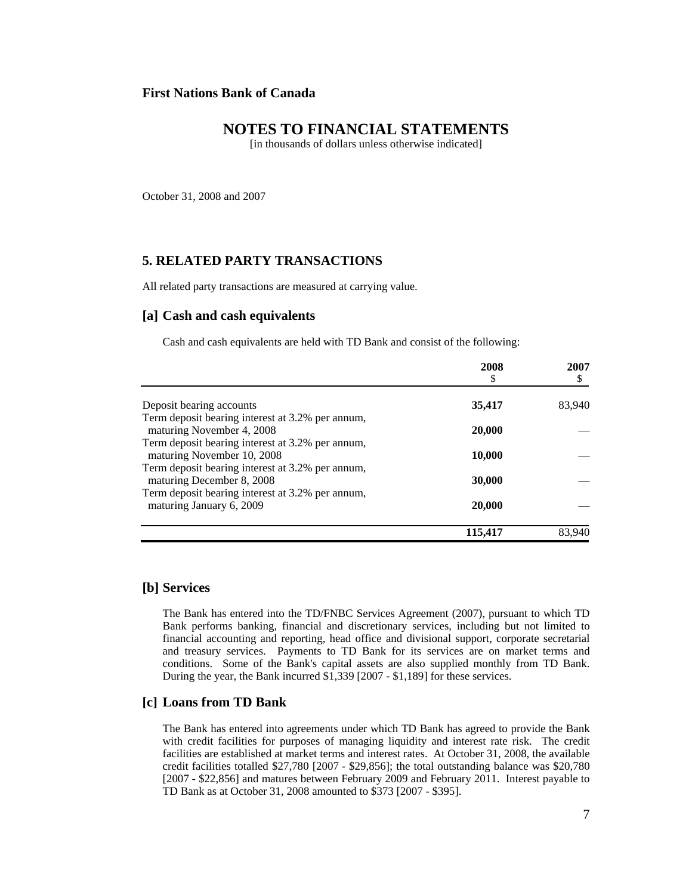**First Nations Bank of Canada**

# NOTES TO FINANCIAL STATEMENTS

[in thousands of dollars unless otherwise indicated]

October 31, 2008 and 2007

## 5. RELATED PARTY TRANSACTIONS

All related party transactions are measured at carrying value.

### [a] Cash and cash equivalents

Cash and cash equivalents are held with TD Bank and consist of the following:

| | 2008<br>$ | 2007<br>$ |
|---|---|---|
| Deposit bearing accounts | **35,417** | 83,940 |
| Term deposit bearing interest at 3.2% per annum, maturing November 4, 2008 | **20,000** | — |
| Term deposit bearing interest at 3.2% per annum, maturing November 10, 2008 | **10,000** | — |
| Term deposit bearing interest at 3.2% per annum, maturing December 8, 2008 | **30,000** | — |
| Term deposit bearing interest at 3.2% per annum, maturing January 6, 2009 | **20,000** | — |
| | **115,417** | 83,940 |

### [b] Services

The Bank has entered into the TD/FNBC Services Agreement (2007), pursuant to which TD Bank performs banking, financial and discretionary services, including but not limited to financial accounting and reporting, head office and divisional support, corporate secretarial and treasury services. Payments to TD Bank for its services are on market terms and conditions. Some of the Bank's capital assets are also supplied monthly from TD Bank. During the year, the Bank incurred $1,339 [2007 - $1,189] for these services.

### [c] Loans from TD Bank

The Bank has entered into agreements under which TD Bank has agreed to provide the Bank with credit facilities for purposes of managing liquidity and interest rate risk. The credit facilities are established at market terms and interest rates. At October 31, 2008, the available credit facilities totalled $27,780 [2007 - $29,856]; the total outstanding balance was $20,780 [2007 - $22,856] and matures between February 2009 and February 2011. Interest payable to TD Bank as at October 31, 2008 amounted to $373 [2007 - $395].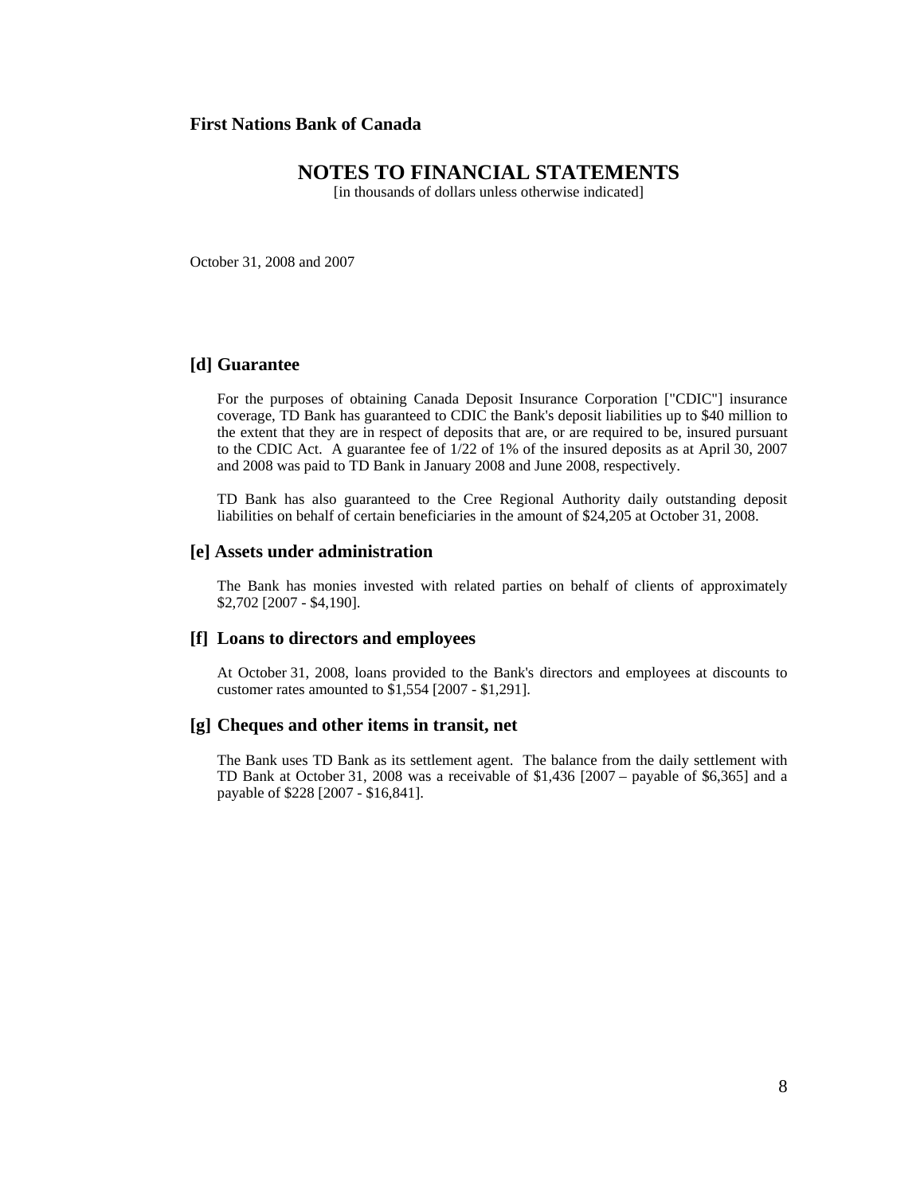**First Nations Bank of Canada**

# NOTES TO FINANCIAL STATEMENTS

[in thousands of dollars unless otherwise indicated]

October 31, 2008 and 2007

## [d] Guarantee

For the purposes of obtaining Canada Deposit Insurance Corporation ["CDIC"] insurance coverage, TD Bank has guaranteed to CDIC the Bank's deposit liabilities up to $40 million to the extent that they are in respect of deposits that are, or are required to be, insured pursuant to the CDIC Act. A guarantee fee of 1/22 of 1% of the insured deposits as at April 30, 2007 and 2008 was paid to TD Bank in January 2008 and June 2008, respectively.

TD Bank has also guaranteed to the Cree Regional Authority daily outstanding deposit liabilities on behalf of certain beneficiaries in the amount of $24,205 at October 31, 2008.

## [e] Assets under administration

The Bank has monies invested with related parties on behalf of clients of approximately $2,702 [2007 - $4,190].

## [f] Loans to directors and employees

At October 31, 2008, loans provided to the Bank's directors and employees at discounts to customer rates amounted to $1,554 [2007 - $1,291].

## [g] Cheques and other items in transit, net

The Bank uses TD Bank as its settlement agent. The balance from the daily settlement with TD Bank at October 31, 2008 was a receivable of $1,436 [2007 – payable of $6,365] and a payable of $228 [2007 - $16,841].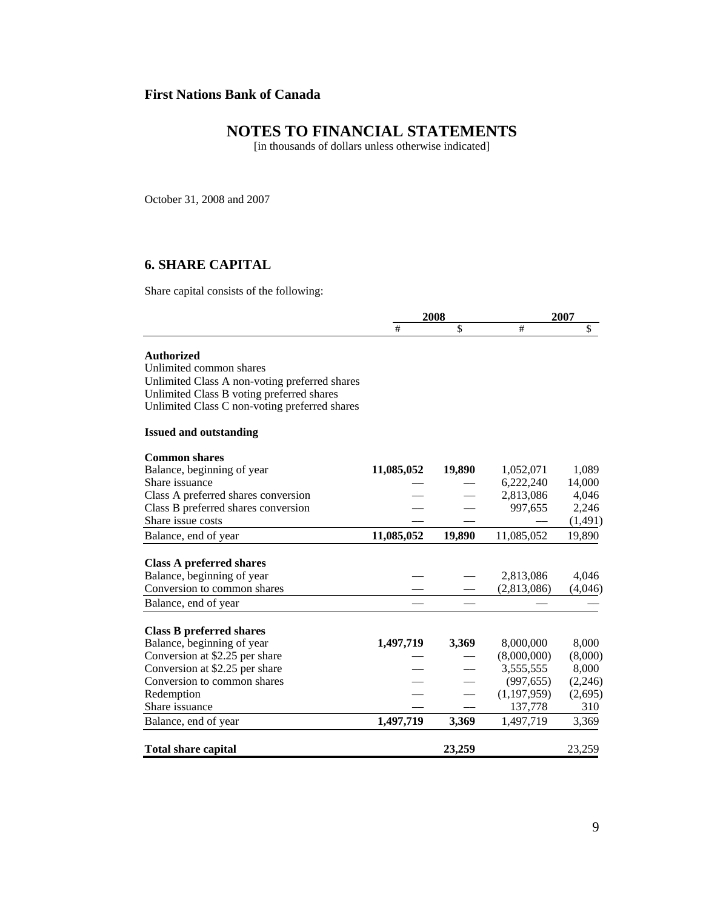**First Nations Bank of Canada**

# NOTES TO FINANCIAL STATEMENTS

[in thousands of dollars unless otherwise indicated]

October 31, 2008 and 2007

## 6. SHARE CAPITAL

Share capital consists of the following:

| | 2008 | | 2007 | |
|---|---|---|---|---|
| | # | $ | # | $ |
| **Authorized** | | | | |
| Unlimited common shares | | | | |
| Unlimited Class A non-voting preferred shares | | | | |
| Unlimited Class B voting preferred shares | | | | |
| Unlimited Class C non-voting preferred shares | | | | |
| **Issued and outstanding** | | | | |
| **Common shares** | | | | |
| Balance, beginning of year | **11,085,052** | **19,890** | 1,052,071 | 1,089 |
| Share issuance | — | — | 6,222,240 | 14,000 |
| Class A preferred shares conversion | — | — | 2,813,086 | 4,046 |
| Class B preferred shares conversion | — | — | 997,655 | 2,246 |
| Share issue costs | — | — | — | (1,491) |
| Balance, end of year | **11,085,052** | **19,890** | 11,085,052 | 19,890 |
| **Class A preferred shares** | | | | |
| Balance, beginning of year | — | — | 2,813,086 | 4,046 |
| Conversion to common shares | — | — | (2,813,086) | (4,046) |
| Balance, end of year | — | — | — | — |
| **Class B preferred shares** | | | | |
| Balance, beginning of year | **1,497,719** | **3,369** | 8,000,000 | 8,000 |
| Conversion at $2.25 per share | — | — | (8,000,000) | (8,000) |
| Conversion at $2.25 per share | — | — | 3,555,555 | 8,000 |
| Conversion to common shares | — | — | (997,655) | (2,246) |
| Redemption | — | — | (1,197,959) | (2,695) |
| Share issuance | — | — | 137,778 | 310 |
| Balance, end of year | **1,497,719** | **3,369** | 1,497,719 | 3,369 |
| **Total share capital** | | **23,259** | | 23,259 |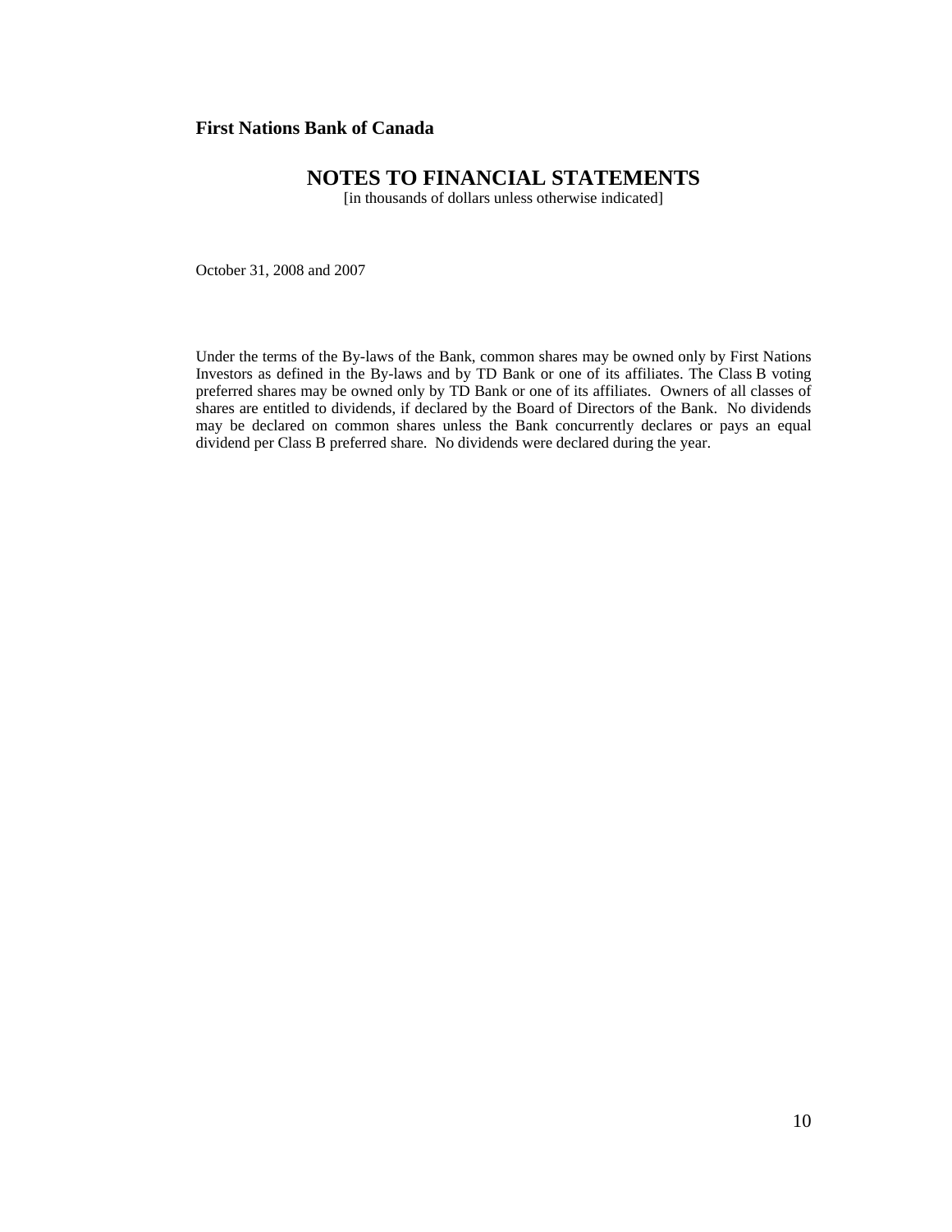**First Nations Bank of Canada**

# NOTES TO FINANCIAL STATEMENTS

[in thousands of dollars unless otherwise indicated]

October 31, 2008 and 2007

Under the terms of the By-laws of the Bank, common shares may be owned only by First Nations Investors as defined in the By-laws and by TD Bank or one of its affiliates. The Class B voting preferred shares may be owned only by TD Bank or one of its affiliates. Owners of all classes of shares are entitled to dividends, if declared by the Board of Directors of the Bank. No dividends may be declared on common shares unless the Bank concurrently declares or pays an equal dividend per Class B preferred share. No dividends were declared during the year.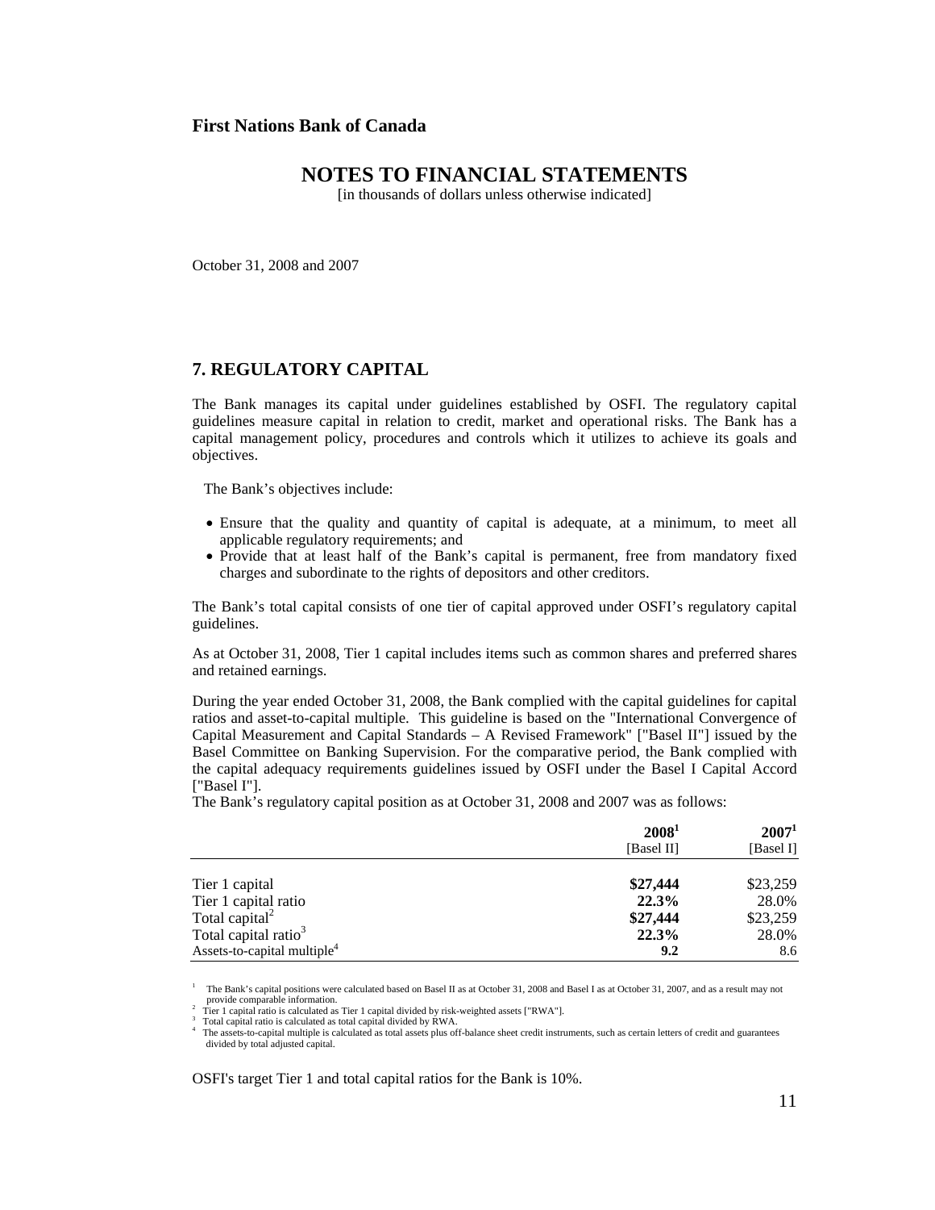**First Nations Bank of Canada**

# NOTES TO FINANCIAL STATEMENTS

[in thousands of dollars unless otherwise indicated]

October 31, 2008 and 2007

## 7. REGULATORY CAPITAL

The Bank manages its capital under guidelines established by OSFI. The regulatory capital guidelines measure capital in relation to credit, market and operational risks. The Bank has a capital management policy, procedures and controls which it utilizes to achieve its goals and objectives.

The Bank's objectives include:

- Ensure that the quality and quantity of capital is adequate, at a minimum, to meet all applicable regulatory requirements; and
- Provide that at least half of the Bank's capital is permanent, free from mandatory fixed charges and subordinate to the rights of depositors and other creditors.

The Bank's total capital consists of one tier of capital approved under OSFI's regulatory capital guidelines.

As at October 31, 2008, Tier 1 capital includes items such as common shares and preferred shares and retained earnings.

During the year ended October 31, 2008, the Bank complied with the capital guidelines for capital ratios and asset-to-capital multiple. This guideline is based on the "International Convergence of Capital Measurement and Capital Standards – A Revised Framework" ["Basel II"] issued by the Basel Committee on Banking Supervision. For the comparative period, the Bank complied with the capital adequacy requirements guidelines issued by OSFI under the Basel I Capital Accord ["Basel I"].

The Bank's regulatory capital position as at October 31, 2008 and 2007 was as follows:

| | **2008**[1] [Basel II] | **2007**[1] [Basel I] |
|---|---|---|
| Tier 1 capital | **$27,444** | $23,259 |
| Tier 1 capital ratio | **22.3%** | 28.0% |
| Total capital[2] | **$27,444** | $23,259 |
| Total capital ratio[3] | **22.3%** | 28.0% |
| Assets-to-capital multiple[4] | **9.2** | 8.6 |

[1] The Bank's capital positions were calculated based on Basel II as at October 31, 2008 and Basel I as at October 31, 2007, and as a result may not provide comparable information.
[2] Tier 1 capital ratio is calculated as Tier 1 capital divided by risk-weighted assets ["RWA"].
[3] Total capital ratio is calculated as total capital divided by RWA.
[4] The assets-to-capital multiple is calculated as total assets plus off-balance sheet credit instruments, such as certain letters of credit and guarantees divided by total adjusted capital.

OSFI's target Tier 1 and total capital ratios for the Bank is 10%.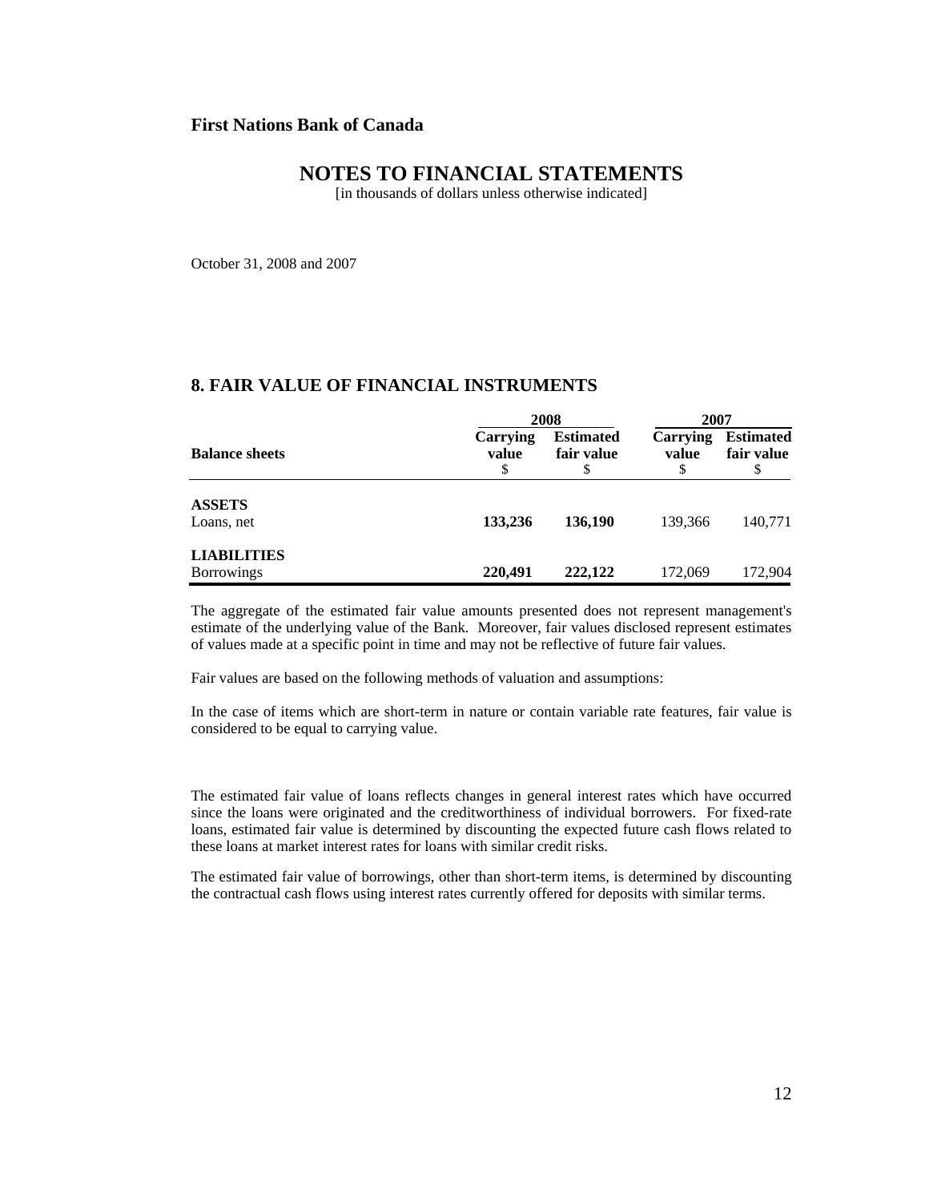**First Nations Bank of Canada**

# NOTES TO FINANCIAL STATEMENTS

[in thousands of dollars unless otherwise indicated]

October 31, 2008 and 2007

## 8. FAIR VALUE OF FINANCIAL INSTRUMENTS

| | 2008 | | 2007 | |
|---|---|---|---|---|
| **Balance sheets** | **Carrying value** $ | **Estimated fair value** $ | **Carrying value** $ | **Estimated fair value** $ |
| **ASSETS** | | | | |
| Loans, net | **133,236** | **136,190** | 139,366 | 140,771 |
| **LIABILITIES** | | | | |
| Borrowings | **220,491** | **222,122** | 172,069 | 172,904 |

The aggregate of the estimated fair value amounts presented does not represent management's estimate of the underlying value of the Bank. Moreover, fair values disclosed represent estimates of values made at a specific point in time and may not be reflective of future fair values.

Fair values are based on the following methods of valuation and assumptions:

In the case of items which are short-term in nature or contain variable rate features, fair value is considered to be equal to carrying value.

The estimated fair value of loans reflects changes in general interest rates which have occurred since the loans were originated and the creditworthiness of individual borrowers. For fixed-rate loans, estimated fair value is determined by discounting the expected future cash flows related to these loans at market interest rates for loans with similar credit risks.

The estimated fair value of borrowings, other than short-term items, is determined by discounting the contractual cash flows using interest rates currently offered for deposits with similar terms.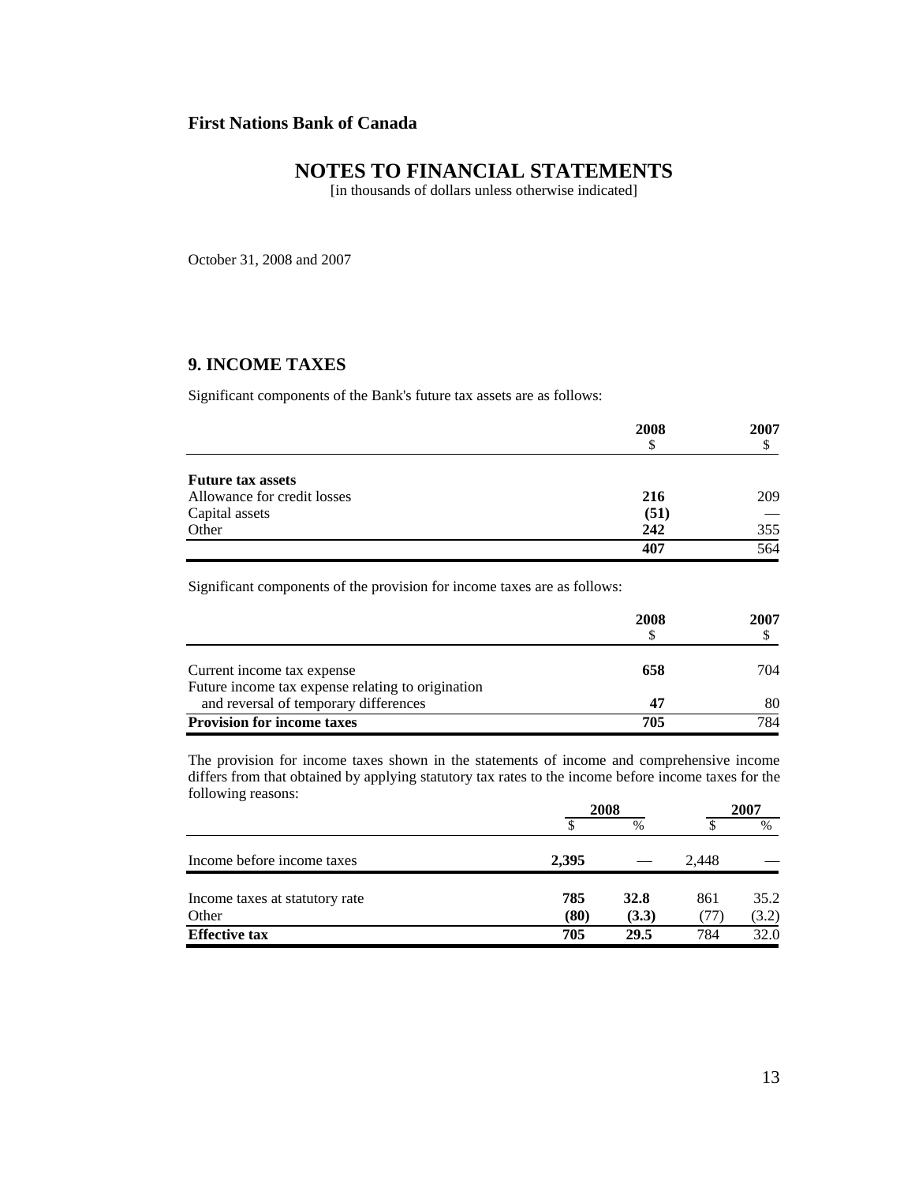**First Nations Bank of Canada**

# NOTES TO FINANCIAL STATEMENTS

[in thousands of dollars unless otherwise indicated]

October 31, 2008 and 2007

## 9. INCOME TAXES

Significant components of the Bank's future tax assets are as follows:

| | 2008<br>$ | 2007<br>$ |
|---|---|---|
| **Future tax assets** | | |
| Allowance for credit losses | **216** | 209 |
| Capital assets | **(51)** | — |
| Other | **242** | 355 |
| | **407** | 564 |

Significant components of the provision for income taxes are as follows:

| | 2008<br>$ | 2007<br>$ |
|---|---|---|
| Current income tax expense | **658** | 704 |
| Future income tax expense relating to origination and reversal of temporary differences | **47** | 80 |
| **Provision for income taxes** | **705** | 784 |

The provision for income taxes shown in the statements of income and comprehensive income differs from that obtained by applying statutory tax rates to the income before income taxes for the following reasons:

| | 2008 | | 2007 | |
|---|---|---|---|---|
| | $ | % | $ | % |
| Income before income taxes | **2,395** | — | 2,448 | — |
| Income taxes at statutory rate | **785** | **32.8** | 861 | 35.2 |
| Other | **(80)** | **(3.3)** | (77) | (3.2) |
| **Effective tax** | **705** | **29.5** | 784 | 32.0 |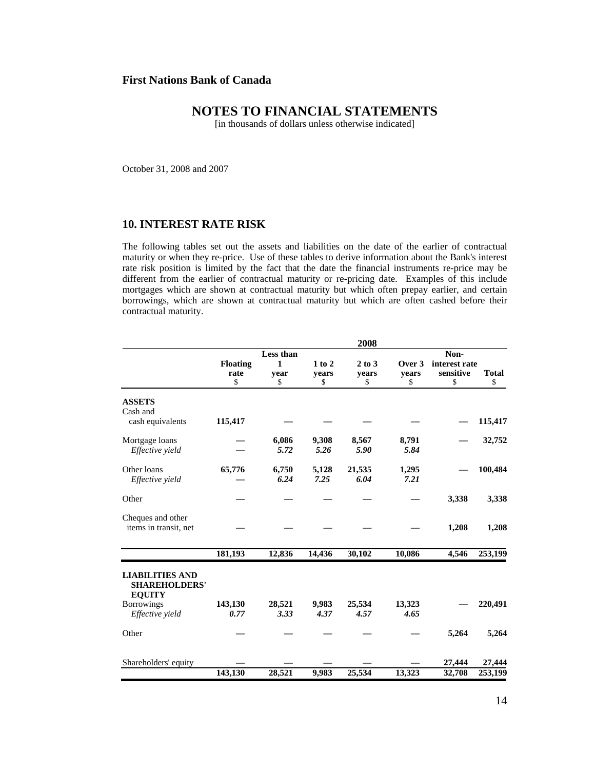**First Nations Bank of Canada**

# NOTES TO FINANCIAL STATEMENTS

[in thousands of dollars unless otherwise indicated]

October 31, 2008 and 2007

## 10. INTEREST RATE RISK

The following tables set out the assets and liabilities on the date of the earlier of contractual maturity or when they re-price. Use of these tables to derive information about the Bank's interest rate risk position is limited by the fact that the date the financial instruments re-price may be different from the earlier of contractual maturity or re-pricing date. Examples of this include mortgages which are shown at contractual maturity but which often prepay earlier, and certain borrowings, which are shown at contractual maturity but which are often cashed before their contractual maturity.

| | 2008 | | | | | | |
|---|---|---|---|---|---|---|---|
| | **Floating rate** $ | **Less than 1 year** $ | **1 to 2 years** $ | **2 to 3 years** $ | **Over 3 years** $ | **Non-interest rate sensitive** $ | **Total** $ |
| **ASSETS** | | | | | | | |
| Cash and cash equivalents | **115,417** | **—** | **—** | **—** | **—** | **—** | **115,417** |
| Mortgage loans | **—** | **6,086** | **9,308** | **8,567** | **8,791** | **—** | **32,752** |
| *Effective yield* | **—** | ***5.72*** | ***5.26*** | ***5.90*** | ***5.84*** | | |
| Other loans | **65,776** | **6,750** | **5,128** | **21,535** | **1,295** | **—** | **100,484** |
| *Effective yield* | **—** | ***6.24*** | ***7.25*** | ***6.04*** | ***7.21*** | | |
| Other | **—** | **—** | **—** | **—** | **—** | **3,338** | **3,338** |
| Cheques and other items in transit, net | **—** | **—** | **—** | **—** | **—** | **1,208** | **1,208** |
| | **181,193** | **12,836** | **14,436** | **30,102** | **10,086** | **4,546** | **253,199** |
| **LIABILITIES AND SHAREHOLDERS' EQUITY** | | | | | | | |
| Borrowings | **143,130** | **28,521** | **9,983** | **25,534** | **13,323** | **—** | **220,491** |
| *Effective yield* | ***0.77*** | ***3.33*** | ***4.37*** | ***4.57*** | ***4.65*** | | |
| Other | **—** | **—** | **—** | **—** | **—** | **5,264** | **5,264** |
| Shareholders' equity | **—** | **—** | **—** | **—** | **—** | **27,444** | **27,444** |
| | **143,130** | **28,521** | **9,983** | **25,534** | **13,323** | **32,708** | **253,199** |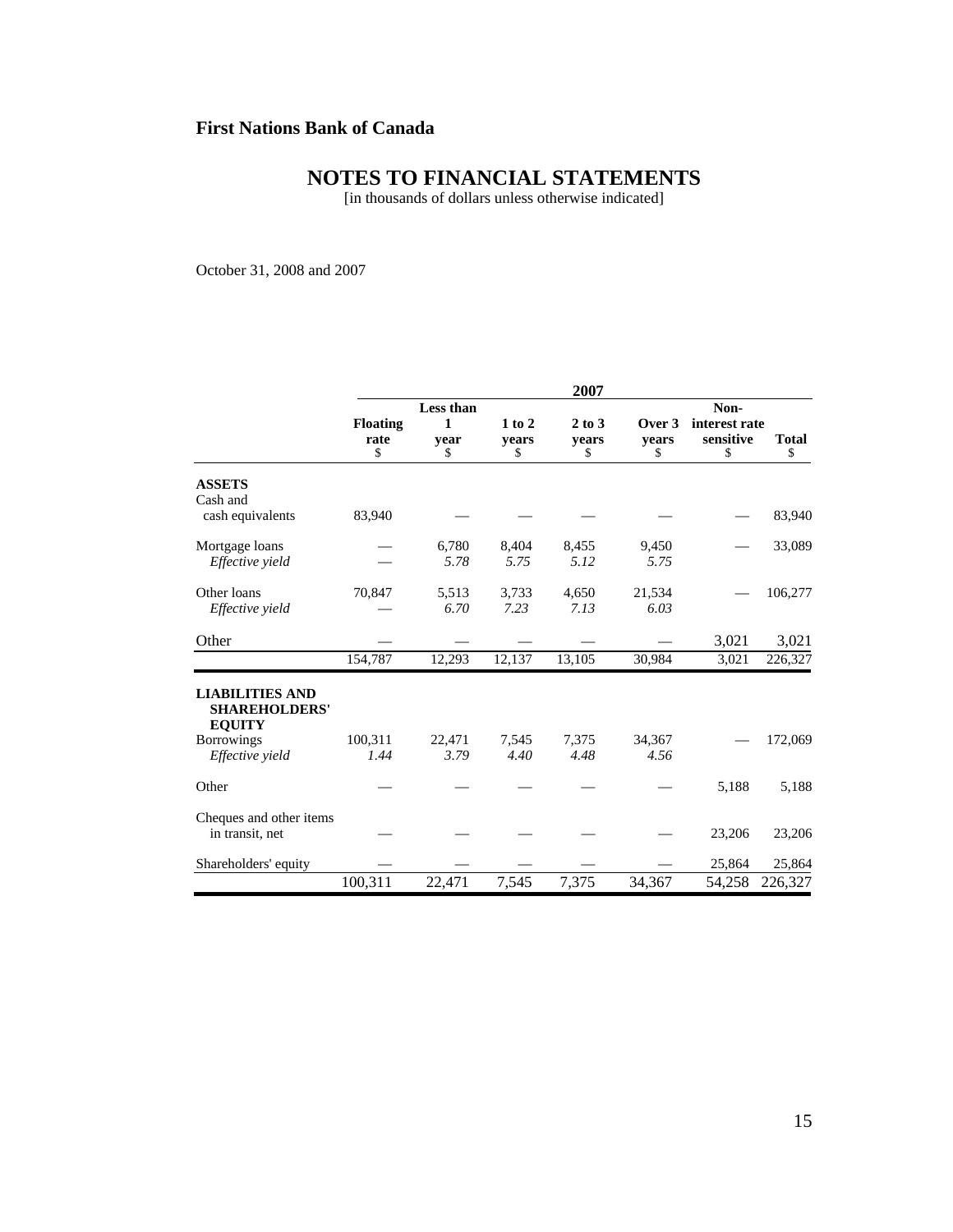**First Nations Bank of Canada**

# NOTES TO FINANCIAL STATEMENTS

[in thousands of dollars unless otherwise indicated]

October 31, 2008 and 2007

| | 2007 | | | | | | |
|---|---|---|---|---|---|---|---|
| | Floating rate $ | Less than 1 year $ | 1 to 2 years $ | 2 to 3 years $ | Over 3 years $ | Non-interest rate sensitive $ | Total $ |
| **ASSETS** | | | | | | | |
| Cash and cash equivalents | 83,940 | — | — | — | — | — | 83,940 |
| Mortgage loans | — | 6,780 | 8,404 | 8,455 | 9,450 | — | 33,089 |
| *Effective yield* | — | *5.78* | *5.75* | *5.12* | *5.75* | | |
| Other loans | 70,847 | 5,513 | 3,733 | 4,650 | 21,534 | — | 106,277 |
| *Effective yield* | — | *6.70* | *7.23* | *7.13* | *6.03* | | |
| Other | — | — | — | — | — | 3,021 | 3,021 |
| | 154,787 | 12,293 | 12,137 | 13,105 | 30,984 | 3,021 | 226,327 |
| **LIABILITIES AND SHAREHOLDERS' EQUITY** | | | | | | | |
| Borrowings | 100,311 | 22,471 | 7,545 | 7,375 | 34,367 | — | 172,069 |
| *Effective yield* | *1.44* | *3.79* | *4.40* | *4.48* | *4.56* | | |
| Other | — | — | — | — | — | 5,188 | 5,188 |
| Cheques and other items in transit, net | — | — | — | — | — | 23,206 | 23,206 |
| Shareholders' equity | — | — | — | — | — | 25,864 | 25,864 |
| | 100,311 | 22,471 | 7,545 | 7,375 | 34,367 | 54,258 | 226,327 |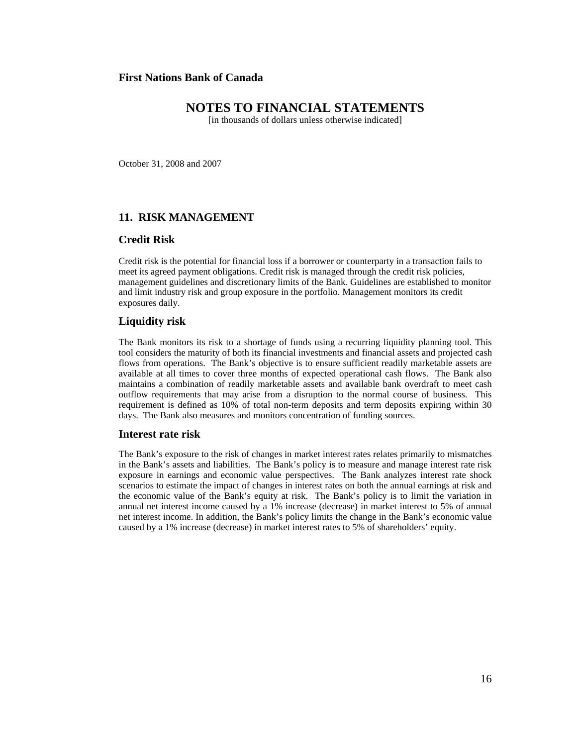**First Nations Bank of Canada**

# NOTES TO FINANCIAL STATEMENTS

[in thousands of dollars unless otherwise indicated]

October 31, 2008 and 2007

## 11. RISK MANAGEMENT

### Credit Risk

Credit risk is the potential for financial loss if a borrower or counterparty in a transaction fails to meet its agreed payment obligations. Credit risk is managed through the credit risk policies, management guidelines and discretionary limits of the Bank. Guidelines are established to monitor and limit industry risk and group exposure in the portfolio. Management monitors its credit exposures daily.

### Liquidity risk

The Bank monitors its risk to a shortage of funds using a recurring liquidity planning tool. This tool considers the maturity of both its financial investments and financial assets and projected cash flows from operations. The Bank's objective is to ensure sufficient readily marketable assets are available at all times to cover three months of expected operational cash flows. The Bank also maintains a combination of readily marketable assets and available bank overdraft to meet cash outflow requirements that may arise from a disruption to the normal course of business. This requirement is defined as 10% of total non-term deposits and term deposits expiring within 30 days. The Bank also measures and monitors concentration of funding sources.

### Interest rate risk

The Bank's exposure to the risk of changes in market interest rates relates primarily to mismatches in the Bank's assets and liabilities. The Bank's policy is to measure and manage interest rate risk exposure in earnings and economic value perspectives. The Bank analyzes interest rate shock scenarios to estimate the impact of changes in interest rates on both the annual earnings at risk and the economic value of the Bank's equity at risk. The Bank's policy is to limit the variation in annual net interest income caused by a 1% increase (decrease) in market interest to 5% of annual net interest income. In addition, the Bank's policy limits the change in the Bank's economic value caused by a 1% increase (decrease) in market interest rates to 5% of shareholders' equity.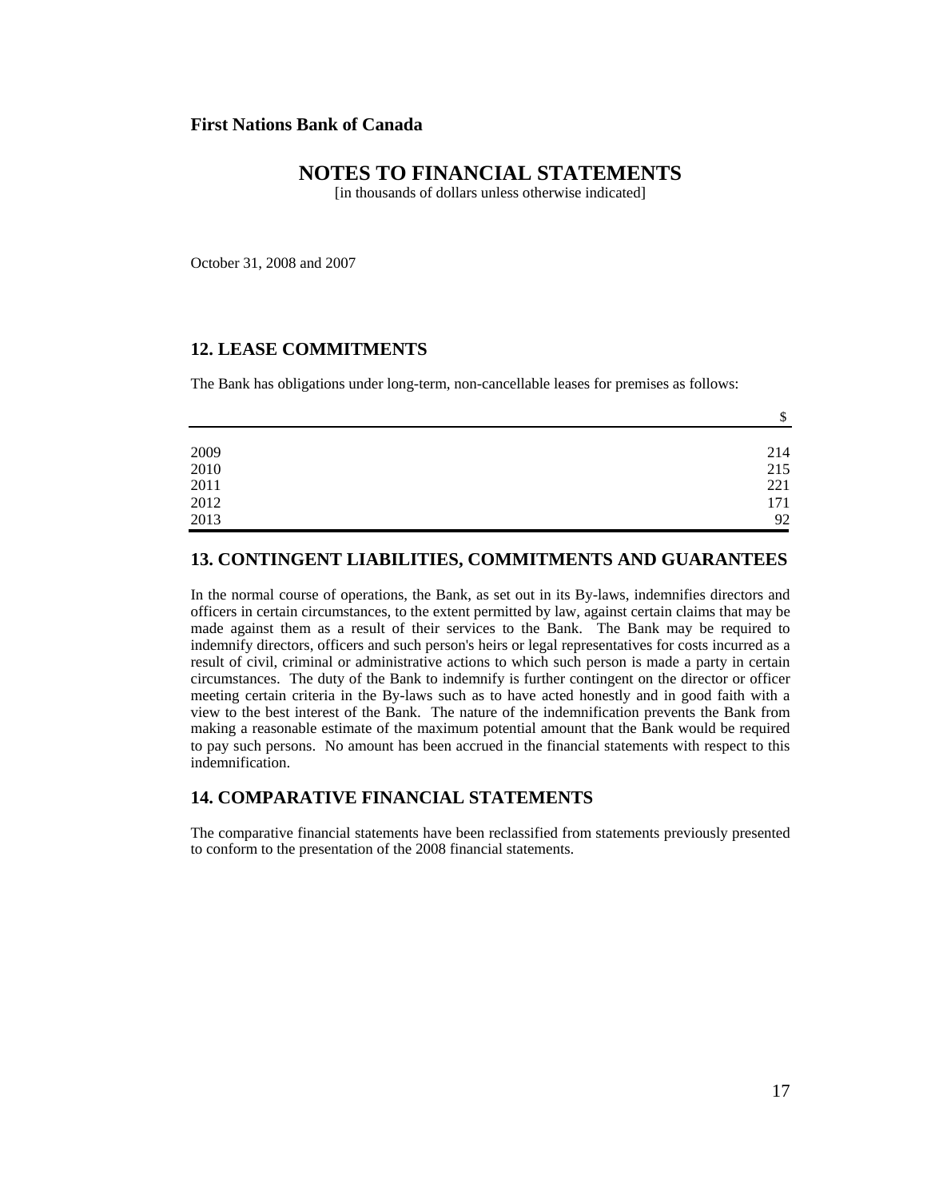**First Nations Bank of Canada**

# NOTES TO FINANCIAL STATEMENTS

[in thousands of dollars unless otherwise indicated]

October 31, 2008 and 2007

## 12. LEASE COMMITMENTS

The Bank has obligations under long-term, non-cancellable leases for premises as follows:

| | $ |
|---|---|
| 2009 | 214 |
| 2010 | 215 |
| 2011 | 221 |
| 2012 | 171 |
| 2013 | 92 |

## 13. CONTINGENT LIABILITIES, COMMITMENTS AND GUARANTEES

In the normal course of operations, the Bank, as set out in its By-laws, indemnifies directors and officers in certain circumstances, to the extent permitted by law, against certain claims that may be made against them as a result of their services to the Bank. The Bank may be required to indemnify directors, officers and such person's heirs or legal representatives for costs incurred as a result of civil, criminal or administrative actions to which such person is made a party in certain circumstances. The duty of the Bank to indemnify is further contingent on the director or officer meeting certain criteria in the By-laws such as to have acted honestly and in good faith with a view to the best interest of the Bank. The nature of the indemnification prevents the Bank from making a reasonable estimate of the maximum potential amount that the Bank would be required to pay such persons. No amount has been accrued in the financial statements with respect to this indemnification.

## 14. COMPARATIVE FINANCIAL STATEMENTS

The comparative financial statements have been reclassified from statements previously presented to conform to the presentation of the 2008 financial statements.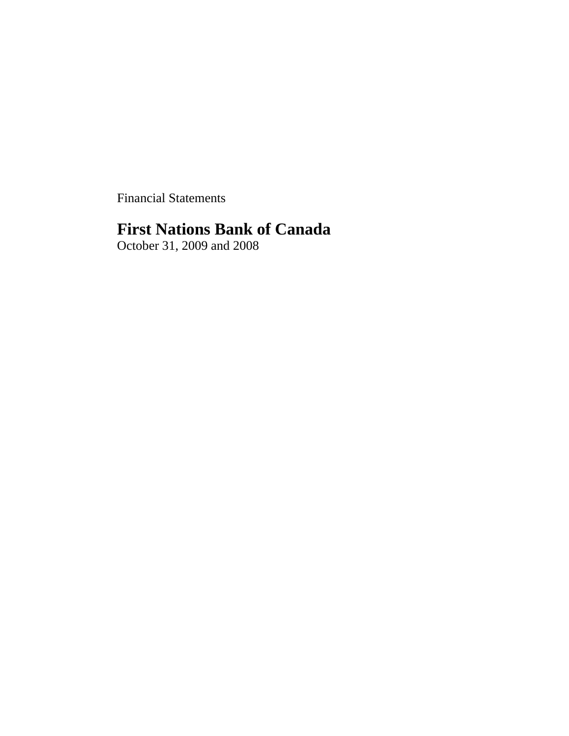Financial Statements

# First Nations Bank of Canada

October 31, 2009 and 2008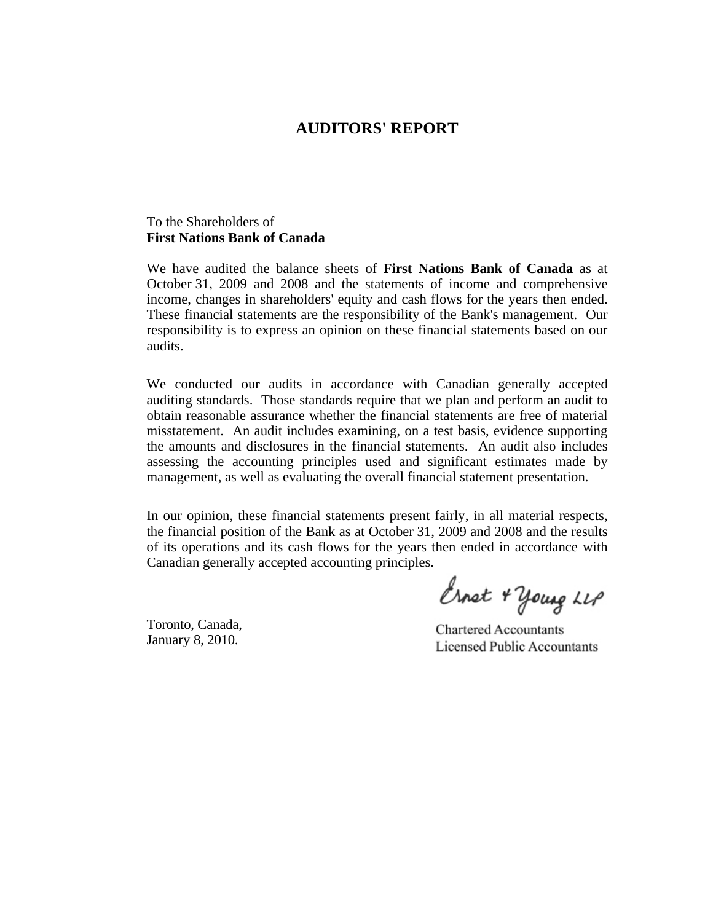# AUDITORS' REPORT

To the Shareholders of
**First Nations Bank of Canada**

We have audited the balance sheets of **First Nations Bank of Canada** as at October 31, 2009 and 2008 and the statements of income and comprehensive income, changes in shareholders' equity and cash flows for the years then ended. These financial statements are the responsibility of the Bank's management. Our responsibility is to express an opinion on these financial statements based on our audits.

We conducted our audits in accordance with Canadian generally accepted auditing standards. Those standards require that we plan and perform an audit to obtain reasonable assurance whether the financial statements are free of material misstatement. An audit includes examining, on a test basis, evidence supporting the amounts and disclosures in the financial statements. An audit also includes assessing the accounting principles used and significant estimates made by management, as well as evaluating the overall financial statement presentation.

In our opinion, these financial statements present fairly, in all material respects, the financial position of the Bank as at October 31, 2009 and 2008 and the results of its operations and its cash flows for the years then ended in accordance with Canadian generally accepted accounting principles.

Ernst & Young LLP

Chartered Accountants
Licensed Public Accountants

Toronto, Canada,
January 8, 2010.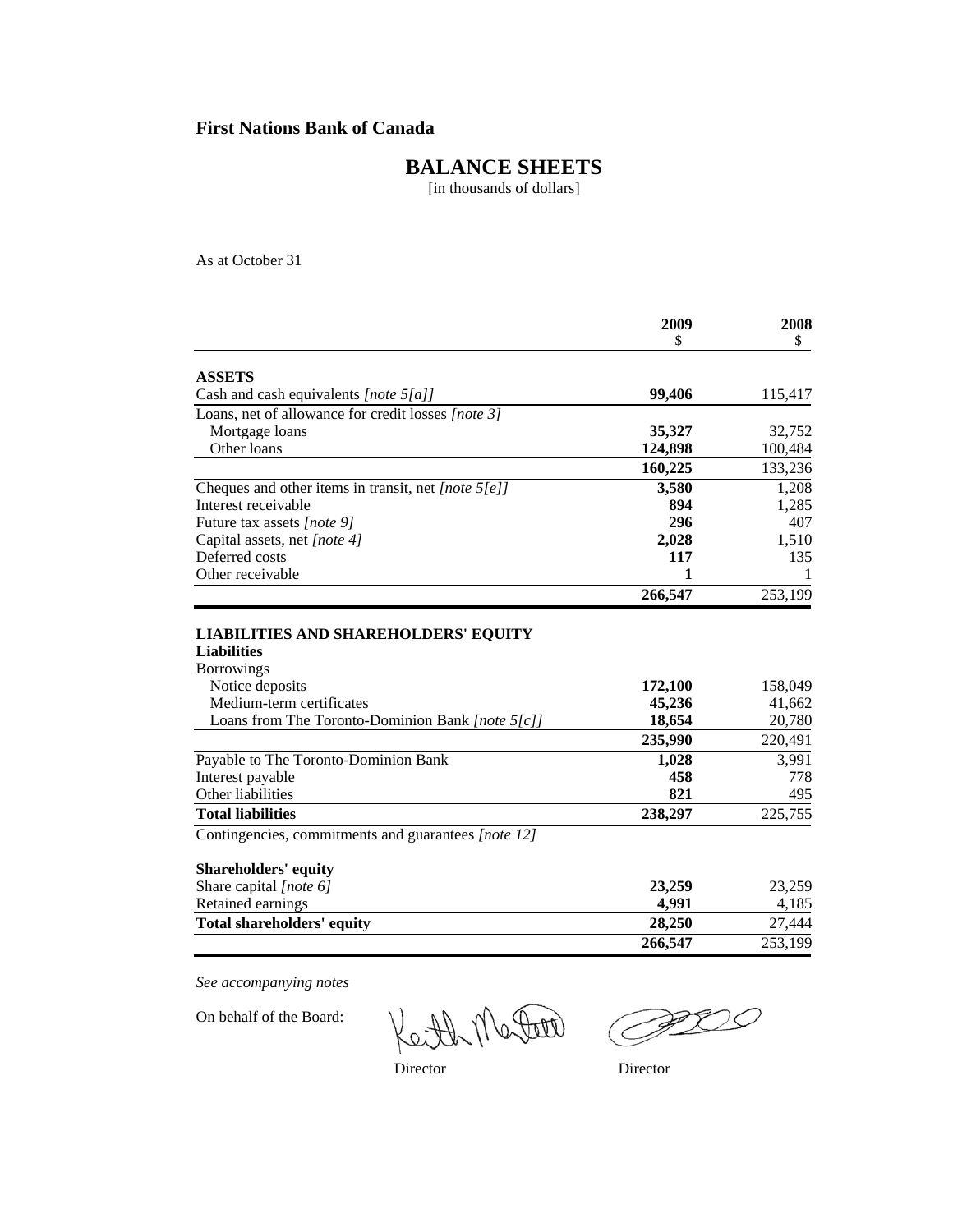**First Nations Bank of Canada**

# BALANCE SHEETS

[in thousands of dollars]

As at October 31

| | 2009<br>$ | 2008<br>$ |
|---|---|---|
| **ASSETS** | | |
| Cash and cash equivalents *[note 5[a]]* | **99,406** | 115,417 |
| Loans, net of allowance for credit losses *[note 3]* | | |
| Mortgage loans | **35,327** | 32,752 |
| Other loans | **124,898** | 100,484 |
| | **160,225** | 133,236 |
| Cheques and other items in transit, net *[note 5[e]]* | **3,580** | 1,208 |
| Interest receivable | **894** | 1,285 |
| Future tax assets *[note 9]* | **296** | 407 |
| Capital assets, net *[note 4]* | **2,028** | 1,510 |
| Deferred costs | **117** | 135 |
| Other receivable | **1** | 1 |
| | **266,547** | 253,199 |
| **LIABILITIES AND SHAREHOLDERS' EQUITY** | | |
| **Liabilities** | | |
| Borrowings | | |
| Notice deposits | **172,100** | 158,049 |
| Medium-term certificates | **45,236** | 41,662 |
| Loans from The Toronto-Dominion Bank *[note 5[c]]* | **18,654** | 20,780 |
| | **235,990** | 220,491 |
| Payable to The Toronto-Dominion Bank | **1,028** | 3,991 |
| Interest payable | **458** | 778 |
| Other liabilities | **821** | 495 |
| **Total liabilities** | **238,297** | 225,755 |
| Contingencies, commitments and guarantees *[note 12]* | | |
| **Shareholders' equity** | | |
| Share capital *[note 6]* | **23,259** | 23,259 |
| Retained earnings | **4,991** | 4,185 |
| **Total shareholders' equity** | **28,250** | 27,444 |
| | **266,547** | 253,199 |

*See accompanying notes*

On behalf of the Board:

Director Director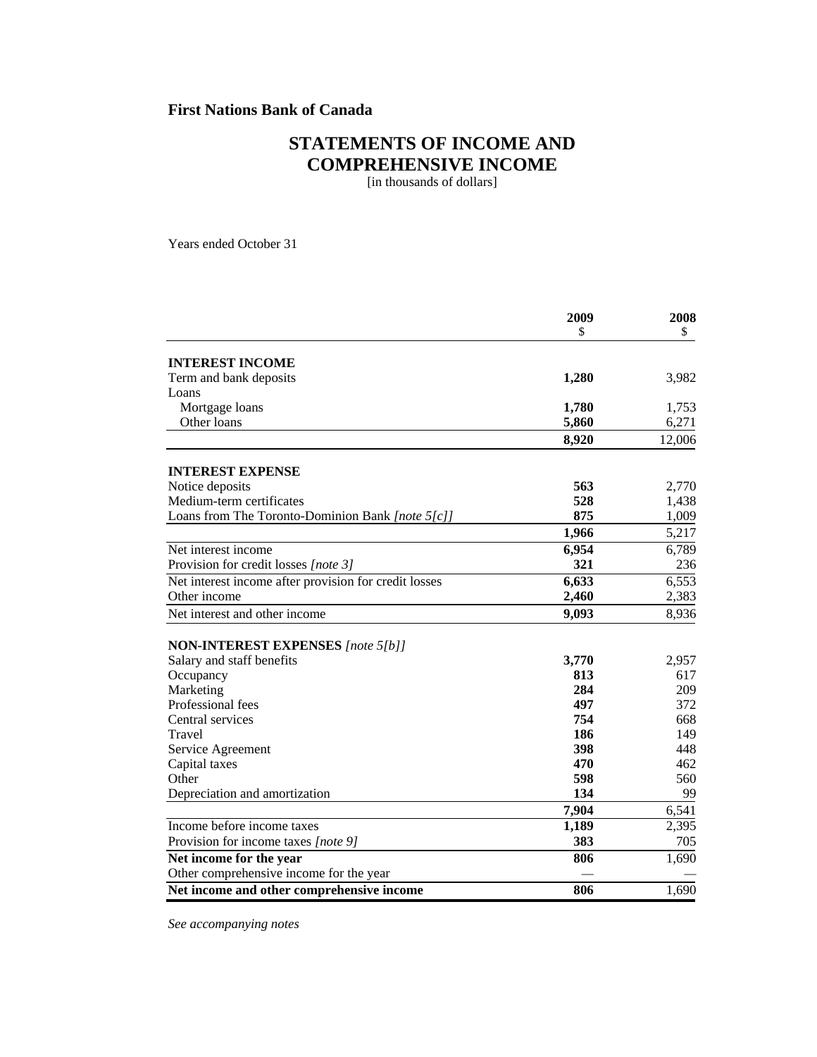**First Nations Bank of Canada**

# STATEMENTS OF INCOME AND COMPREHENSIVE INCOME

[in thousands of dollars]

Years ended October 31

| | 2009<br>$ | 2008<br>$ |
|---|---|---|
| **INTEREST INCOME** | | |
| Term and bank deposits | **1,280** | 3,982 |
| Loans | | |
| Mortgage loans | **1,780** | 1,753 |
| Other loans | **5,860** | 6,271 |
| | **8,920** | 12,006 |
| **INTEREST EXPENSE** | | |
| Notice deposits | **563** | 2,770 |
| Medium-term certificates | **528** | 1,438 |
| Loans from The Toronto-Dominion Bank *[note 5[c]]* | **875** | 1,009 |
| | **1,966** | 5,217 |
| Net interest income | **6,954** | 6,789 |
| Provision for credit losses *[note 3]* | **321** | 236 |
| Net interest income after provision for credit losses | **6,633** | 6,553 |
| Other income | **2,460** | 2,383 |
| Net interest and other income | **9,093** | 8,936 |
| **NON-INTEREST EXPENSES** *[note 5[b]]* | | |
| Salary and staff benefits | **3,770** | 2,957 |
| Occupancy | **813** | 617 |
| Marketing | **284** | 209 |
| Professional fees | **497** | 372 |
| Central services | **754** | 668 |
| Travel | **186** | 149 |
| Service Agreement | **398** | 448 |
| Capital taxes | **470** | 462 |
| Other | **598** | 560 |
| Depreciation and amortization | **134** | 99 |
| | **7,904** | 6,541 |
| Income before income taxes | **1,189** | 2,395 |
| Provision for income taxes *[note 9]* | **383** | 705 |
| **Net income for the year** | **806** | 1,690 |
| Other comprehensive income for the year | — | — |
| **Net income and other comprehensive income** | **806** | 1,690 |

*See accompanying notes*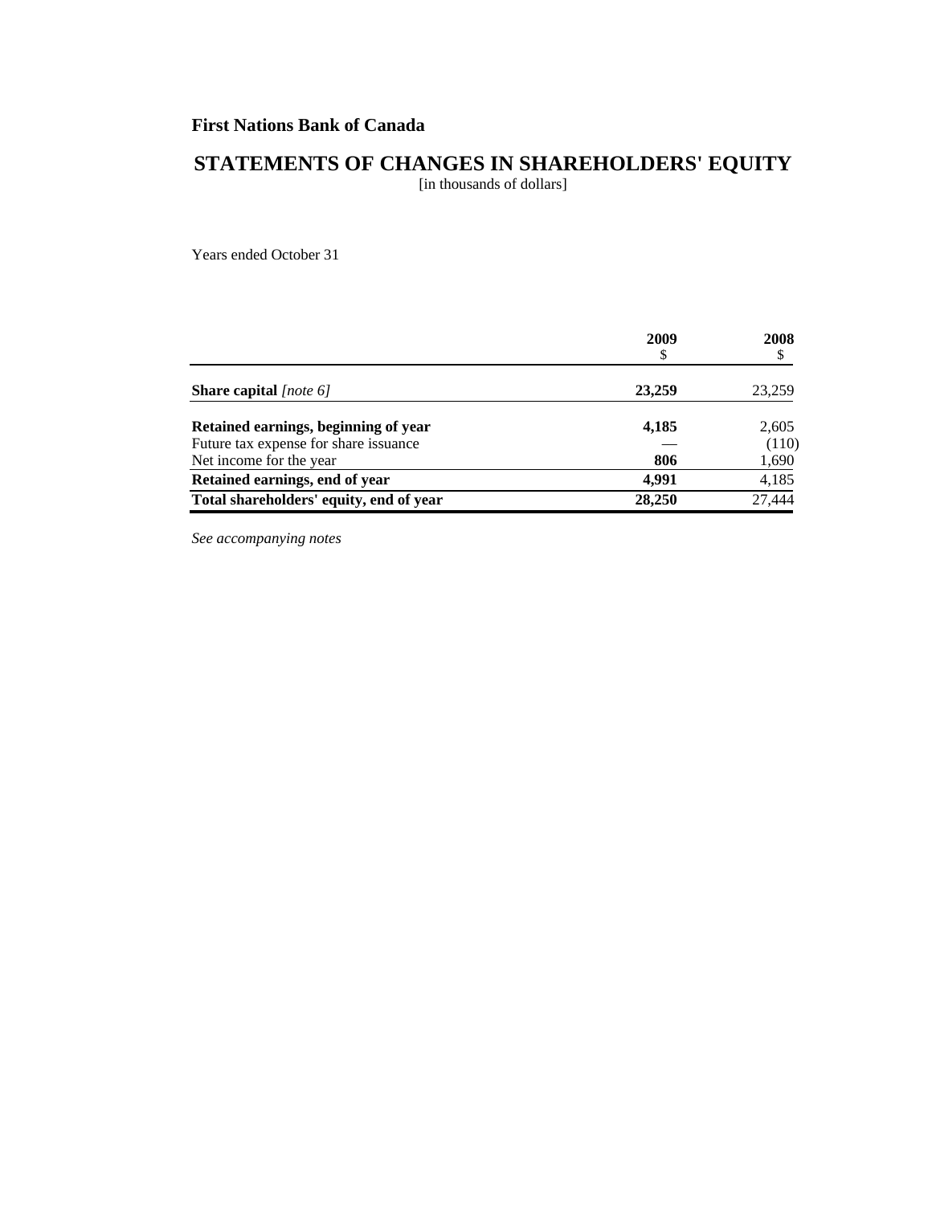**First Nations Bank of Canada**

# STATEMENTS OF CHANGES IN SHAREHOLDERS' EQUITY

[in thousands of dollars]

Years ended October 31

| | 2009<br>$ | 2008<br>$ |
|---|---|---|
| **Share capital** *[note 6]* | **23,259** | 23,259 |
| **Retained earnings, beginning of year** | **4,185** | 2,605 |
| Future tax expense for share issuance | — | (110) |
| Net income for the year | **806** | 1,690 |
| **Retained earnings, end of year** | **4,991** | 4,185 |
| **Total shareholders' equity, end of year** | **28,250** | 27,444 |

*See accompanying notes*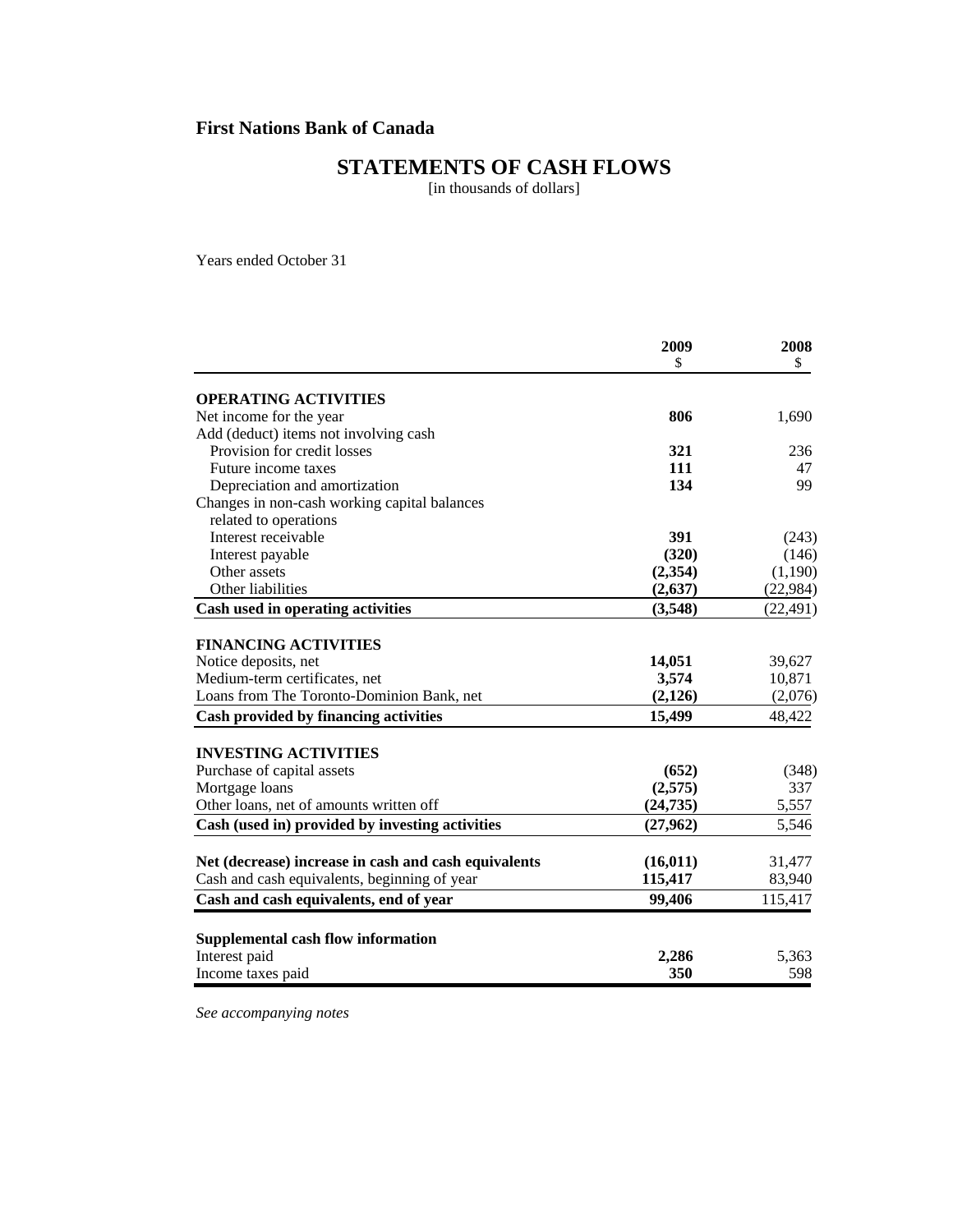**First Nations Bank of Canada**

# STATEMENTS OF CASH FLOWS

[in thousands of dollars]

Years ended October 31

| | 2009<br>$ | 2008<br>$ |
|---|---|---|
| **OPERATING ACTIVITIES** | | |
| Net income for the year | **806** | 1,690 |
| Add (deduct) items not involving cash | | |
| Provision for credit losses | **321** | 236 |
| Future income taxes | **111** | 47 |
| Depreciation and amortization | **134** | 99 |
| Changes in non-cash working capital balances related to operations | | |
| Interest receivable | **391** | (243) |
| Interest payable | **(320)** | (146) |
| Other assets | **(2,354)** | (1,190) |
| Other liabilities | **(2,637)** | (22,984) |
| **Cash used in operating activities** | **(3,548)** | (22,491) |
| **FINANCING ACTIVITIES** | | |
| Notice deposits, net | **14,051** | 39,627 |
| Medium-term certificates, net | **3,574** | 10,871 |
| Loans from The Toronto-Dominion Bank, net | **(2,126)** | (2,076) |
| **Cash provided by financing activities** | **15,499** | 48,422 |
| **INVESTING ACTIVITIES** | | |
| Purchase of capital assets | **(652)** | (348) |
| Mortgage loans | **(2,575)** | 337 |
| Other loans, net of amounts written off | **(24,735)** | 5,557 |
| **Cash (used in) provided by investing activities** | **(27,962)** | 5,546 |
| **Net (decrease) increase in cash and cash equivalents** | **(16,011)** | 31,477 |
| Cash and cash equivalents, beginning of year | **115,417** | 83,940 |
| **Cash and cash equivalents, end of year** | **99,406** | 115,417 |
| **Supplemental cash flow information** | | |
| Interest paid | **2,286** | 5,363 |
| Income taxes paid | **350** | 598 |

*See accompanying notes*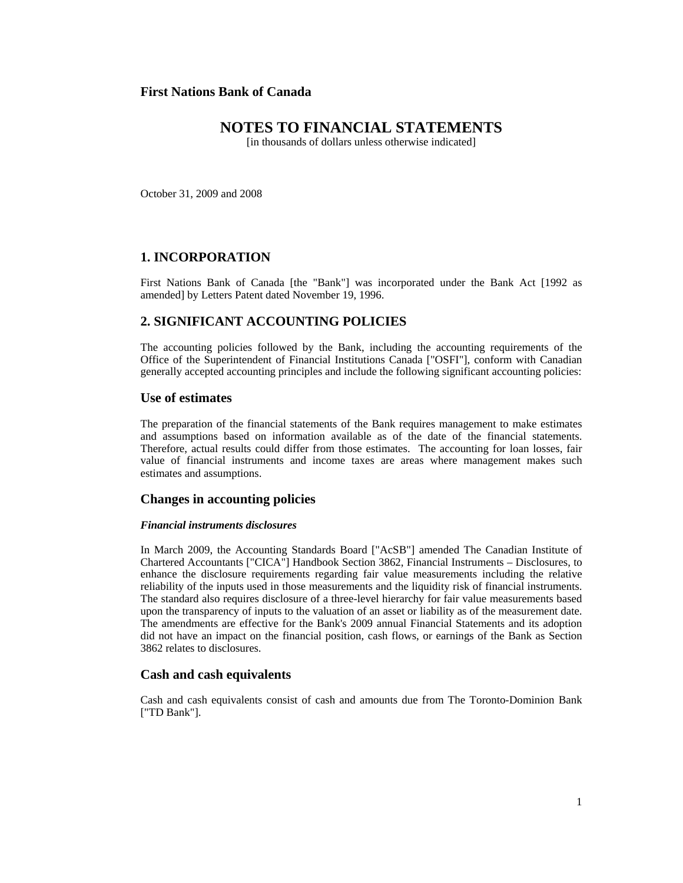**First Nations Bank of Canada**

# NOTES TO FINANCIAL STATEMENTS

[in thousands of dollars unless otherwise indicated]

October 31, 2009 and 2008

## 1. INCORPORATION

First Nations Bank of Canada [the "Bank"] was incorporated under the Bank Act [1992 as amended] by Letters Patent dated November 19, 1996.

## 2. SIGNIFICANT ACCOUNTING POLICIES

The accounting policies followed by the Bank, including the accounting requirements of the Office of the Superintendent of Financial Institutions Canada ["OSFI"], conform with Canadian generally accepted accounting principles and include the following significant accounting policies:

### Use of estimates

The preparation of the financial statements of the Bank requires management to make estimates and assumptions based on information available as of the date of the financial statements. Therefore, actual results could differ from those estimates. The accounting for loan losses, fair value of financial instruments and income taxes are areas where management makes such estimates and assumptions.

### Changes in accounting policies

***Financial instruments disclosures***

In March 2009, the Accounting Standards Board ["AcSB"] amended The Canadian Institute of Chartered Accountants ["CICA"] Handbook Section 3862, Financial Instruments – Disclosures, to enhance the disclosure requirements regarding fair value measurements including the relative reliability of the inputs used in those measurements and the liquidity risk of financial instruments. The standard also requires disclosure of a three-level hierarchy for fair value measurements based upon the transparency of inputs to the valuation of an asset or liability as of the measurement date. The amendments are effective for the Bank's 2009 annual Financial Statements and its adoption did not have an impact on the financial position, cash flows, or earnings of the Bank as Section 3862 relates to disclosures.

### Cash and cash equivalents

Cash and cash equivalents consist of cash and amounts due from The Toronto-Dominion Bank ["TD Bank"].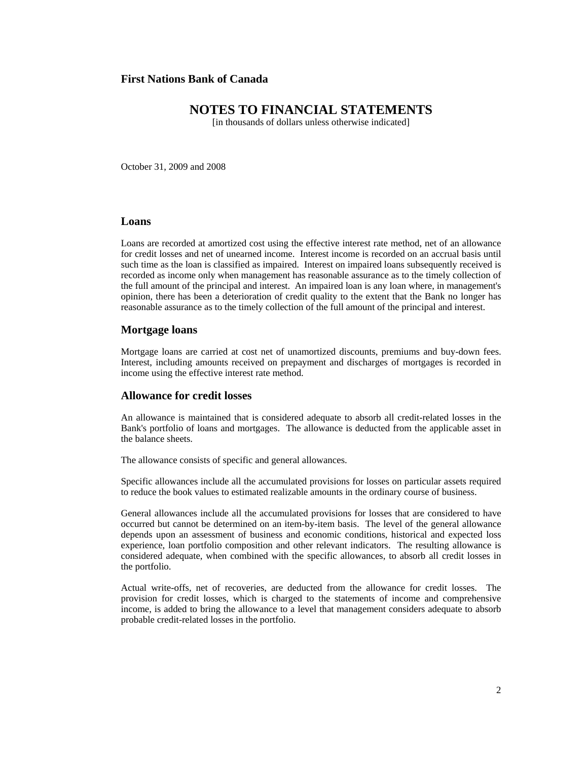**First Nations Bank of Canada**

# NOTES TO FINANCIAL STATEMENTS

[in thousands of dollars unless otherwise indicated]

October 31, 2009 and 2008

## Loans

Loans are recorded at amortized cost using the effective interest rate method, net of an allowance for credit losses and net of unearned income. Interest income is recorded on an accrual basis until such time as the loan is classified as impaired. Interest on impaired loans subsequently received is recorded as income only when management has reasonable assurance as to the timely collection of the full amount of the principal and interest. An impaired loan is any loan where, in management's opinion, there has been a deterioration of credit quality to the extent that the Bank no longer has reasonable assurance as to the timely collection of the full amount of the principal and interest.

## Mortgage loans

Mortgage loans are carried at cost net of unamortized discounts, premiums and buy-down fees. Interest, including amounts received on prepayment and discharges of mortgages is recorded in income using the effective interest rate method.

## Allowance for credit losses

An allowance is maintained that is considered adequate to absorb all credit-related losses in the Bank's portfolio of loans and mortgages. The allowance is deducted from the applicable asset in the balance sheets.

The allowance consists of specific and general allowances.

Specific allowances include all the accumulated provisions for losses on particular assets required to reduce the book values to estimated realizable amounts in the ordinary course of business.

General allowances include all the accumulated provisions for losses that are considered to have occurred but cannot be determined on an item-by-item basis. The level of the general allowance depends upon an assessment of business and economic conditions, historical and expected loss experience, loan portfolio composition and other relevant indicators. The resulting allowance is considered adequate, when combined with the specific allowances, to absorb all credit losses in the portfolio.

Actual write-offs, net of recoveries, are deducted from the allowance for credit losses. The provision for credit losses, which is charged to the statements of income and comprehensive income, is added to bring the allowance to a level that management considers adequate to absorb probable credit-related losses in the portfolio.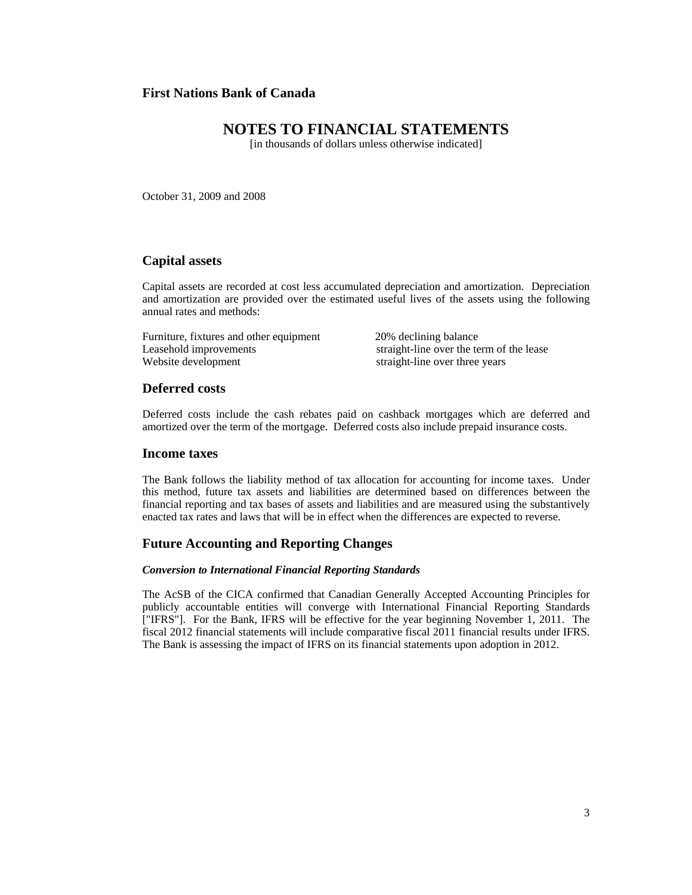**First Nations Bank of Canada**

# NOTES TO FINANCIAL STATEMENTS

[in thousands of dollars unless otherwise indicated]

October 31, 2009 and 2008

## Capital assets

Capital assets are recorded at cost less accumulated depreciation and amortization. Depreciation and amortization are provided over the estimated useful lives of the assets using the following annual rates and methods:

| | |
|---|---|
| Furniture, fixtures and other equipment | 20% declining balance |
| Leasehold improvements | straight-line over the term of the lease |
| Website development | straight-line over three years |

## Deferred costs

Deferred costs include the cash rebates paid on cashback mortgages which are deferred and amortized over the term of the mortgage. Deferred costs also include prepaid insurance costs.

## Income taxes

The Bank follows the liability method of tax allocation for accounting for income taxes. Under this method, future tax assets and liabilities are determined based on differences between the financial reporting and tax bases of assets and liabilities and are measured using the substantively enacted tax rates and laws that will be in effect when the differences are expected to reverse.

## Future Accounting and Reporting Changes

***Conversion to International Financial Reporting Standards***

The AcSB of the CICA confirmed that Canadian Generally Accepted Accounting Principles for publicly accountable entities will converge with International Financial Reporting Standards ["IFRS"]. For the Bank, IFRS will be effective for the year beginning November 1, 2011. The fiscal 2012 financial statements will include comparative fiscal 2011 financial results under IFRS. The Bank is assessing the impact of IFRS on its financial statements upon adoption in 2012.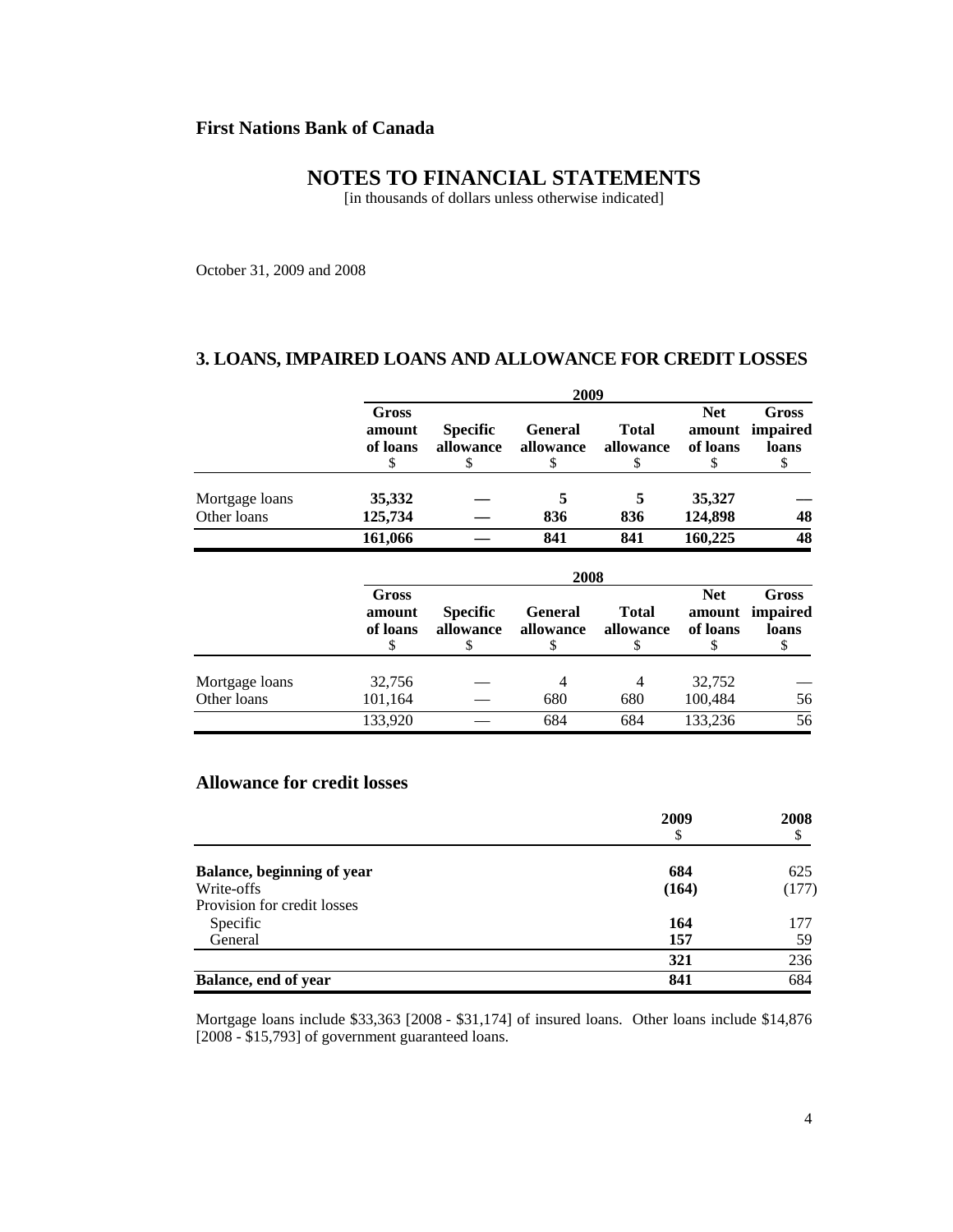**First Nations Bank of Canada**

## NOTES TO FINANCIAL STATEMENTS

[in thousands of dollars unless otherwise indicated]

October 31, 2009 and 2008

### 3. LOANS, IMPAIRED LOANS AND ALLOWANCE FOR CREDIT LOSSES

| | 2009 | | | | | |
|---|---|---|---|---|---|---|
| | **Gross amount of loans** $ | **Specific allowance** $ | **General allowance** $ | **Total allowance** $ | **Net amount of loans** $ | **Gross impaired loans** $ |
| Mortgage loans | **35,332** | **—** | **5** | **5** | **35,327** | **—** |
| Other loans | **125,734** | **—** | **836** | **836** | **124,898** | **48** |
| | **161,066** | **—** | **841** | **841** | **160,225** | **48** |

| | 2008 | | | | | |
|---|---|---|---|---|---|---|
| | **Gross amount of loans** $ | **Specific allowance** $ | **General allowance** $ | **Total allowance** $ | **Net amount of loans** $ | **Gross impaired loans** $ |
| Mortgage loans | 32,756 | — | 4 | 4 | 32,752 | — |
| Other loans | 101,164 | — | 680 | 680 | 100,484 | 56 |
| | 133,920 | — | 684 | 684 | 133,236 | 56 |

### Allowance for credit losses

| | **2009** $ | **2008** $ |
|---|---|---|
| **Balance, beginning of year** | **684** | 625 |
| Write-offs | **(164)** | (177) |
| Provision for credit losses | | |
| Specific | **164** | 177 |
| General | **157** | 59 |
| | **321** | 236 |
| **Balance, end of year** | **841** | 684 |

Mortgage loans include $33,363 [2008 - $31,174] of insured loans. Other loans include $14,876 [2008 - $15,793] of government guaranteed loans.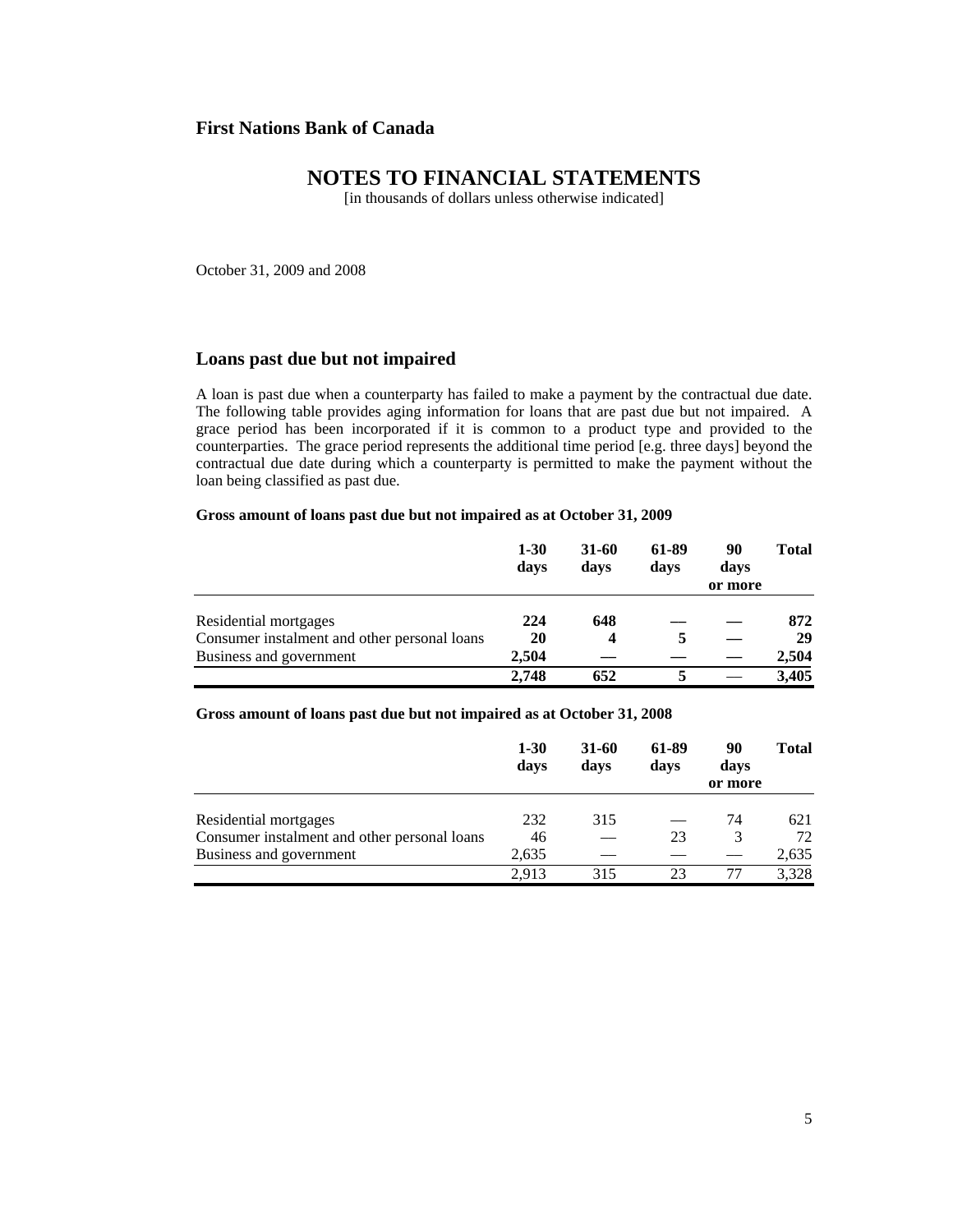**First Nations Bank of Canada**

# NOTES TO FINANCIAL STATEMENTS

[in thousands of dollars unless otherwise indicated]

October 31, 2009 and 2008

## Loans past due but not impaired

A loan is past due when a counterparty has failed to make a payment by the contractual due date. The following table provides aging information for loans that are past due but not impaired. A grace period has been incorporated if it is common to a product type and provided to the counterparties. The grace period represents the additional time period [e.g. three days] beyond the contractual due date during which a counterparty is permitted to make the payment without the loan being classified as past due.

**Gross amount of loans past due but not impaired as at October 31, 2009**

| | 1-30 days | 31-60 days | 61-89 days | 90 days or more | Total |
|---|---|---|---|---|---|
| Residential mortgages | **224** | **648** | **—** | **—** | **872** |
| Consumer instalment and other personal loans | **20** | **4** | **5** | **—** | **29** |
| Business and government | **2,504** | **—** | **—** | **—** | **2,504** |
| | **2,748** | **652** | **5** | **—** | **3,405** |

**Gross amount of loans past due but not impaired as at October 31, 2008**

| | 1-30 days | 31-60 days | 61-89 days | 90 days or more | Total |
|---|---|---|---|---|---|
| Residential mortgages | 232 | 315 | — | 74 | 621 |
| Consumer instalment and other personal loans | 46 | — | 23 | 3 | 72 |
| Business and government | 2,635 | — | — | — | 2,635 |
| | 2,913 | 315 | 23 | 77 | 3,328 |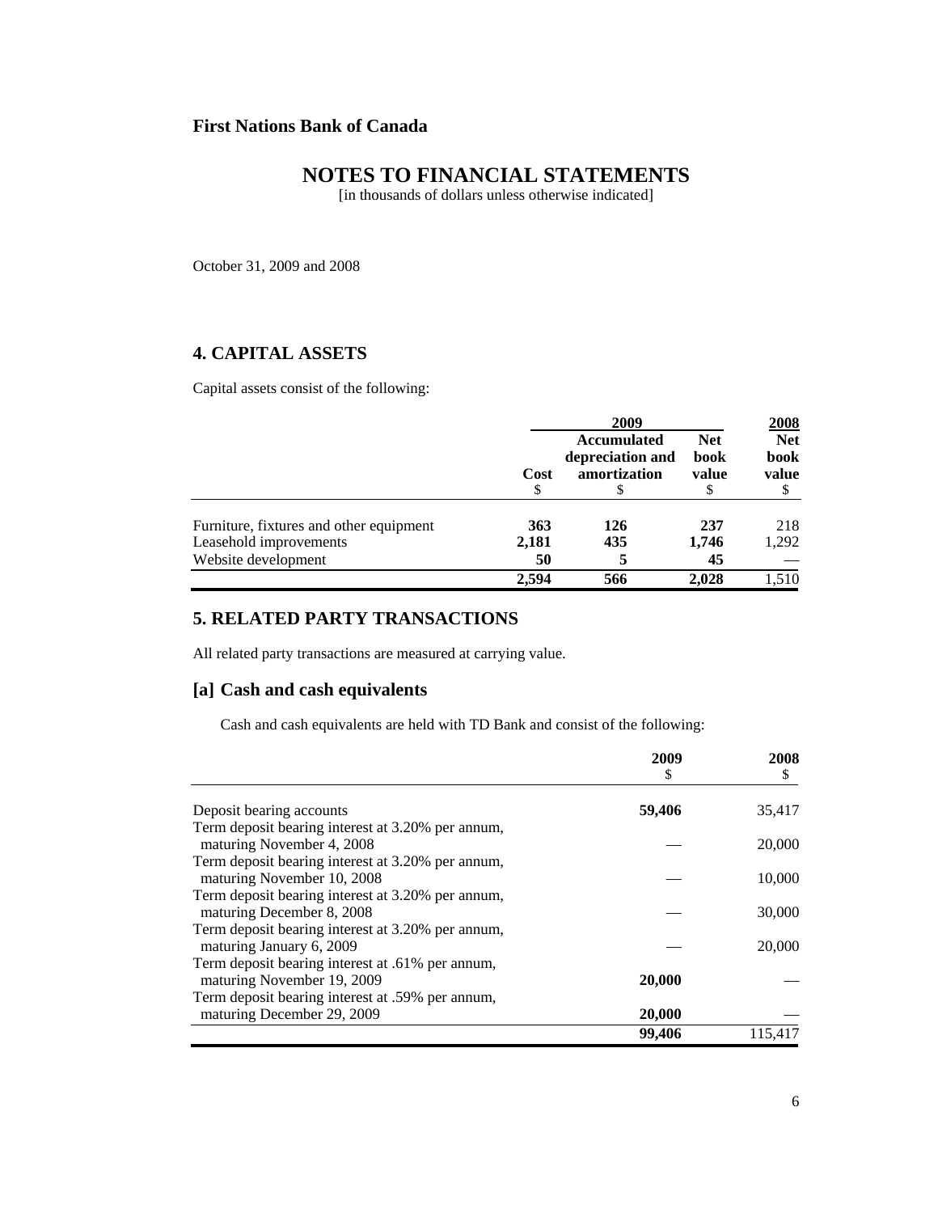**First Nations Bank of Canada**

# NOTES TO FINANCIAL STATEMENTS

[in thousands of dollars unless otherwise indicated]

October 31, 2009 and 2008

## 4. CAPITAL ASSETS

Capital assets consist of the following:

| | 2009 | | | 2008 |
|---|---|---|---|---|
| | Cost<br>$ | Accumulated depreciation and amortization<br>$ | Net book value<br>$ | Net book value<br>$ |
| Furniture, fixtures and other equipment | **363** | **126** | **237** | 218 |
| Leasehold improvements | **2,181** | **435** | **1,746** | 1,292 |
| Website development | **50** | **5** | **45** | — |
| | **2,594** | **566** | **2,028** | 1,510 |

## 5. RELATED PARTY TRANSACTIONS

All related party transactions are measured at carrying value.

### [a] Cash and cash equivalents

Cash and cash equivalents are held with TD Bank and consist of the following:

| | 2009<br>$ | 2008<br>$ |
|---|---|---|
| Deposit bearing accounts | **59,406** | 35,417 |
| Term deposit bearing interest at 3.20% per annum, maturing November 4, 2008 | — | 20,000 |
| Term deposit bearing interest at 3.20% per annum, maturing November 10, 2008 | — | 10,000 |
| Term deposit bearing interest at 3.20% per annum, maturing December 8, 2008 | — | 30,000 |
| Term deposit bearing interest at 3.20% per annum, maturing January 6, 2009 | — | 20,000 |
| Term deposit bearing interest at .61% per annum, maturing November 19, 2009 | **20,000** | — |
| Term deposit bearing interest at .59% per annum, maturing December 29, 2009 | **20,000** | — |
| | **99,406** | 115,417 |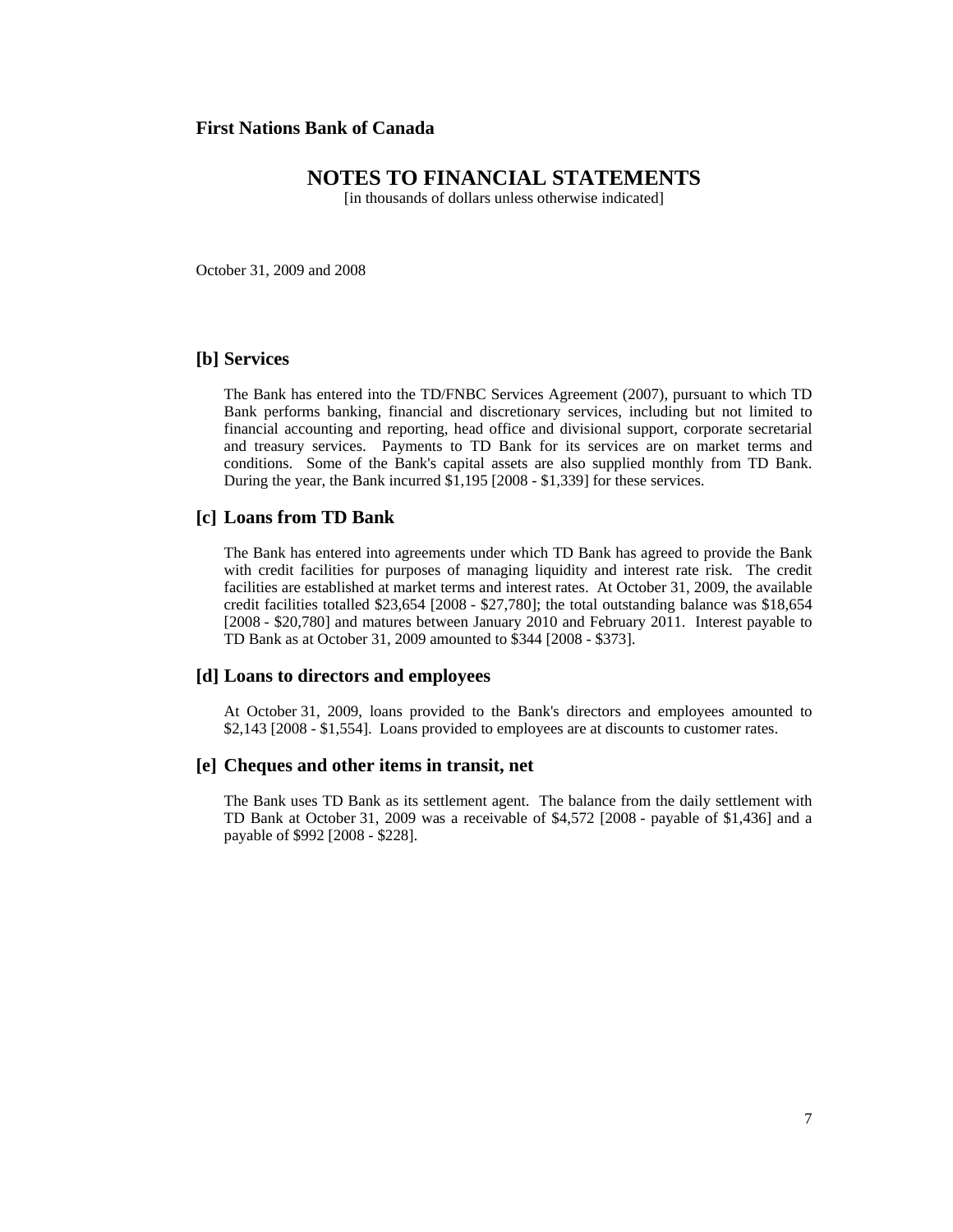**First Nations Bank of Canada**

# NOTES TO FINANCIAL STATEMENTS

[in thousands of dollars unless otherwise indicated]

October 31, 2009 and 2008

## [b] Services

The Bank has entered into the TD/FNBC Services Agreement (2007), pursuant to which TD Bank performs banking, financial and discretionary services, including but not limited to financial accounting and reporting, head office and divisional support, corporate secretarial and treasury services. Payments to TD Bank for its services are on market terms and conditions. Some of the Bank's capital assets are also supplied monthly from TD Bank. During the year, the Bank incurred $1,195 [2008 - $1,339] for these services.

## [c] Loans from TD Bank

The Bank has entered into agreements under which TD Bank has agreed to provide the Bank with credit facilities for purposes of managing liquidity and interest rate risk. The credit facilities are established at market terms and interest rates. At October 31, 2009, the available credit facilities totalled $23,654 [2008 - $27,780]; the total outstanding balance was $18,654 [2008 - $20,780] and matures between January 2010 and February 2011. Interest payable to TD Bank as at October 31, 2009 amounted to $344 [2008 - $373].

## [d] Loans to directors and employees

At October 31, 2009, loans provided to the Bank's directors and employees amounted to $2,143 [2008 - $1,554]. Loans provided to employees are at discounts to customer rates.

## [e] Cheques and other items in transit, net

The Bank uses TD Bank as its settlement agent. The balance from the daily settlement with TD Bank at October 31, 2009 was a receivable of $4,572 [2008 - payable of $1,436] and a payable of $992 [2008 - $228].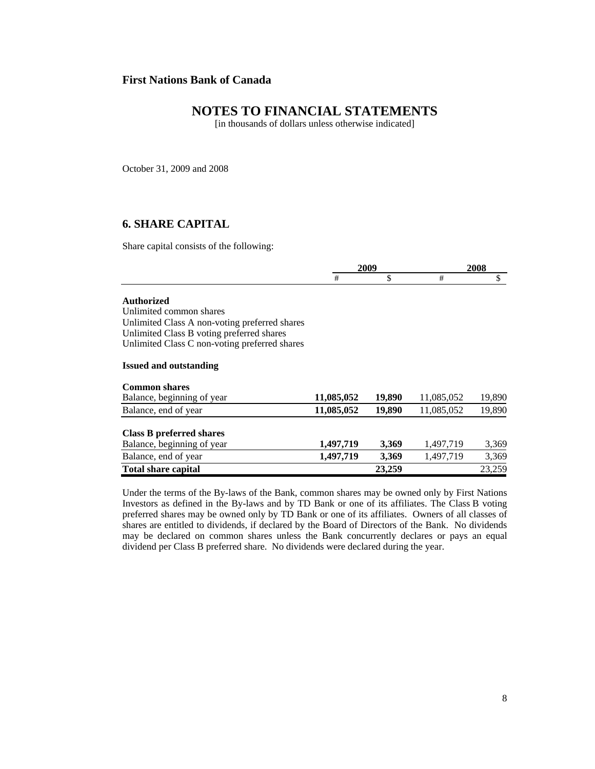**First Nations Bank of Canada**

# NOTES TO FINANCIAL STATEMENTS

[in thousands of dollars unless otherwise indicated]

October 31, 2009 and 2008

## 6. SHARE CAPITAL

Share capital consists of the following:

| | 2009 | | 2008 | |
|---|---|---|---|---|
| | # | $ | # | $ |
| **Authorized** | | | | |
| Unlimited common shares | | | | |
| Unlimited Class A non-voting preferred shares | | | | |
| Unlimited Class B voting preferred shares | | | | |
| Unlimited Class C non-voting preferred shares | | | | |
| **Issued and outstanding** | | | | |
| **Common shares** | | | | |
| Balance, beginning of year | **11,085,052** | **19,890** | 11,085,052 | 19,890 |
| Balance, end of year | **11,085,052** | **19,890** | 11,085,052 | 19,890 |
| **Class B preferred shares** | | | | |
| Balance, beginning of year | **1,497,719** | **3,369** | 1,497,719 | 3,369 |
| Balance, end of year | **1,497,719** | **3,369** | 1,497,719 | 3,369 |
| **Total share capital** | | **23,259** | | 23,259 |

Under the terms of the By-laws of the Bank, common shares may be owned only by First Nations Investors as defined in the By-laws and by TD Bank or one of its affiliates. The Class B voting preferred shares may be owned only by TD Bank or one of its affiliates. Owners of all classes of shares are entitled to dividends, if declared by the Board of Directors of the Bank. No dividends may be declared on common shares unless the Bank concurrently declares or pays an equal dividend per Class B preferred share. No dividends were declared during the year.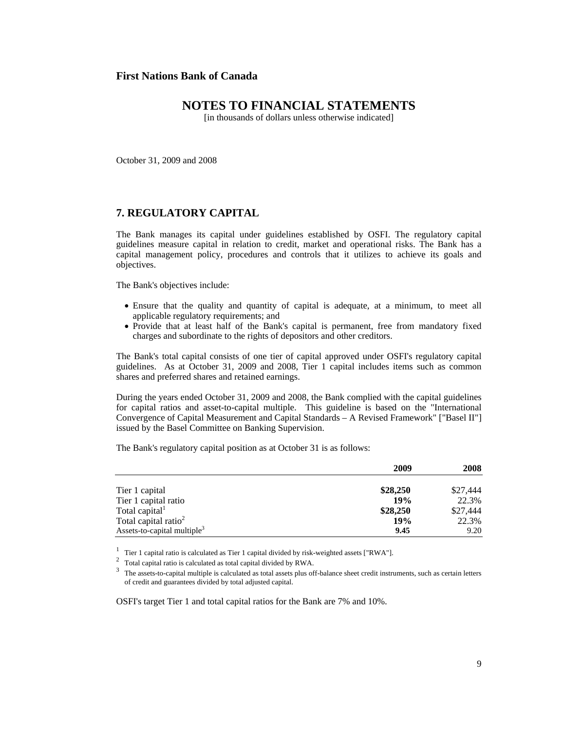**First Nations Bank of Canada**

# NOTES TO FINANCIAL STATEMENTS

[in thousands of dollars unless otherwise indicated]

October 31, 2009 and 2008

## 7. REGULATORY CAPITAL

The Bank manages its capital under guidelines established by OSFI. The regulatory capital guidelines measure capital in relation to credit, market and operational risks. The Bank has a capital management policy, procedures and controls that it utilizes to achieve its goals and objectives.

The Bank's objectives include:

- Ensure that the quality and quantity of capital is adequate, at a minimum, to meet all applicable regulatory requirements; and
- Provide that at least half of the Bank's capital is permanent, free from mandatory fixed charges and subordinate to the rights of depositors and other creditors.

The Bank's total capital consists of one tier of capital approved under OSFI's regulatory capital guidelines. As at October 31, 2009 and 2008, Tier 1 capital includes items such as common shares and preferred shares and retained earnings.

During the years ended October 31, 2009 and 2008, the Bank complied with the capital guidelines for capital ratios and asset-to-capital multiple. This guideline is based on the "International Convergence of Capital Measurement and Capital Standards – A Revised Framework" ["Basel II"] issued by the Basel Committee on Banking Supervision.

The Bank's regulatory capital position as at October 31 is as follows:

| | 2009 | 2008 |
|---|---|---|
| Tier 1 capital | **$28,250** | $27,444 |
| Tier 1 capital ratio | **19%** | 22.3% |
| Total capital[1] | **$28,250** | $27,444 |
| Total capital ratio[2] | **19%** | 22.3% |
| Assets-to-capital multiple[3] | **9.45** | 9.20 |

[1] Tier 1 capital ratio is calculated as Tier 1 capital divided by risk-weighted assets ["RWA"].

[2] Total capital ratio is calculated as total capital divided by RWA.

[3] The assets-to-capital multiple is calculated as total assets plus off-balance sheet credit instruments, such as certain letters of credit and guarantees divided by total adjusted capital.

OSFI's target Tier 1 and total capital ratios for the Bank are 7% and 10%.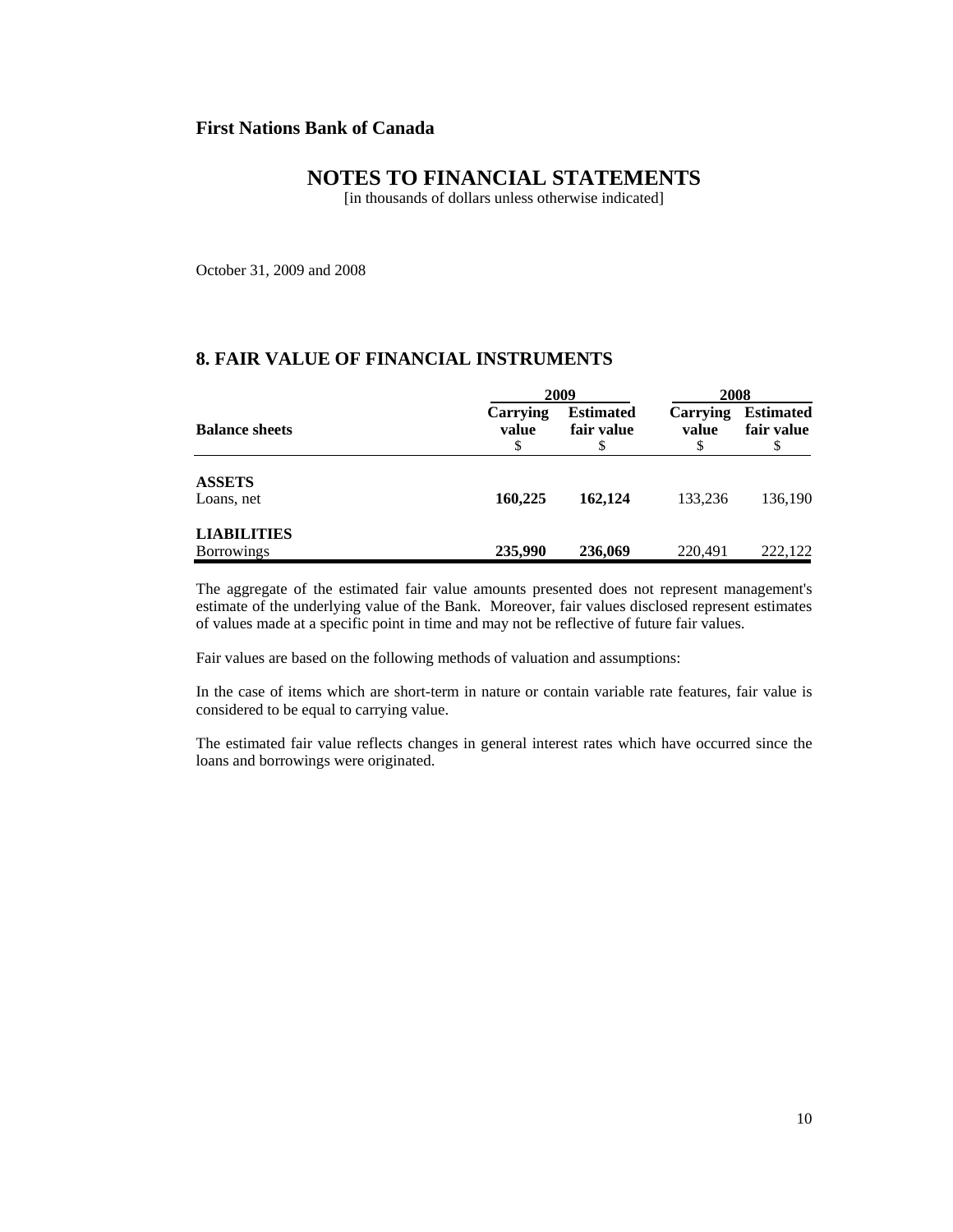**First Nations Bank of Canada**

# NOTES TO FINANCIAL STATEMENTS

[in thousands of dollars unless otherwise indicated]

October 31, 2009 and 2008

## 8. FAIR VALUE OF FINANCIAL INSTRUMENTS

| Balance sheets | 2009 | | 2008 | |
|---|---|---|---|---|
| | Carrying value $ | Estimated fair value $ | Carrying value $ | Estimated fair value $ |
| **ASSETS** | | | | |
| Loans, net | **160,225** | **162,124** | 133,236 | 136,190 |
| **LIABILITIES** | | | | |
| Borrowings | **235,990** | **236,069** | 220,491 | 222,122 |

The aggregate of the estimated fair value amounts presented does not represent management's estimate of the underlying value of the Bank. Moreover, fair values disclosed represent estimates of values made at a specific point in time and may not be reflective of future fair values.

Fair values are based on the following methods of valuation and assumptions:

In the case of items which are short-term in nature or contain variable rate features, fair value is considered to be equal to carrying value.

The estimated fair value reflects changes in general interest rates which have occurred since the loans and borrowings were originated.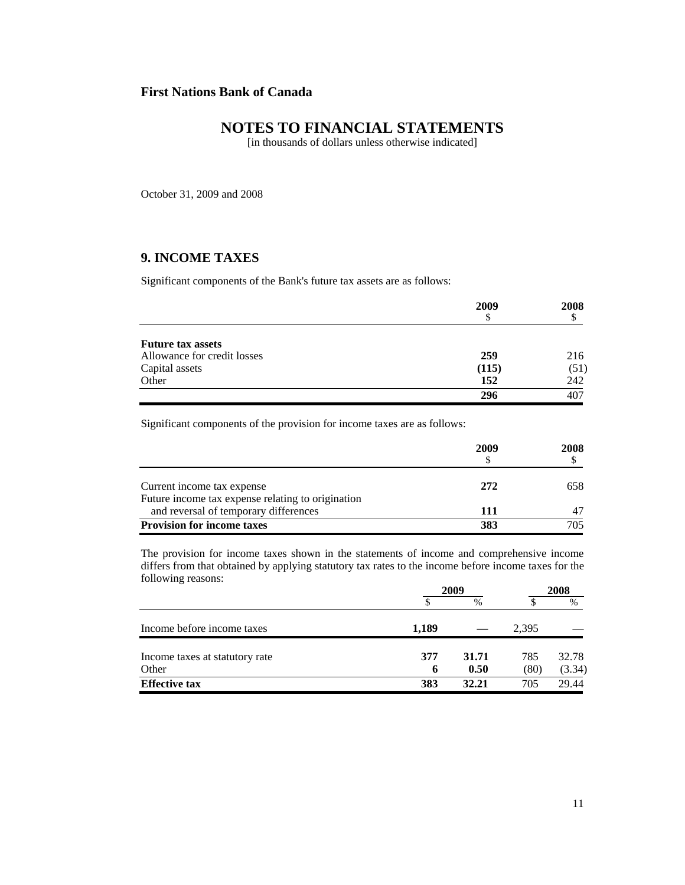**First Nations Bank of Canada**

# NOTES TO FINANCIAL STATEMENTS

[in thousands of dollars unless otherwise indicated]

October 31, 2009 and 2008

## 9. INCOME TAXES

Significant components of the Bank's future tax assets are as follows:

| | 2009<br>$ | 2008<br>$ |
|---|---|---|
| **Future tax assets** | | |
| Allowance for credit losses | **259** | 216 |
| Capital assets | **(115)** | (51) |
| Other | **152** | 242 |
| | **296** | 407 |

Significant components of the provision for income taxes are as follows:

| | 2009<br>$ | 2008<br>$ |
|---|---|---|
| Current income tax expense | **272** | 658 |
| Future income tax expense relating to origination and reversal of temporary differences | **111** | 47 |
| **Provision for income taxes** | **383** | 705 |

The provision for income taxes shown in the statements of income and comprehensive income differs from that obtained by applying statutory tax rates to the income before income taxes for the following reasons:

| | 2009 | | 2008 | |
|---|---|---|---|---|
| | $ | % | $ | % |
| Income before income taxes | **1,189** | — | 2,395 | — |
| Income taxes at statutory rate | **377** | **31.71** | 785 | 32.78 |
| Other | **6** | **0.50** | (80) | (3.34) |
| **Effective tax** | **383** | **32.21** | 705 | 29.44 |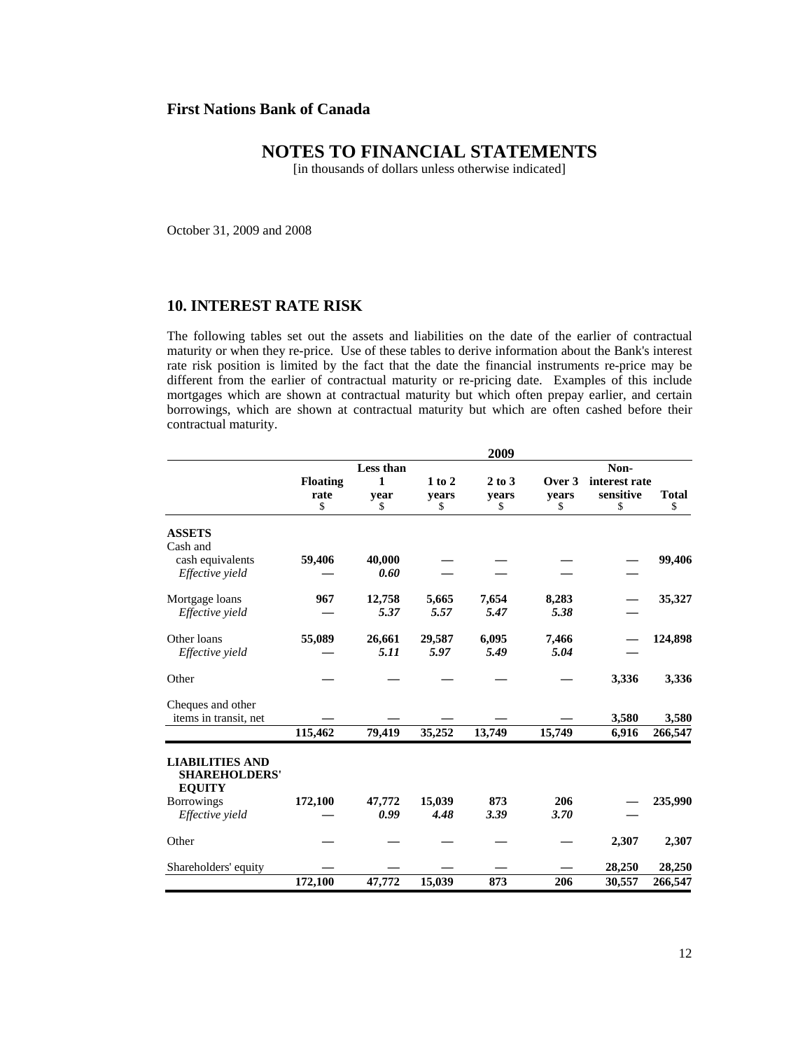**First Nations Bank of Canada**

# NOTES TO FINANCIAL STATEMENTS

[in thousands of dollars unless otherwise indicated]

October 31, 2009 and 2008

## 10. INTEREST RATE RISK

The following tables set out the assets and liabilities on the date of the earlier of contractual maturity or when they re-price. Use of these tables to derive information about the Bank's interest rate risk position is limited by the fact that the date the financial instruments re-price may be different from the earlier of contractual maturity or re-pricing date. Examples of this include mortgages which are shown at contractual maturity but which often prepay earlier, and certain borrowings, which are shown at contractual maturity but which are often cashed before their contractual maturity.

| | 2009 | | | | | | |
|---|---|---|---|---|---|---|---|
| | **Floating rate** $ | **Less than 1 year** $ | **1 to 2 years** $ | **2 to 3 years** $ | **Over 3 years** $ | **Non-interest rate sensitive** $ | **Total** $ |
| **ASSETS** | | | | | | | |
| Cash and cash equivalents | **59,406** | **40,000** | — | — | — | — | **99,406** |
| *Effective yield* | — | ***0.60*** | — | — | — | — | |
| Mortgage loans | **967** | **12,758** | **5,665** | **7,654** | **8,283** | — | **35,327** |
| *Effective yield* | — | ***5.37*** | ***5.57*** | ***5.47*** | ***5.38*** | — | |
| Other loans | **55,089** | **26,661** | **29,587** | **6,095** | **7,466** | — | **124,898** |
| *Effective yield* | — | ***5.11*** | ***5.97*** | ***5.49*** | ***5.04*** | — | |
| Other | — | — | — | — | — | **3,336** | **3,336** |
| Cheques and other items in transit, net | — | — | — | — | — | **3,580** | **3,580** |
| | **115,462** | **79,419** | **35,252** | **13,749** | **15,749** | **6,916** | **266,547** |
| **LIABILITIES AND SHAREHOLDERS' EQUITY** | | | | | | | |
| Borrowings | **172,100** | **47,772** | **15,039** | **873** | **206** | — | **235,990** |
| *Effective yield* | — | ***0.99*** | ***4.48*** | ***3.39*** | ***3.70*** | — | |
| Other | — | — | — | — | — | **2,307** | **2,307** |
| Shareholders' equity | — | — | — | — | — | **28,250** | **28,250** |
| | **172,100** | **47,772** | **15,039** | **873** | **206** | **30,557** | **266,547** |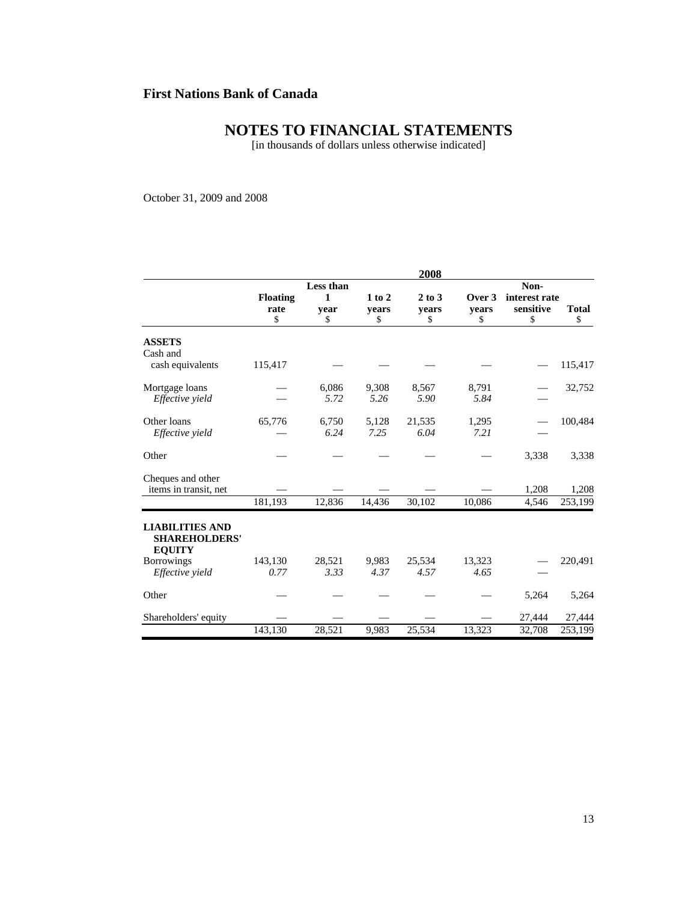**First Nations Bank of Canada**

# NOTES TO FINANCIAL STATEMENTS

[in thousands of dollars unless otherwise indicated]

October 31, 2009 and 2008

| | 2008 | | | | | | |
|---|---|---|---|---|---|---|---|
| | **Floating rate** $ | **Less than 1 year** $ | **1 to 2 years** $ | **2 to 3 years** $ | **Over 3 years** $ | **Non-interest rate sensitive** $ | **Total** $ |
| **ASSETS** | | | | | | | |
| Cash and cash equivalents | 115,417 | — | — | — | — | — | 115,417 |
| Mortgage loans | — | 6,086 | 9,308 | 8,567 | 8,791 | — | 32,752 |
| *Effective yield* | — | *5.72* | *5.26* | *5.90* | *5.84* | — | |
| Other loans | 65,776 | 6,750 | 5,128 | 21,535 | 1,295 | — | 100,484 |
| *Effective yield* | — | *6.24* | *7.25* | *6.04* | *7.21* | — | |
| Other | — | — | — | — | — | 3,338 | 3,338 |
| Cheques and other items in transit, net | — | — | — | — | — | 1,208 | 1,208 |
| | 181,193 | 12,836 | 14,436 | 30,102 | 10,086 | 4,546 | 253,199 |
| **LIABILITIES AND SHAREHOLDERS' EQUITY** | | | | | | | |
| Borrowings | 143,130 | 28,521 | 9,983 | 25,534 | 13,323 | — | 220,491 |
| *Effective yield* | *0.77* | *3.33* | *4.37* | *4.57* | *4.65* | — | |
| Other | — | — | — | — | — | 5,264 | 5,264 |
| Shareholders' equity | — | — | — | — | — | 27,444 | 27,444 |
| | 143,130 | 28,521 | 9,983 | 25,534 | 13,323 | 32,708 | 253,199 |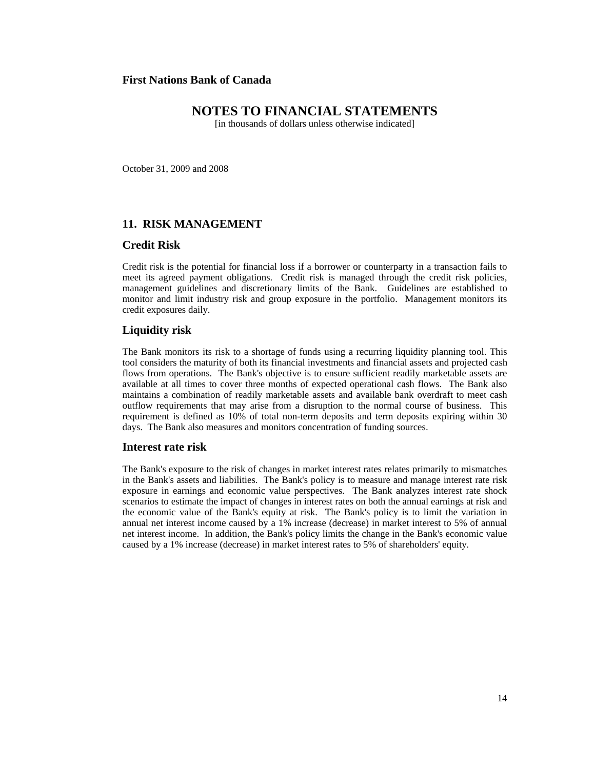**First Nations Bank of Canada**

# NOTES TO FINANCIAL STATEMENTS

[in thousands of dollars unless otherwise indicated]

October 31, 2009 and 2008

## 11. RISK MANAGEMENT

### Credit Risk

Credit risk is the potential for financial loss if a borrower or counterparty in a transaction fails to meet its agreed payment obligations. Credit risk is managed through the credit risk policies, management guidelines and discretionary limits of the Bank. Guidelines are established to monitor and limit industry risk and group exposure in the portfolio. Management monitors its credit exposures daily.

### Liquidity risk

The Bank monitors its risk to a shortage of funds using a recurring liquidity planning tool. This tool considers the maturity of both its financial investments and financial assets and projected cash flows from operations. The Bank's objective is to ensure sufficient readily marketable assets are available at all times to cover three months of expected operational cash flows. The Bank also maintains a combination of readily marketable assets and available bank overdraft to meet cash outflow requirements that may arise from a disruption to the normal course of business. This requirement is defined as 10% of total non-term deposits and term deposits expiring within 30 days. The Bank also measures and monitors concentration of funding sources.

### Interest rate risk

The Bank's exposure to the risk of changes in market interest rates relates primarily to mismatches in the Bank's assets and liabilities. The Bank's policy is to measure and manage interest rate risk exposure in earnings and economic value perspectives. The Bank analyzes interest rate shock scenarios to estimate the impact of changes in interest rates on both the annual earnings at risk and the economic value of the Bank's equity at risk. The Bank's policy is to limit the variation in annual net interest income caused by a 1% increase (decrease) in market interest to 5% of annual net interest income. In addition, the Bank's policy limits the change in the Bank's economic value caused by a 1% increase (decrease) in market interest rates to 5% of shareholders' equity.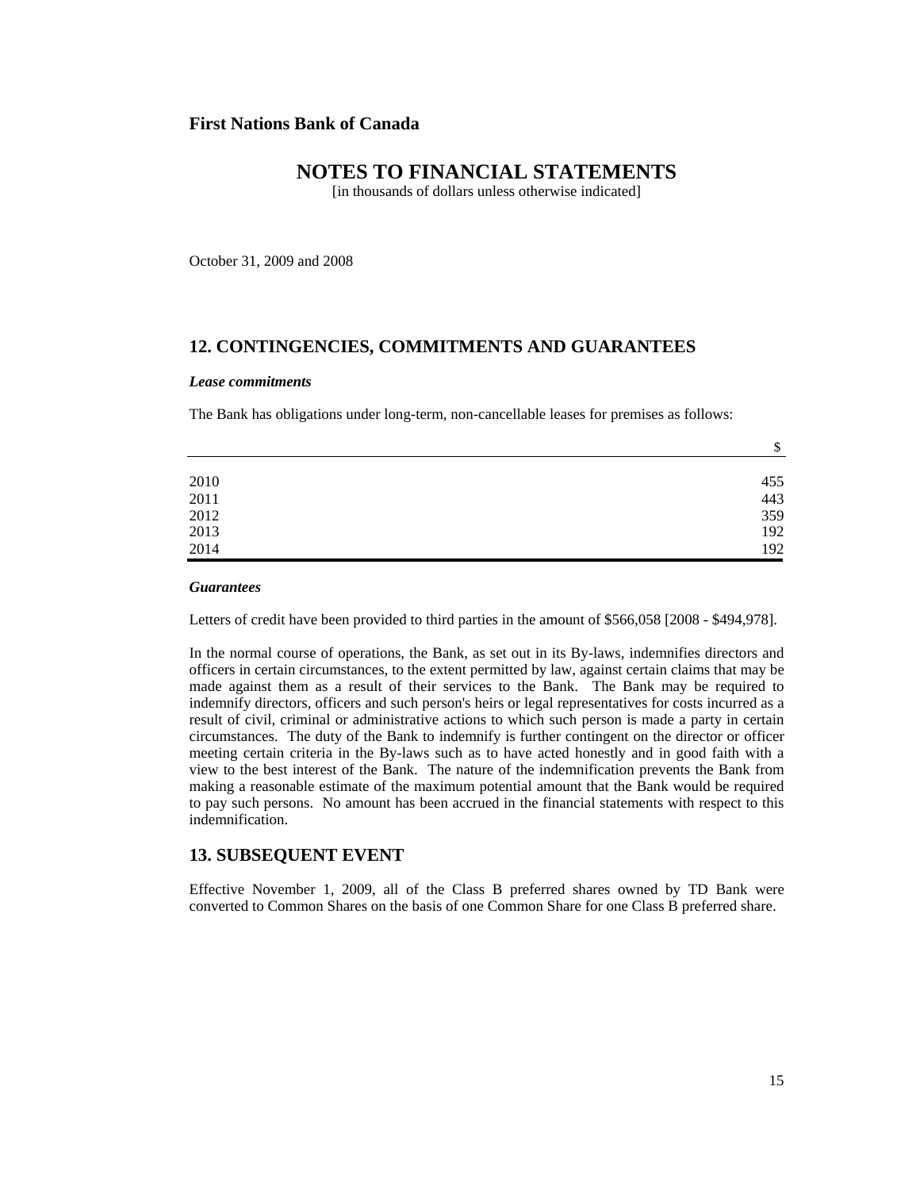**First Nations Bank of Canada**

# NOTES TO FINANCIAL STATEMENTS

[in thousands of dollars unless otherwise indicated]

October 31, 2009 and 2008

## 12. CONTINGENCIES, COMMITMENTS AND GUARANTEES

***Lease commitments***

The Bank has obligations under long-term, non-cancellable leases for premises as follows:

| | $ |
|---|---|
| 2010 | 455 |
| 2011 | 443 |
| 2012 | 359 |
| 2013 | 192 |
| 2014 | 192 |

***Guarantees***

Letters of credit have been provided to third parties in the amount of $566,058 [2008 - $494,978].

In the normal course of operations, the Bank, as set out in its By-laws, indemnifies directors and officers in certain circumstances, to the extent permitted by law, against certain claims that may be made against them as a result of their services to the Bank. The Bank may be required to indemnify directors, officers and such person's heirs or legal representatives for costs incurred as a result of civil, criminal or administrative actions to which such person is made a party in certain circumstances. The duty of the Bank to indemnify is further contingent on the director or officer meeting certain criteria in the By-laws such as to have acted honestly and in good faith with a view to the best interest of the Bank. The nature of the indemnification prevents the Bank from making a reasonable estimate of the maximum potential amount that the Bank would be required to pay such persons. No amount has been accrued in the financial statements with respect to this indemnification.

## 13. SUBSEQUENT EVENT

Effective November 1, 2009, all of the Class B preferred shares owned by TD Bank were converted to Common Shares on the basis of one Common Share for one Class B preferred share.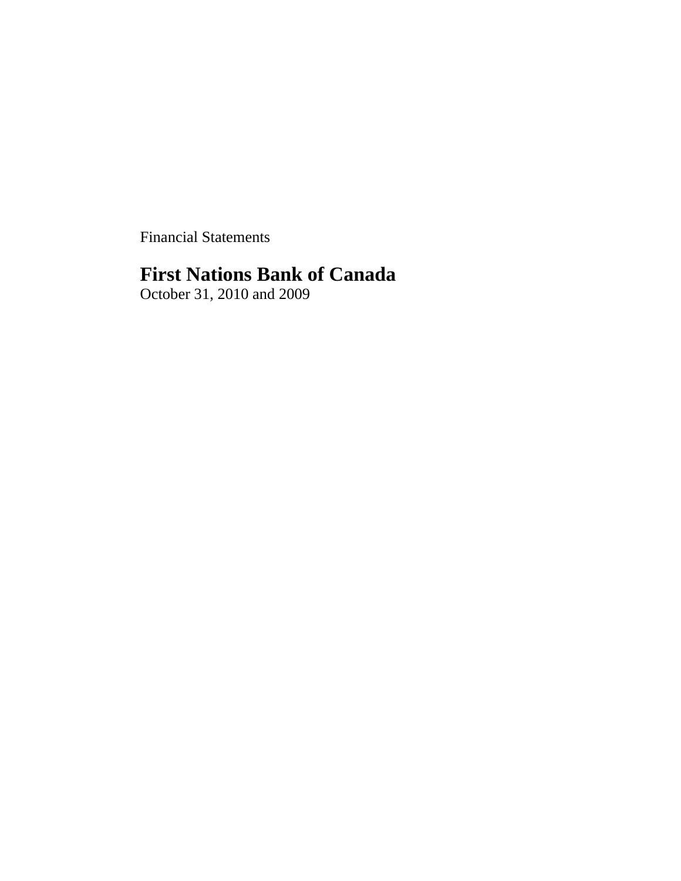Financial Statements

# First Nations Bank of Canada

October 31, 2010 and 2009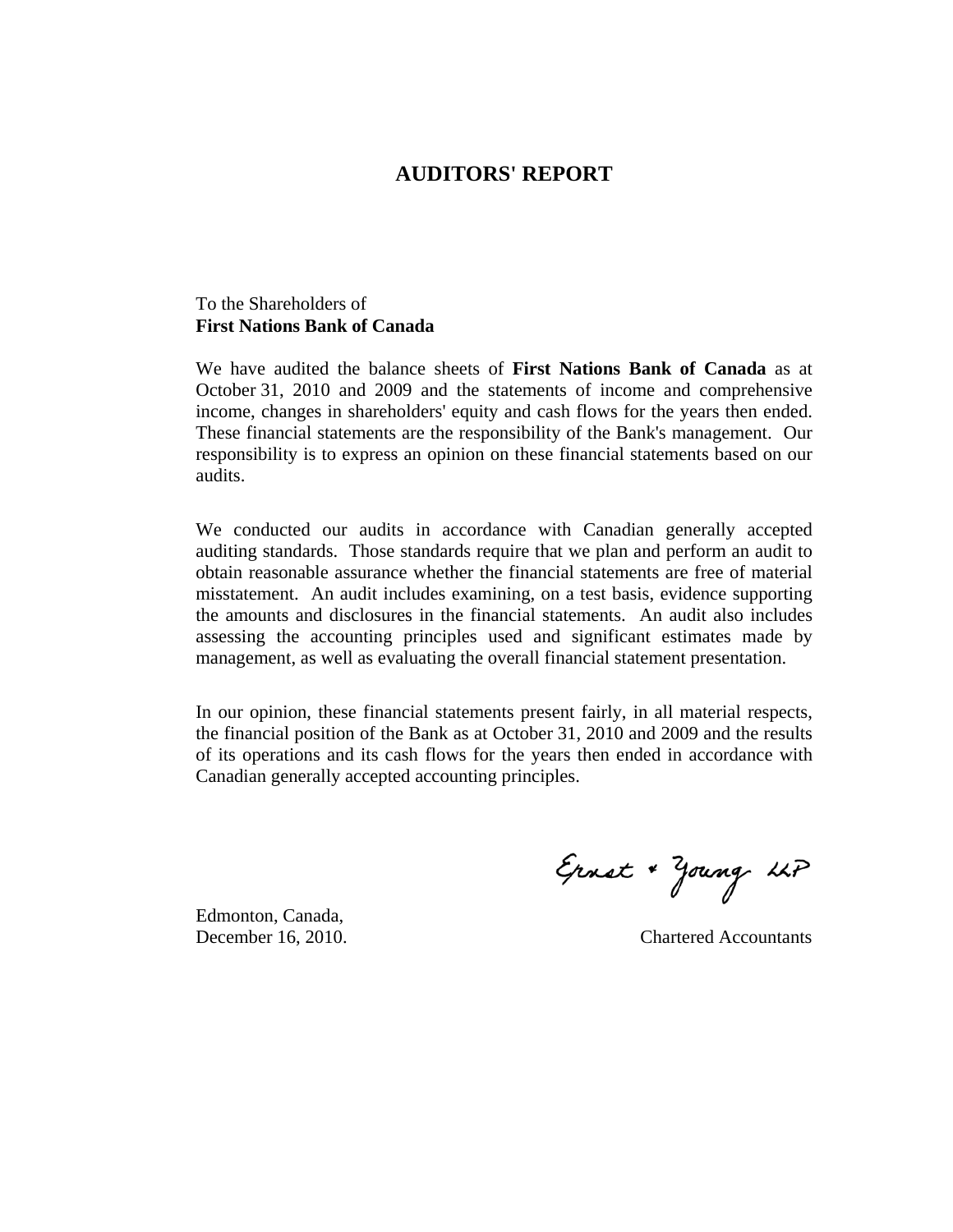# AUDITORS' REPORT

To the Shareholders of
**First Nations Bank of Canada**

We have audited the balance sheets of **First Nations Bank of Canada** as at October 31, 2010 and 2009 and the statements of income and comprehensive income, changes in shareholders' equity and cash flows for the years then ended. These financial statements are the responsibility of the Bank's management. Our responsibility is to express an opinion on these financial statements based on our audits.

We conducted our audits in accordance with Canadian generally accepted auditing standards. Those standards require that we plan and perform an audit to obtain reasonable assurance whether the financial statements are free of material misstatement. An audit includes examining, on a test basis, evidence supporting the amounts and disclosures in the financial statements. An audit also includes assessing the accounting principles used and significant estimates made by management, as well as evaluating the overall financial statement presentation.

In our opinion, these financial statements present fairly, in all material respects, the financial position of the Bank as at October 31, 2010 and 2009 and the results of its operations and its cash flows for the years then ended in accordance with Canadian generally accepted accounting principles.

Ernst & Young LLP

Edmonton, Canada,
December 16, 2010.

Chartered Accountants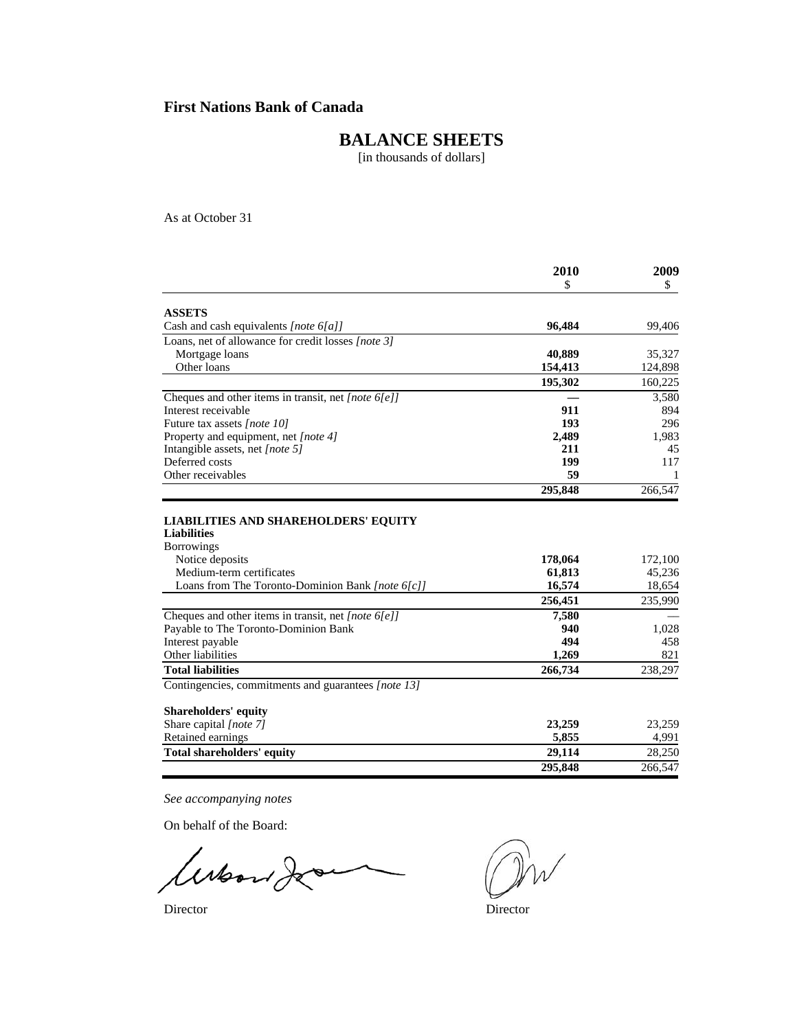**First Nations Bank of Canada**

# BALANCE SHEETS

[in thousands of dollars]

As at October 31

| | 2010<br>$ | 2009<br>$ |
|---|---|---|
| **ASSETS** | | |
| Cash and cash equivalents *[note 6[a]]* | **96,484** | 99,406 |
| Loans, net of allowance for credit losses *[note 3]* | | |
| Mortgage loans | **40,889** | 35,327 |
| Other loans | **154,413** | 124,898 |
| | **195,302** | 160,225 |
| Cheques and other items in transit, net *[note 6[e]]* | **—** | 3,580 |
| Interest receivable | **911** | 894 |
| Future tax assets *[note 10]* | **193** | 296 |
| Property and equipment, net *[note 4]* | **2,489** | 1,983 |
| Intangible assets, net *[note 5]* | **211** | 45 |
| Deferred costs | **199** | 117 |
| Other receivables | **59** | 1 |
| | **295,848** | 266,547 |
| **LIABILITIES AND SHAREHOLDERS' EQUITY** | | |
| **Liabilities** | | |
| Borrowings | | |
| Notice deposits | **178,064** | 172,100 |
| Medium-term certificates | **61,813** | 45,236 |
| Loans from The Toronto-Dominion Bank *[note 6[c]]* | **16,574** | 18,654 |
| | **256,451** | 235,990 |
| Cheques and other items in transit, net *[note 6[e]]* | **7,580** | — |
| Payable to The Toronto-Dominion Bank | **940** | 1,028 |
| Interest payable | **494** | 458 |
| Other liabilities | **1,269** | 821 |
| **Total liabilities** | **266,734** | 238,297 |
| Contingencies, commitments and guarantees *[note 13]* | | |
| **Shareholders' equity** | | |
| Share capital *[note 7]* | **23,259** | 23,259 |
| Retained earnings | **5,855** | 4,991 |
| **Total shareholders' equity** | **29,114** | 28,250 |
| | **295,848** | 266,547 |

*See accompanying notes*

On behalf of the Board:

Director Director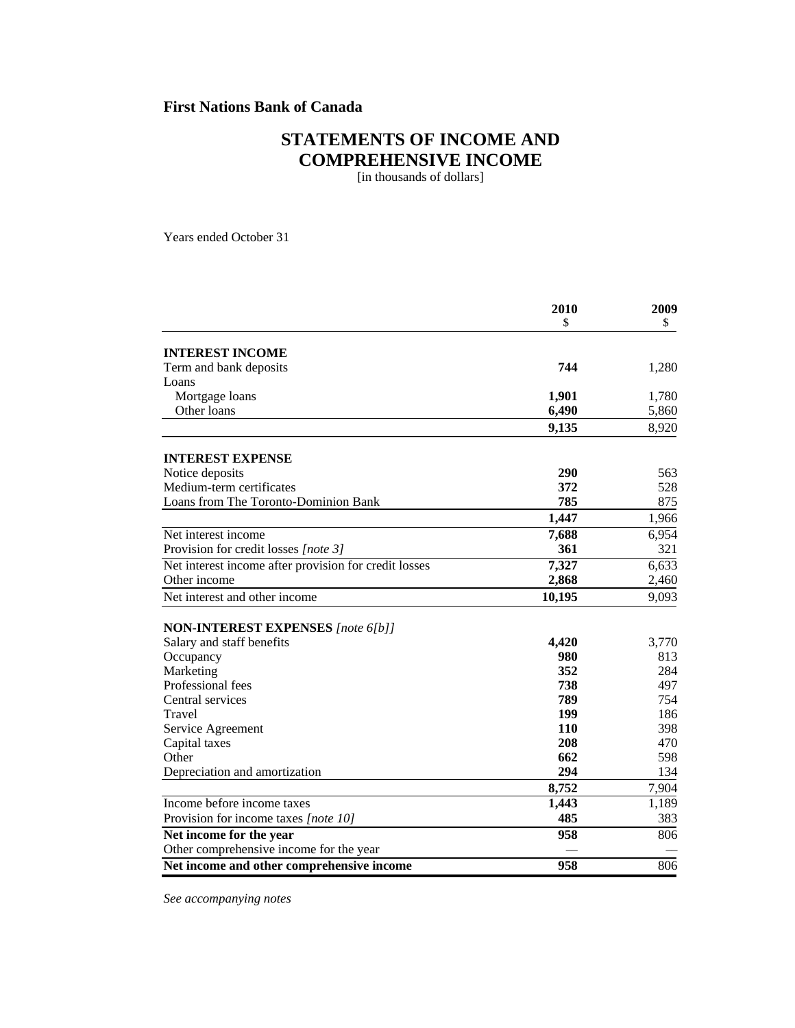**First Nations Bank of Canada**

# STATEMENTS OF INCOME AND COMPREHENSIVE INCOME

[in thousands of dollars]

Years ended October 31

| | 2010<br>$ | 2009<br>$ |
|---|---|---|
| **INTEREST INCOME** | | |
| Term and bank deposits | **744** | 1,280 |
| Loans | | |
| Mortgage loans | **1,901** | 1,780 |
| Other loans | **6,490** | 5,860 |
| | **9,135** | 8,920 |
| **INTEREST EXPENSE** | | |
| Notice deposits | **290** | 563 |
| Medium-term certificates | **372** | 528 |
| Loans from The Toronto-Dominion Bank | **785** | 875 |
| | **1,447** | 1,966 |
| Net interest income | **7,688** | 6,954 |
| Provision for credit losses *[note 3]* | **361** | 321 |
| Net interest income after provision for credit losses | **7,327** | 6,633 |
| Other income | **2,868** | 2,460 |
| Net interest and other income | **10,195** | 9,093 |
| **NON-INTEREST EXPENSES** *[note 6[b]]* | | |
| Salary and staff benefits | **4,420** | 3,770 |
| Occupancy | **980** | 813 |
| Marketing | **352** | 284 |
| Professional fees | **738** | 497 |
| Central services | **789** | 754 |
| Travel | **199** | 186 |
| Service Agreement | **110** | 398 |
| Capital taxes | **208** | 470 |
| Other | **662** | 598 |
| Depreciation and amortization | **294** | 134 |
| | **8,752** | 7,904 |
| Income before income taxes | **1,443** | 1,189 |
| Provision for income taxes *[note 10]* | **485** | 383 |
| **Net income for the year** | **958** | 806 |
| Other comprehensive income for the year | — | — |
| **Net income and other comprehensive income** | **958** | 806 |

*See accompanying notes*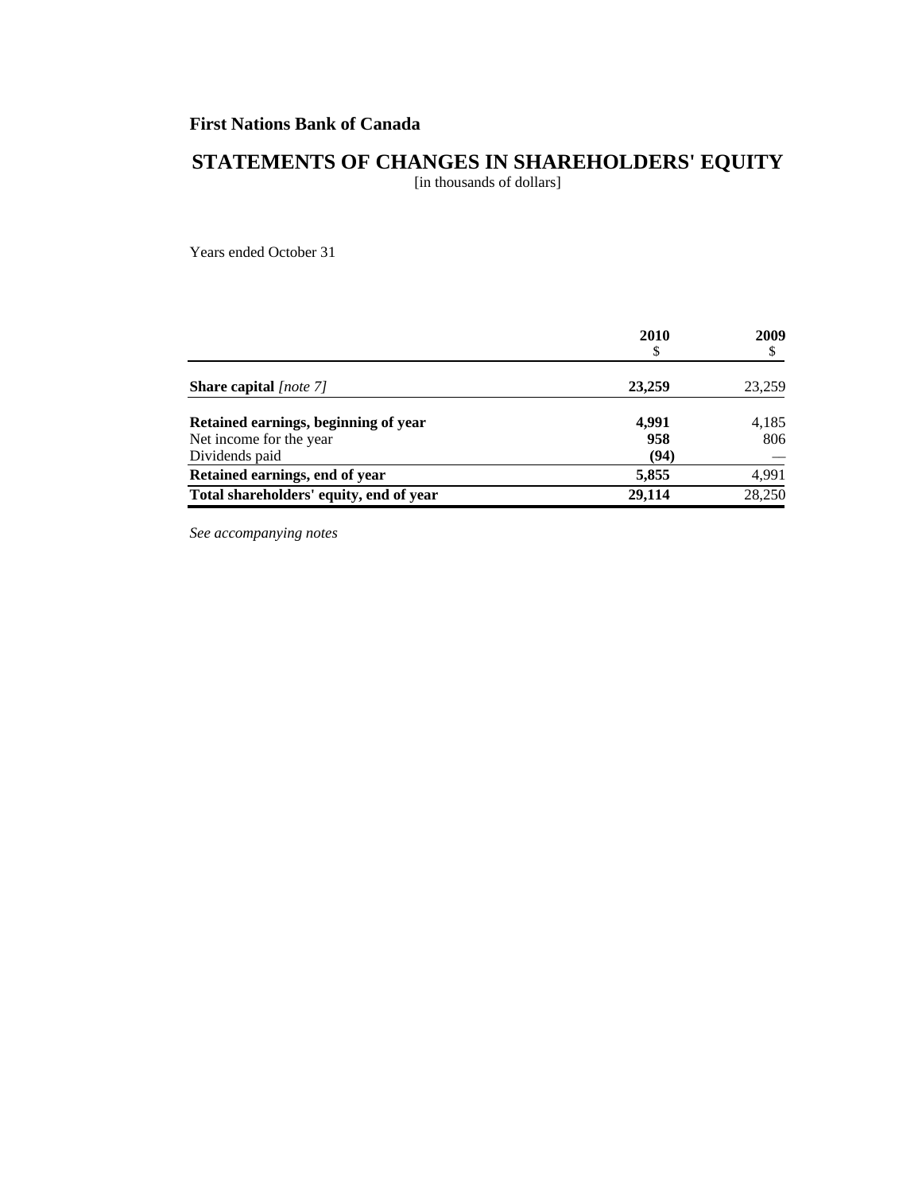**First Nations Bank of Canada**

## STATEMENTS OF CHANGES IN SHAREHOLDERS' EQUITY

[in thousands of dollars]

Years ended October 31

| | 2010<br>$ | 2009<br>$ |
|---|---|---|
| **Share capital** *[note 7]* | **23,259** | 23,259 |
| **Retained earnings, beginning of year** | **4,991** | 4,185 |
| Net income for the year | **958** | 806 |
| Dividends paid | **(94)** | — |
| **Retained earnings, end of year** | **5,855** | 4,991 |
| **Total shareholders' equity, end of year** | **29,114** | 28,250 |

*See accompanying notes*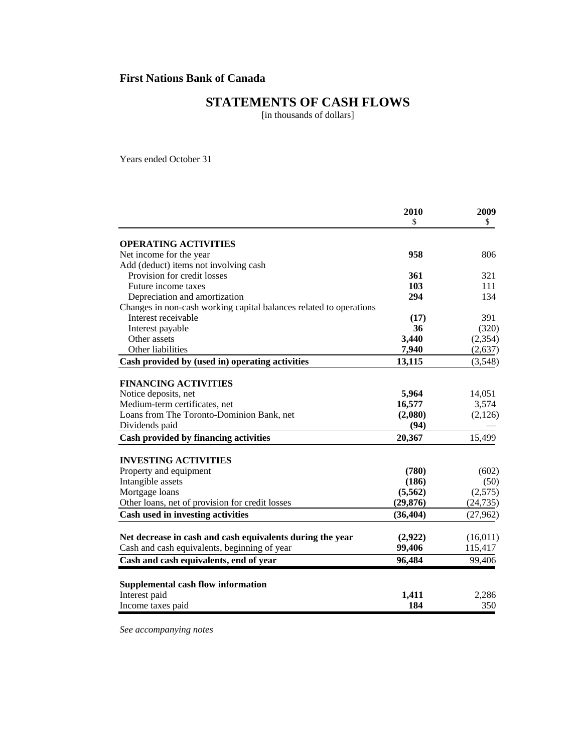# First Nations Bank of Canada

## STATEMENTS OF CASH FLOWS

[in thousands of dollars]

Years ended October 31

| | 2010<br>$ | 2009<br>$ |
|---|---|---|
| **OPERATING ACTIVITIES** | | |
| Net income for the year | **958** | 806 |
| Add (deduct) items not involving cash | | |
| Provision for credit losses | **361** | 321 |
| Future income taxes | **103** | 111 |
| Depreciation and amortization | **294** | 134 |
| Changes in non-cash working capital balances related to operations | | |
| Interest receivable | **(17)** | 391 |
| Interest payable | **36** | (320) |
| Other assets | **3,440** | (2,354) |
| Other liabilities | **7,940** | (2,637) |
| **Cash provided by (used in) operating activities** | **13,115** | (3,548) |
| **FINANCING ACTIVITIES** | | |
| Notice deposits, net | **5,964** | 14,051 |
| Medium-term certificates, net | **16,577** | 3,574 |
| Loans from The Toronto-Dominion Bank, net | **(2,080)** | (2,126) |
| Dividends paid | **(94)** | — |
| **Cash provided by financing activities** | **20,367** | 15,499 |
| **INVESTING ACTIVITIES** | | |
| Property and equipment | **(780)** | (602) |
| Intangible assets | **(186)** | (50) |
| Mortgage loans | **(5,562)** | (2,575) |
| Other loans, net of provision for credit losses | **(29,876)** | (24,735) |
| **Cash used in investing activities** | **(36,404)** | (27,962) |
| **Net decrease in cash and cash equivalents during the year** | **(2,922)** | (16,011) |
| Cash and cash equivalents, beginning of year | **99,406** | 115,417 |
| **Cash and cash equivalents, end of year** | **96,484** | 99,406 |
| **Supplemental cash flow information** | | |
| Interest paid | **1,411** | 2,286 |
| Income taxes paid | **184** | 350 |

*See accompanying notes*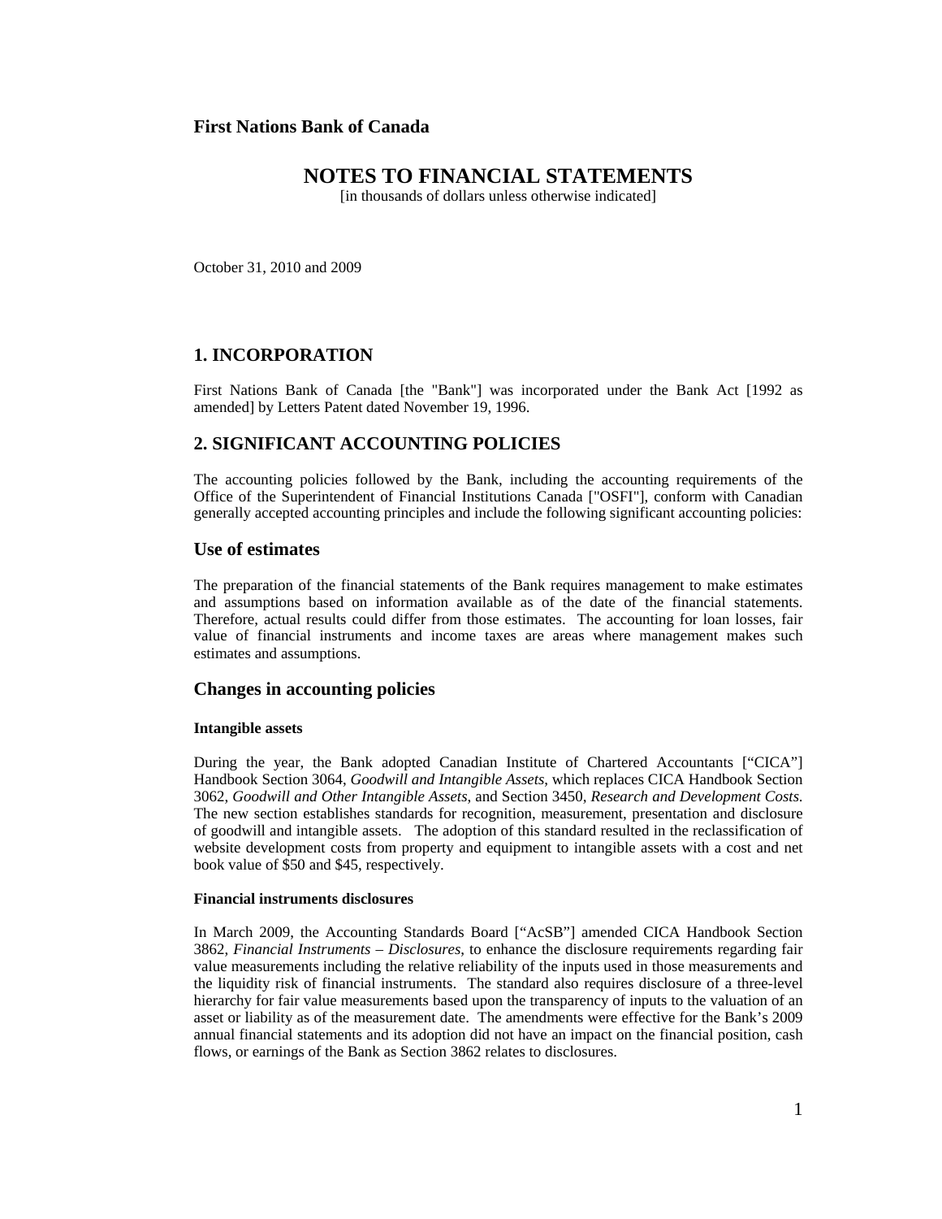**First Nations Bank of Canada**

# NOTES TO FINANCIAL STATEMENTS

[in thousands of dollars unless otherwise indicated]

October 31, 2010 and 2009

## 1. INCORPORATION

First Nations Bank of Canada [the "Bank"] was incorporated under the Bank Act [1992 as amended] by Letters Patent dated November 19, 1996.

## 2. SIGNIFICANT ACCOUNTING POLICIES

The accounting policies followed by the Bank, including the accounting requirements of the Office of the Superintendent of Financial Institutions Canada ["OSFI"], conform with Canadian generally accepted accounting principles and include the following significant accounting policies:

### Use of estimates

The preparation of the financial statements of the Bank requires management to make estimates and assumptions based on information available as of the date of the financial statements. Therefore, actual results could differ from those estimates. The accounting for loan losses, fair value of financial instruments and income taxes are areas where management makes such estimates and assumptions.

### Changes in accounting policies

#### Intangible assets

During the year, the Bank adopted Canadian Institute of Chartered Accountants ["CICA"] Handbook Section 3064, *Goodwill and Intangible Assets*, which replaces CICA Handbook Section 3062, *Goodwill and Other Intangible Assets*, and Section 3450, *Research and Development Costs.* The new section establishes standards for recognition, measurement, presentation and disclosure of goodwill and intangible assets. The adoption of this standard resulted in the reclassification of website development costs from property and equipment to intangible assets with a cost and net book value of $50 and $45, respectively.

#### Financial instruments disclosures

In March 2009, the Accounting Standards Board ["AcSB"] amended CICA Handbook Section 3862, *Financial Instruments – Disclosures*, to enhance the disclosure requirements regarding fair value measurements including the relative reliability of the inputs used in those measurements and the liquidity risk of financial instruments. The standard also requires disclosure of a three-level hierarchy for fair value measurements based upon the transparency of inputs to the valuation of an asset or liability as of the measurement date. The amendments were effective for the Bank's 2009 annual financial statements and its adoption did not have an impact on the financial position, cash flows, or earnings of the Bank as Section 3862 relates to disclosures.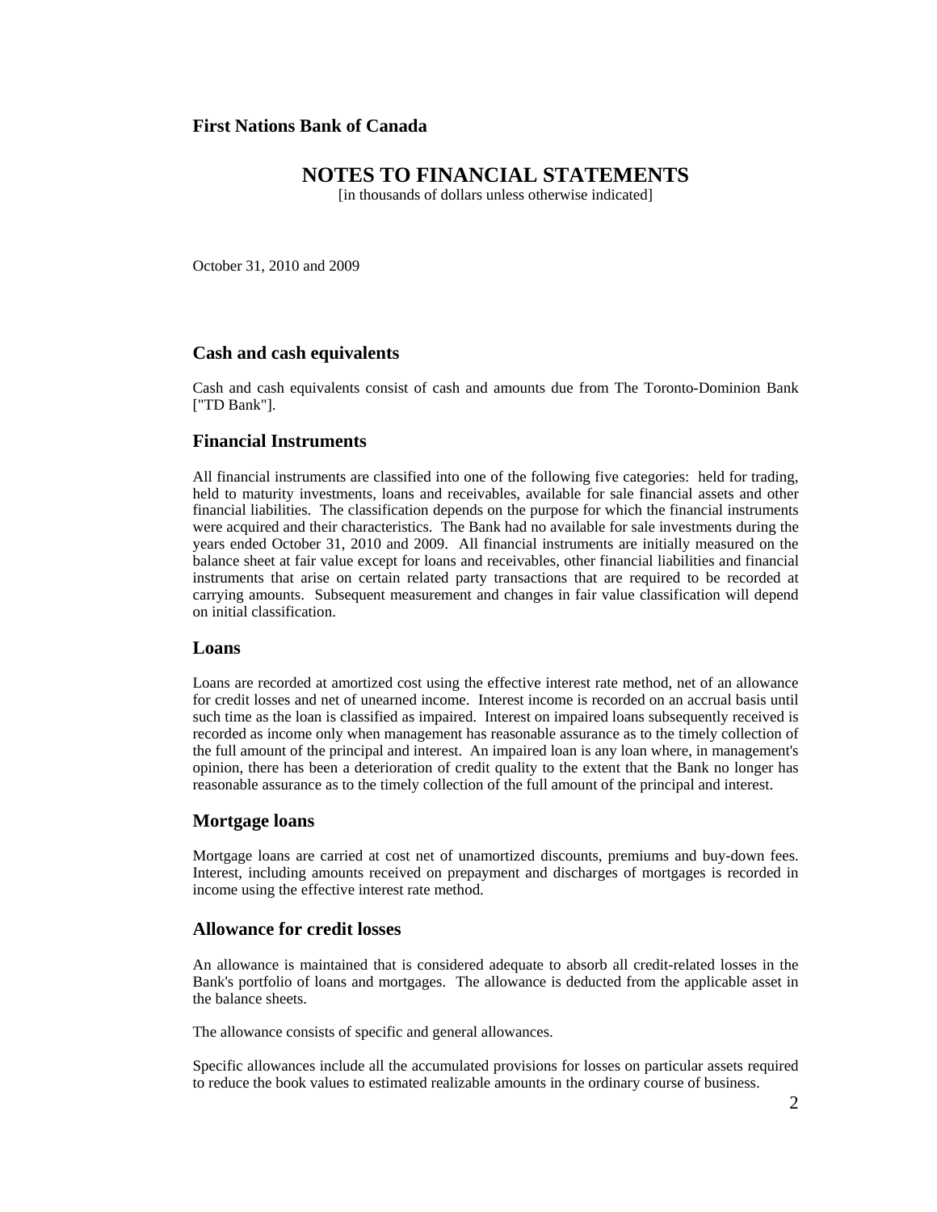**First Nations Bank of Canada**

# NOTES TO FINANCIAL STATEMENTS

[in thousands of dollars unless otherwise indicated]

October 31, 2010 and 2009

## Cash and cash equivalents

Cash and cash equivalents consist of cash and amounts due from The Toronto-Dominion Bank ["TD Bank"].

## Financial Instruments

All financial instruments are classified into one of the following five categories: held for trading, held to maturity investments, loans and receivables, available for sale financial assets and other financial liabilities. The classification depends on the purpose for which the financial instruments were acquired and their characteristics. The Bank had no available for sale investments during the years ended October 31, 2010 and 2009. All financial instruments are initially measured on the balance sheet at fair value except for loans and receivables, other financial liabilities and financial instruments that arise on certain related party transactions that are required to be recorded at carrying amounts. Subsequent measurement and changes in fair value classification will depend on initial classification.

### Loans

Loans are recorded at amortized cost using the effective interest rate method, net of an allowance for credit losses and net of unearned income. Interest income is recorded on an accrual basis until such time as the loan is classified as impaired. Interest on impaired loans subsequently received is recorded as income only when management has reasonable assurance as to the timely collection of the full amount of the principal and interest. An impaired loan is any loan where, in management's opinion, there has been a deterioration of credit quality to the extent that the Bank no longer has reasonable assurance as to the timely collection of the full amount of the principal and interest.

## Mortgage loans

Mortgage loans are carried at cost net of unamortized discounts, premiums and buy-down fees. Interest, including amounts received on prepayment and discharges of mortgages is recorded in income using the effective interest rate method.

## Allowance for credit losses

An allowance is maintained that is considered adequate to absorb all credit-related losses in the Bank's portfolio of loans and mortgages. The allowance is deducted from the applicable asset in the balance sheets.

The allowance consists of specific and general allowances.

Specific allowances include all the accumulated provisions for losses on particular assets required to reduce the book values to estimated realizable amounts in the ordinary course of business.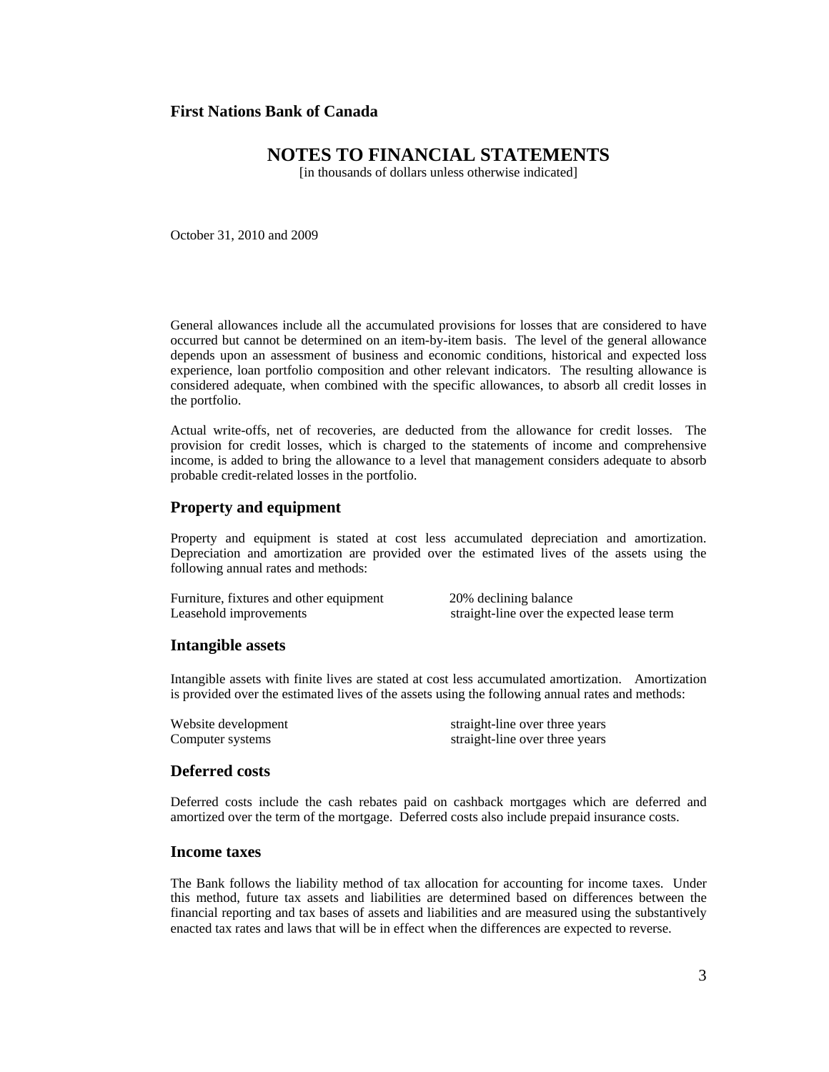General allowances include all the accumulated provisions for losses that are considered to have occurred but cannot be determined on an item-by-item basis. The level of the general allowance depends upon an assessment of business and economic conditions, historical and expected loss experience, loan portfolio composition and other relevant indicators. The resulting allowance is considered adequate, when combined with the specific allowances, to absorb all credit losses in the portfolio.

Actual write-offs, net of recoveries, are deducted from the allowance for credit losses. The provision for credit losses, which is charged to the statements of income and comprehensive income, is added to bring the allowance to a level that management considers adequate to absorb probable credit-related losses in the portfolio.

## Property and equipment

Property and equipment is stated at cost less accumulated depreciation and amortization. Depreciation and amortization are provided over the estimated lives of the assets using the following annual rates and methods:

| | |
|---|---|
| Furniture, fixtures and other equipment | 20% declining balance |
| Leasehold improvements | straight-line over the expected lease term |

## Intangible assets

Intangible assets with finite lives are stated at cost less accumulated amortization. Amortization is provided over the estimated lives of the assets using the following annual rates and methods:

| | |
|---|---|
| Website development | straight-line over three years |
| Computer systems | straight-line over three years |

## Deferred costs

Deferred costs include the cash rebates paid on cashback mortgages which are deferred and amortized over the term of the mortgage. Deferred costs also include prepaid insurance costs.

## Income taxes

The Bank follows the liability method of tax allocation for accounting for income taxes. Under this method, future tax assets and liabilities are determined based on differences between the financial reporting and tax bases of assets and liabilities and are measured using the substantively enacted tax rates and laws that will be in effect when the differences are expected to reverse.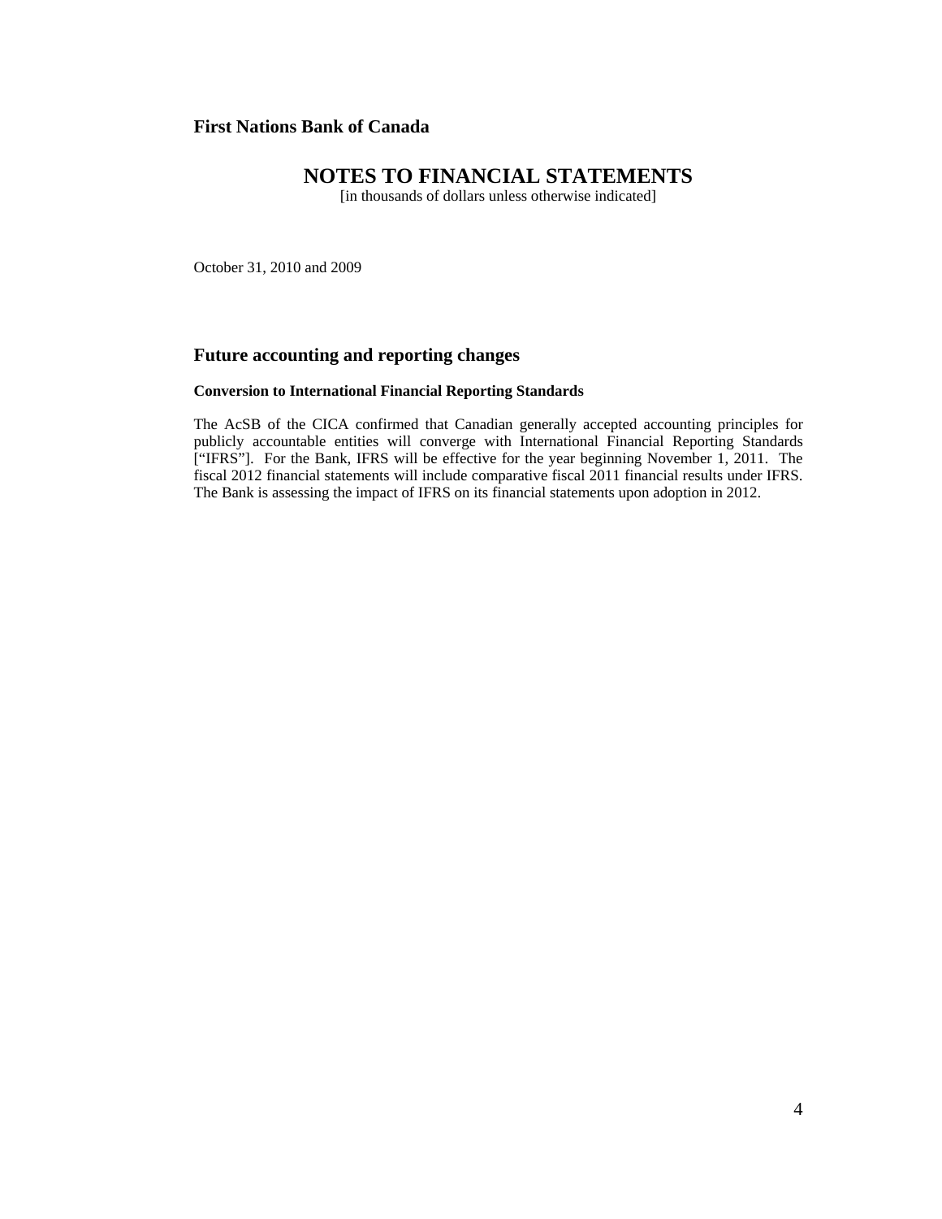**First Nations Bank of Canada**

# NOTES TO FINANCIAL STATEMENTS

[in thousands of dollars unless otherwise indicated]

October 31, 2010 and 2009

## Future accounting and reporting changes

**Conversion to International Financial Reporting Standards**

The AcSB of the CICA confirmed that Canadian generally accepted accounting principles for publicly accountable entities will converge with International Financial Reporting Standards ["IFRS"]. For the Bank, IFRS will be effective for the year beginning November 1, 2011. The fiscal 2012 financial statements will include comparative fiscal 2011 financial results under IFRS. The Bank is assessing the impact of IFRS on its financial statements upon adoption in 2012.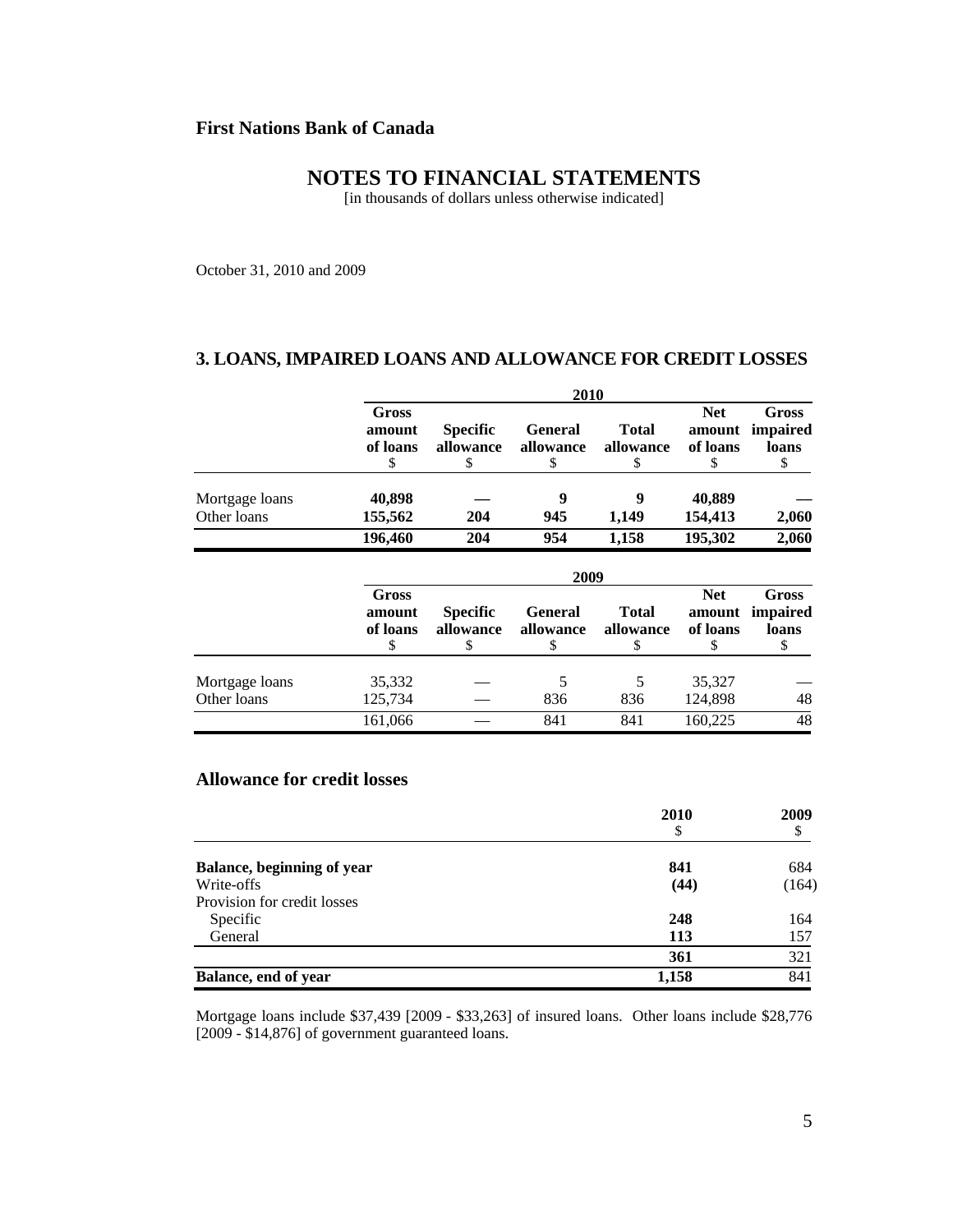**First Nations Bank of Canada**

## NOTES TO FINANCIAL STATEMENTS

[in thousands of dollars unless otherwise indicated]

October 31, 2010 and 2009

### 3. LOANS, IMPAIRED LOANS AND ALLOWANCE FOR CREDIT LOSSES

| | 2010 | | | | | |
|---|---|---|---|---|---|---|
| | Gross amount of loans $ | Specific allowance $ | General allowance $ | Total allowance $ | Net amount of loans $ | Gross impaired loans $ |
| Mortgage loans | **40,898** | **—** | **9** | **9** | **40,889** | **—** |
| Other loans | **155,562** | **204** | **945** | **1,149** | **154,413** | **2,060** |
| | **196,460** | **204** | **954** | **1,158** | **195,302** | **2,060** |

| | 2009 | | | | | |
|---|---|---|---|---|---|---|
| | Gross amount of loans $ | Specific allowance $ | General allowance $ | Total allowance $ | Net amount of loans $ | Gross impaired loans $ |
| Mortgage loans | 35,332 | — | 5 | 5 | 35,327 | — |
| Other loans | 125,734 | — | 836 | 836 | 124,898 | 48 |
| | 161,066 | — | 841 | 841 | 160,225 | 48 |

### Allowance for credit losses

| | 2010 $ | 2009 $ |
|---|---|---|
| **Balance, beginning of year** | **841** | 684 |
| Write-offs | **(44)** | (164) |
| Provision for credit losses | | |
| Specific | **248** | 164 |
| General | **113** | 157 |
| | **361** | 321 |
| **Balance, end of year** | **1,158** | 841 |

Mortgage loans include $37,439 [2009 - $33,263] of insured loans. Other loans include $28,776 [2009 - $14,876] of government guaranteed loans.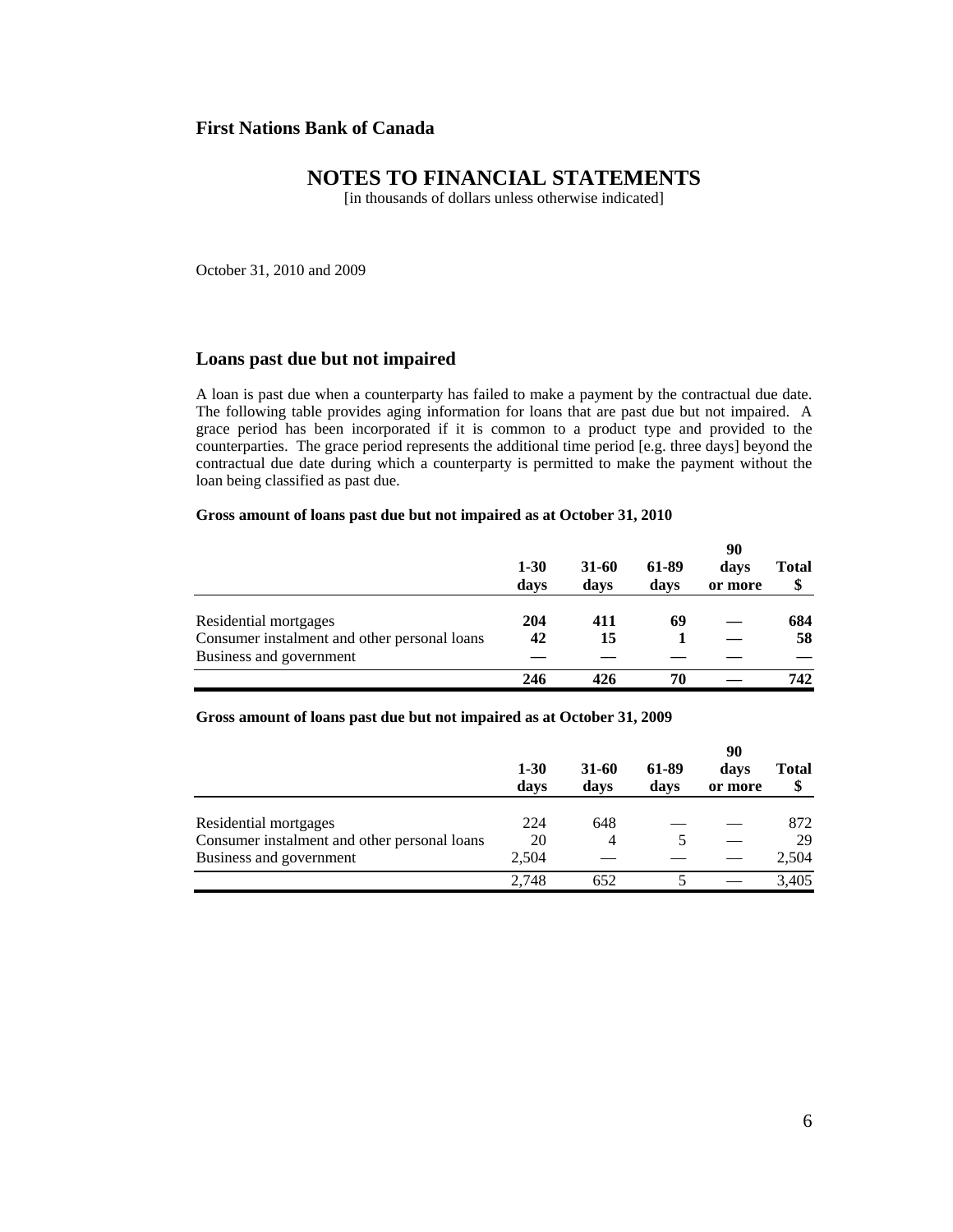**First Nations Bank of Canada**

# NOTES TO FINANCIAL STATEMENTS

[in thousands of dollars unless otherwise indicated]

October 31, 2010 and 2009

## Loans past due but not impaired

A loan is past due when a counterparty has failed to make a payment by the contractual due date. The following table provides aging information for loans that are past due but not impaired. A grace period has been incorporated if it is common to a product type and provided to the counterparties. The grace period represents the additional time period [e.g. three days] beyond the contractual due date during which a counterparty is permitted to make the payment without the loan being classified as past due.

**Gross amount of loans past due but not impaired as at October 31, 2010**

| | 1-30 days | 31-60 days | 61-89 days | 90 days or more | Total $ |
|---|---|---|---|---|---|
| Residential mortgages | **204** | **411** | **69** | **—** | **684** |
| Consumer instalment and other personal loans | **42** | **15** | **1** | **—** | **58** |
| Business and government | **—** | **—** | **—** | **—** | **—** |
| | **246** | **426** | **70** | **—** | **742** |

**Gross amount of loans past due but not impaired as at October 31, 2009**

| | 1-30 days | 31-60 days | 61-89 days | 90 days or more | Total $ |
|---|---|---|---|---|---|
| Residential mortgages | 224 | 648 | — | — | 872 |
| Consumer instalment and other personal loans | 20 | 4 | 5 | — | 29 |
| Business and government | 2,504 | — | — | — | 2,504 |
| | 2,748 | 652 | 5 | — | 3,405 |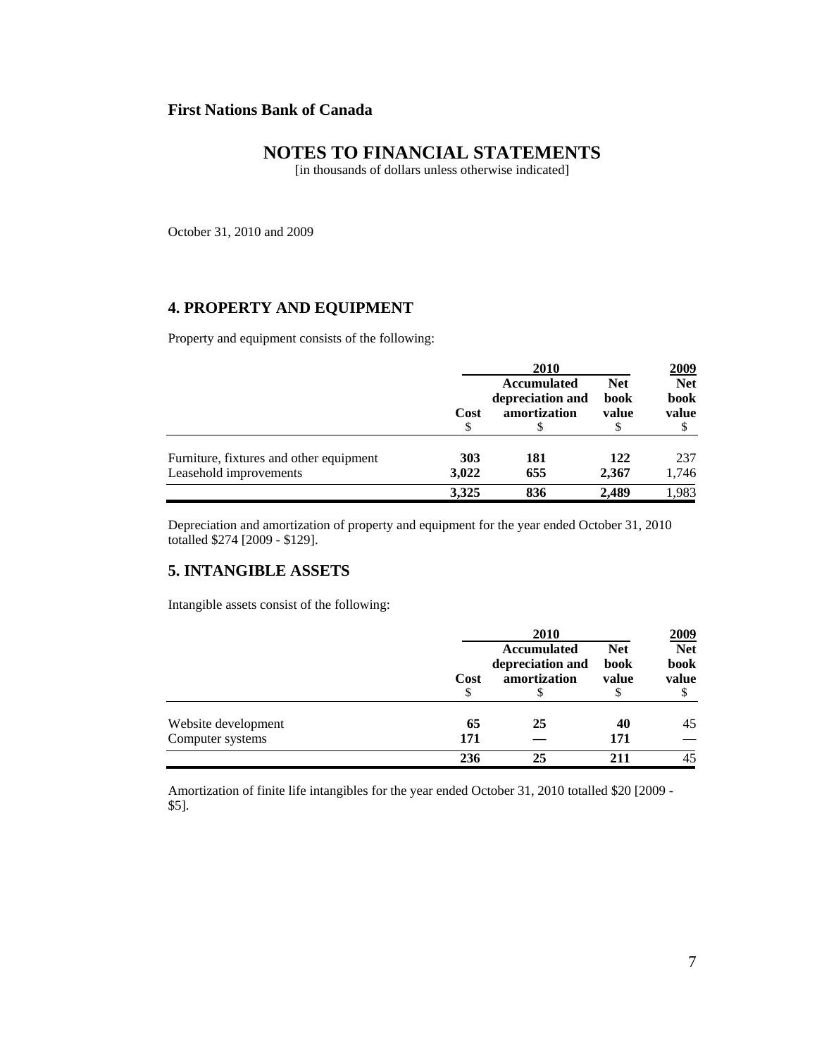**First Nations Bank of Canada**

# NOTES TO FINANCIAL STATEMENTS

[in thousands of dollars unless otherwise indicated]

October 31, 2010 and 2009

## 4. PROPERTY AND EQUIPMENT

Property and equipment consists of the following:

| | 2010 | | | 2009 |
|---|---|---|---|---|
| | Cost<br>$ | Accumulated depreciation and amortization<br>$ | Net book value<br>$ | Net book value<br>$ |
| Furniture, fixtures and other equipment | **303** | **181** | **122** | 237 |
| Leasehold improvements | **3,022** | **655** | **2,367** | 1,746 |
| | **3,325** | **836** | **2,489** | 1,983 |

Depreciation and amortization of property and equipment for the year ended October 31, 2010 totalled $274 [2009 - $129].

## 5. INTANGIBLE ASSETS

Intangible assets consist of the following:

| | 2010 | | | 2009 |
|---|---|---|---|---|
| | Cost<br>$ | Accumulated depreciation and amortization<br>$ | Net book value<br>$ | Net book value<br>$ |
| Website development | **65** | **25** | **40** | 45 |
| Computer systems | **171** | **—** | **171** | — |
| | **236** | **25** | **211** | 45 |

Amortization of finite life intangibles for the year ended October 31, 2010 totalled $20 [2009 - $5].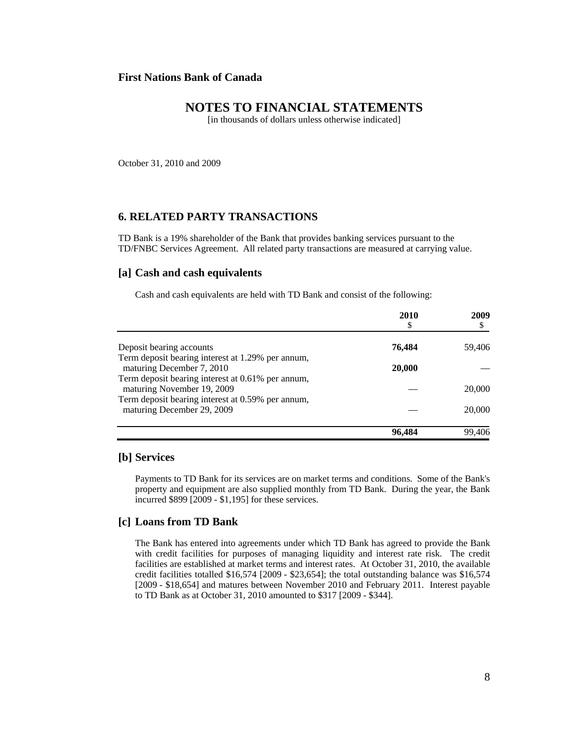**First Nations Bank of Canada**

# NOTES TO FINANCIAL STATEMENTS

[in thousands of dollars unless otherwise indicated]

October 31, 2010 and 2009

## 6. RELATED PARTY TRANSACTIONS

TD Bank is a 19% shareholder of the Bank that provides banking services pursuant to the TD/FNBC Services Agreement. All related party transactions are measured at carrying value.

### [a] Cash and cash equivalents

Cash and cash equivalents are held with TD Bank and consist of the following:

| | 2010<br>$ | 2009<br>$ |
|---|---|---|
| Deposit bearing accounts | **76,484** | 59,406 |
| Term deposit bearing interest at 1.29% per annum, maturing December 7, 2010 | **20,000** | — |
| Term deposit bearing interest at 0.61% per annum, maturing November 19, 2009 | — | 20,000 |
| Term deposit bearing interest at 0.59% per annum, maturing December 29, 2009 | — | 20,000 |
| | **96,484** | 99,406 |

### [b] Services

Payments to TD Bank for its services are on market terms and conditions. Some of the Bank's property and equipment are also supplied monthly from TD Bank. During the year, the Bank incurred $899 [2009 - $1,195] for these services.

### [c] Loans from TD Bank

The Bank has entered into agreements under which TD Bank has agreed to provide the Bank with credit facilities for purposes of managing liquidity and interest rate risk. The credit facilities are established at market terms and interest rates. At October 31, 2010, the available credit facilities totalled $16,574 [2009 - $23,654]; the total outstanding balance was $16,574 [2009 - $18,654] and matures between November 2010 and February 2011. Interest payable to TD Bank as at October 31, 2010 amounted to $317 [2009 - $344].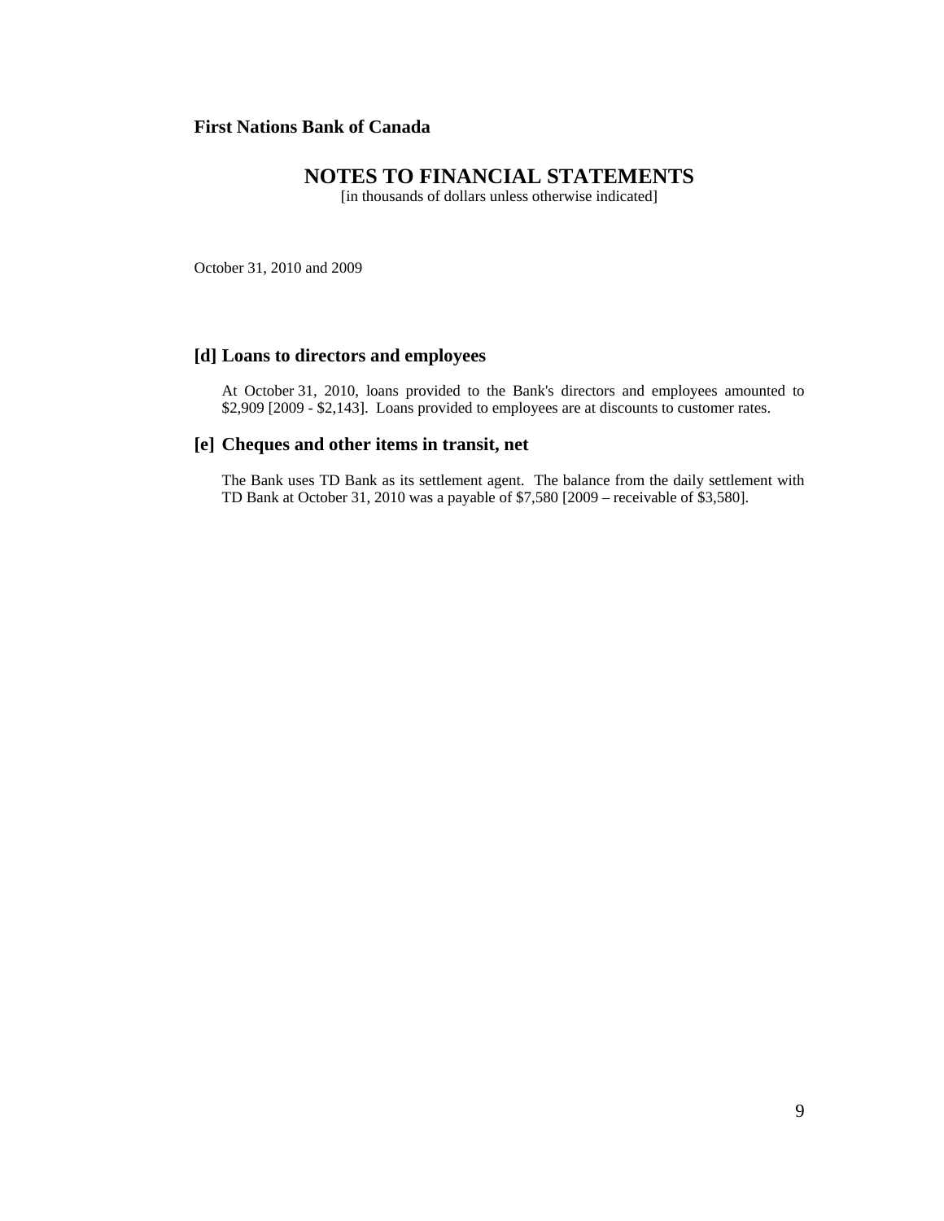**First Nations Bank of Canada**

# NOTES TO FINANCIAL STATEMENTS

[in thousands of dollars unless otherwise indicated]

October 31, 2010 and 2009

## [d] Loans to directors and employees

At October 31, 2010, loans provided to the Bank's directors and employees amounted to $2,909 [2009 - $2,143]. Loans provided to employees are at discounts to customer rates.

## [e] Cheques and other items in transit, net

The Bank uses TD Bank as its settlement agent. The balance from the daily settlement with TD Bank at October 31, 2010 was a payable of $7,580 [2009 – receivable of $3,580].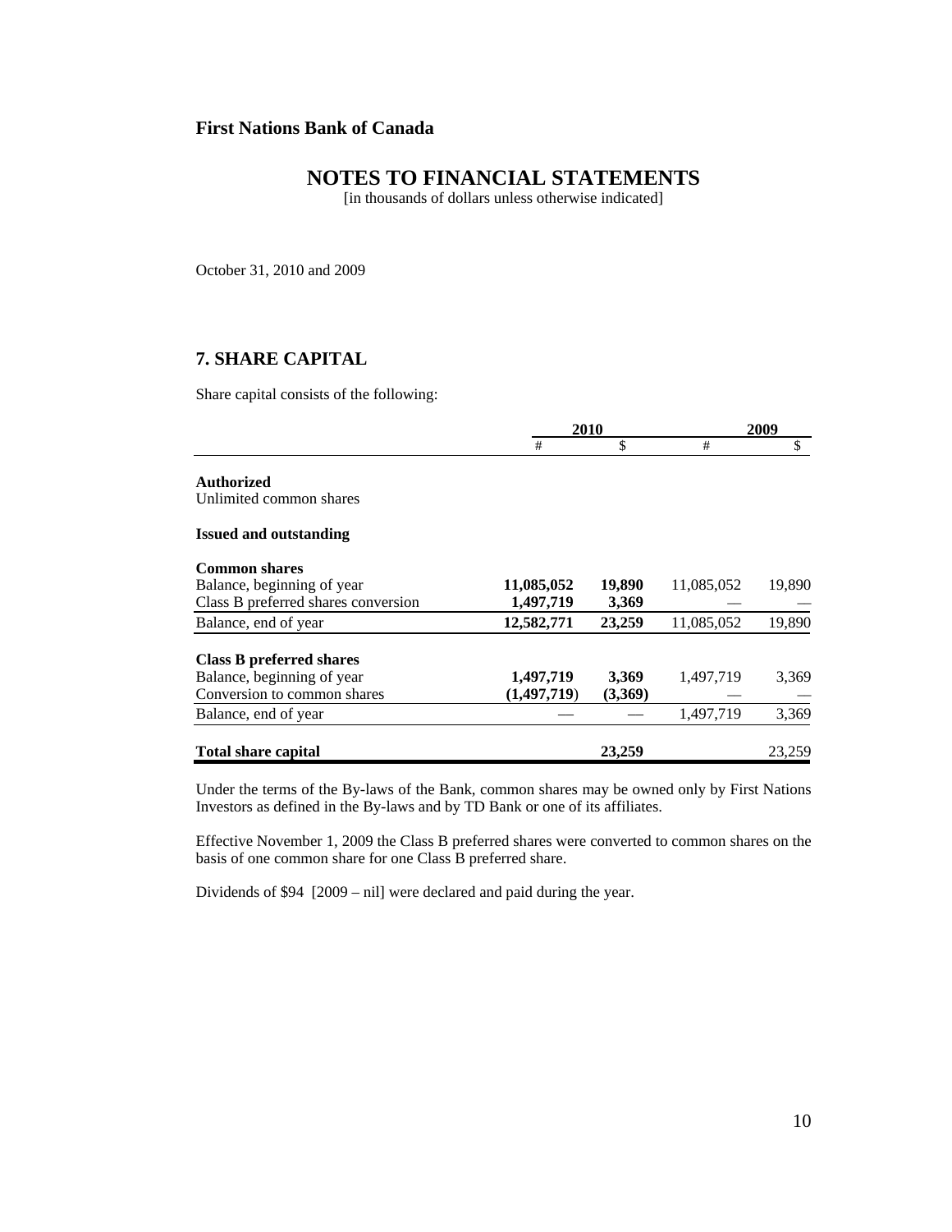**First Nations Bank of Canada**

# NOTES TO FINANCIAL STATEMENTS

[in thousands of dollars unless otherwise indicated]

October 31, 2010 and 2009

## 7. SHARE CAPITAL

Share capital consists of the following:

| | 2010 | | 2009 | |
|---|---|---|---|---|
| | # | $ | # | $ |
| **Authorized** | | | | |
| Unlimited common shares | | | | |
| **Issued and outstanding** | | | | |
| **Common shares** | | | | |
| Balance, beginning of year | **11,085,052** | **19,890** | 11,085,052 | 19,890 |
| Class B preferred shares conversion | **1,497,719** | **3,369** | — | — |
| Balance, end of year | **12,582,771** | **23,259** | 11,085,052 | 19,890 |
| **Class B preferred shares** | | | | |
| Balance, beginning of year | **1,497,719** | **3,369** | 1,497,719 | 3,369 |
| Conversion to common shares | **(1,497,719)** | **(3,369)** | — | — |
| Balance, end of year | — | — | 1,497,719 | 3,369 |
| **Total share capital** | | **23,259** | | 23,259 |

Under the terms of the By-laws of the Bank, common shares may be owned only by First Nations Investors as defined in the By-laws and by TD Bank or one of its affiliates.

Effective November 1, 2009 the Class B preferred shares were converted to common shares on the basis of one common share for one Class B preferred share.

Dividends of $94 [2009 – nil] were declared and paid during the year.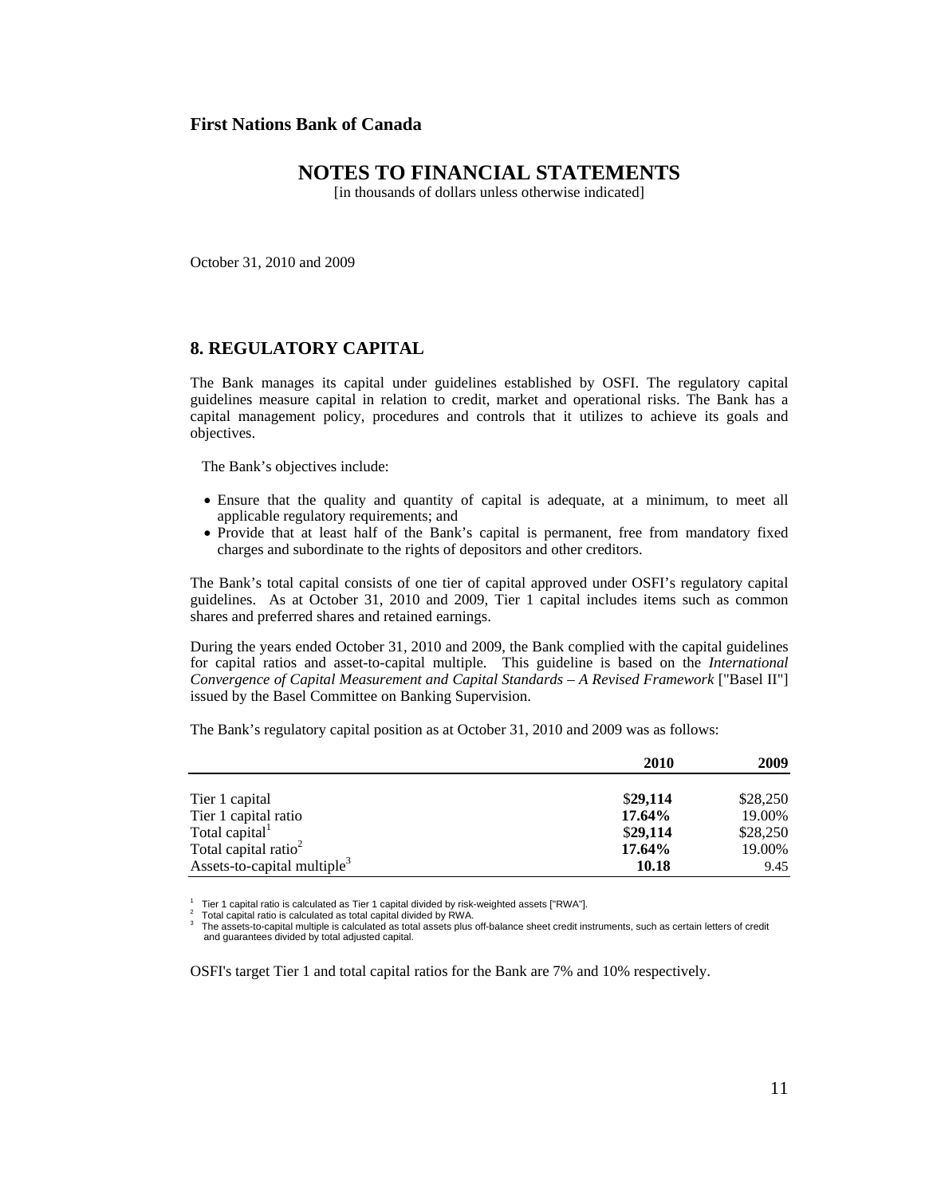**First Nations Bank of Canada**

# NOTES TO FINANCIAL STATEMENTS

[in thousands of dollars unless otherwise indicated]

October 31, 2010 and 2009

## 8. REGULATORY CAPITAL

The Bank manages its capital under guidelines established by OSFI. The regulatory capital guidelines measure capital in relation to credit, market and operational risks. The Bank has a capital management policy, procedures and controls that it utilizes to achieve its goals and objectives.

The Bank's objectives include:

- Ensure that the quality and quantity of capital is adequate, at a minimum, to meet all applicable regulatory requirements; and
- Provide that at least half of the Bank's capital is permanent, free from mandatory fixed charges and subordinate to the rights of depositors and other creditors.

The Bank's total capital consists of one tier of capital approved under OSFI's regulatory capital guidelines. As at October 31, 2010 and 2009, Tier 1 capital includes items such as common shares and preferred shares and retained earnings.

During the years ended October 31, 2010 and 2009, the Bank complied with the capital guidelines for capital ratios and asset-to-capital multiple. This guideline is based on the *International Convergence of Capital Measurement and Capital Standards – A Revised Framework* ["Basel II"] issued by the Basel Committee on Banking Supervision.

The Bank's regulatory capital position as at October 31, 2010 and 2009 was as follows:

| | 2010 | 2009 |
|---|---|---|
| Tier 1 capital | **$29,114** | $28,250 |
| Tier 1 capital ratio | **17.64%** | 19.00% |
| Total capital[1] | **$29,114** | $28,250 |
| Total capital ratio[2] | **17.64%** | 19.00% |
| Assets-to-capital multiple[3] | **10.18** | 9.45 |

[1] Tier 1 capital ratio is calculated as Tier 1 capital divided by risk-weighted assets ["RWA"].
[2] Total capital ratio is calculated as total capital divided by RWA.
[3] The assets-to-capital multiple is calculated as total assets plus off-balance sheet credit instruments, such as certain letters of credit and guarantees divided by total adjusted capital.

OSFI's target Tier 1 and total capital ratios for the Bank are 7% and 10% respectively.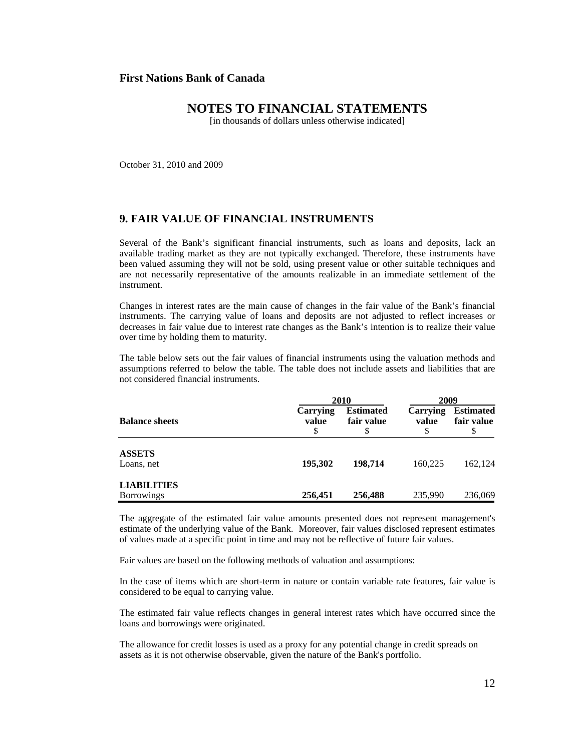**First Nations Bank of Canada**

# NOTES TO FINANCIAL STATEMENTS

[in thousands of dollars unless otherwise indicated]

October 31, 2010 and 2009

## 9. FAIR VALUE OF FINANCIAL INSTRUMENTS

Several of the Bank's significant financial instruments, such as loans and deposits, lack an available trading market as they are not typically exchanged. Therefore, these instruments have been valued assuming they will not be sold, using present value or other suitable techniques and are not necessarily representative of the amounts realizable in an immediate settlement of the instrument.

Changes in interest rates are the main cause of changes in the fair value of the Bank's financial instruments. The carrying value of loans and deposits are not adjusted to reflect increases or decreases in fair value due to interest rate changes as the Bank's intention is to realize their value over time by holding them to maturity.

The table below sets out the fair values of financial instruments using the valuation methods and assumptions referred to below the table. The table does not include assets and liabilities that are not considered financial instruments.

| | 2010 | | 2009 | |
|---|---|---|---|---|
| **Balance sheets** | **Carrying value** $ | **Estimated fair value** $ | **Carrying value** $ | **Estimated fair value** $ |
| **ASSETS** | | | | |
| Loans, net | **195,302** | **198,714** | 160,225 | 162,124 |
| **LIABILITIES** | | | | |
| Borrowings | **256,451** | **256,488** | 235,990 | 236,069 |

The aggregate of the estimated fair value amounts presented does not represent management's estimate of the underlying value of the Bank. Moreover, fair values disclosed represent estimates of values made at a specific point in time and may not be reflective of future fair values.

Fair values are based on the following methods of valuation and assumptions:

In the case of items which are short-term in nature or contain variable rate features, fair value is considered to be equal to carrying value.

The estimated fair value reflects changes in general interest rates which have occurred since the loans and borrowings were originated.

The allowance for credit losses is used as a proxy for any potential change in credit spreads on assets as it is not otherwise observable, given the nature of the Bank's portfolio.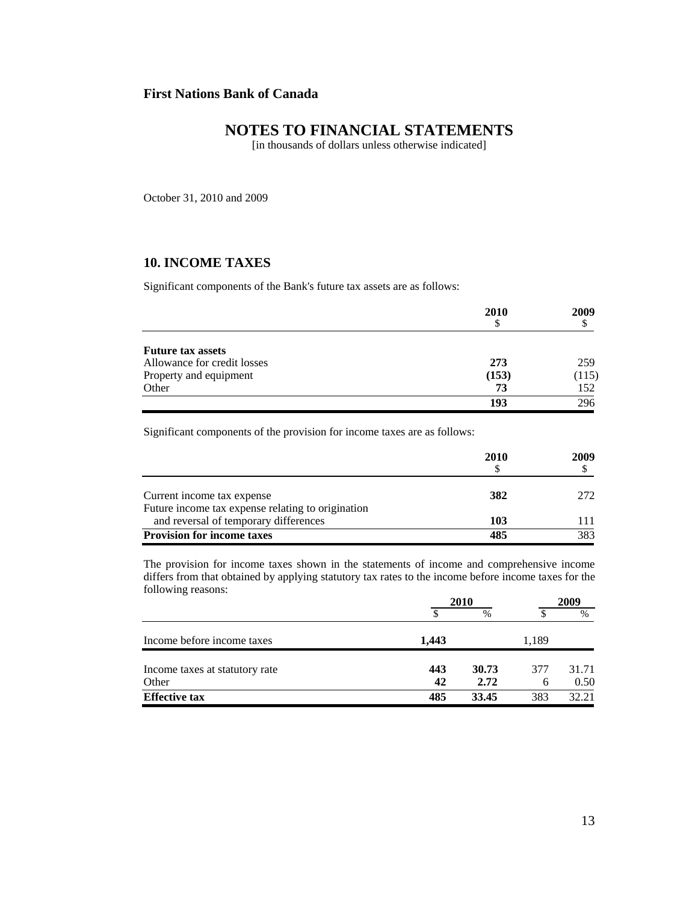**First Nations Bank of Canada**

## NOTES TO FINANCIAL STATEMENTS

[in thousands of dollars unless otherwise indicated]

October 31, 2010 and 2009

### 10. INCOME TAXES

Significant components of the Bank's future tax assets are as follows:

| | 2010<br>$ | 2009<br>$ |
|---|---|---|
| **Future tax assets** | | |
| Allowance for credit losses | **273** | 259 |
| Property and equipment | **(153)** | (115) |
| Other | **73** | 152 |
| | **193** | 296 |

Significant components of the provision for income taxes are as follows:

| | 2010<br>$ | 2009<br>$ |
|---|---|---|
| Current income tax expense | **382** | 272 |
| Future income tax expense relating to origination and reversal of temporary differences | **103** | 111 |
| **Provision for income taxes** | **485** | 383 |

The provision for income taxes shown in the statements of income and comprehensive income differs from that obtained by applying statutory tax rates to the income before income taxes for the following reasons:

| | 2010 | | 2009 | |
|---|---|---|---|---|
| | $ | % | $ | % |
| Income before income taxes | **1,443** | | 1,189 | |
| Income taxes at statutory rate | **443** | **30.73** | 377 | 31.71 |
| Other | **42** | **2.72** | 6 | 0.50 |
| **Effective tax** | **485** | **33.45** | 383 | 32.21 |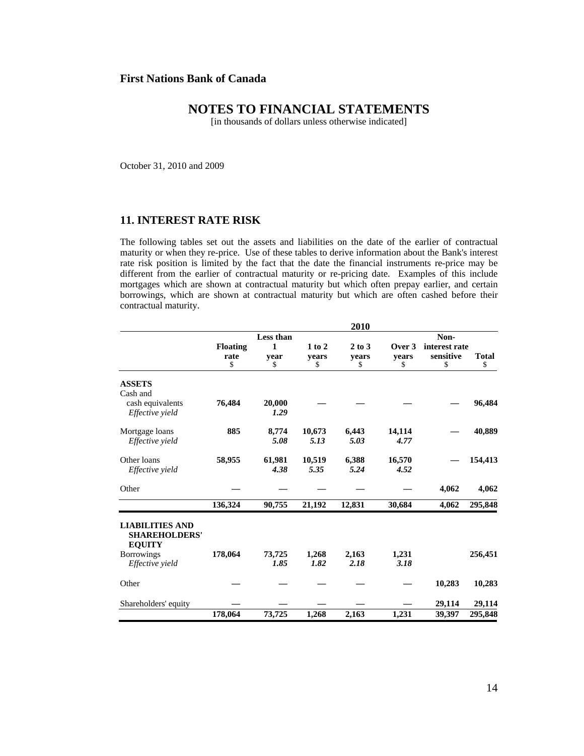**First Nations Bank of Canada**

# NOTES TO FINANCIAL STATEMENTS

[in thousands of dollars unless otherwise indicated]

October 31, 2010 and 2009

## 11. INTEREST RATE RISK

The following tables set out the assets and liabilities on the date of the earlier of contractual maturity or when they re-price. Use of these tables to derive information about the Bank's interest rate risk position is limited by the fact that the date the financial instruments re-price may be different from the earlier of contractual maturity or re-pricing date. Examples of this include mortgages which are shown at contractual maturity but which often prepay earlier, and certain borrowings, which are shown at contractual maturity but which are often cashed before their contractual maturity.

| | 2010 | | | | | | |
|---|---|---|---|---|---|---|---|
| | **Floating rate** $ | **Less than 1 year** $ | **1 to 2 years** $ | **2 to 3 years** $ | **Over 3 years** $ | **Non-interest rate sensitive** $ | **Total** $ |
| **ASSETS** | | | | | | | |
| Cash and cash equivalents | **76,484** | **20,000** | **—** | **—** | **—** | **—** | **96,484** |
| *Effective yield* | | ***1.29*** | | | | | |
| Mortgage loans | **885** | **8,774** | **10,673** | **6,443** | **14,114** | **—** | **40,889** |
| *Effective yield* | | ***5.08*** | ***5.13*** | ***5.03*** | ***4.77*** | | |
| Other loans | **58,955** | **61,981** | **10,519** | **6,388** | **16,570** | **—** | **154,413** |
| *Effective yield* | | ***4.38*** | ***5.35*** | ***5.24*** | ***4.52*** | | |
| Other | **—** | **—** | **—** | **—** | **—** | **4,062** | **4,062** |
| | **136,324** | **90,755** | **21,192** | **12,831** | **30,684** | **4,062** | **295,848** |
| **LIABILITIES AND SHAREHOLDERS' EQUITY** | | | | | | | |
| Borrowings | **178,064** | **73,725** | **1,268** | **2,163** | **1,231** | | **256,451** |
| *Effective yield* | | ***1.85*** | ***1.82*** | ***2.18*** | ***3.18*** | | |
| Other | **—** | **—** | **—** | **—** | **—** | **10,283** | **10,283** |
| Shareholders' equity | **—** | **—** | **—** | **—** | **—** | **29,114** | **29,114** |
| | **178,064** | **73,725** | **1,268** | **2,163** | **1,231** | **39,397** | **295,848** |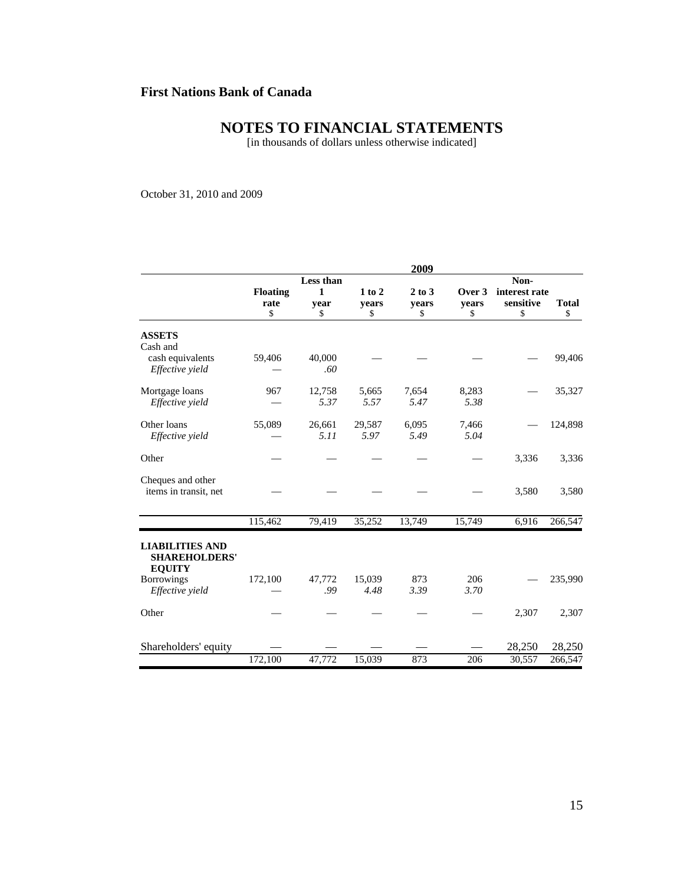**First Nations Bank of Canada**

# NOTES TO FINANCIAL STATEMENTS

[in thousands of dollars unless otherwise indicated]

October 31, 2010 and 2009

| | 2009 | | | | | | |
|---|---|---|---|---|---|---|---|
| | Floating rate<br>$ | Less than 1 year<br>$ | 1 to 2 years<br>$ | 2 to 3 years<br>$ | Over 3 years<br>$ | Non-interest rate sensitive<br>$ | Total<br>$ |
| **ASSETS** | | | | | | | |
| Cash and cash equivalents | 59,406 | 40,000 | — | — | — | — | 99,406 |
| *Effective yield* | — | *.60* | | | | | |
| Mortgage loans | 967 | 12,758 | 5,665 | 7,654 | 8,283 | — | 35,327 |
| *Effective yield* | — | *5.37* | *5.57* | *5.47* | *5.38* | | |
| Other loans | 55,089 | 26,661 | 29,587 | 6,095 | 7,466 | — | 124,898 |
| *Effective yield* | — | *5.11* | *5.97* | *5.49* | *5.04* | | |
| Other | — | — | — | — | — | 3,336 | 3,336 |
| Cheques and other items in transit, net | — | — | — | — | — | 3,580 | 3,580 |
| | 115,462 | 79,419 | 35,252 | 13,749 | 15,749 | 6,916 | 266,547 |
| **LIABILITIES AND SHAREHOLDERS' EQUITY** | | | | | | | |
| Borrowings | 172,100 | 47,772 | 15,039 | 873 | 206 | — | 235,990 |
| *Effective yield* | — | *.99* | *4.48* | *3.39* | *3.70* | | |
| Other | — | — | — | — | — | 2,307 | 2,307 |
| Shareholders' equity | — | — | — | — | — | 28,250 | 28,250 |
| | 172,100 | 47,772 | 15,039 | 873 | 206 | 30,557 | 266,547 |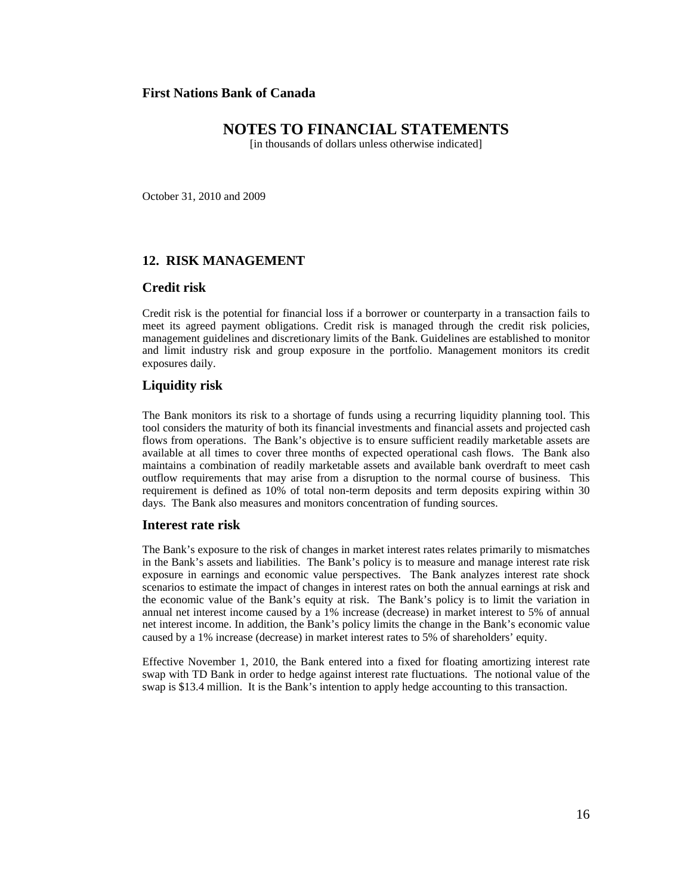First Nations Bank of Canada

# NOTES TO FINANCIAL STATEMENTS

[in thousands of dollars unless otherwise indicated]

October 31, 2010 and 2009

## 12. RISK MANAGEMENT

### Credit risk

Credit risk is the potential for financial loss if a borrower or counterparty in a transaction fails to meet its agreed payment obligations. Credit risk is managed through the credit risk policies, management guidelines and discretionary limits of the Bank. Guidelines are established to monitor and limit industry risk and group exposure in the portfolio. Management monitors its credit exposures daily.

### Liquidity risk

The Bank monitors its risk to a shortage of funds using a recurring liquidity planning tool. This tool considers the maturity of both its financial investments and financial assets and projected cash flows from operations. The Bank's objective is to ensure sufficient readily marketable assets are available at all times to cover three months of expected operational cash flows. The Bank also maintains a combination of readily marketable assets and available bank overdraft to meet cash outflow requirements that may arise from a disruption to the normal course of business. This requirement is defined as 10% of total non-term deposits and term deposits expiring within 30 days. The Bank also measures and monitors concentration of funding sources.

### Interest rate risk

The Bank's exposure to the risk of changes in market interest rates relates primarily to mismatches in the Bank's assets and liabilities. The Bank's policy is to measure and manage interest rate risk exposure in earnings and economic value perspectives. The Bank analyzes interest rate shock scenarios to estimate the impact of changes in interest rates on both the annual earnings at risk and the economic value of the Bank's equity at risk. The Bank's policy is to limit the variation in annual net interest income caused by a 1% increase (decrease) in market interest to 5% of annual net interest income. In addition, the Bank's policy limits the change in the Bank's economic value caused by a 1% increase (decrease) in market interest rates to 5% of shareholders' equity.

Effective November 1, 2010, the Bank entered into a fixed for floating amortizing interest rate swap with TD Bank in order to hedge against interest rate fluctuations. The notional value of the swap is $13.4 million. It is the Bank's intention to apply hedge accounting to this transaction.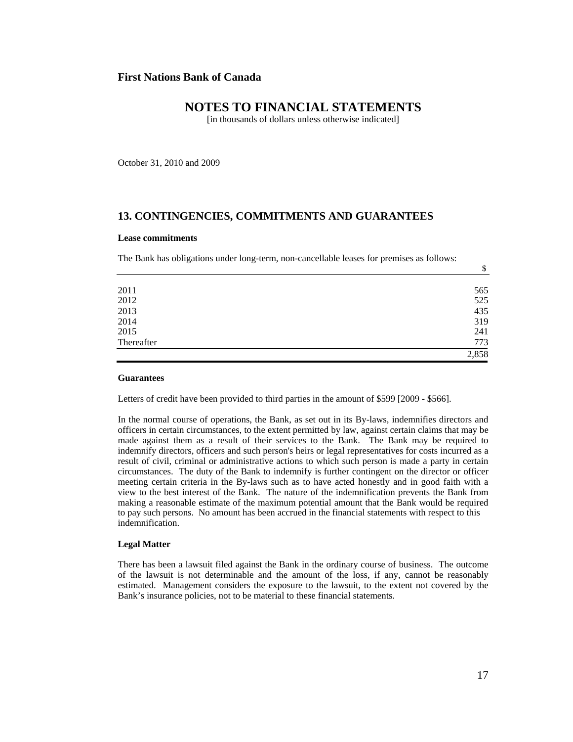**First Nations Bank of Canada**

# NOTES TO FINANCIAL STATEMENTS

[in thousands of dollars unless otherwise indicated]

October 31, 2010 and 2009

## 13. CONTINGENCIES, COMMITMENTS AND GUARANTEES

**Lease commitments**

The Bank has obligations under long-term, non-cancellable leases for premises as follows:

| | $ |
|---|---|
| 2011 | 565 |
| 2012 | 525 |
| 2013 | 435 |
| 2014 | 319 |
| 2015 | 241 |
| Thereafter | 773 |
| | 2,858 |

**Guarantees**

Letters of credit have been provided to third parties in the amount of $599 [2009 - $566].

In the normal course of operations, the Bank, as set out in its By-laws, indemnifies directors and officers in certain circumstances, to the extent permitted by law, against certain claims that may be made against them as a result of their services to the Bank. The Bank may be required to indemnify directors, officers and such person's heirs or legal representatives for costs incurred as a result of civil, criminal or administrative actions to which such person is made a party in certain circumstances. The duty of the Bank to indemnify is further contingent on the director or officer meeting certain criteria in the By-laws such as to have acted honestly and in good faith with a view to the best interest of the Bank. The nature of the indemnification prevents the Bank from making a reasonable estimate of the maximum potential amount that the Bank would be required to pay such persons. No amount has been accrued in the financial statements with respect to this indemnification.

**Legal Matter**

There has been a lawsuit filed against the Bank in the ordinary course of business. The outcome of the lawsuit is not determinable and the amount of the loss, if any, cannot be reasonably estimated. Management considers the exposure to the lawsuit, to the extent not covered by the Bank's insurance policies, not to be material to these financial statements.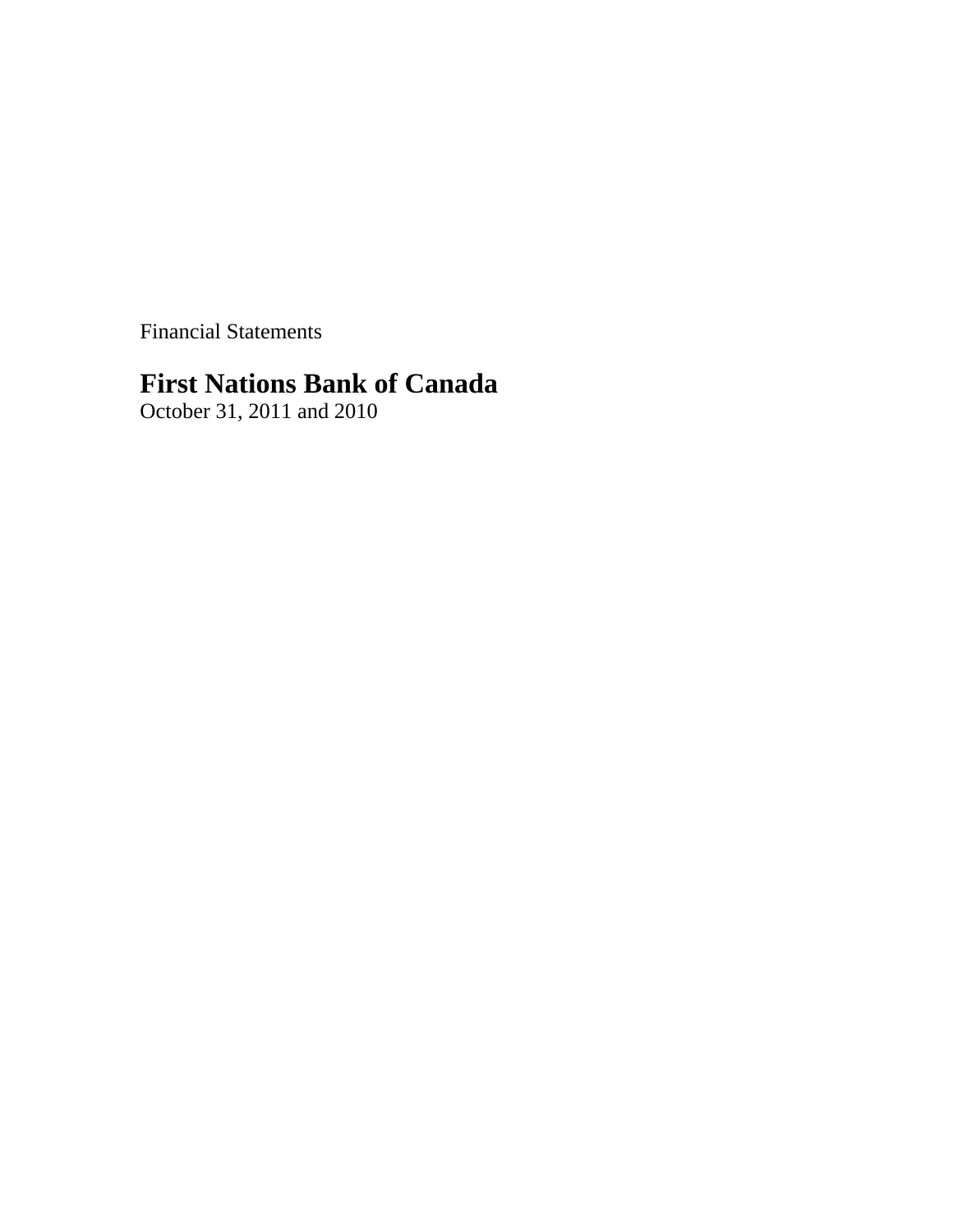Financial Statements

# First Nations Bank of Canada

October 31, 2011 and 2010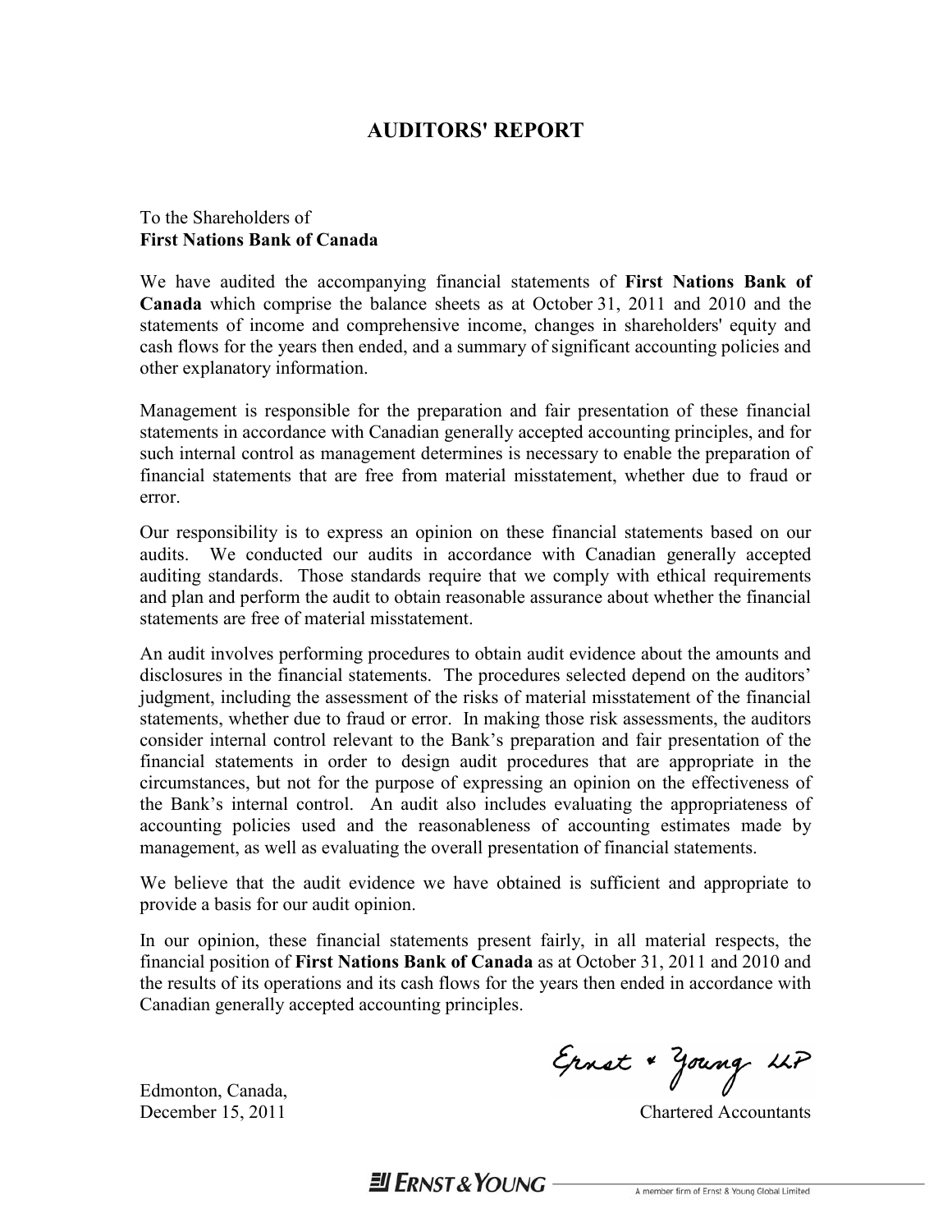# AUDITORS' REPORT

To the Shareholders of
**First Nations Bank of Canada**

We have audited the accompanying financial statements of **First Nations Bank of Canada** which comprise the balance sheets as at October 31, 2011 and 2010 and the statements of income and comprehensive income, changes in shareholders' equity and cash flows for the years then ended, and a summary of significant accounting policies and other explanatory information.

Management is responsible for the preparation and fair presentation of these financial statements in accordance with Canadian generally accepted accounting principles, and for such internal control as management determines is necessary to enable the preparation of financial statements that are free from material misstatement, whether due to fraud or error.

Our responsibility is to express an opinion on these financial statements based on our audits. We conducted our audits in accordance with Canadian generally accepted auditing standards. Those standards require that we comply with ethical requirements and plan and perform the audit to obtain reasonable assurance about whether the financial statements are free of material misstatement.

An audit involves performing procedures to obtain audit evidence about the amounts and disclosures in the financial statements. The procedures selected depend on the auditors' judgment, including the assessment of the risks of material misstatement of the financial statements, whether due to fraud or error. In making those risk assessments, the auditors consider internal control relevant to the Bank's preparation and fair presentation of the financial statements in order to design audit procedures that are appropriate in the circumstances, but not for the purpose of expressing an opinion on the effectiveness of the Bank's internal control. An audit also includes evaluating the appropriateness of accounting policies used and the reasonableness of accounting estimates made by management, as well as evaluating the overall presentation of financial statements.

We believe that the audit evidence we have obtained is sufficient and appropriate to provide a basis for our audit opinion.

In our opinion, these financial statements present fairly, in all material respects, the financial position of **First Nations Bank of Canada** as at October 31, 2011 and 2010 and the results of its operations and its cash flows for the years then ended in accordance with Canadian generally accepted accounting principles.

Ernst & Young LLP

Edmonton, Canada,
December 15, 2011

Chartered Accountants

ERNST & YOUNG — A member firm of Ernst & Young Global Limited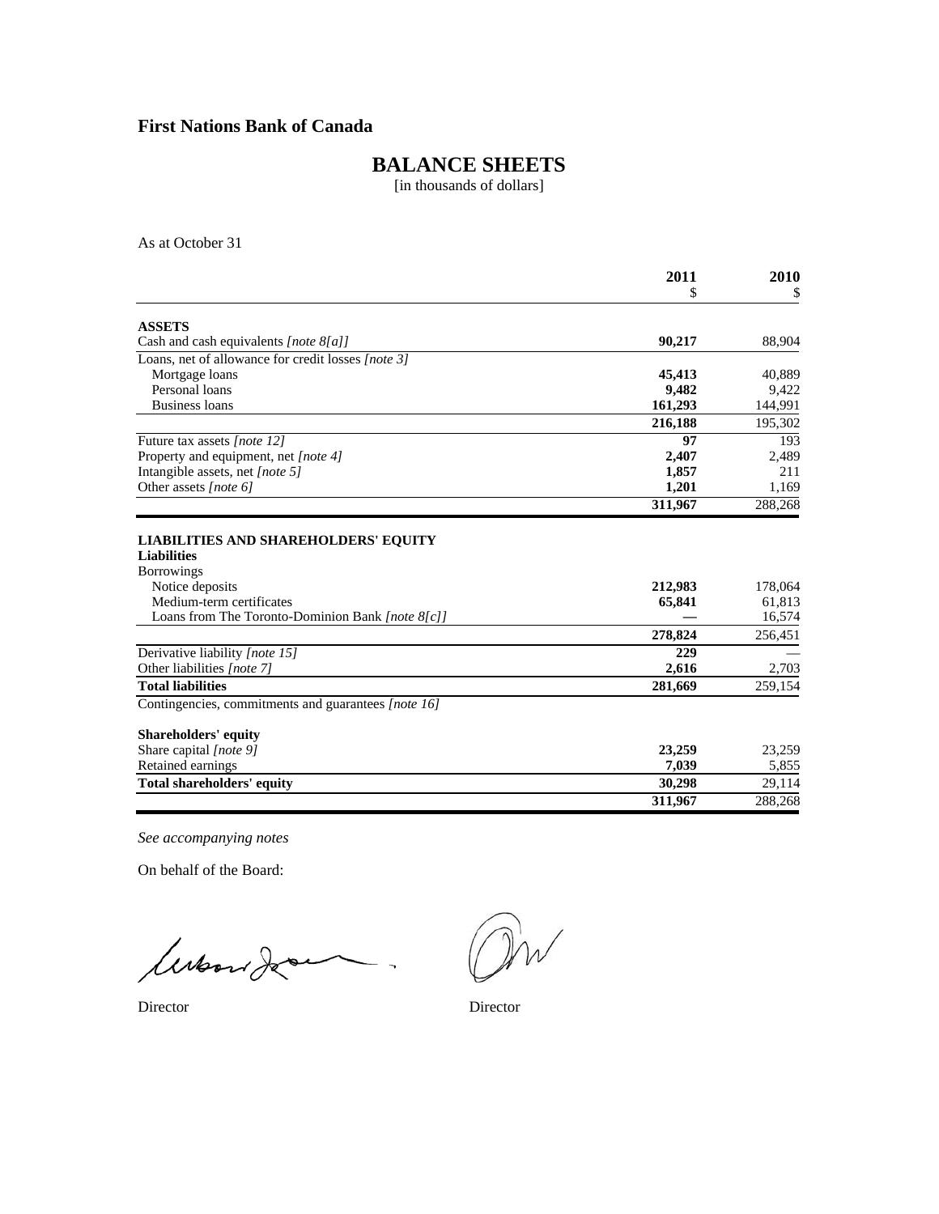**First Nations Bank of Canada**

# BALANCE SHEETS

[in thousands of dollars]

As at October 31

| | 2011 $ | 2010 $ |
|---|---|---|
| **ASSETS** | | |
| Cash and cash equivalents *[note 8[a]]* | **90,217** | 88,904 |
| Loans, net of allowance for credit losses *[note 3]* | | |
| Mortgage loans | **45,413** | 40,889 |
| Personal loans | **9,482** | 9,422 |
| Business loans | **161,293** | 144,991 |
| | **216,188** | 195,302 |
| Future tax assets *[note 12]* | **97** | 193 |
| Property and equipment, net *[note 4]* | **2,407** | 2,489 |
| Intangible assets, net *[note 5]* | **1,857** | 211 |
| Other assets *[note 6]* | **1,201** | 1,169 |
| | **311,967** | 288,268 |
| **LIABILITIES AND SHAREHOLDERS' EQUITY** | | |
| **Liabilities** | | |
| Borrowings | | |
| Notice deposits | **212,983** | 178,064 |
| Medium-term certificates | **65,841** | 61,813 |
| Loans from The Toronto-Dominion Bank *[note 8[c]]* | **—** | 16,574 |
| | **278,824** | 256,451 |
| Derivative liability *[note 15]* | **229** | — |
| Other liabilities *[note 7]* | **2,616** | 2,703 |
| **Total liabilities** | **281,669** | 259,154 |
| Contingencies, commitments and guarantees *[note 16]* | | |
| **Shareholders' equity** | | |
| Share capital *[note 9]* | **23,259** | 23,259 |
| Retained earnings | **7,039** | 5,855 |
| **Total shareholders' equity** | **30,298** | 29,114 |
| | **311,967** | 288,268 |

*See accompanying notes*

On behalf of the Board:

Director Director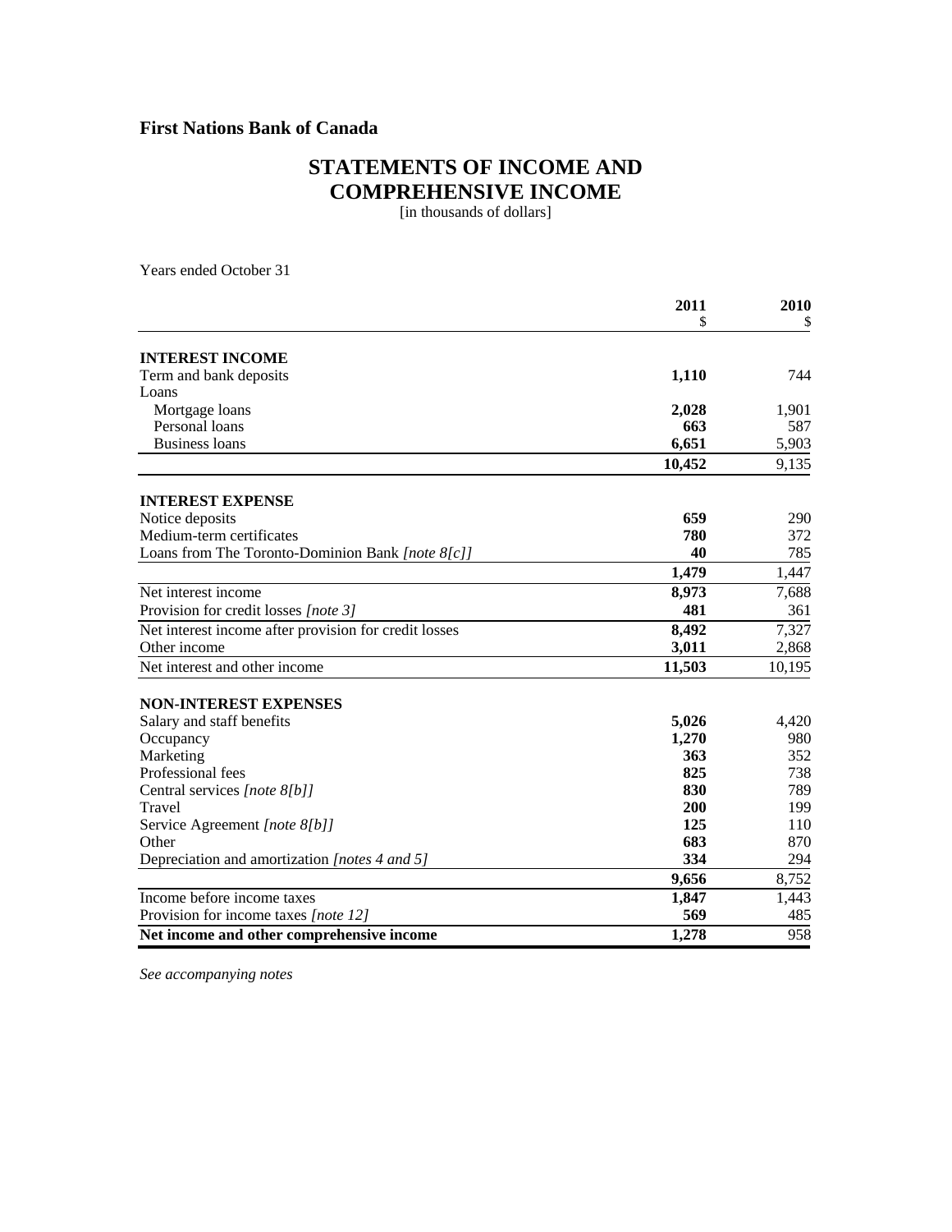**First Nations Bank of Canada**

# STATEMENTS OF INCOME AND COMPREHENSIVE INCOME

[in thousands of dollars]

Years ended October 31

| | 2011<br>$ | 2010<br>$ |
|---|---|---|
| **INTEREST INCOME** | | |
| Term and bank deposits | **1,110** | 744 |
| Loans | | |
| Mortgage loans | **2,028** | 1,901 |
| Personal loans | **663** | 587 |
| Business loans | **6,651** | 5,903 |
| | **10,452** | 9,135 |
| **INTEREST EXPENSE** | | |
| Notice deposits | **659** | 290 |
| Medium-term certificates | **780** | 372 |
| Loans from The Toronto-Dominion Bank *[note 8[c]]* | **40** | 785 |
| | **1,479** | 1,447 |
| Net interest income | **8,973** | 7,688 |
| Provision for credit losses *[note 3]* | **481** | 361 |
| Net interest income after provision for credit losses | **8,492** | 7,327 |
| Other income | **3,011** | 2,868 |
| Net interest and other income | **11,503** | 10,195 |
| **NON-INTEREST EXPENSES** | | |
| Salary and staff benefits | **5,026** | 4,420 |
| Occupancy | **1,270** | 980 |
| Marketing | **363** | 352 |
| Professional fees | **825** | 738 |
| Central services *[note 8[b]]* | **830** | 789 |
| Travel | **200** | 199 |
| Service Agreement *[note 8[b]]* | **125** | 110 |
| Other | **683** | 870 |
| Depreciation and amortization *[notes 4 and 5]* | **334** | 294 |
| | **9,656** | 8,752 |
| Income before income taxes | **1,847** | 1,443 |
| Provision for income taxes *[note 12]* | **569** | 485 |
| **Net income and other comprehensive income** | **1,278** | 958 |

*See accompanying notes*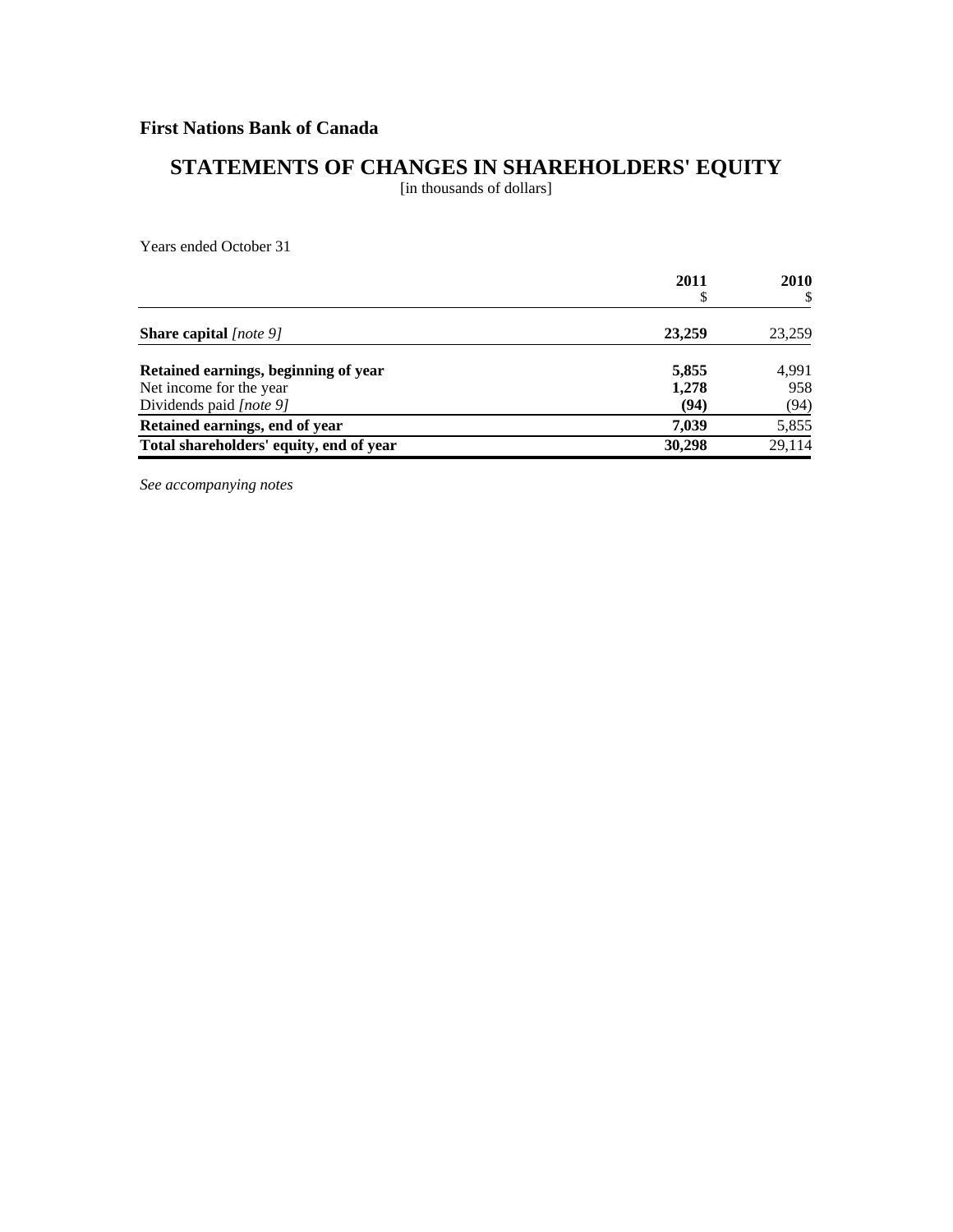**First Nations Bank of Canada**

# STATEMENTS OF CHANGES IN SHAREHOLDERS' EQUITY

[in thousands of dollars]

Years ended October 31

| | **2011**<br>$ | **2010**<br>$ |
|---|---|---|
| **Share capital** *[note 9]* | **23,259** | 23,259 |
| **Retained earnings, beginning of year** | **5,855** | 4,991 |
| Net income for the year | **1,278** | 958 |
| Dividends paid *[note 9]* | **(94)** | (94) |
| **Retained earnings, end of year** | **7,039** | 5,855 |
| **Total shareholders' equity, end of year** | **30,298** | 29,114 |

*See accompanying notes*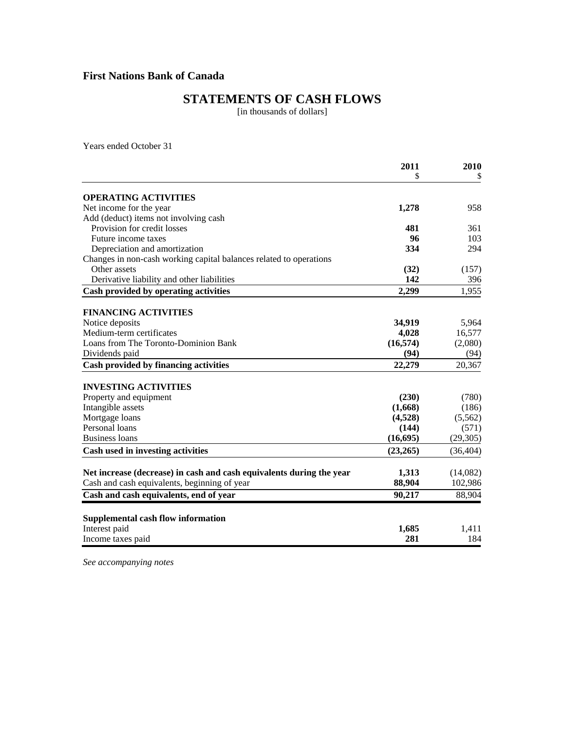## First Nations Bank of Canada

# STATEMENTS OF CASH FLOWS

[in thousands of dollars]

Years ended October 31

| | 2011<br>$ | 2010<br>$ |
|---|---|---|
| **OPERATING ACTIVITIES** | | |
| Net income for the year | **1,278** | 958 |
| Add (deduct) items not involving cash | | |
| Provision for credit losses | **481** | 361 |
| Future income taxes | **96** | 103 |
| Depreciation and amortization | **334** | 294 |
| Changes in non-cash working capital balances related to operations | | |
| Other assets | **(32)** | (157) |
| Derivative liability and other liabilities | **142** | 396 |
| **Cash provided by operating activities** | **2,299** | 1,955 |
| **FINANCING ACTIVITIES** | | |
| Notice deposits | **34,919** | 5,964 |
| Medium-term certificates | **4,028** | 16,577 |
| Loans from The Toronto-Dominion Bank | **(16,574)** | (2,080) |
| Dividends paid | **(94)** | (94) |
| **Cash provided by financing activities** | **22,279** | 20,367 |
| **INVESTING ACTIVITIES** | | |
| Property and equipment | **(230)** | (780) |
| Intangible assets | **(1,668)** | (186) |
| Mortgage loans | **(4,528)** | (5,562) |
| Personal loans | **(144)** | (571) |
| Business loans | **(16,695)** | (29,305) |
| **Cash used in investing activities** | **(23,265)** | (36,404) |
| **Net increase (decrease) in cash and cash equivalents during the year** | **1,313** | (14,082) |
| Cash and cash equivalents, beginning of year | **88,904** | 102,986 |
| **Cash and cash equivalents, end of year** | **90,217** | 88,904 |
| **Supplemental cash flow information** | | |
| Interest paid | **1,685** | 1,411 |
| Income taxes paid | **281** | 184 |

*See accompanying notes*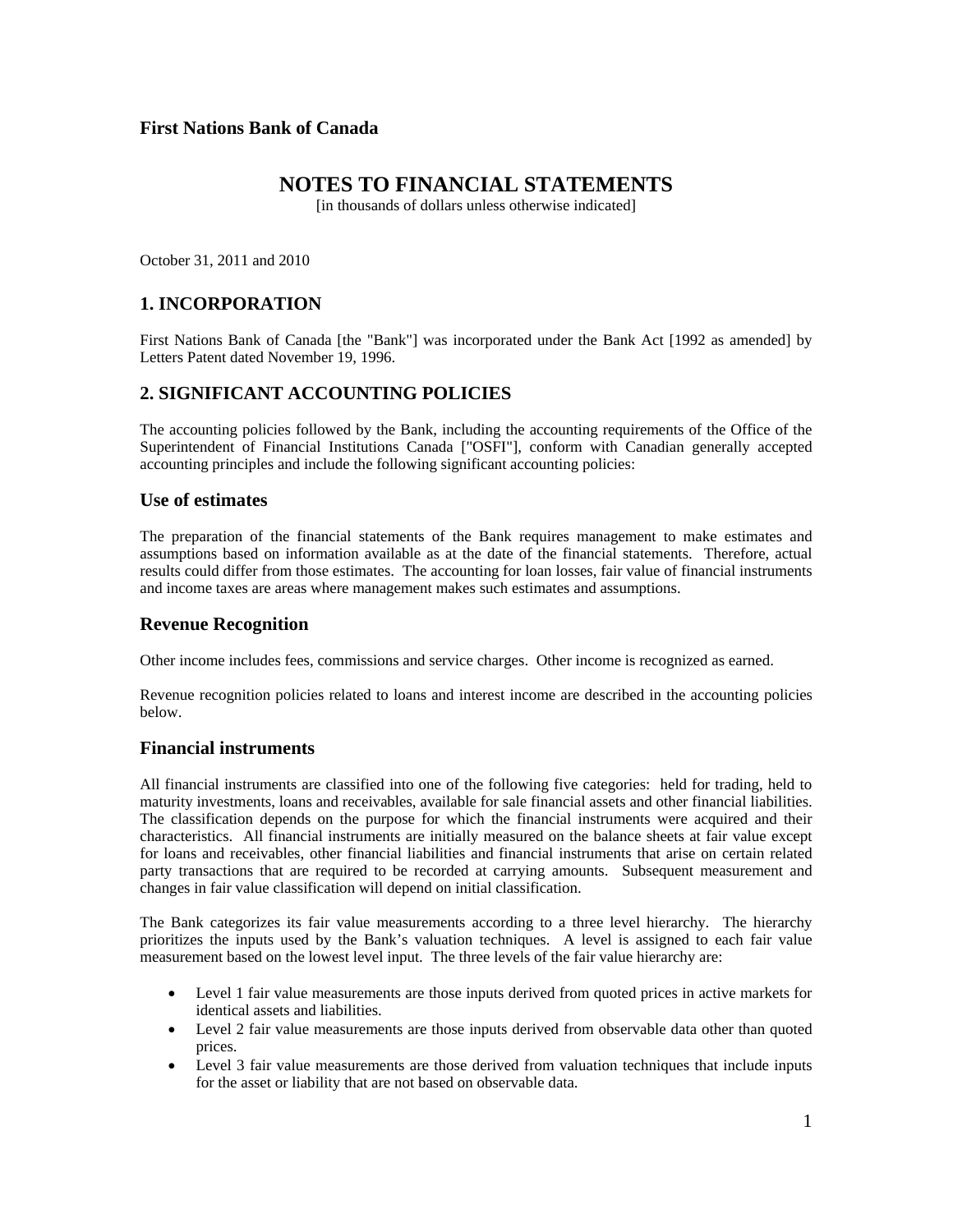**First Nations Bank of Canada**

# NOTES TO FINANCIAL STATEMENTS

[in thousands of dollars unless otherwise indicated]

October 31, 2011 and 2010

## 1. INCORPORATION

First Nations Bank of Canada [the "Bank"] was incorporated under the Bank Act [1992 as amended] by Letters Patent dated November 19, 1996.

## 2. SIGNIFICANT ACCOUNTING POLICIES

The accounting policies followed by the Bank, including the accounting requirements of the Office of the Superintendent of Financial Institutions Canada ["OSFI"], conform with Canadian generally accepted accounting principles and include the following significant accounting policies:

### Use of estimates

The preparation of the financial statements of the Bank requires management to make estimates and assumptions based on information available as at the date of the financial statements. Therefore, actual results could differ from those estimates. The accounting for loan losses, fair value of financial instruments and income taxes are areas where management makes such estimates and assumptions.

### Revenue Recognition

Other income includes fees, commissions and service charges. Other income is recognized as earned.

Revenue recognition policies related to loans and interest income are described in the accounting policies below.

### Financial instruments

All financial instruments are classified into one of the following five categories: held for trading, held to maturity investments, loans and receivables, available for sale financial assets and other financial liabilities. The classification depends on the purpose for which the financial instruments were acquired and their characteristics. All financial instruments are initially measured on the balance sheets at fair value except for loans and receivables, other financial liabilities and financial instruments that arise on certain related party transactions that are required to be recorded at carrying amounts. Subsequent measurement and changes in fair value classification will depend on initial classification.

The Bank categorizes its fair value measurements according to a three level hierarchy. The hierarchy prioritizes the inputs used by the Bank's valuation techniques. A level is assigned to each fair value measurement based on the lowest level input. The three levels of the fair value hierarchy are:

- Level 1 fair value measurements are those inputs derived from quoted prices in active markets for identical assets and liabilities.
- Level 2 fair value measurements are those inputs derived from observable data other than quoted prices.
- Level 3 fair value measurements are those derived from valuation techniques that include inputs for the asset or liability that are not based on observable data.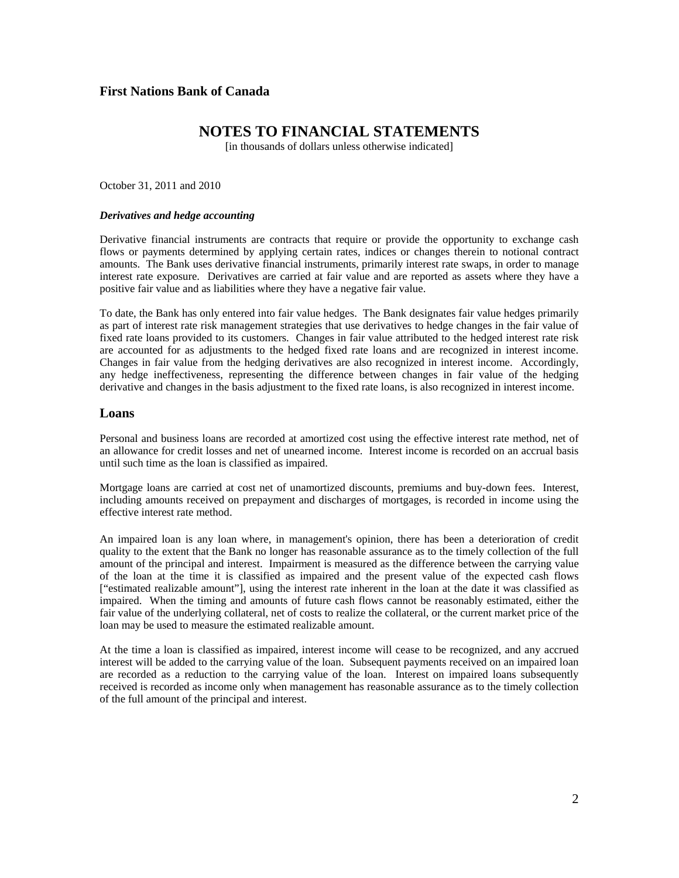**First Nations Bank of Canada**

# NOTES TO FINANCIAL STATEMENTS

[in thousands of dollars unless otherwise indicated]

October 31, 2011 and 2010

***Derivatives and hedge accounting***

Derivative financial instruments are contracts that require or provide the opportunity to exchange cash flows or payments determined by applying certain rates, indices or changes therein to notional contract amounts. The Bank uses derivative financial instruments, primarily interest rate swaps, in order to manage interest rate exposure. Derivatives are carried at fair value and are reported as assets where they have a positive fair value and as liabilities where they have a negative fair value.

To date, the Bank has only entered into fair value hedges. The Bank designates fair value hedges primarily as part of interest rate risk management strategies that use derivatives to hedge changes in the fair value of fixed rate loans provided to its customers. Changes in fair value attributed to the hedged interest rate risk are accounted for as adjustments to the hedged fixed rate loans and are recognized in interest income. Changes in fair value from the hedging derivatives are also recognized in interest income. Accordingly, any hedge ineffectiveness, representing the difference between changes in fair value of the hedging derivative and changes in the basis adjustment to the fixed rate loans, is also recognized in interest income.

## Loans

Personal and business loans are recorded at amortized cost using the effective interest rate method, net of an allowance for credit losses and net of unearned income. Interest income is recorded on an accrual basis until such time as the loan is classified as impaired.

Mortgage loans are carried at cost net of unamortized discounts, premiums and buy-down fees. Interest, including amounts received on prepayment and discharges of mortgages, is recorded in income using the effective interest rate method.

An impaired loan is any loan where, in management's opinion, there has been a deterioration of credit quality to the extent that the Bank no longer has reasonable assurance as to the timely collection of the full amount of the principal and interest. Impairment is measured as the difference between the carrying value of the loan at the time it is classified as impaired and the present value of the expected cash flows ["estimated realizable amount"], using the interest rate inherent in the loan at the date it was classified as impaired. When the timing and amounts of future cash flows cannot be reasonably estimated, either the fair value of the underlying collateral, net of costs to realize the collateral, or the current market price of the loan may be used to measure the estimated realizable amount.

At the time a loan is classified as impaired, interest income will cease to be recognized, and any accrued interest will be added to the carrying value of the loan. Subsequent payments received on an impaired loan are recorded as a reduction to the carrying value of the loan. Interest on impaired loans subsequently received is recorded as income only when management has reasonable assurance as to the timely collection of the full amount of the principal and interest.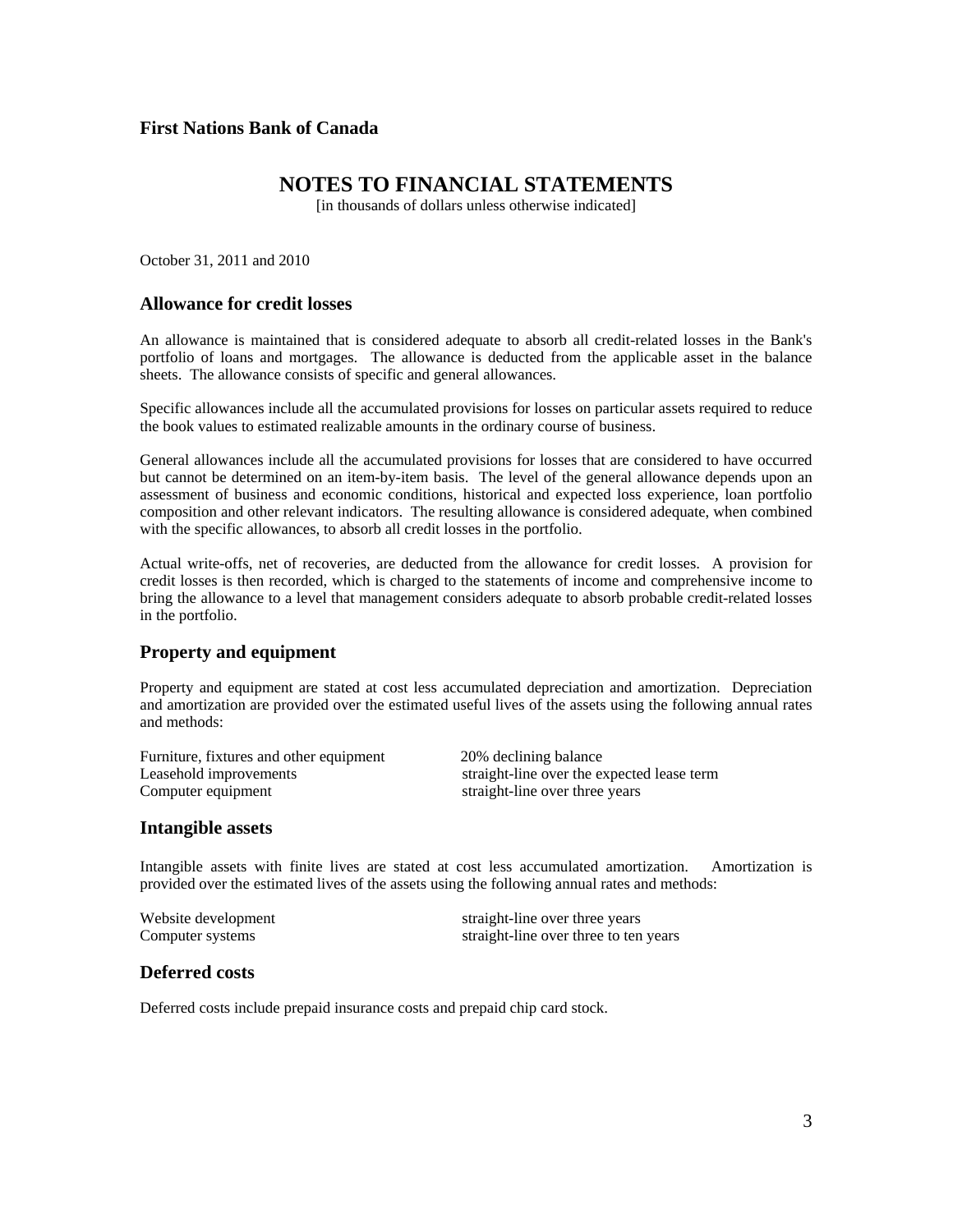**First Nations Bank of Canada**

# NOTES TO FINANCIAL STATEMENTS

[in thousands of dollars unless otherwise indicated]

October 31, 2011 and 2010

## Allowance for credit losses

An allowance is maintained that is considered adequate to absorb all credit-related losses in the Bank's portfolio of loans and mortgages. The allowance is deducted from the applicable asset in the balance sheets. The allowance consists of specific and general allowances.

Specific allowances include all the accumulated provisions for losses on particular assets required to reduce the book values to estimated realizable amounts in the ordinary course of business.

General allowances include all the accumulated provisions for losses that are considered to have occurred but cannot be determined on an item-by-item basis. The level of the general allowance depends upon an assessment of business and economic conditions, historical and expected loss experience, loan portfolio composition and other relevant indicators. The resulting allowance is considered adequate, when combined with the specific allowances, to absorb all credit losses in the portfolio.

Actual write-offs, net of recoveries, are deducted from the allowance for credit losses. A provision for credit losses is then recorded, which is charged to the statements of income and comprehensive income to bring the allowance to a level that management considers adequate to absorb probable credit-related losses in the portfolio.

## Property and equipment

Property and equipment are stated at cost less accumulated depreciation and amortization. Depreciation and amortization are provided over the estimated useful lives of the assets using the following annual rates and methods:

| | |
|---|---|
| Furniture, fixtures and other equipment | 20% declining balance |
| Leasehold improvements | straight-line over the expected lease term |
| Computer equipment | straight-line over three years |

## Intangible assets

Intangible assets with finite lives are stated at cost less accumulated amortization. Amortization is provided over the estimated lives of the assets using the following annual rates and methods:

| | |
|---|---|
| Website development | straight-line over three years |
| Computer systems | straight-line over three to ten years |

## Deferred costs

Deferred costs include prepaid insurance costs and prepaid chip card stock.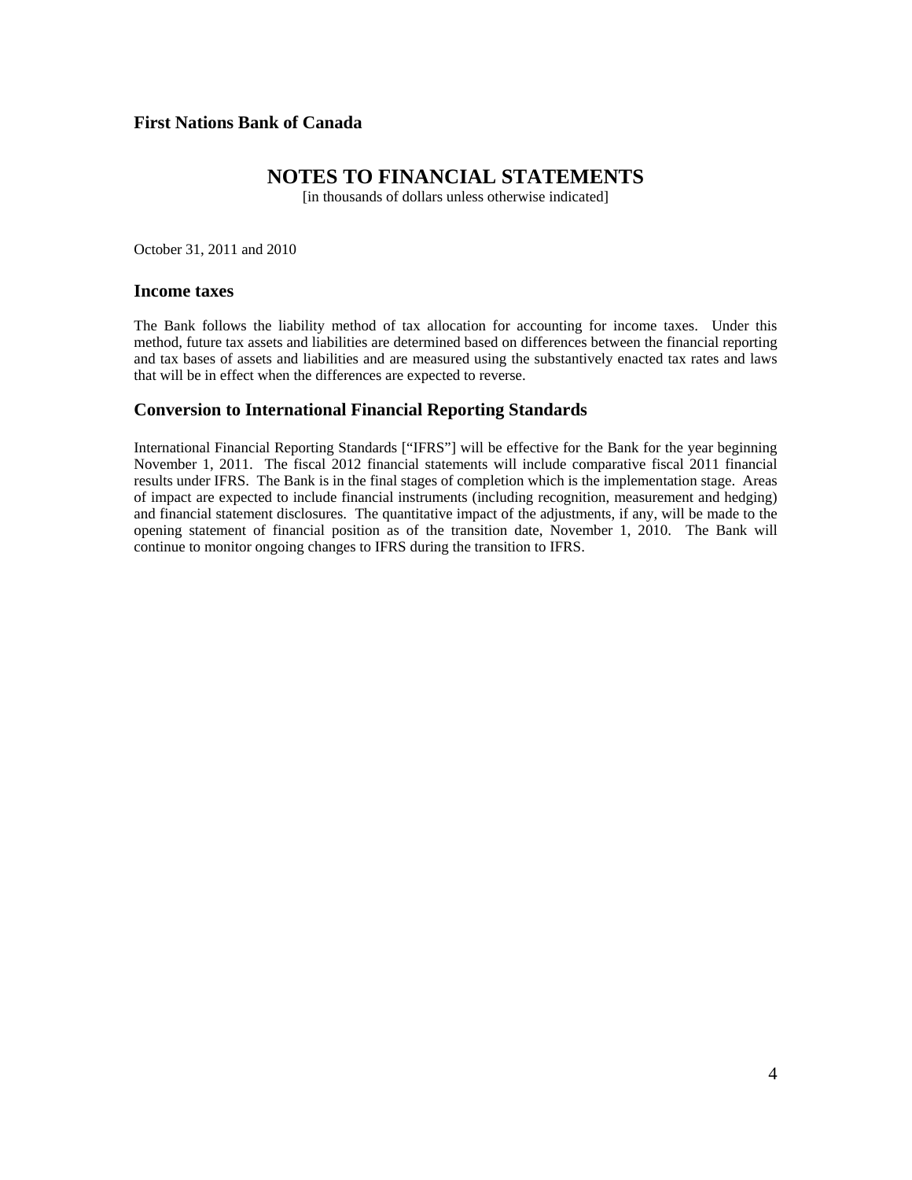**First Nations Bank of Canada**

# NOTES TO FINANCIAL STATEMENTS

[in thousands of dollars unless otherwise indicated]

October 31, 2011 and 2010

## Income taxes

The Bank follows the liability method of tax allocation for accounting for income taxes. Under this method, future tax assets and liabilities are determined based on differences between the financial reporting and tax bases of assets and liabilities and are measured using the substantively enacted tax rates and laws that will be in effect when the differences are expected to reverse.

## Conversion to International Financial Reporting Standards

International Financial Reporting Standards ["IFRS"] will be effective for the Bank for the year beginning November 1, 2011. The fiscal 2012 financial statements will include comparative fiscal 2011 financial results under IFRS. The Bank is in the final stages of completion which is the implementation stage. Areas of impact are expected to include financial instruments (including recognition, measurement and hedging) and financial statement disclosures. The quantitative impact of the adjustments, if any, will be made to the opening statement of financial position as of the transition date, November 1, 2010. The Bank will continue to monitor ongoing changes to IFRS during the transition to IFRS.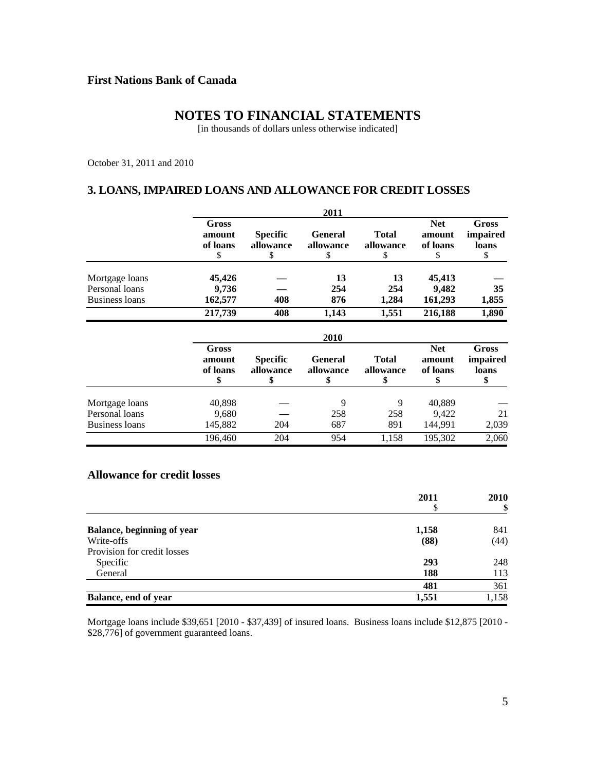**First Nations Bank of Canada**

# NOTES TO FINANCIAL STATEMENTS

[in thousands of dollars unless otherwise indicated]

October 31, 2011 and 2010

## 3. LOANS, IMPAIRED LOANS AND ALLOWANCE FOR CREDIT LOSSES

| | 2011 | | | | | |
|---|---|---|---|---|---|---|
| | **Gross amount of loans** $ | **Specific allowance** $ | **General allowance** $ | **Total allowance** $ | **Net amount of loans** $ | **Gross impaired loans** $ |
| Mortgage loans | **45,426** | **—** | **13** | **13** | **45,413** | **—** |
| Personal loans | **9,736** | **—** | **254** | **254** | **9,482** | **35** |
| Business loans | **162,577** | **408** | **876** | **1,284** | **161,293** | **1,855** |
| | **217,739** | **408** | **1,143** | **1,551** | **216,188** | **1,890** |

| | 2010 | | | | | |
|---|---|---|---|---|---|---|
| | **Gross amount of loans** $ | **Specific allowance** $ | **General allowance** $ | **Total allowance** $ | **Net amount of loans** $ | **Gross impaired loans** $ |
| Mortgage loans | 40,898 | — | 9 | 9 | 40,889 | — |
| Personal loans | 9,680 | — | 258 | 258 | 9,422 | 21 |
| Business loans | 145,882 | 204 | 687 | 891 | 144,991 | 2,039 |
| | 196,460 | 204 | 954 | 1,158 | 195,302 | 2,060 |

## Allowance for credit losses

| | **2011** $ | **2010** $ |
|---|---|---|
| **Balance, beginning of year** | **1,158** | 841 |
| Write-offs | **(88)** | (44) |
| Provision for credit losses | | |
| Specific | **293** | 248 |
| General | **188** | 113 |
| | **481** | 361 |
| **Balance, end of year** | **1,551** | 1,158 |

Mortgage loans include $39,651 [2010 - $37,439] of insured loans. Business loans include $12,875 [2010 - $28,776] of government guaranteed loans.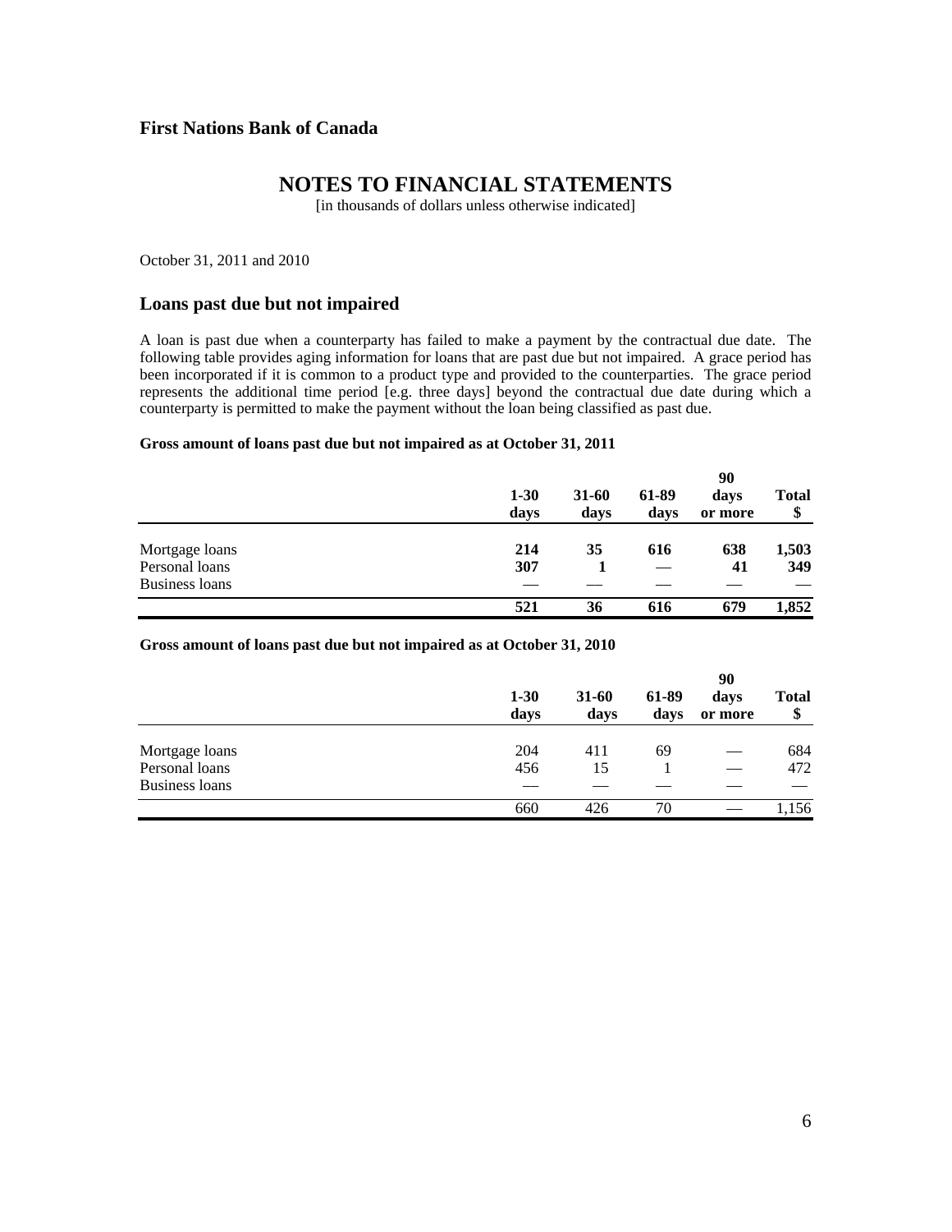**First Nations Bank of Canada**

# NOTES TO FINANCIAL STATEMENTS

[in thousands of dollars unless otherwise indicated]

October 31, 2011 and 2010

## Loans past due but not impaired

A loan is past due when a counterparty has failed to make a payment by the contractual due date. The following table provides aging information for loans that are past due but not impaired. A grace period has been incorporated if it is common to a product type and provided to the counterparties. The grace period represents the additional time period [e.g. three days] beyond the contractual due date during which a counterparty is permitted to make the payment without the loan being classified as past due.

**Gross amount of loans past due but not impaired as at October 31, 2011**

| | 1-30 days | 31-60 days | 61-89 days | 90 days or more | Total $ |
|---|---|---|---|---|---|
| Mortgage loans | **214** | **35** | **616** | **638** | **1,503** |
| Personal loans | **307** | **1** | — | **41** | **349** |
| Business loans | — | — | — | — | — |
| | **521** | **36** | **616** | **679** | **1,852** |

**Gross amount of loans past due but not impaired as at October 31, 2010**

| | 1-30 days | 31-60 days | 61-89 days | 90 days or more | Total $ |
|---|---|---|---|---|---|
| Mortgage loans | 204 | 411 | 69 | — | 684 |
| Personal loans | 456 | 15 | 1 | — | 472 |
| Business loans | — | — | — | — | — |
| | 660 | 426 | 70 | — | 1,156 |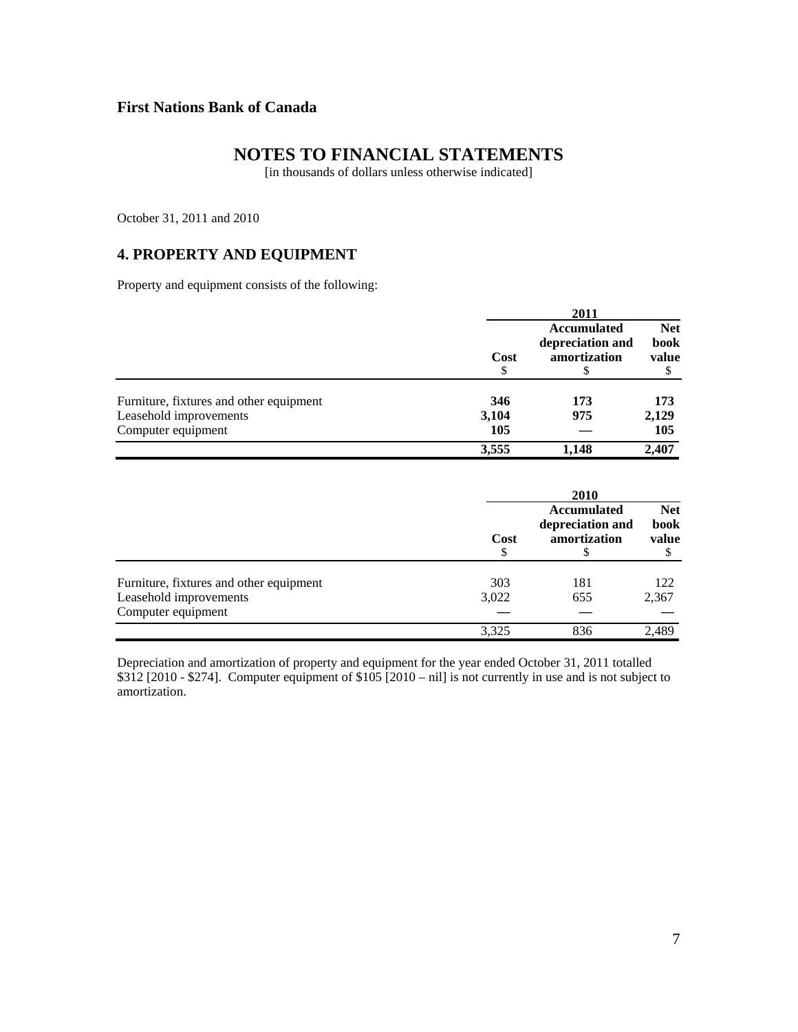**First Nations Bank of Canada**

# NOTES TO FINANCIAL STATEMENTS

[in thousands of dollars unless otherwise indicated]

October 31, 2011 and 2010

## 4. PROPERTY AND EQUIPMENT

Property and equipment consists of the following:

| | 2011 | | |
|---|---|---|---|
| | **Cost** $ | **Accumulated depreciation and amortization** $ | **Net book value** $ |
| Furniture, fixtures and other equipment | **346** | **173** | **173** |
| Leasehold improvements | **3,104** | **975** | **2,129** |
| Computer equipment | **105** | **—** | **105** |
| | **3,555** | **1,148** | **2,407** |

| | 2010 | | |
|---|---|---|---|
| | **Cost** $ | **Accumulated depreciation and amortization** $ | **Net book value** $ |
| Furniture, fixtures and other equipment | 303 | 181 | 122 |
| Leasehold improvements | 3,022 | 655 | 2,367 |
| Computer equipment | — | — | — |
| | 3,325 | 836 | 2,489 |

Depreciation and amortization of property and equipment for the year ended October 31, 2011 totalled $312 [2010 - $274]. Computer equipment of $105 [2010 – nil] is not currently in use and is not subject to amortization.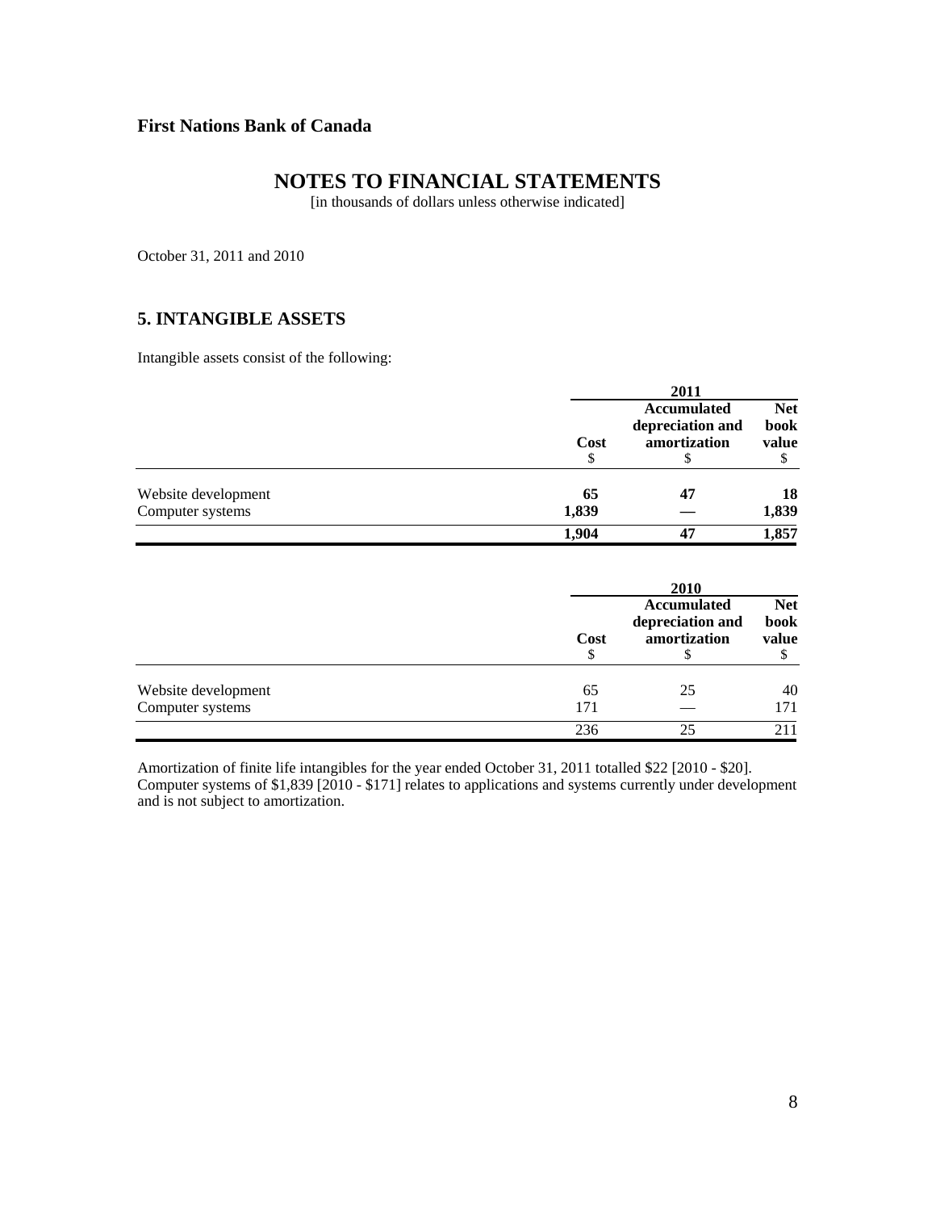**First Nations Bank of Canada**

# NOTES TO FINANCIAL STATEMENTS

[in thousands of dollars unless otherwise indicated]

October 31, 2011 and 2010

## 5. INTANGIBLE ASSETS

Intangible assets consist of the following:

| | 2011 | | |
|---|---|---|---|
| | **Cost** | **Accumulated depreciation and amortization** | **Net book value** |
| | $ | $ | $ |
| Website development | **65** | **47** | **18** |
| Computer systems | **1,839** | **—** | **1,839** |
| | **1,904** | **47** | **1,857** |

| | 2010 | | |
|---|---|---|---|
| | **Cost** | **Accumulated depreciation and amortization** | **Net book value** |
| | $ | $ | $ |
| Website development | 65 | 25 | 40 |
| Computer systems | 171 | — | 171 |
| | 236 | 25 | 211 |

Amortization of finite life intangibles for the year ended October 31, 2011 totalled $22 [2010 - $20]. Computer systems of $1,839 [2010 - $171] relates to applications and systems currently under development and is not subject to amortization.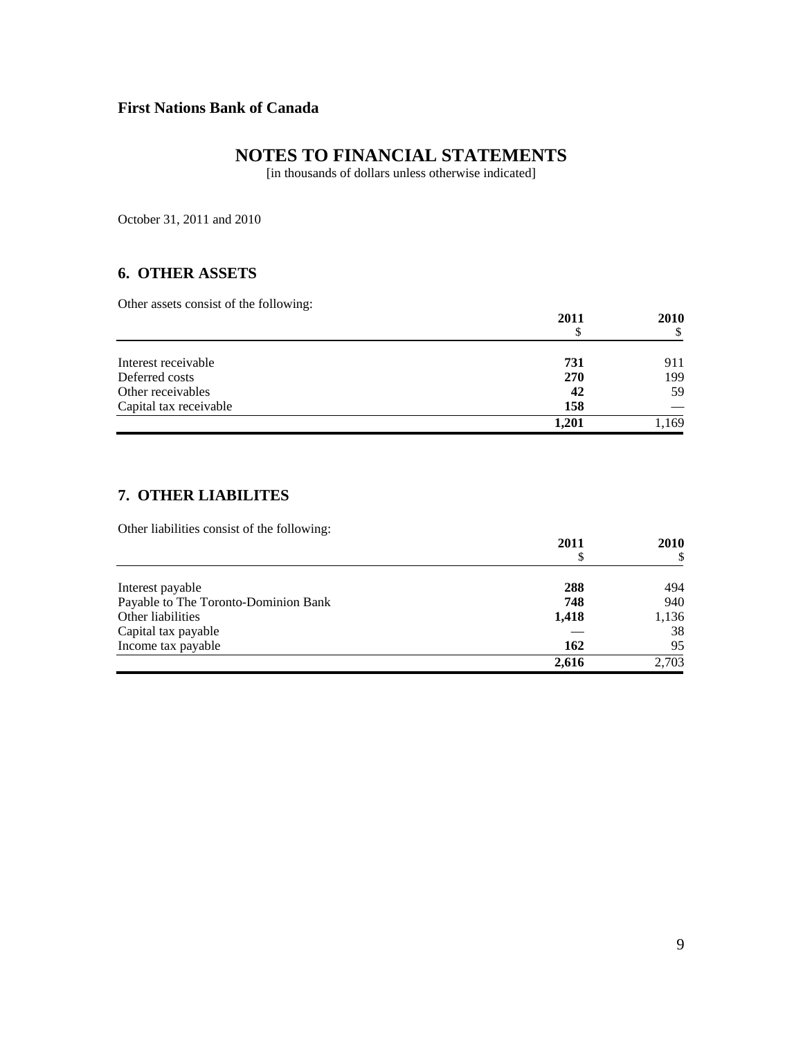**First Nations Bank of Canada**

# NOTES TO FINANCIAL STATEMENTS

[in thousands of dollars unless otherwise indicated]

October 31, 2011 and 2010

## 6. OTHER ASSETS

Other assets consist of the following:

| | 2011<br>$ | 2010<br>$ |
|---|---|---|
| Interest receivable | **731** | 911 |
| Deferred costs | **270** | 199 |
| Other receivables | **42** | 59 |
| Capital tax receivable | **158** | — |
| | **1,201** | 1,169 |

## 7. OTHER LIABILITES

Other liabilities consist of the following:

| | 2011<br>$ | 2010<br>$ |
|---|---|---|
| Interest payable | **288** | 494 |
| Payable to The Toronto-Dominion Bank | **748** | 940 |
| Other liabilities | **1,418** | 1,136 |
| Capital tax payable | — | 38 |
| Income tax payable | **162** | 95 |
| | **2,616** | 2,703 |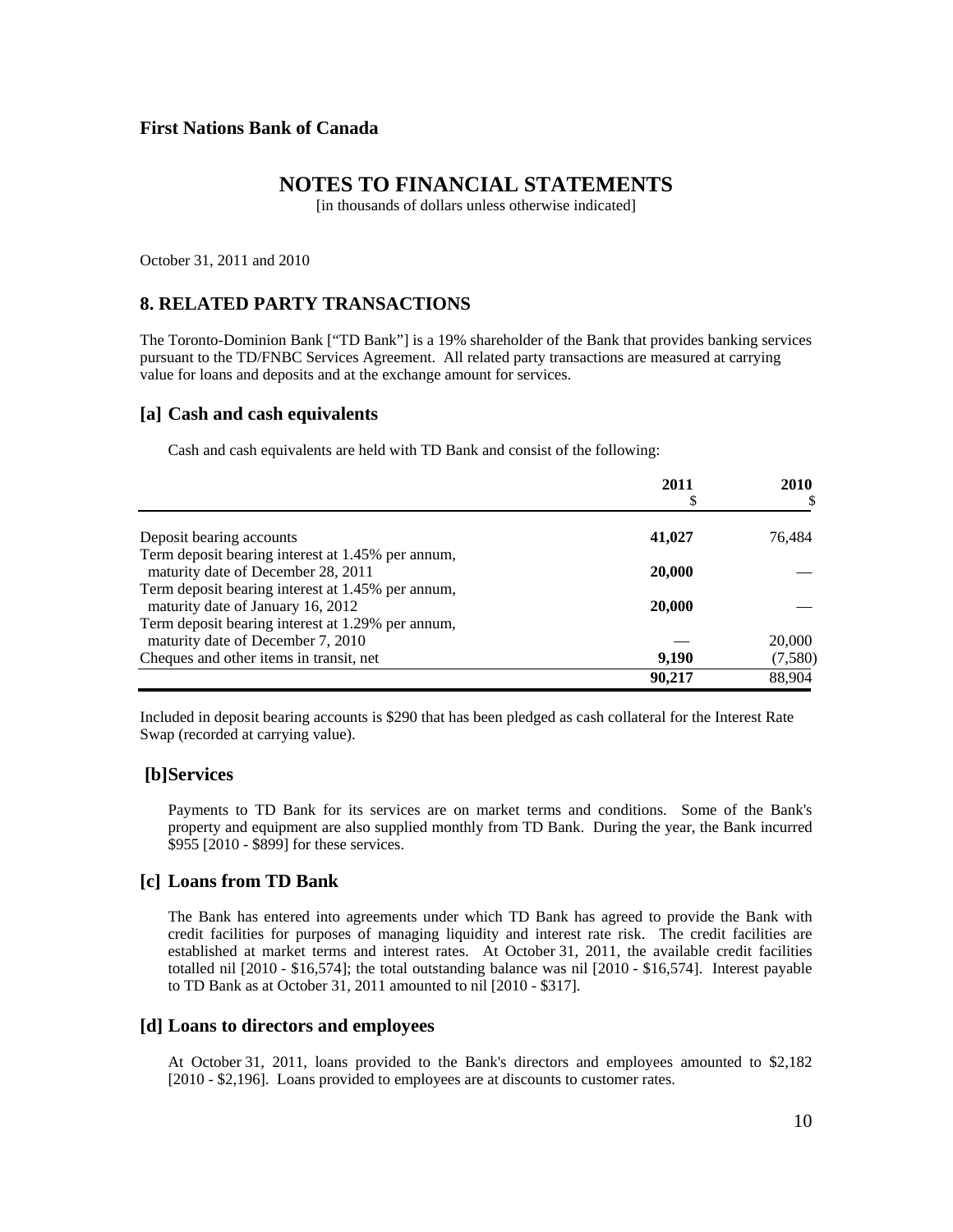**First Nations Bank of Canada**

# NOTES TO FINANCIAL STATEMENTS

[in thousands of dollars unless otherwise indicated]

October 31, 2011 and 2010

## 8. RELATED PARTY TRANSACTIONS

The Toronto-Dominion Bank ["TD Bank"] is a 19% shareholder of the Bank that provides banking services pursuant to the TD/FNBC Services Agreement. All related party transactions are measured at carrying value for loans and deposits and at the exchange amount for services.

### [a] Cash and cash equivalents

Cash and cash equivalents are held with TD Bank and consist of the following:

| | 2011<br>$ | 2010<br>$ |
|---|---|---|
| Deposit bearing accounts | **41,027** | 76,484 |
| Term deposit bearing interest at 1.45% per annum, maturity date of December 28, 2011 | **20,000** | — |
| Term deposit bearing interest at 1.45% per annum, maturity date of January 16, 2012 | **20,000** | — |
| Term deposit bearing interest at 1.29% per annum, maturity date of December 7, 2010 | — | 20,000 |
| Cheques and other items in transit, net | **9,190** | (7,580) |
| | **90,217** | 88,904 |

Included in deposit bearing accounts is $290 that has been pledged as cash collateral for the Interest Rate Swap (recorded at carrying value).

### [b]Services

Payments to TD Bank for its services are on market terms and conditions. Some of the Bank's property and equipment are also supplied monthly from TD Bank. During the year, the Bank incurred $955 [2010 - $899] for these services.

### [c] Loans from TD Bank

The Bank has entered into agreements under which TD Bank has agreed to provide the Bank with credit facilities for purposes of managing liquidity and interest rate risk. The credit facilities are established at market terms and interest rates. At October 31, 2011, the available credit facilities totalled nil [2010 - $16,574]; the total outstanding balance was nil [2010 - $16,574]. Interest payable to TD Bank as at October 31, 2011 amounted to nil [2010 - $317].

### [d] Loans to directors and employees

At October 31, 2011, loans provided to the Bank's directors and employees amounted to $2,182 [2010 - $2,196]. Loans provided to employees are at discounts to customer rates.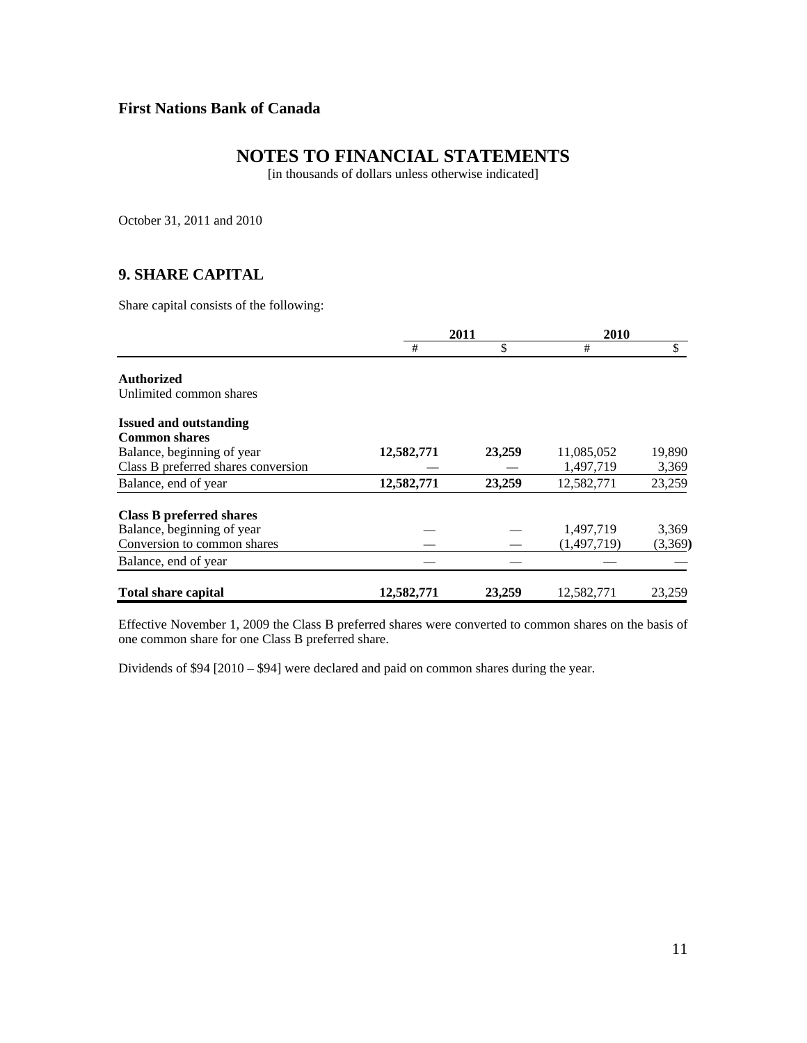**First Nations Bank of Canada**

# NOTES TO FINANCIAL STATEMENTS

[in thousands of dollars unless otherwise indicated]

October 31, 2011 and 2010

## 9. SHARE CAPITAL

Share capital consists of the following:

| | 2011 | | 2010 | |
|---|---|---|---|---|
| | # | $ | # | $ |
| **Authorized** | | | | |
| Unlimited common shares | | | | |
| **Issued and outstanding** | | | | |
| **Common shares** | | | | |
| Balance, beginning of year | **12,582,771** | **23,259** | 11,085,052 | 19,890 |
| Class B preferred shares conversion | — | — | 1,497,719 | 3,369 |
| Balance, end of year | **12,582,771** | **23,259** | 12,582,771 | 23,259 |
| **Class B preferred shares** | | | | |
| Balance, beginning of year | — | — | 1,497,719 | 3,369 |
| Conversion to common shares | — | — | (1,497,719) | (3,369) |
| Balance, end of year | — | — | — | — |
| **Total share capital** | **12,582,771** | **23,259** | 12,582,771 | 23,259 |

Effective November 1, 2009 the Class B preferred shares were converted to common shares on the basis of one common share for one Class B preferred share.

Dividends of $94 [2010 – $94] were declared and paid on common shares during the year.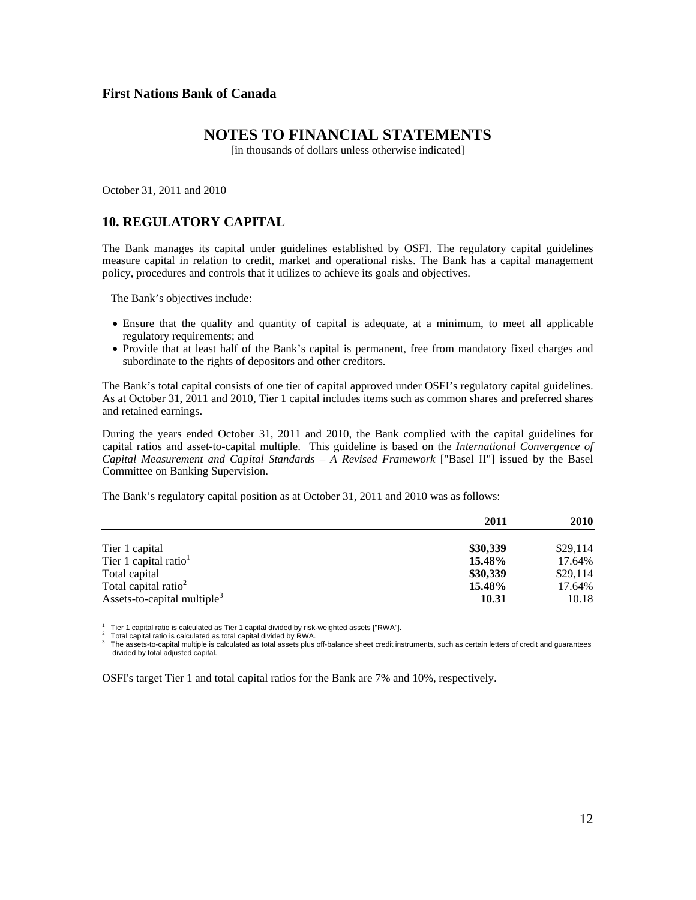**First Nations Bank of Canada**

# NOTES TO FINANCIAL STATEMENTS

[in thousands of dollars unless otherwise indicated]

October 31, 2011 and 2010

## 10. REGULATORY CAPITAL

The Bank manages its capital under guidelines established by OSFI. The regulatory capital guidelines measure capital in relation to credit, market and operational risks. The Bank has a capital management policy, procedures and controls that it utilizes to achieve its goals and objectives.

The Bank's objectives include:

- Ensure that the quality and quantity of capital is adequate, at a minimum, to meet all applicable regulatory requirements; and
- Provide that at least half of the Bank's capital is permanent, free from mandatory fixed charges and subordinate to the rights of depositors and other creditors.

The Bank's total capital consists of one tier of capital approved under OSFI's regulatory capital guidelines. As at October 31, 2011 and 2010, Tier 1 capital includes items such as common shares and preferred shares and retained earnings.

During the years ended October 31, 2011 and 2010, the Bank complied with the capital guidelines for capital ratios and asset-to-capital multiple. This guideline is based on the *International Convergence of Capital Measurement and Capital Standards – A Revised Framework* ["Basel II"] issued by the Basel Committee on Banking Supervision.

The Bank's regulatory capital position as at October 31, 2011 and 2010 was as follows:

| | **2011** | **2010** |
|---|---|---|
| Tier 1 capital | **$30,339** | $29,114 |
| Tier 1 capital ratio[1] | **15.48%** | 17.64% |
| Total capital | **$30,339** | $29,114 |
| Total capital ratio[2] | **15.48%** | 17.64% |
| Assets-to-capital multiple[3] | **10.31** | 10.18 |

[1] Tier 1 capital ratio is calculated as Tier 1 capital divided by risk-weighted assets ["RWA"].
[2] Total capital ratio is calculated as total capital divided by RWA.
[3] The assets-to-capital multiple is calculated as total assets plus off-balance sheet credit instruments, such as certain letters of credit and guarantees divided by total adjusted capital.

OSFI's target Tier 1 and total capital ratios for the Bank are 7% and 10%, respectively.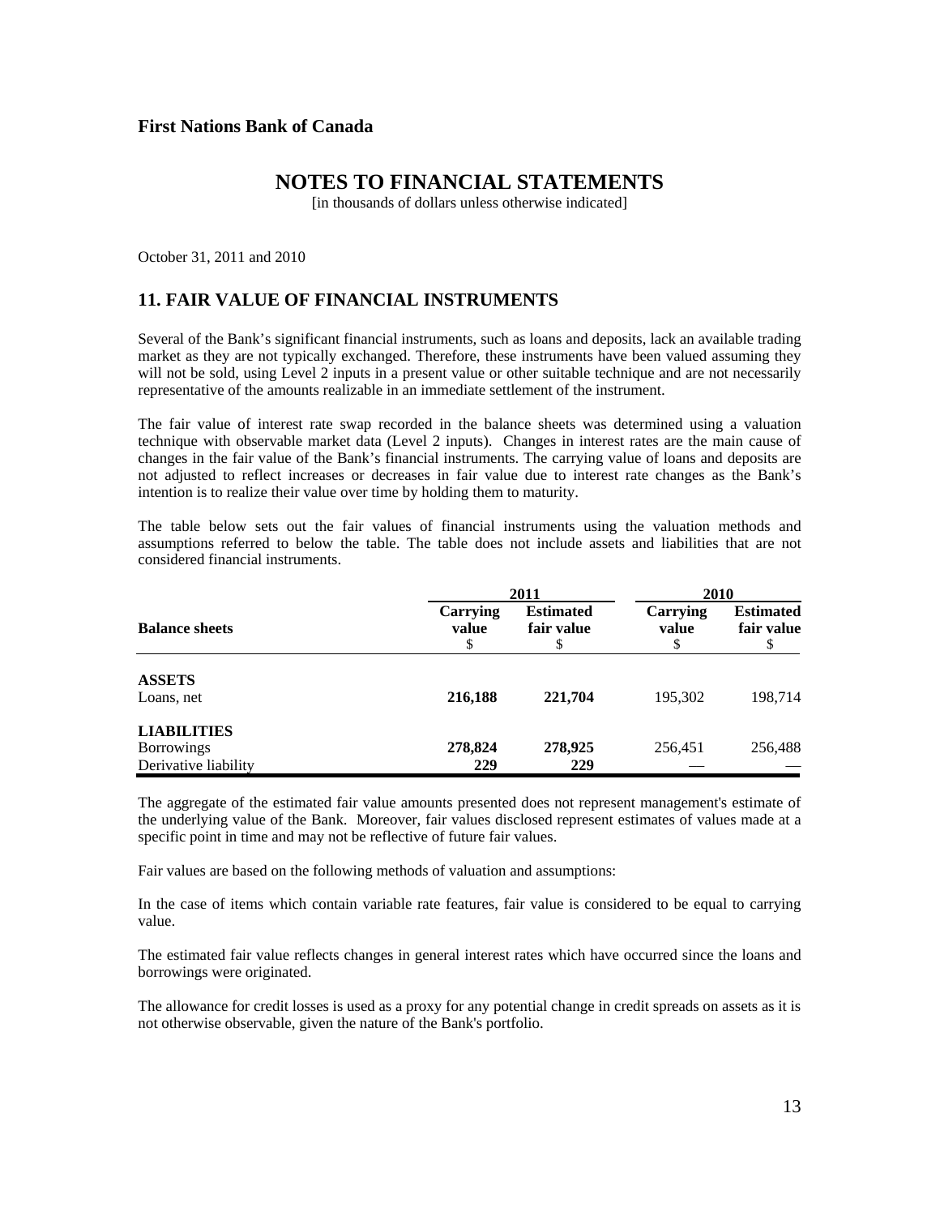**First Nations Bank of Canada**

# NOTES TO FINANCIAL STATEMENTS

[in thousands of dollars unless otherwise indicated]

October 31, 2011 and 2010

## 11. FAIR VALUE OF FINANCIAL INSTRUMENTS

Several of the Bank's significant financial instruments, such as loans and deposits, lack an available trading market as they are not typically exchanged. Therefore, these instruments have been valued assuming they will not be sold, using Level 2 inputs in a present value or other suitable technique and are not necessarily representative of the amounts realizable in an immediate settlement of the instrument.

The fair value of interest rate swap recorded in the balance sheets was determined using a valuation technique with observable market data (Level 2 inputs). Changes in interest rates are the main cause of changes in the fair value of the Bank's financial instruments. The carrying value of loans and deposits are not adjusted to reflect increases or decreases in fair value due to interest rate changes as the Bank's intention is to realize their value over time by holding them to maturity.

The table below sets out the fair values of financial instruments using the valuation methods and assumptions referred to below the table. The table does not include assets and liabilities that are not considered financial instruments.

| | 2011 | | 2010 | |
|---|---|---|---|---|
| **Balance sheets** | **Carrying value** $ | **Estimated fair value** $ | **Carrying value** $ | **Estimated fair value** $ |
| **ASSETS** | | | | |
| Loans, net | **216,188** | **221,704** | 195,302 | 198,714 |
| **LIABILITIES** | | | | |
| Borrowings | **278,824** | **278,925** | 256,451 | 256,488 |
| Derivative liability | **229** | **229** | — | — |

The aggregate of the estimated fair value amounts presented does not represent management's estimate of the underlying value of the Bank. Moreover, fair values disclosed represent estimates of values made at a specific point in time and may not be reflective of future fair values.

Fair values are based on the following methods of valuation and assumptions:

In the case of items which contain variable rate features, fair value is considered to be equal to carrying value.

The estimated fair value reflects changes in general interest rates which have occurred since the loans and borrowings were originated.

The allowance for credit losses is used as a proxy for any potential change in credit spreads on assets as it is not otherwise observable, given the nature of the Bank's portfolio.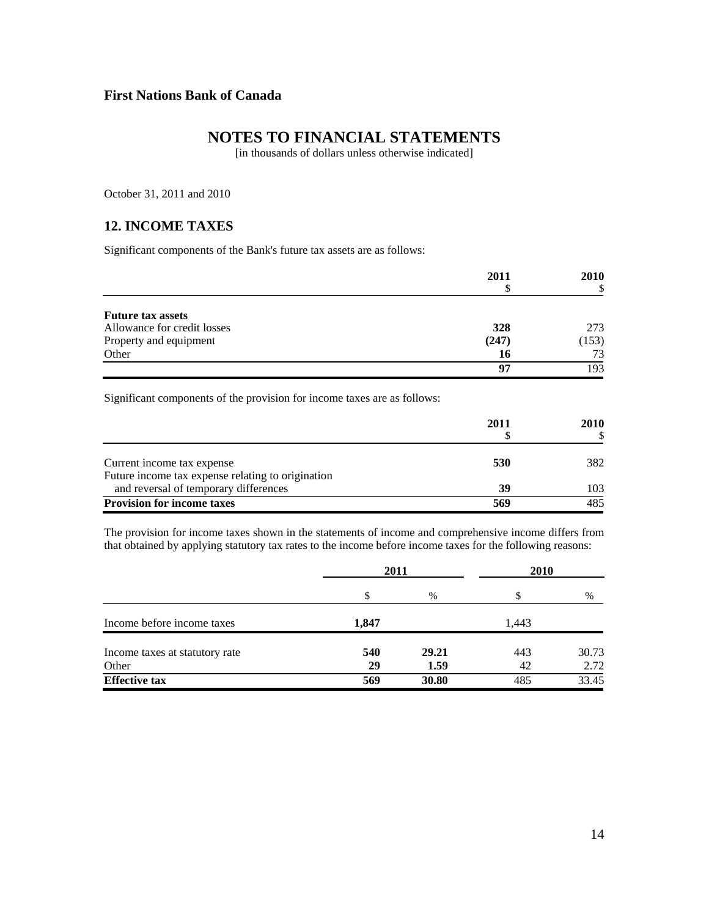**First Nations Bank of Canada**

# NOTES TO FINANCIAL STATEMENTS

[in thousands of dollars unless otherwise indicated]

October 31, 2011 and 2010

## 12. INCOME TAXES

Significant components of the Bank's future tax assets are as follows:

| | 2011<br>$ | 2010<br>$ |
|---|---|---|
| **Future tax assets** | | |
| Allowance for credit losses | **328** | 273 |
| Property and equipment | **(247)** | (153) |
| Other | **16** | 73 |
| | **97** | 193 |

Significant components of the provision for income taxes are as follows:

| | 2011<br>$ | 2010<br>$ |
|---|---|---|
| Current income tax expense | **530** | 382 |
| Future income tax expense relating to origination and reversal of temporary differences | **39** | 103 |
| **Provision for income taxes** | **569** | 485 |

The provision for income taxes shown in the statements of income and comprehensive income differs from that obtained by applying statutory tax rates to the income before income taxes for the following reasons:

| | 2011 | | 2010 | |
|---|---|---|---|---|
| | $ | % | $ | % |
| Income before income taxes | **1,847** | | 1,443 | |
| Income taxes at statutory rate | **540** | **29.21** | 443 | 30.73 |
| Other | **29** | **1.59** | 42 | 2.72 |
| **Effective tax** | **569** | **30.80** | 485 | 33.45 |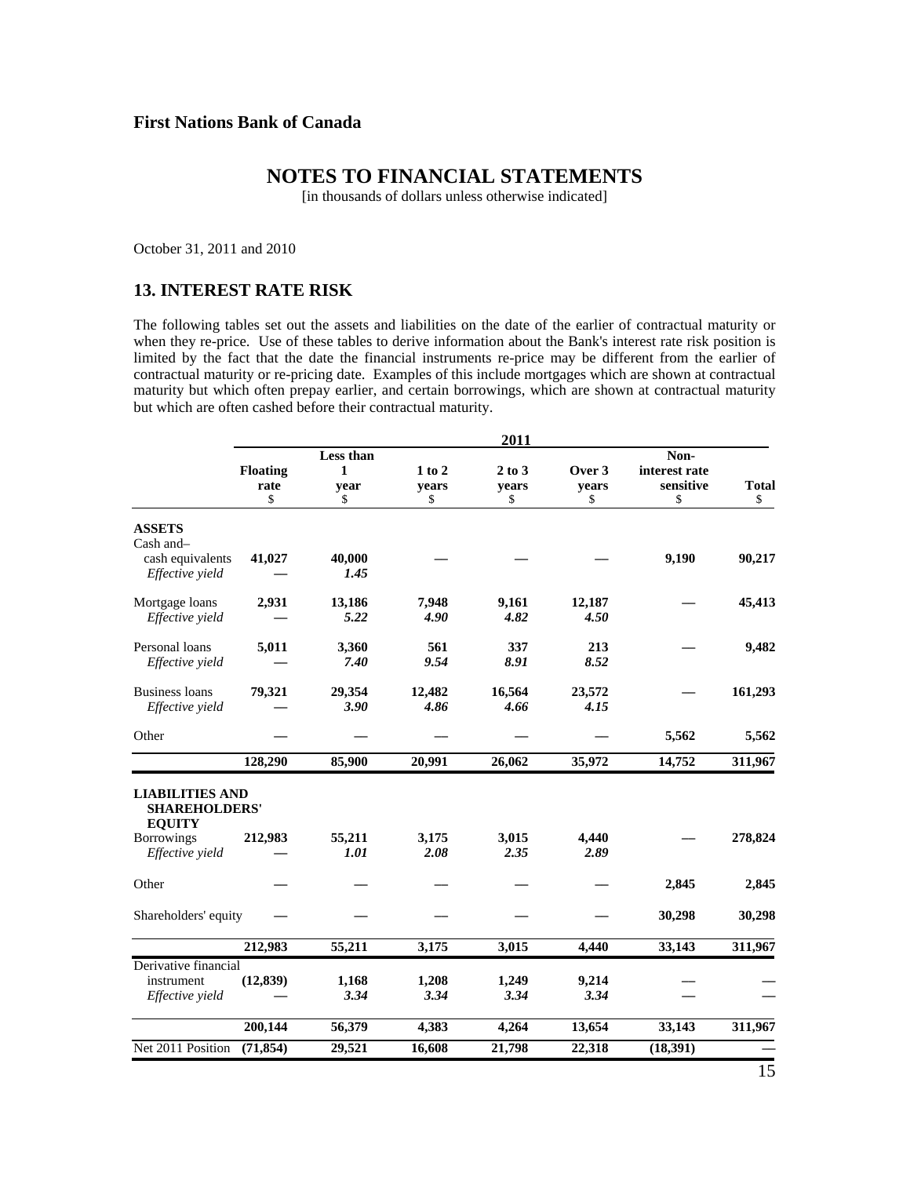**First Nations Bank of Canada**

# NOTES TO FINANCIAL STATEMENTS

[in thousands of dollars unless otherwise indicated]

October 31, 2011 and 2010

## 13. INTEREST RATE RISK

The following tables set out the assets and liabilities on the date of the earlier of contractual maturity or when they re-price. Use of these tables to derive information about the Bank's interest rate risk position is limited by the fact that the date the financial instruments re-price may be different from the earlier of contractual maturity or re-pricing date. Examples of this include mortgages which are shown at contractual maturity but which often prepay earlier, and certain borrowings, which are shown at contractual maturity but which are often cashed before their contractual maturity.

| | 2011 | | | | | | |
|---|---|---|---|---|---|---|---|
| | **Floating rate** $ | **Less than 1 year** $ | **1 to 2 years** $ | **2 to 3 years** $ | **Over 3 years** $ | **Non-interest rate sensitive** $ | **Total** $ |
| **ASSETS** | | | | | | | |
| Cash and–cash equivalents | **41,027** | **40,000** | **—** | **—** | **—** | **9,190** | **90,217** |
| *Effective yield* | **—** | ***1.45*** | | | | | |
| Mortgage loans | **2,931** | **13,186** | **7,948** | **9,161** | **12,187** | **—** | **45,413** |
| *Effective yield* | **—** | ***5.22*** | ***4.90*** | ***4.82*** | ***4.50*** | | |
| Personal loans | **5,011** | **3,360** | **561** | **337** | **213** | **—** | **9,482** |
| *Effective yield* | **—** | ***7.40*** | ***9.54*** | ***8.91*** | ***8.52*** | | |
| Business loans | **79,321** | **29,354** | **12,482** | **16,564** | **23,572** | **—** | **161,293** |
| *Effective yield* | **—** | ***3.90*** | ***4.86*** | ***4.66*** | ***4.15*** | | |
| Other | **—** | **—** | **—** | **—** | **—** | **5,562** | **5,562** |
| | **128,290** | **85,900** | **20,991** | **26,062** | **35,972** | **14,752** | **311,967** |
| **LIABILITIES AND SHAREHOLDERS' EQUITY** | | | | | | | |
| Borrowings | **212,983** | **55,211** | **3,175** | **3,015** | **4,440** | **—** | **278,824** |
| *Effective yield* | **—** | ***1.01*** | ***2.08*** | ***2.35*** | ***2.89*** | | |
| Other | **—** | **—** | **—** | **—** | **—** | **2,845** | **2,845** |
| Shareholders' equity | **—** | **—** | **—** | **—** | **—** | **30,298** | **30,298** |
| | **212,983** | **55,211** | **3,175** | **3,015** | **4,440** | **33,143** | **311,967** |
| Derivative financial instrument | **(12,839)** | **1,168** | **1,208** | **1,249** | **9,214** | **—** | **—** |
| *Effective yield* | **—** | ***3.34*** | ***3.34*** | ***3.34*** | ***3.34*** | **—** | **—** |
| | **200,144** | **56,379** | **4,383** | **4,264** | **13,654** | **33,143** | **311,967** |
| Net 2011 Position | **(71,854)** | **29,521** | **16,608** | **21,798** | **22,318** | **(18,391)** | **—** |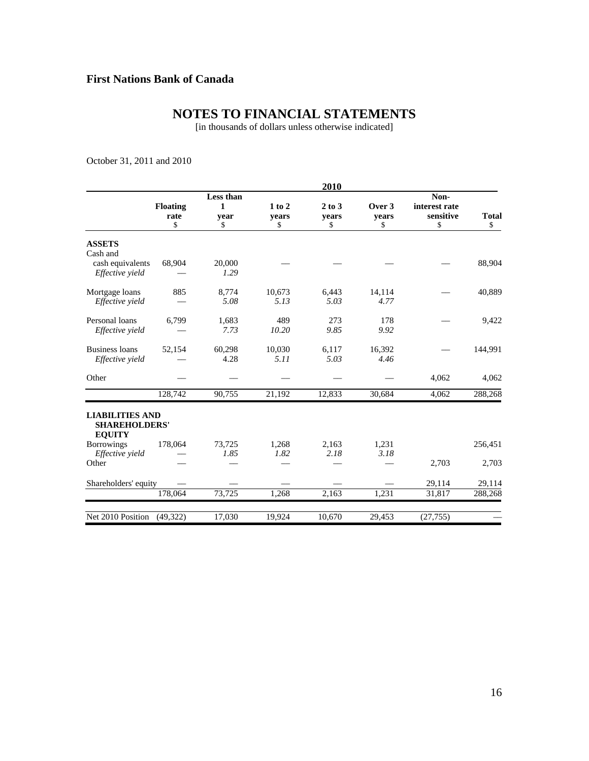**First Nations Bank of Canada**

# NOTES TO FINANCIAL STATEMENTS

[in thousands of dollars unless otherwise indicated]

October 31, 2011 and 2010

| | 2010 | | | | | | |
|---|---|---|---|---|---|---|---|
| | **Floating rate** $ | **Less than 1 year** $ | **1 to 2 years** $ | **2 to 3 years** $ | **Over 3 years** $ | **Non-interest rate sensitive** $ | **Total** $ |
| **ASSETS** | | | | | | | |
| Cash and cash equivalents | 68,904 | 20,000 | — | — | — | — | 88,904 |
| *Effective yield* | — | *1.29* | | | | | |
| Mortgage loans | 885 | 8,774 | 10,673 | 6,443 | 14,114 | — | 40,889 |
| *Effective yield* | — | *5.08* | *5.13* | *5.03* | *4.77* | | |
| Personal loans | 6,799 | 1,683 | 489 | 273 | 178 | — | 9,422 |
| *Effective yield* | — | *7.73* | *10.20* | *9.85* | *9.92* | | |
| Business loans | 52,154 | 60,298 | 10,030 | 6,117 | 16,392 | — | 144,991 |
| *Effective yield* | — | 4.28 | *5.11* | *5.03* | *4.46* | | |
| Other | — | — | — | — | — | 4,062 | 4,062 |
| | 128,742 | 90,755 | 21,192 | 12,833 | 30,684 | 4,062 | 288,268 |
| **LIABILITIES AND SHAREHOLDERS' EQUITY** | | | | | | | |
| Borrowings | 178,064 | 73,725 | 1,268 | 2,163 | 1,231 | | 256,451 |
| *Effective yield* | — | *1.85* | *1.82* | *2.18* | *3.18* | | |
| Other | — | — | — | — | — | 2,703 | 2,703 |
| Shareholders' equity | — | — | — | — | — | 29,114 | 29,114 |
| | 178,064 | 73,725 | 1,268 | 2,163 | 1,231 | 31,817 | 288,268 |
| Net 2010 Position | (49,322) | 17,030 | 19,924 | 10,670 | 29,453 | (27,755) | — |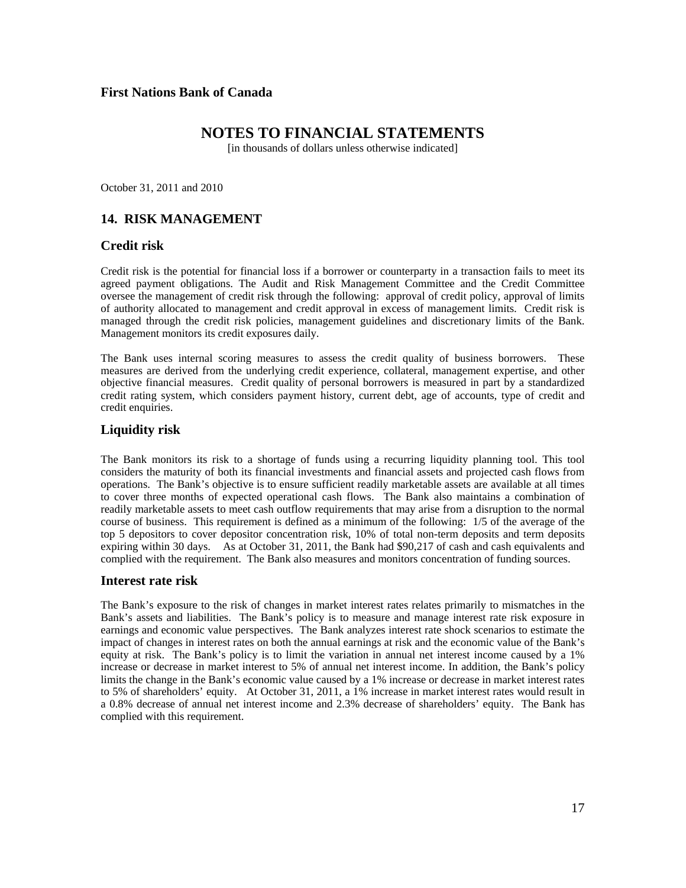**First Nations Bank of Canada**

# NOTES TO FINANCIAL STATEMENTS

[in thousands of dollars unless otherwise indicated]

October 31, 2011 and 2010

## 14. RISK MANAGEMENT

### Credit risk

Credit risk is the potential for financial loss if a borrower or counterparty in a transaction fails to meet its agreed payment obligations. The Audit and Risk Management Committee and the Credit Committee oversee the management of credit risk through the following: approval of credit policy, approval of limits of authority allocated to management and credit approval in excess of management limits. Credit risk is managed through the credit risk policies, management guidelines and discretionary limits of the Bank. Management monitors its credit exposures daily.

The Bank uses internal scoring measures to assess the credit quality of business borrowers. These measures are derived from the underlying credit experience, collateral, management expertise, and other objective financial measures. Credit quality of personal borrowers is measured in part by a standardized credit rating system, which considers payment history, current debt, age of accounts, type of credit and credit enquiries.

### Liquidity risk

The Bank monitors its risk to a shortage of funds using a recurring liquidity planning tool. This tool considers the maturity of both its financial investments and financial assets and projected cash flows from operations. The Bank's objective is to ensure sufficient readily marketable assets are available at all times to cover three months of expected operational cash flows. The Bank also maintains a combination of readily marketable assets to meet cash outflow requirements that may arise from a disruption to the normal course of business. This requirement is defined as a minimum of the following: 1/5 of the average of the top 5 depositors to cover depositor concentration risk, 10% of total non-term deposits and term deposits expiring within 30 days. As at October 31, 2011, the Bank had $90,217 of cash and cash equivalents and complied with the requirement. The Bank also measures and monitors concentration of funding sources.

### Interest rate risk

The Bank's exposure to the risk of changes in market interest rates relates primarily to mismatches in the Bank's assets and liabilities. The Bank's policy is to measure and manage interest rate risk exposure in earnings and economic value perspectives. The Bank analyzes interest rate shock scenarios to estimate the impact of changes in interest rates on both the annual earnings at risk and the economic value of the Bank's equity at risk. The Bank's policy is to limit the variation in annual net interest income caused by a 1% increase or decrease in market interest to 5% of annual net interest income. In addition, the Bank's policy limits the change in the Bank's economic value caused by a 1% increase or decrease in market interest rates to 5% of shareholders' equity. At October 31, 2011, a 1% increase in market interest rates would result in a 0.8% decrease of annual net interest income and 2.3% decrease of shareholders' equity. The Bank has complied with this requirement.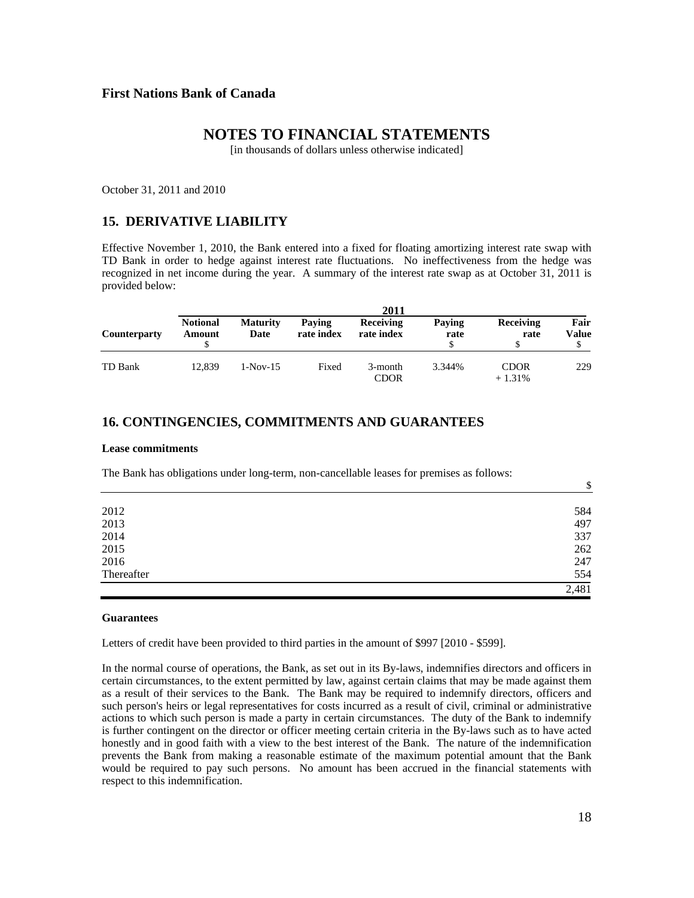**First Nations Bank of Canada**

# NOTES TO FINANCIAL STATEMENTS

[in thousands of dollars unless otherwise indicated]

October 31, 2011 and 2010

## 15. DERIVATIVE LIABILITY

Effective November 1, 2010, the Bank entered into a fixed for floating amortizing interest rate swap with TD Bank in order to hedge against interest rate fluctuations. No ineffectiveness from the hedge was recognized in net income during the year. A summary of the interest rate swap as at October 31, 2011 is provided below:

| | 2011 | | | | | | |
|---|---|---|---|---|---|---|---|
| **Counterparty** | **Notional Amount** $ | **Maturity Date** | **Paying rate index** | **Receiving rate index** | **Paying rate** $ | **Receiving rate** $ | **Fair Value** $ |
| TD Bank | 12,839 | 1-Nov-15 | Fixed | 3-month CDOR | 3.344% | CDOR + 1.31% | 229 |

## 16. CONTINGENCIES, COMMITMENTS AND GUARANTEES

**Lease commitments**

The Bank has obligations under long-term, non-cancellable leases for premises as follows:

| | $ |
|---|---|
| 2012 | 584 |
| 2013 | 497 |
| 2014 | 337 |
| 2015 | 262 |
| 2016 | 247 |
| Thereafter | 554 |
| | 2,481 |

**Guarantees**

Letters of credit have been provided to third parties in the amount of $997 [2010 - $599].

In the normal course of operations, the Bank, as set out in its By-laws, indemnifies directors and officers in certain circumstances, to the extent permitted by law, against certain claims that may be made against them as a result of their services to the Bank. The Bank may be required to indemnify directors, officers and such person's heirs or legal representatives for costs incurred as a result of civil, criminal or administrative actions to which such person is made a party in certain circumstances. The duty of the Bank to indemnify is further contingent on the director or officer meeting certain criteria in the By-laws such as to have acted honestly and in good faith with a view to the best interest of the Bank. The nature of the indemnification prevents the Bank from making a reasonable estimate of the maximum potential amount that the Bank would be required to pay such persons. No amount has been accrued in the financial statements with respect to this indemnification.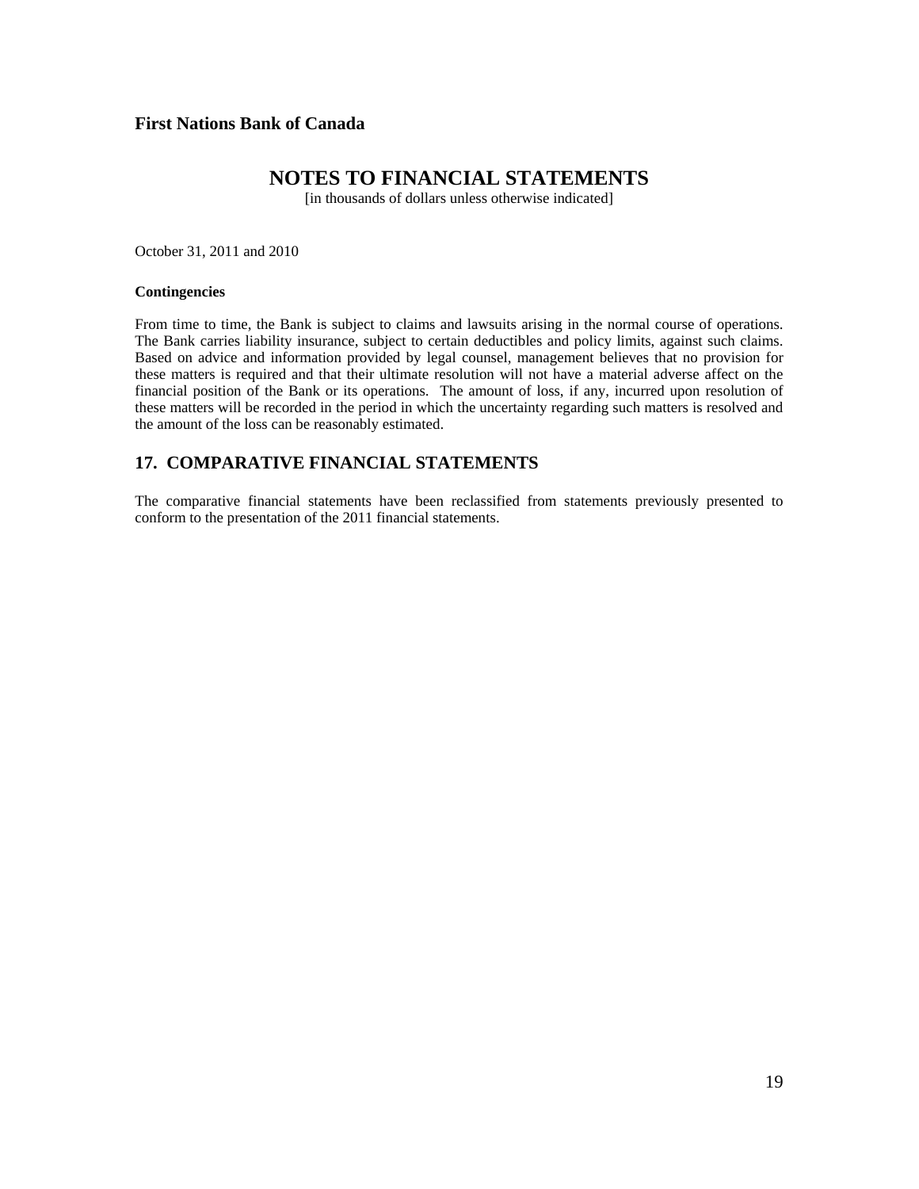**Contingencies**

From time to time, the Bank is subject to claims and lawsuits arising in the normal course of operations. The Bank carries liability insurance, subject to certain deductibles and policy limits, against such claims. Based on advice and information provided by legal counsel, management believes that no provision for these matters is required and that their ultimate resolution will not have a material adverse affect on the financial position of the Bank or its operations. The amount of loss, if any, incurred upon resolution of these matters will be recorded in the period in which the uncertainty regarding such matters is resolved and the amount of the loss can be reasonably estimated.

## 17. COMPARATIVE FINANCIAL STATEMENTS

The comparative financial statements have been reclassified from statements previously presented to conform to the presentation of the 2011 financial statements.